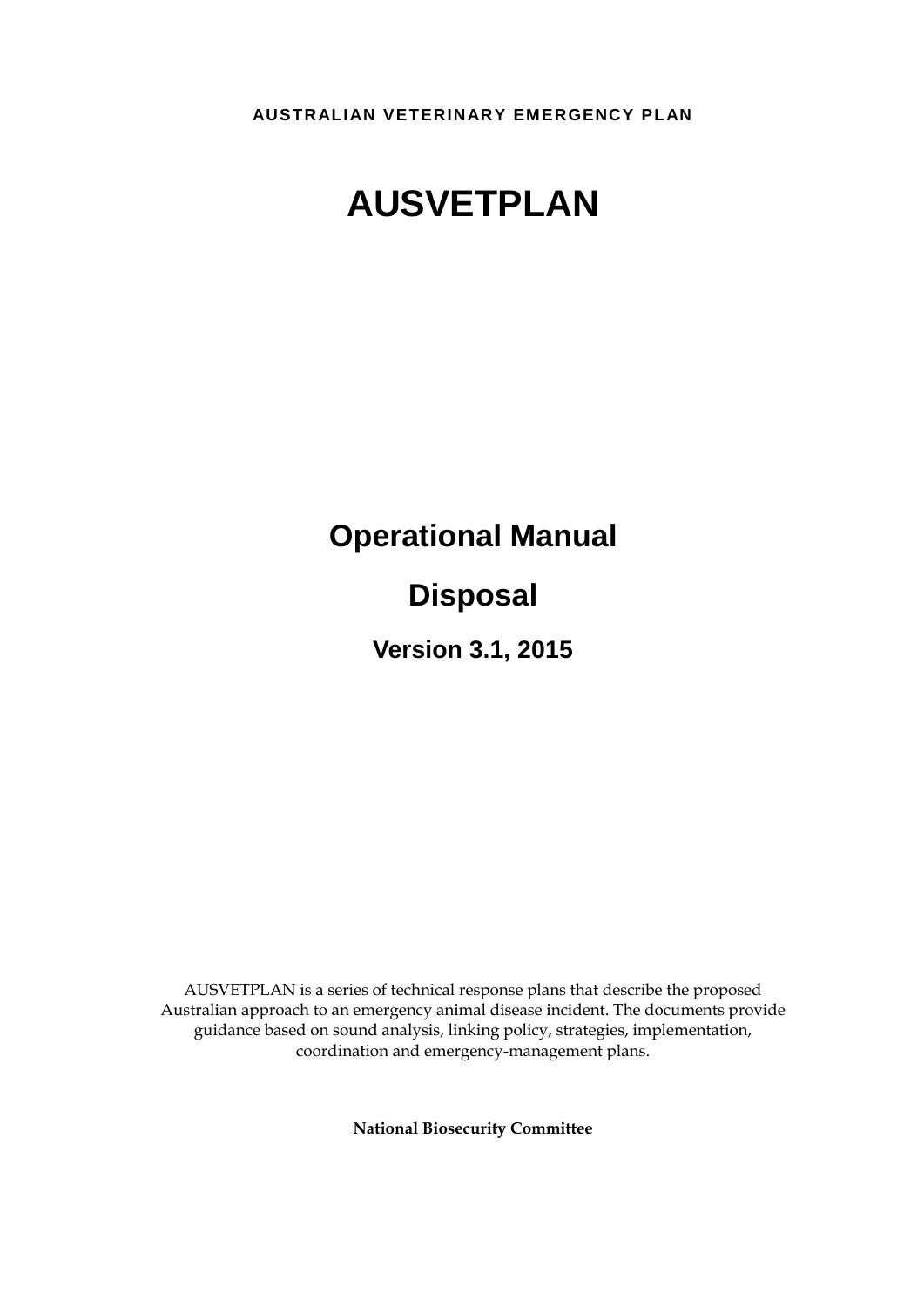AUSTRALIAN VETERINARY EMERGENCY PLAN

# AUSVETPLAN

## Operational Manual

## Disposal

### Version 3.1, 2015

AUSVETPLAN is a series of technical response plans that describe the proposed Australian approach to an emergency animal disease incident. The documents provide guidance based on sound analysis, linking policy, strategies, implementation, coordination and emergency-management plans.

**National Biosecurity Committee**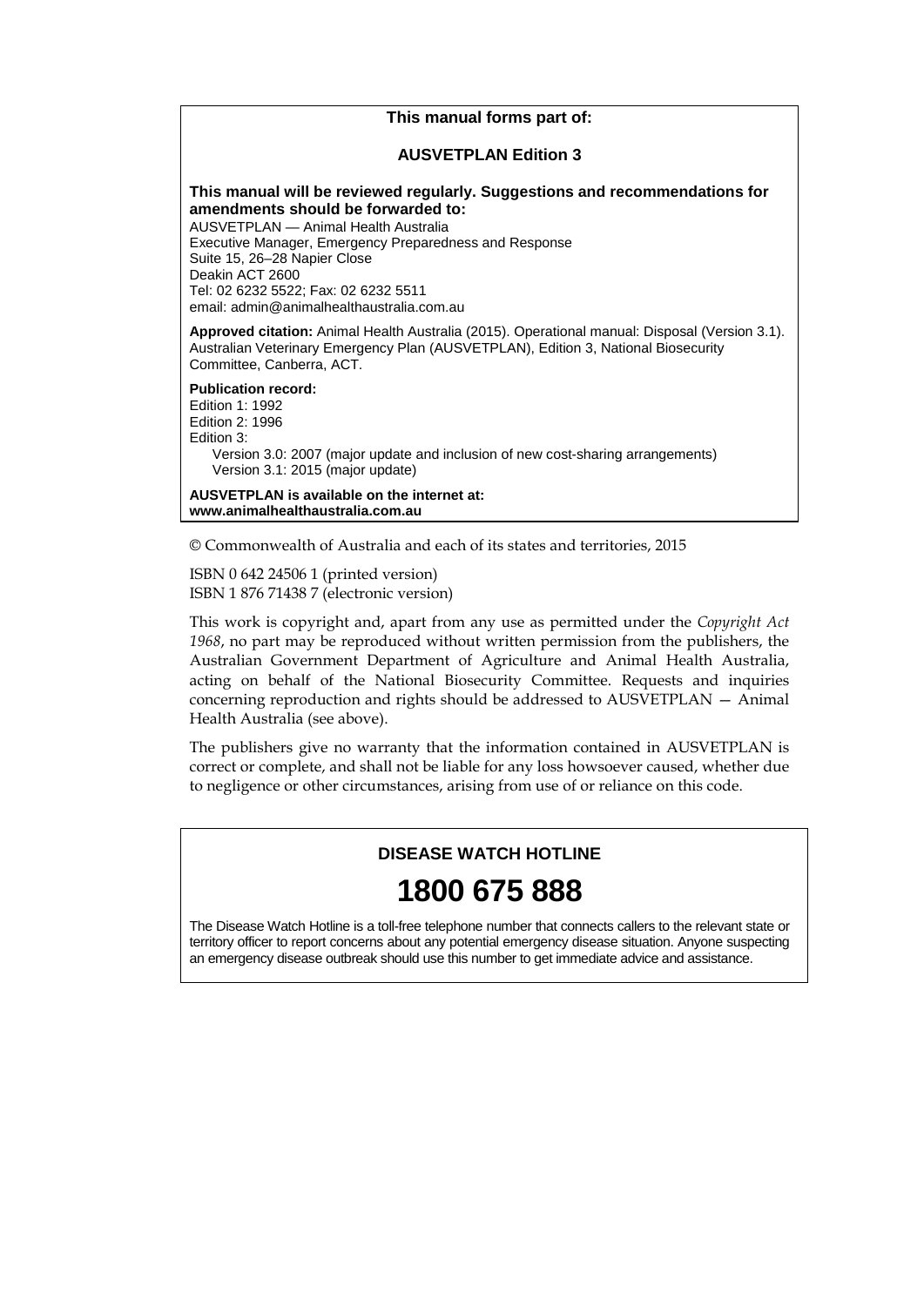**This manual forms part of:**

**AUSVETPLAN Edition 3**

**This manual will be reviewed regularly. Suggestions and recommendations for amendments should be forwarded to:**
AUSVETPLAN — Animal Health Australia
Executive Manager, Emergency Preparedness and Response
Suite 15, 26–28 Napier Close
Deakin ACT 2600
Tel: 02 6232 5522; Fax: 02 6232 5511
email: admin@animalhealthaustralia.com.au

**Approved citation:** Animal Health Australia (2015). Operational manual: Disposal (Version 3.1). Australian Veterinary Emergency Plan (AUSVETPLAN), Edition 3, National Biosecurity Committee, Canberra, ACT.

**Publication record:**
Edition 1: 1992
Edition 2: 1996
Edition 3:
- Version 3.0: 2007 (major update and inclusion of new cost-sharing arrangements)
- Version 3.1: 2015 (major update)

**AUSVETPLAN is available on the internet at:**
**www.animalhealthaustralia.com.au**

© Commonwealth of Australia and each of its states and territories, 2015

ISBN 0 642 24506 1 (printed version)
ISBN 1 876 71438 7 (electronic version)

This work is copyright and, apart from any use as permitted under the *Copyright Act 1968*, no part may be reproduced without written permission from the publishers, the Australian Government Department of Agriculture and Animal Health Australia, acting on behalf of the National Biosecurity Committee. Requests and inquiries concerning reproduction and rights should be addressed to AUSVETPLAN — Animal Health Australia (see above).

The publishers give no warranty that the information contained in AUSVETPLAN is correct or complete, and shall not be liable for any loss howsoever caused, whether due to negligence or other circumstances, arising from use of or reliance on this code.

**DISEASE WATCH HOTLINE**

# 1800 675 888

The Disease Watch Hotline is a toll-free telephone number that connects callers to the relevant state or territory officer to report concerns about any potential emergency disease situation. Anyone suspecting an emergency disease outbreak should use this number to get immediate advice and assistance.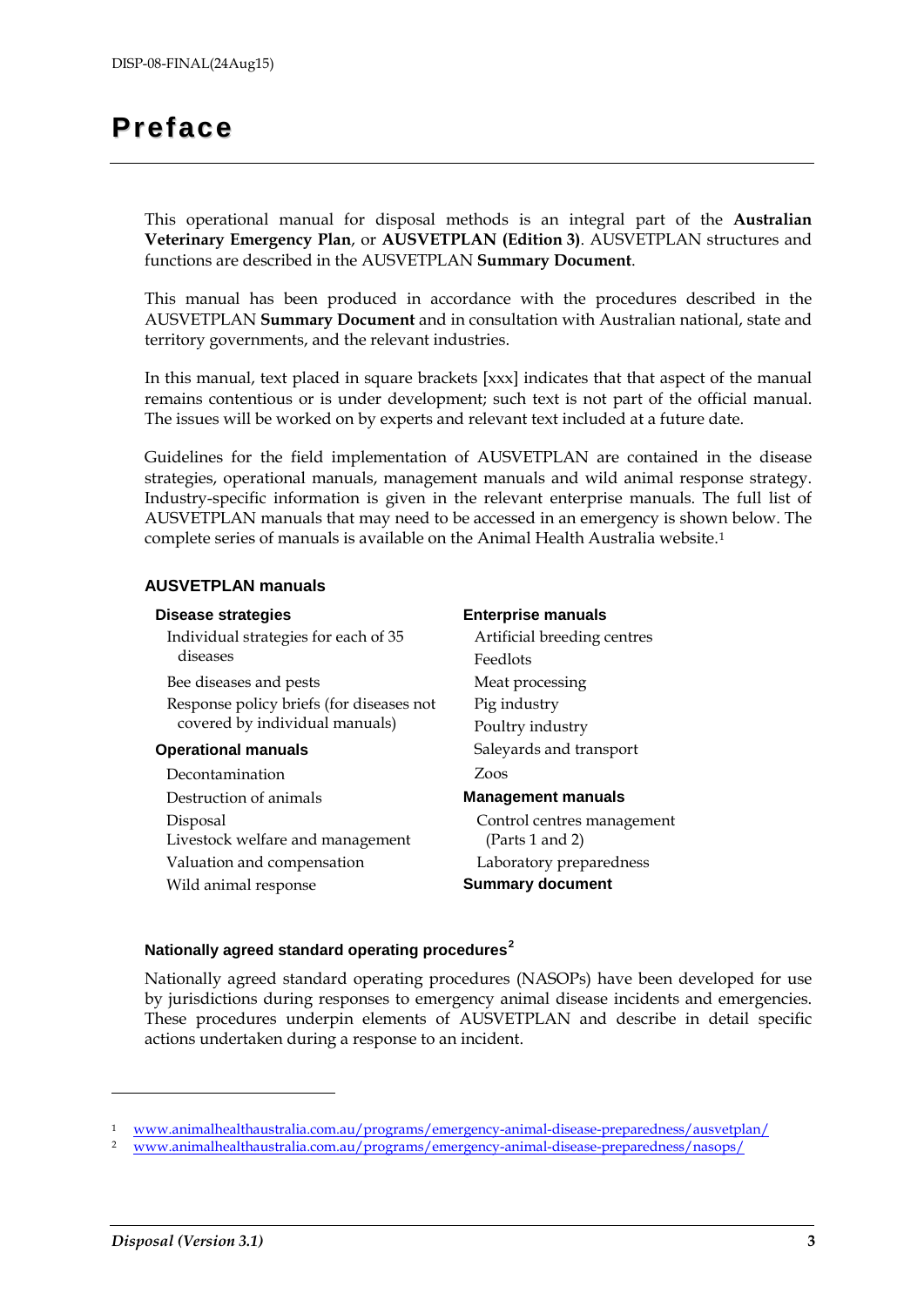# Preface

This operational manual for disposal methods is an integral part of the **Australian Veterinary Emergency Plan**, or **AUSVETPLAN (Edition 3)**. AUSVETPLAN structures and functions are described in the AUSVETPLAN **Summary Document**.

This manual has been produced in accordance with the procedures described in the AUSVETPLAN **Summary Document** and in consultation with Australian national, state and territory governments, and the relevant industries.

In this manual, text placed in square brackets [xxx] indicates that that aspect of the manual remains contentious or is under development; such text is not part of the official manual. The issues will be worked on by experts and relevant text included at a future date.

Guidelines for the field implementation of AUSVETPLAN are contained in the disease strategies, operational manuals, management manuals and wild animal response strategy. Industry-specific information is given in the relevant enterprise manuals. The full list of AUSVETPLAN manuals that may need to be accessed in an emergency is shown below. The complete series of manuals is available on the Animal Health Australia website.[1]

### AUSVETPLAN manuals

**Disease strategies**

- Individual strategies for each of 35 diseases
- Bee diseases and pests
- Response policy briefs (for diseases not covered by individual manuals)

**Operational manuals**

- Decontamination
- Destruction of animals
- Disposal
- Livestock welfare and management
- Valuation and compensation
- Wild animal response

**Enterprise manuals**

- Artificial breeding centres
- Feedlots
- Meat processing
- Pig industry
- Poultry industry
- Saleyards and transport
- Zoos

**Management manuals**

- Control centres management (Parts 1 and 2)
- Laboratory preparedness

**Summary document**

### Nationally agreed standard operating procedures[2]

Nationally agreed standard operating procedures (NASOPs) have been developed for use by jurisdictions during responses to emergency animal disease incidents and emergencies. These procedures underpin elements of AUSVETPLAN and describe in detail specific actions undertaken during a response to an incident.

---

[1] www.animalhealthaustralia.com.au/programs/emergency-animal-disease-preparedness/ausvetplan/

[2] www.animalhealthaustralia.com.au/programs/emergency-animal-disease-preparedness/nasops/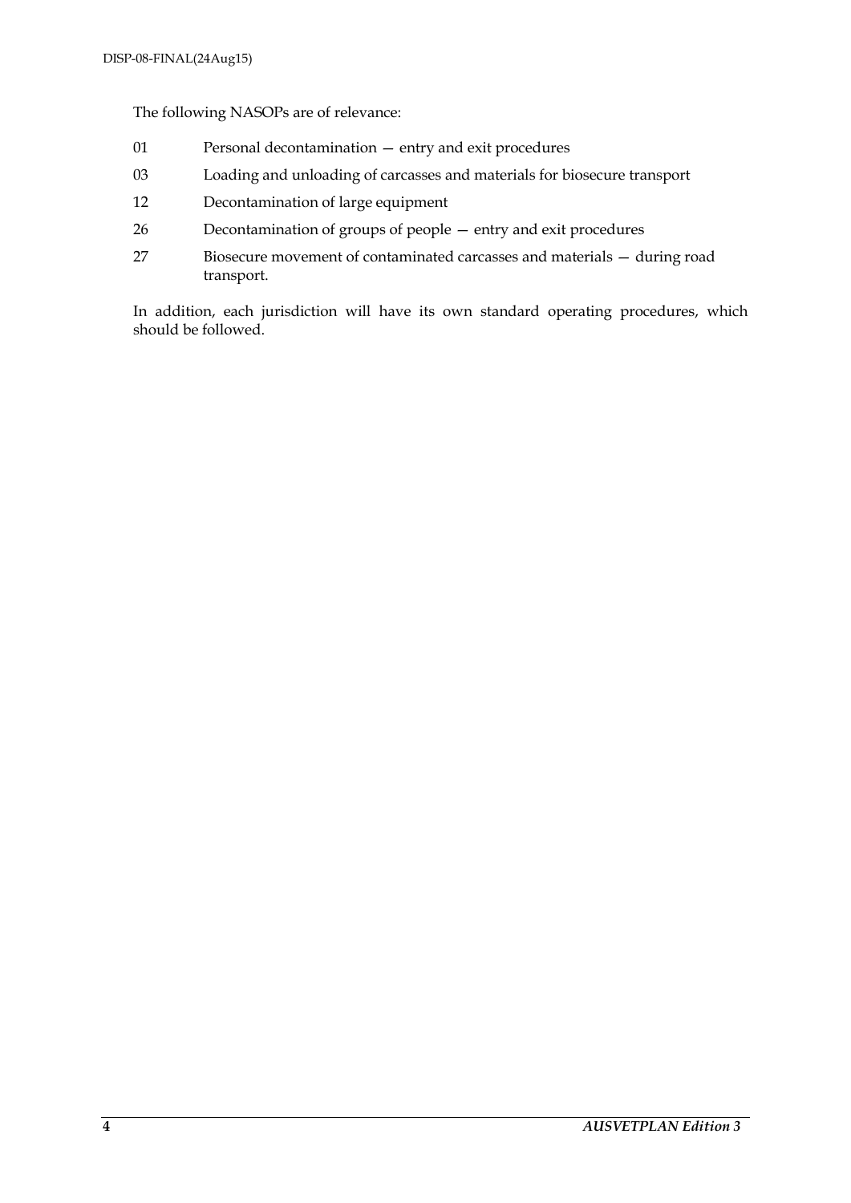The following NASOPs are of relevance:

| | |
|---|---|
| 01 | Personal decontamination — entry and exit procedures |
| 03 | Loading and unloading of carcasses and materials for biosecure transport |
| 12 | Decontamination of large equipment |
| 26 | Decontamination of groups of people — entry and exit procedures |
| 27 | Biosecure movement of contaminated carcasses and materials — during road transport. |

In addition, each jurisdiction will have its own standard operating procedures, which should be followed.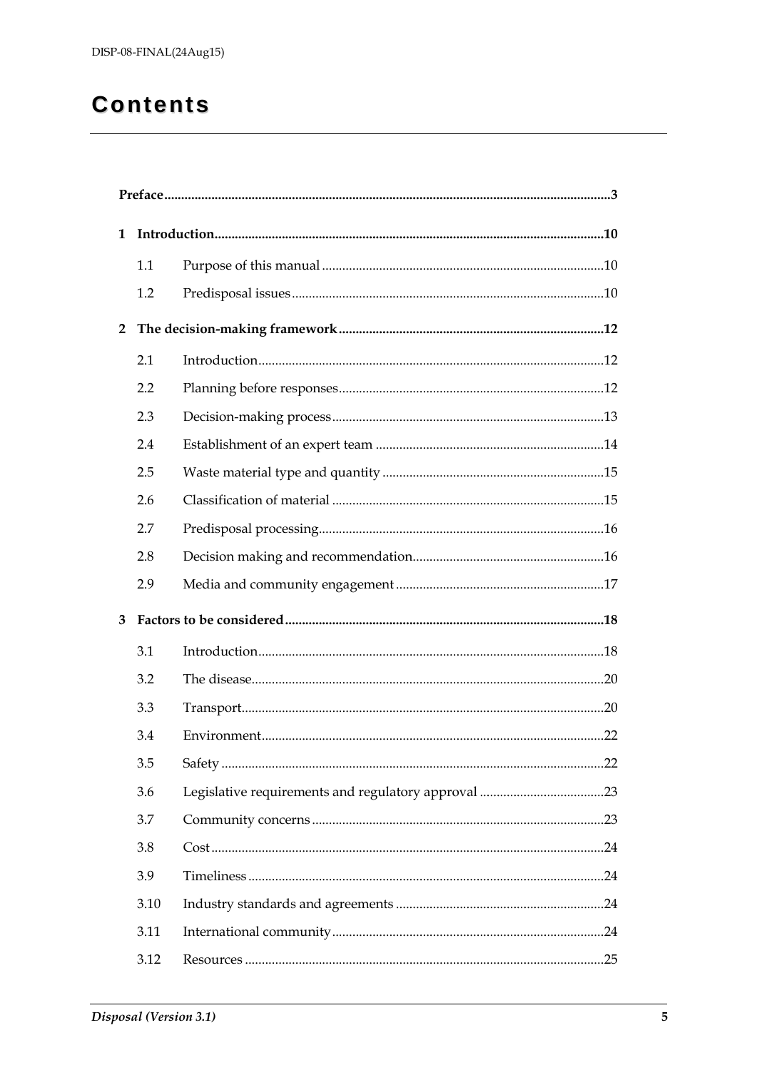# Contents

Preface ....................................................................................................................................3

1 Introduction ...................................................................................................................10

- 1.1 Purpose of this manual ...................................................................................10
- 1.2 Predisposal issues ............................................................................................10

2 The decision-making framework ..............................................................................12

- 2.1 Introduction ......................................................................................................12
- 2.2 Planning before responses ..............................................................................12
- 2.3 Decision-making process .................................................................................13
- 2.4 Establishment of an expert team ....................................................................14
- 2.5 Waste material type and quantity ..................................................................15
- 2.6 Classification of material .................................................................................15
- 2.7 Predisposal processing .....................................................................................16
- 2.8 Decision making and recommendation .........................................................16
- 2.9 Media and community engagement ..............................................................17

3 Factors to be considered ..............................................................................................18

- 3.1 Introduction ......................................................................................................18
- 3.2 The disease ........................................................................................................20
- 3.3 Transport ...........................................................................................................20
- 3.4 Environment .....................................................................................................22
- 3.5 Safety .................................................................................................................22
- 3.6 Legislative requirements and regulatory approval .....................................23
- 3.7 Community concerns ......................................................................................23
- 3.8 Cost ....................................................................................................................24
- 3.9 Timeliness .........................................................................................................24
- 3.10 Industry standards and agreements ..............................................................24
- 3.11 International community ................................................................................24
- 3.12 Resources ..........................................................................................................25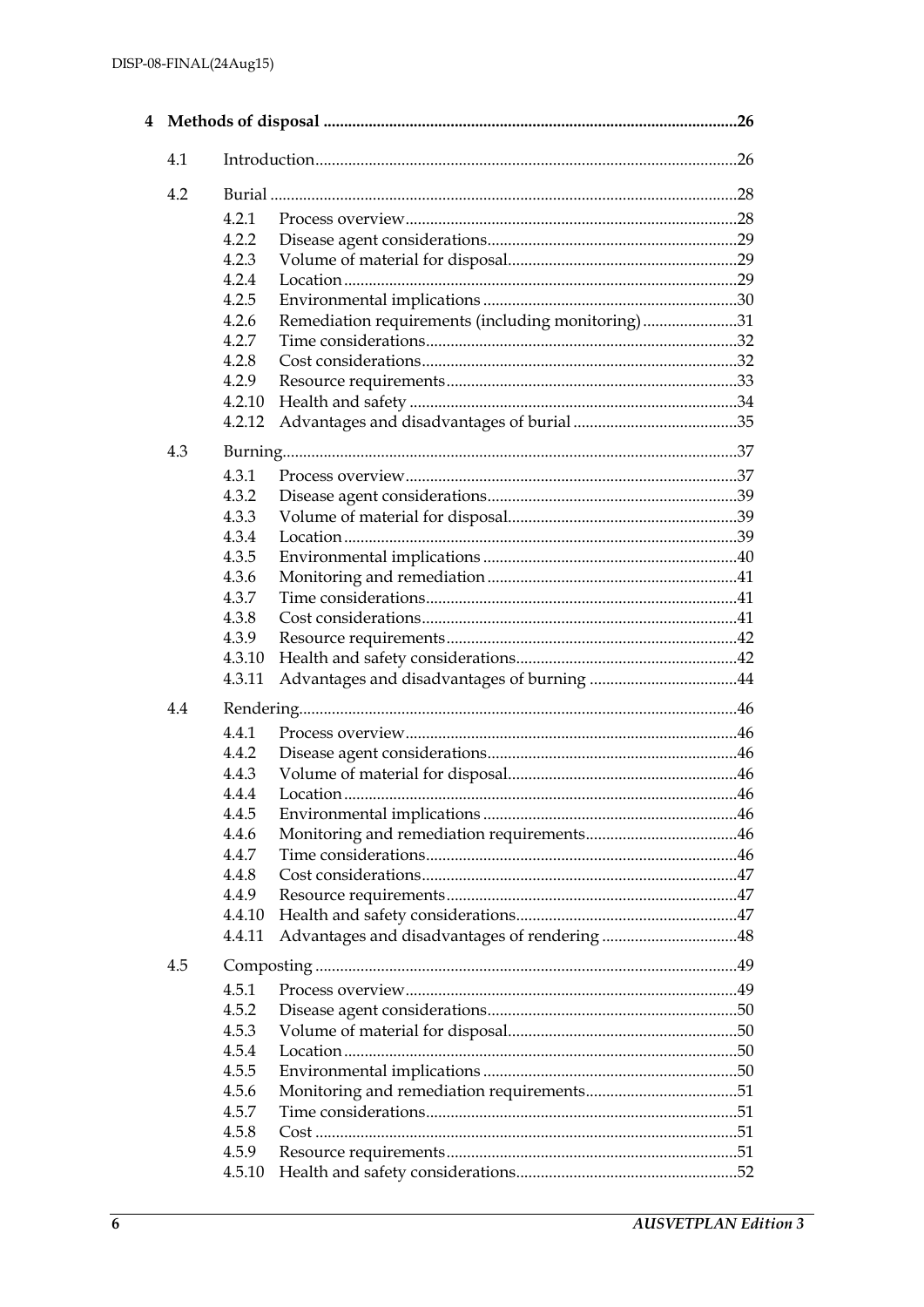**4 Methods of disposal** ........................................................ 26

- 4.1 Introduction ........................................................ 26
- 4.2 Burial ........................................................ 28
  - 4.2.1 Process overview ........................................................ 28
  - 4.2.2 Disease agent considerations ........................................................ 29
  - 4.2.3 Volume of material for disposal ........................................................ 29
  - 4.2.4 Location ........................................................ 29
  - 4.2.5 Environmental implications ........................................................ 30
  - 4.2.6 Remediation requirements (including monitoring) ........................................................ 31
  - 4.2.7 Time considerations ........................................................ 32
  - 4.2.8 Cost considerations ........................................................ 32
  - 4.2.9 Resource requirements ........................................................ 33
  - 4.2.10 Health and safety ........................................................ 34
  - 4.2.12 Advantages and disadvantages of burial ........................................................ 35
- 4.3 Burning ........................................................ 37
  - 4.3.1 Process overview ........................................................ 37
  - 4.3.2 Disease agent considerations ........................................................ 39
  - 4.3.3 Volume of material for disposal ........................................................ 39
  - 4.3.4 Location ........................................................ 39
  - 4.3.5 Environmental implications ........................................................ 40
  - 4.3.6 Monitoring and remediation ........................................................ 41
  - 4.3.7 Time considerations ........................................................ 41
  - 4.3.8 Cost considerations ........................................................ 41
  - 4.3.9 Resource requirements ........................................................ 42
  - 4.3.10 Health and safety considerations ........................................................ 42
  - 4.3.11 Advantages and disadvantages of burning ........................................................ 44
- 4.4 Rendering ........................................................ 46
  - 4.4.1 Process overview ........................................................ 46
  - 4.4.2 Disease agent considerations ........................................................ 46
  - 4.4.3 Volume of material for disposal ........................................................ 46
  - 4.4.4 Location ........................................................ 46
  - 4.4.5 Environmental implications ........................................................ 46
  - 4.4.6 Monitoring and remediation requirements ........................................................ 46
  - 4.4.7 Time considerations ........................................................ 46
  - 4.4.8 Cost considerations ........................................................ 47
  - 4.4.9 Resource requirements ........................................................ 47
  - 4.4.10 Health and safety considerations ........................................................ 47
  - 4.4.11 Advantages and disadvantages of rendering ........................................................ 48
- 4.5 Composting ........................................................ 49
  - 4.5.1 Process overview ........................................................ 49
  - 4.5.2 Disease agent considerations ........................................................ 50
  - 4.5.3 Volume of material for disposal ........................................................ 50
  - 4.5.4 Location ........................................................ 50
  - 4.5.5 Environmental implications ........................................................ 50
  - 4.5.6 Monitoring and remediation requirements ........................................................ 51
  - 4.5.7 Time considerations ........................................................ 51
  - 4.5.8 Cost ........................................................ 51
  - 4.5.9 Resource requirements ........................................................ 51
  - 4.5.10 Health and safety considerations ........................................................ 52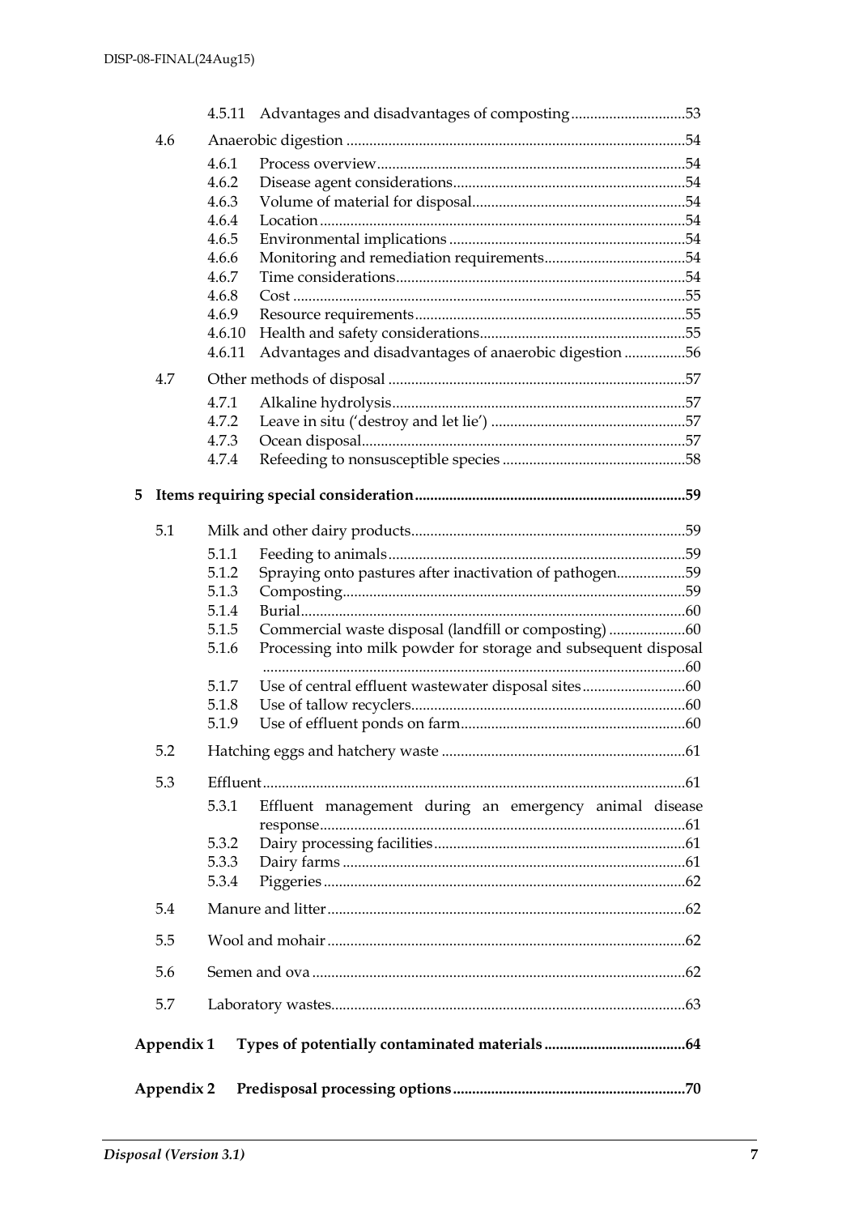4.5.11 Advantages and disadvantages of composting ....53

4.6 Anaerobic digestion ....54

4.6.1 Process overview ....54
4.6.2 Disease agent considerations ....54
4.6.3 Volume of material for disposal ....54
4.6.4 Location ....54
4.6.5 Environmental implications ....54
4.6.6 Monitoring and remediation requirements ....54
4.6.7 Time considerations ....54
4.6.8 Cost ....55
4.6.9 Resource requirements ....55
4.6.10 Health and safety considerations ....55
4.6.11 Advantages and disadvantages of anaerobic digestion ....56

4.7 Other methods of disposal ....57

4.7.1 Alkaline hydrolysis ....57
4.7.2 Leave in situ ('destroy and let lie') ....57
4.7.3 Ocean disposal ....57
4.7.4 Refeeding to nonsusceptible species ....58

**5 Items requiring special consideration ....59**

5.1 Milk and other dairy products ....59

5.1.1 Feeding to animals ....59
5.1.2 Spraying onto pastures after inactivation of pathogen ....59
5.1.3 Composting ....59
5.1.4 Burial ....60
5.1.5 Commercial waste disposal (landfill or composting) ....60
5.1.6 Processing into milk powder for storage and subsequent disposal ....60
5.1.7 Use of central effluent wastewater disposal sites ....60
5.1.8 Use of tallow recyclers ....60
5.1.9 Use of effluent ponds on farm ....60

5.2 Hatching eggs and hatchery waste ....61

5.3 Effluent ....61

5.3.1 Effluent management during an emergency animal disease response ....61
5.3.2 Dairy processing facilities ....61
5.3.3 Dairy farms ....61
5.3.4 Piggeries ....62

5.4 Manure and litter ....62

5.5 Wool and mohair ....62

5.6 Semen and ova ....62

5.7 Laboratory wastes ....63

**Appendix 1 Types of potentially contaminated materials ....64**

**Appendix 2 Predisposal processing options ....70**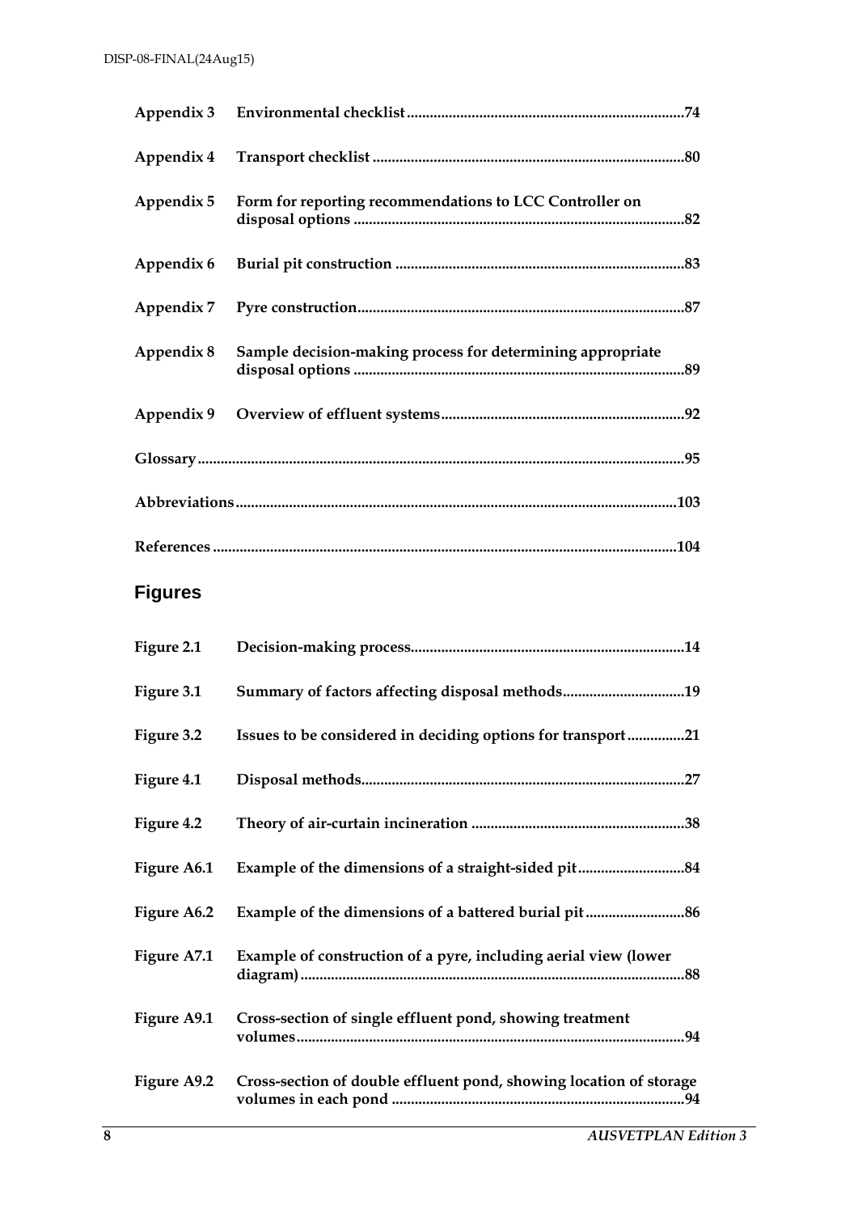| | | |
|---|---|---|
| **Appendix 3** | **Environmental checklist** | **74** |
| **Appendix 4** | **Transport checklist** | **80** |
| **Appendix 5** | **Form for reporting recommendations to LCC Controller on disposal options** | **82** |
| **Appendix 6** | **Burial pit construction** | **83** |
| **Appendix 7** | **Pyre construction** | **87** |
| **Appendix 8** | **Sample decision-making process for determining appropriate disposal options** | **89** |
| **Appendix 9** | **Overview of effluent systems** | **92** |
| **Glossary** | | **95** |
| **Abbreviations** | | **103** |
| **References** | | **104** |

## Figures

| | | |
|---|---|---|
| **Figure 2.1** | **Decision-making process** | **14** |
| **Figure 3.1** | **Summary of factors affecting disposal methods** | **19** |
| **Figure 3.2** | **Issues to be considered in deciding options for transport** | **21** |
| **Figure 4.1** | **Disposal methods** | **27** |
| **Figure 4.2** | **Theory of air-curtain incineration** | **38** |
| **Figure A6.1** | **Example of the dimensions of a straight-sided pit** | **84** |
| **Figure A6.2** | **Example of the dimensions of a battered burial pit** | **86** |
| **Figure A7.1** | **Example of construction of a pyre, including aerial view (lower diagram)** | **88** |
| **Figure A9.1** | **Cross-section of single effluent pond, showing treatment volumes** | **94** |
| **Figure A9.2** | **Cross-section of double effluent pond, showing location of storage volumes in each pond** | **94** |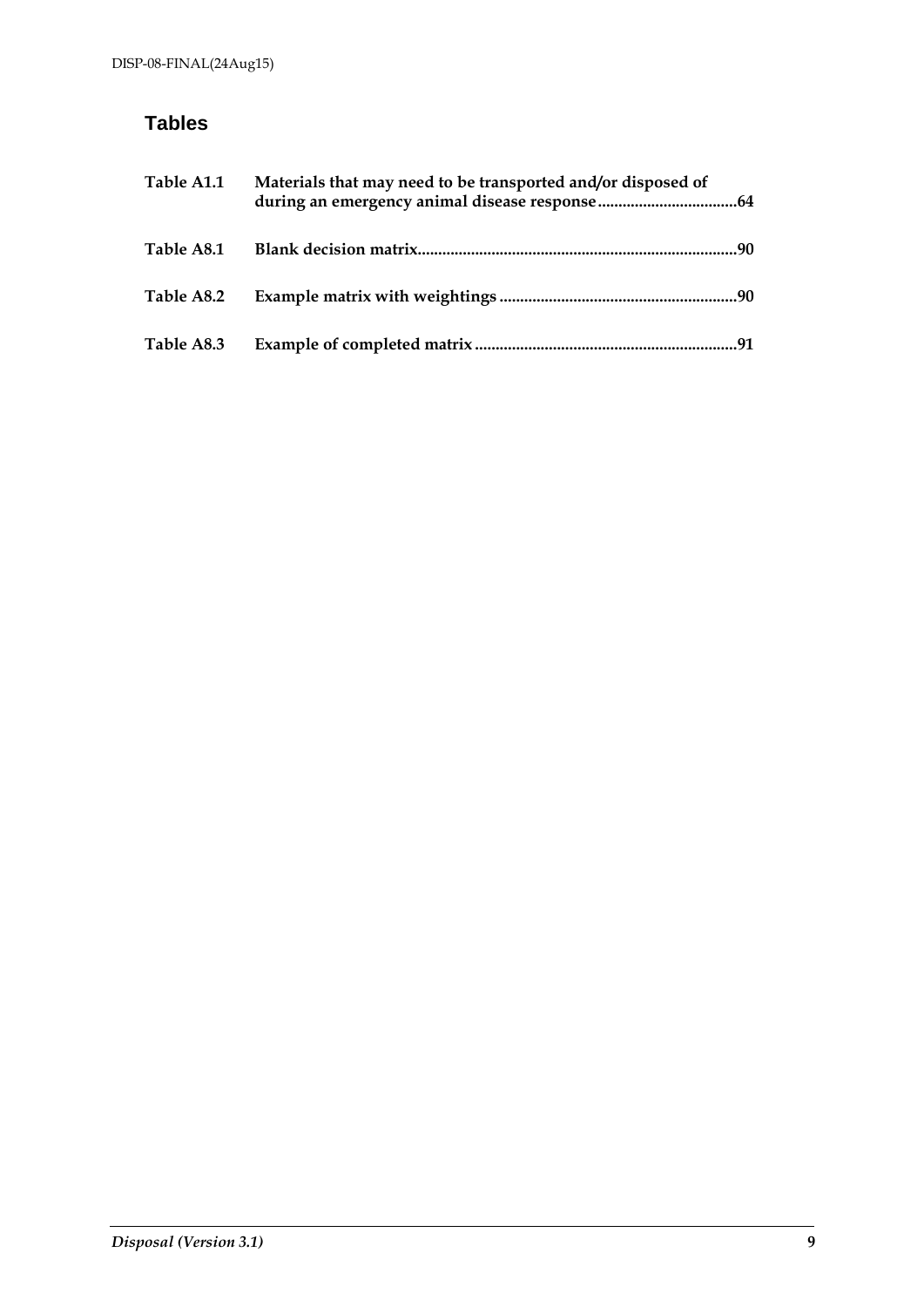## Tables

| | | |
|---|---|---|
| **Table A1.1** | **Materials that may need to be transported and/or disposed of during an emergency animal disease response** | **64** |
| **Table A8.1** | **Blank decision matrix** | **90** |
| **Table A8.2** | **Example matrix with weightings** | **90** |
| **Table A8.3** | **Example of completed matrix** | **91** |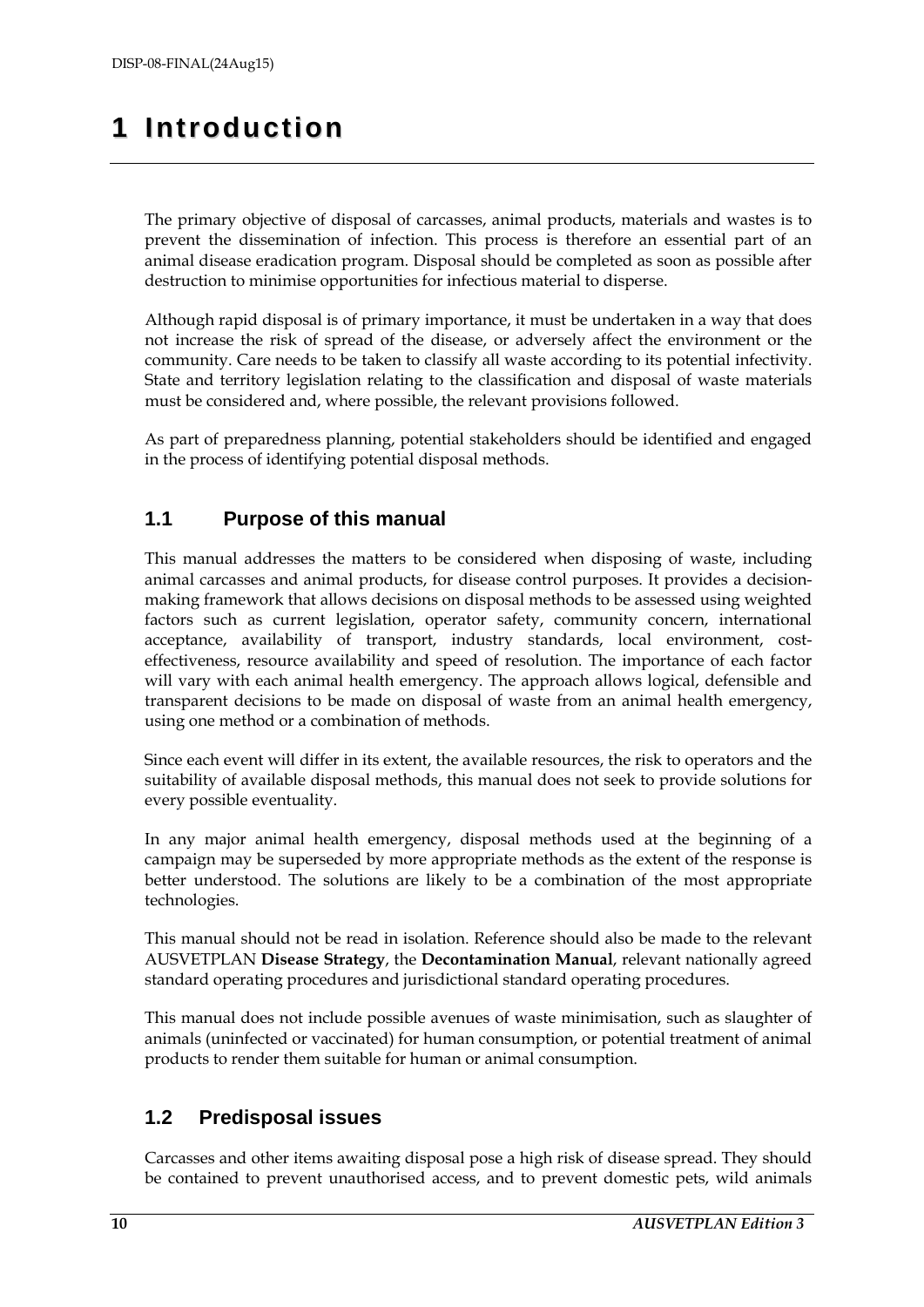# 1 Introduction

The primary objective of disposal of carcasses, animal products, materials and wastes is to prevent the dissemination of infection. This process is therefore an essential part of an animal disease eradication program. Disposal should be completed as soon as possible after destruction to minimise opportunities for infectious material to disperse.

Although rapid disposal is of primary importance, it must be undertaken in a way that does not increase the risk of spread of the disease, or adversely affect the environment or the community. Care needs to be taken to classify all waste according to its potential infectivity. State and territory legislation relating to the classification and disposal of waste materials must be considered and, where possible, the relevant provisions followed.

As part of preparedness planning, potential stakeholders should be identified and engaged in the process of identifying potential disposal methods.

## 1.1 Purpose of this manual

This manual addresses the matters to be considered when disposing of waste, including animal carcasses and animal products, for disease control purposes. It provides a decision-making framework that allows decisions on disposal methods to be assessed using weighted factors such as current legislation, operator safety, community concern, international acceptance, availability of transport, industry standards, local environment, cost-effectiveness, resource availability and speed of resolution. The importance of each factor will vary with each animal health emergency. The approach allows logical, defensible and transparent decisions to be made on disposal of waste from an animal health emergency, using one method or a combination of methods.

Since each event will differ in its extent, the available resources, the risk to operators and the suitability of available disposal methods, this manual does not seek to provide solutions for every possible eventuality.

In any major animal health emergency, disposal methods used at the beginning of a campaign may be superseded by more appropriate methods as the extent of the response is better understood. The solutions are likely to be a combination of the most appropriate technologies.

This manual should not be read in isolation. Reference should also be made to the relevant AUSVETPLAN **Disease Strategy**, the **Decontamination Manual**, relevant nationally agreed standard operating procedures and jurisdictional standard operating procedures.

This manual does not include possible avenues of waste minimisation, such as slaughter of animals (uninfected or vaccinated) for human consumption, or potential treatment of animal products to render them suitable for human or animal consumption.

## 1.2 Predisposal issues

Carcasses and other items awaiting disposal pose a high risk of disease spread. They should be contained to prevent unauthorised access, and to prevent domestic pets, wild animals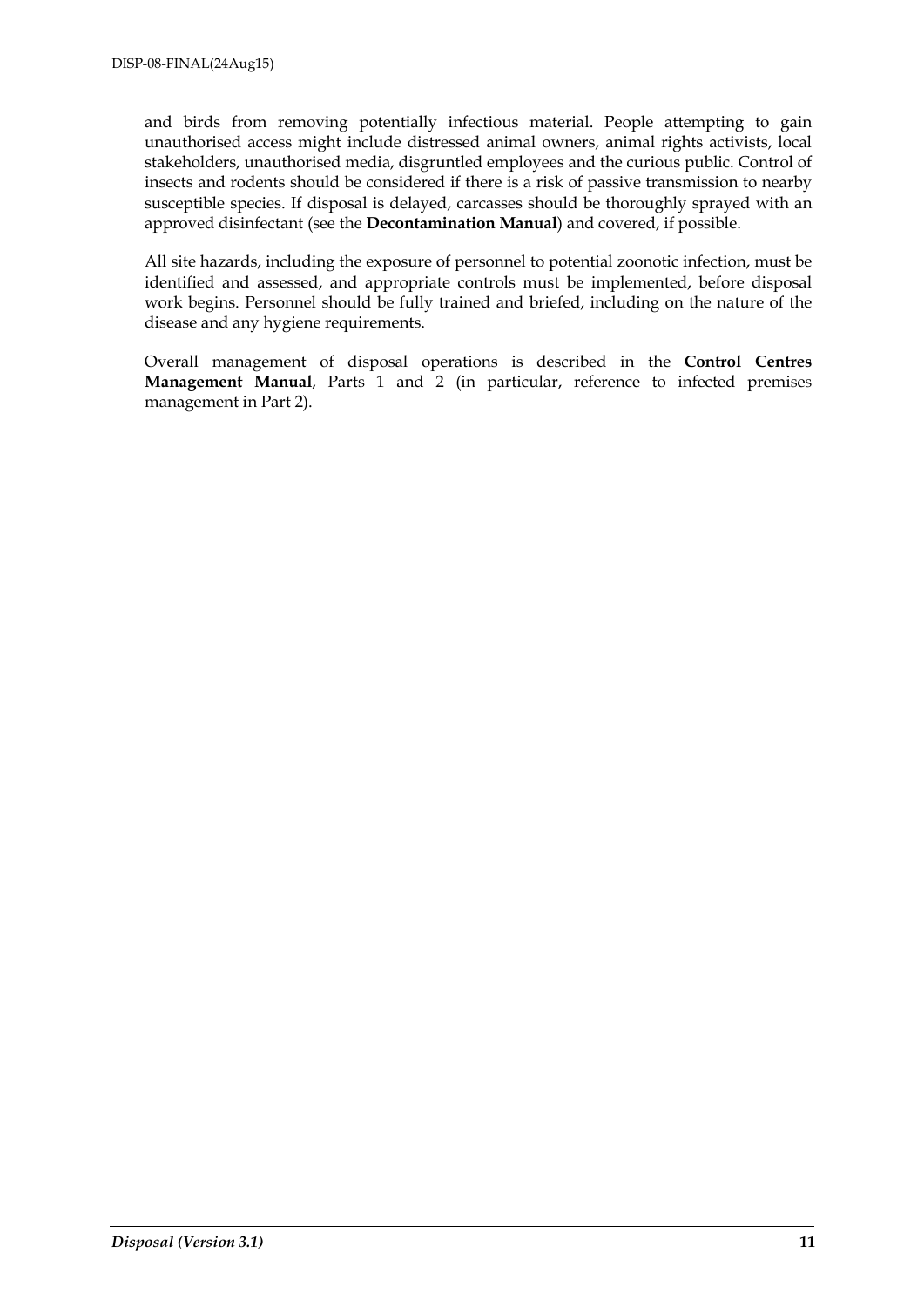and birds from removing potentially infectious material. People attempting to gain unauthorised access might include distressed animal owners, animal rights activists, local stakeholders, unauthorised media, disgruntled employees and the curious public. Control of insects and rodents should be considered if there is a risk of passive transmission to nearby susceptible species. If disposal is delayed, carcasses should be thoroughly sprayed with an approved disinfectant (see the **Decontamination Manual**) and covered, if possible.

All site hazards, including the exposure of personnel to potential zoonotic infection, must be identified and assessed, and appropriate controls must be implemented, before disposal work begins. Personnel should be fully trained and briefed, including on the nature of the disease and any hygiene requirements.

Overall management of disposal operations is described in the **Control Centres Management Manual**, Parts 1 and 2 (in particular, reference to infected premises management in Part 2).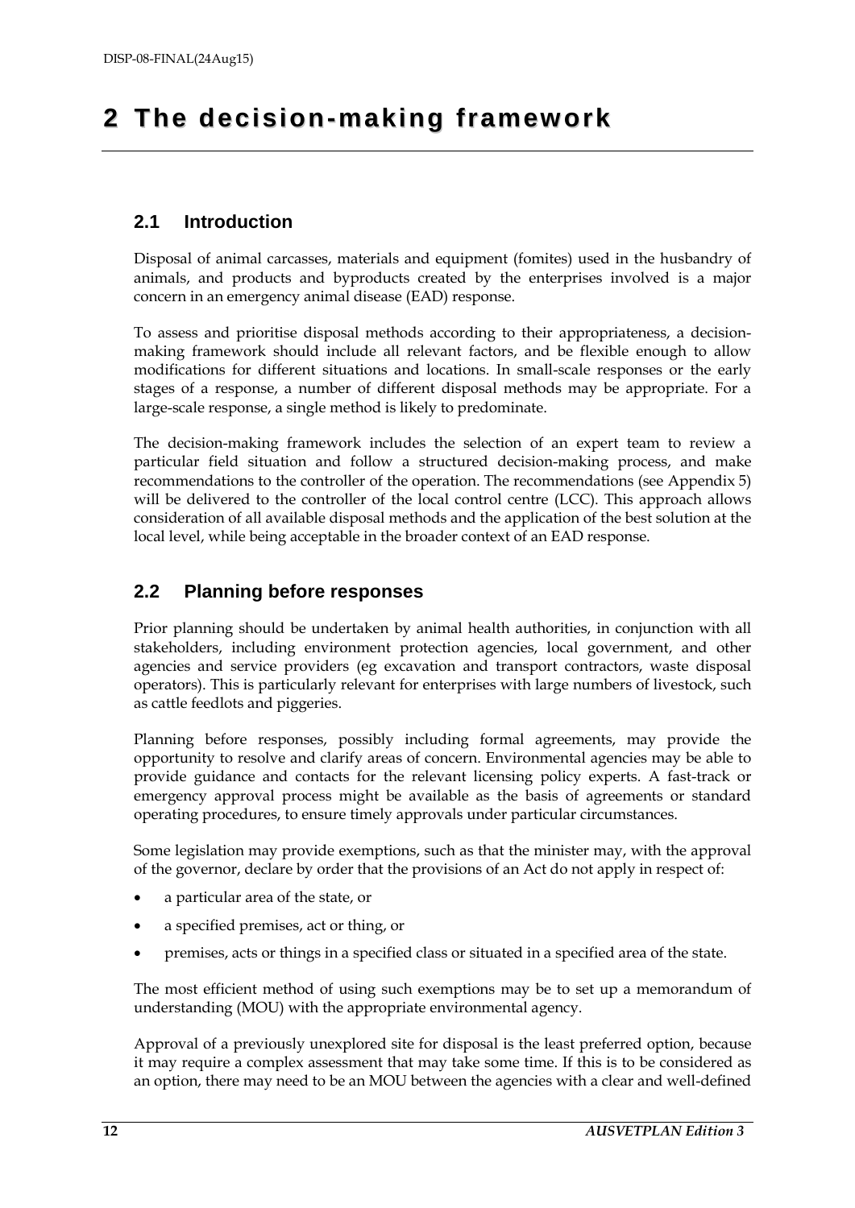# 2 The decision-making framework

## 2.1 Introduction

Disposal of animal carcasses, materials and equipment (fomites) used in the husbandry of animals, and products and byproducts created by the enterprises involved is a major concern in an emergency animal disease (EAD) response.

To assess and prioritise disposal methods according to their appropriateness, a decision-making framework should include all relevant factors, and be flexible enough to allow modifications for different situations and locations. In small-scale responses or the early stages of a response, a number of different disposal methods may be appropriate. For a large-scale response, a single method is likely to predominate.

The decision-making framework includes the selection of an expert team to review a particular field situation and follow a structured decision-making process, and make recommendations to the controller of the operation. The recommendations (see Appendix 5) will be delivered to the controller of the local control centre (LCC). This approach allows consideration of all available disposal methods and the application of the best solution at the local level, while being acceptable in the broader context of an EAD response.

## 2.2 Planning before responses

Prior planning should be undertaken by animal health authorities, in conjunction with all stakeholders, including environment protection agencies, local government, and other agencies and service providers (eg excavation and transport contractors, waste disposal operators). This is particularly relevant for enterprises with large numbers of livestock, such as cattle feedlots and piggeries.

Planning before responses, possibly including formal agreements, may provide the opportunity to resolve and clarify areas of concern. Environmental agencies may be able to provide guidance and contacts for the relevant licensing policy experts. A fast-track or emergency approval process might be available as the basis of agreements or standard operating procedures, to ensure timely approvals under particular circumstances.

Some legislation may provide exemptions, such as that the minister may, with the approval of the governor, declare by order that the provisions of an Act do not apply in respect of:

- a particular area of the state, or
- a specified premises, act or thing, or
- premises, acts or things in a specified class or situated in a specified area of the state.

The most efficient method of using such exemptions may be to set up a memorandum of understanding (MOU) with the appropriate environmental agency.

Approval of a previously unexplored site for disposal is the least preferred option, because it may require a complex assessment that may take some time. If this is to be considered as an option, there may need to be an MOU between the agencies with a clear and well-defined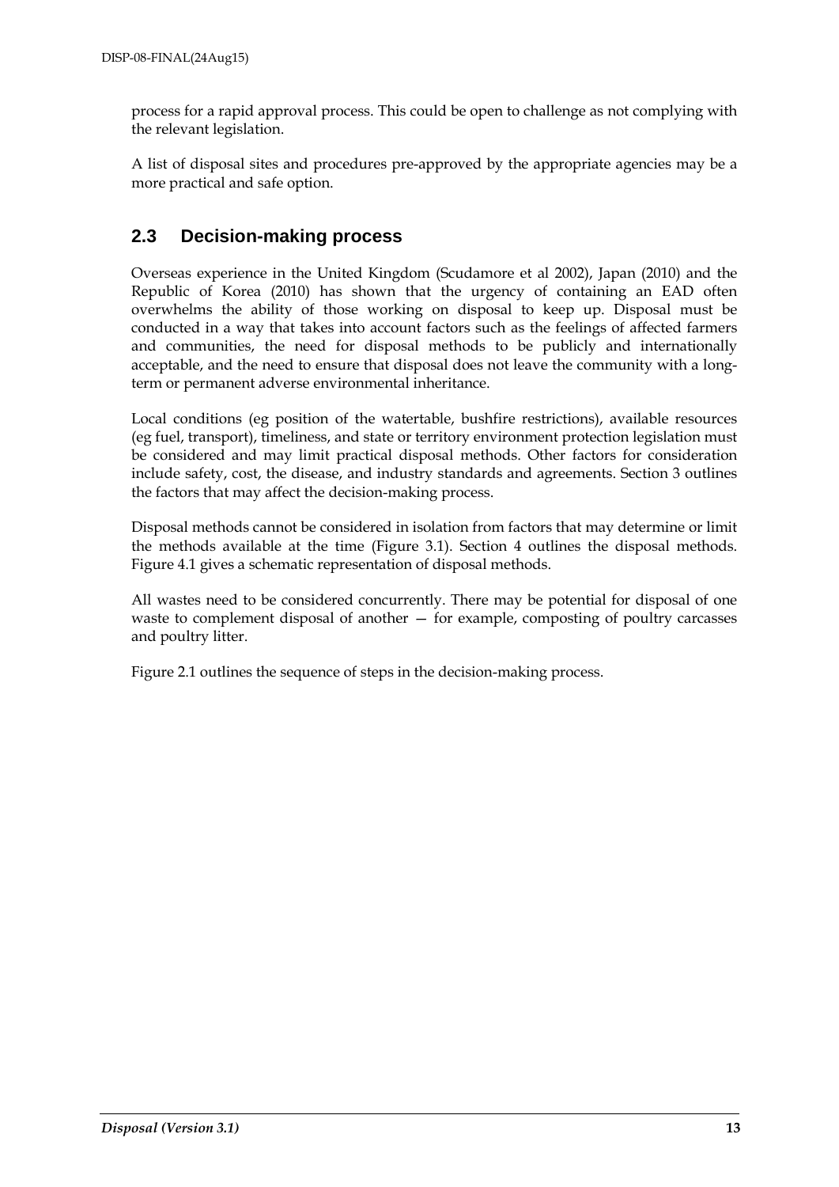process for a rapid approval process. This could be open to challenge as not complying with the relevant legislation.

A list of disposal sites and procedures pre-approved by the appropriate agencies may be a more practical and safe option.

## 2.3 Decision-making process

Overseas experience in the United Kingdom (Scudamore et al 2002), Japan (2010) and the Republic of Korea (2010) has shown that the urgency of containing an EAD often overwhelms the ability of those working on disposal to keep up. Disposal must be conducted in a way that takes into account factors such as the feelings of affected farmers and communities, the need for disposal methods to be publicly and internationally acceptable, and the need to ensure that disposal does not leave the community with a long-term or permanent adverse environmental inheritance.

Local conditions (eg position of the watertable, bushfire restrictions), available resources (eg fuel, transport), timeliness, and state or territory environment protection legislation must be considered and may limit practical disposal methods. Other factors for consideration include safety, cost, the disease, and industry standards and agreements. Section 3 outlines the factors that may affect the decision-making process.

Disposal methods cannot be considered in isolation from factors that may determine or limit the methods available at the time (Figure 3.1). Section 4 outlines the disposal methods. Figure 4.1 gives a schematic representation of disposal methods.

All wastes need to be considered concurrently. There may be potential for disposal of one waste to complement disposal of another — for example, composting of poultry carcasses and poultry litter.

Figure 2.1 outlines the sequence of steps in the decision-making process.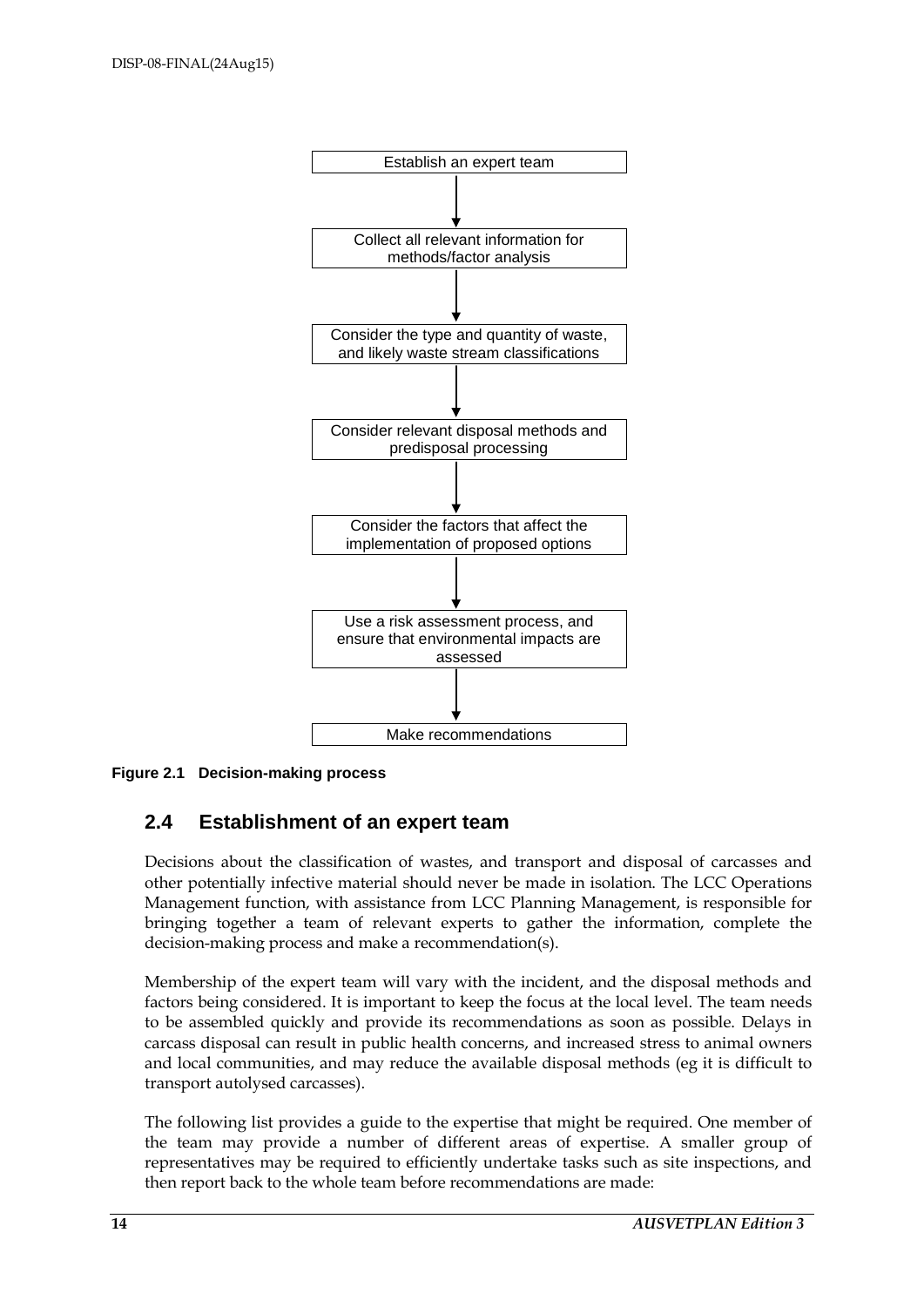Establish an expert team

↓

Collect all relevant information for methods/factor analysis

↓

Consider the type and quantity of waste, and likely waste stream classifications

↓

Consider relevant disposal methods and predisposal processing

↓

Consider the factors that affect the implementation of proposed options

↓

Use a risk assessment process, and ensure that environmental impacts are assessed

↓

Make recommendations

**Figure 2.1 Decision-making process**

## 2.4 Establishment of an expert team

Decisions about the classification of wastes, and transport and disposal of carcasses and other potentially infective material should never be made in isolation. The LCC Operations Management function, with assistance from LCC Planning Management, is responsible for bringing together a team of relevant experts to gather the information, complete the decision-making process and make a recommendation(s).

Membership of the expert team will vary with the incident, and the disposal methods and factors being considered. It is important to keep the focus at the local level. The team needs to be assembled quickly and provide its recommendations as soon as possible. Delays in carcass disposal can result in public health concerns, and increased stress to animal owners and local communities, and may reduce the available disposal methods (eg it is difficult to transport autolysed carcasses).

The following list provides a guide to the expertise that might be required. One member of the team may provide a number of different areas of expertise. A smaller group of representatives may be required to efficiently undertake tasks such as site inspections, and then report back to the whole team before recommendations are made: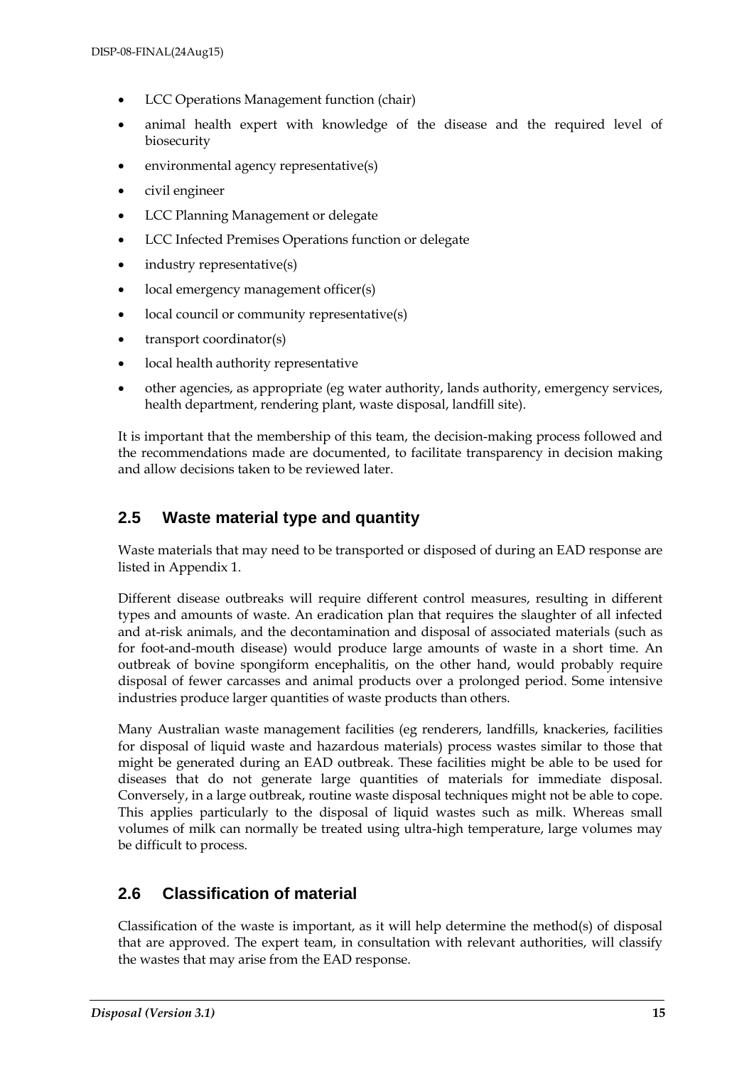- LCC Operations Management function (chair)
- animal health expert with knowledge of the disease and the required level of biosecurity
- environmental agency representative(s)
- civil engineer
- LCC Planning Management or delegate
- LCC Infected Premises Operations function or delegate
- industry representative(s)
- local emergency management officer(s)
- local council or community representative(s)
- transport coordinator(s)
- local health authority representative
- other agencies, as appropriate (eg water authority, lands authority, emergency services, health department, rendering plant, waste disposal, landfill site).

It is important that the membership of this team, the decision-making process followed and the recommendations made are documented, to facilitate transparency in decision making and allow decisions taken to be reviewed later.

## 2.5 Waste material type and quantity

Waste materials that may need to be transported or disposed of during an EAD response are listed in Appendix 1.

Different disease outbreaks will require different control measures, resulting in different types and amounts of waste. An eradication plan that requires the slaughter of all infected and at-risk animals, and the decontamination and disposal of associated materials (such as for foot-and-mouth disease) would produce large amounts of waste in a short time. An outbreak of bovine spongiform encephalitis, on the other hand, would probably require disposal of fewer carcasses and animal products over a prolonged period. Some intensive industries produce larger quantities of waste products than others.

Many Australian waste management facilities (eg renderers, landfills, knackeries, facilities for disposal of liquid waste and hazardous materials) process wastes similar to those that might be generated during an EAD outbreak. These facilities might be able to be used for diseases that do not generate large quantities of materials for immediate disposal. Conversely, in a large outbreak, routine waste disposal techniques might not be able to cope. This applies particularly to the disposal of liquid wastes such as milk. Whereas small volumes of milk can normally be treated using ultra-high temperature, large volumes may be difficult to process.

## 2.6 Classification of material

Classification of the waste is important, as it will help determine the method(s) of disposal that are approved. The expert team, in consultation with relevant authorities, will classify the wastes that may arise from the EAD response.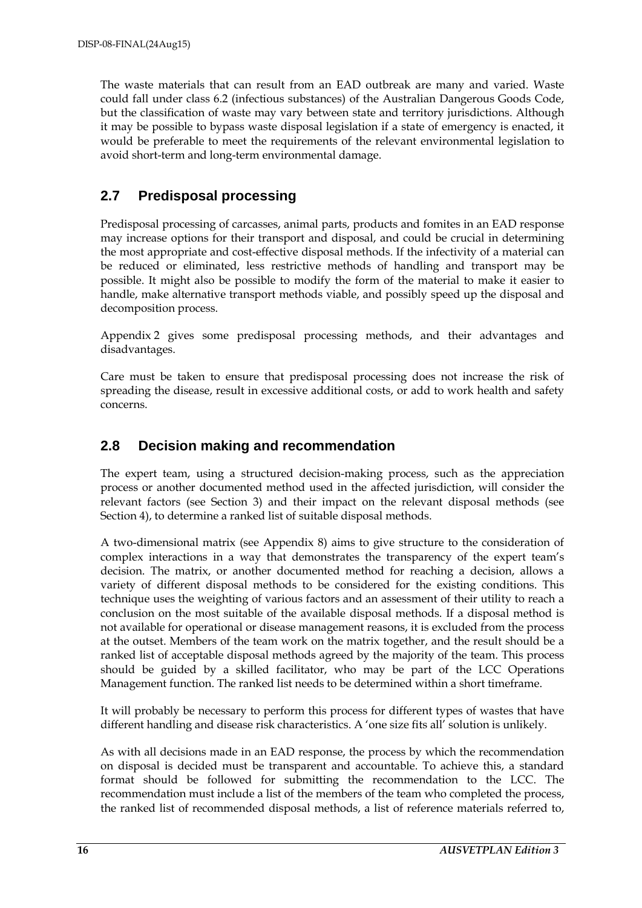The waste materials that can result from an EAD outbreak are many and varied. Waste could fall under class 6.2 (infectious substances) of the Australian Dangerous Goods Code, but the classification of waste may vary between state and territory jurisdictions. Although it may be possible to bypass waste disposal legislation if a state of emergency is enacted, it would be preferable to meet the requirements of the relevant environmental legislation to avoid short-term and long-term environmental damage.

## 2.7 Predisposal processing

Predisposal processing of carcasses, animal parts, products and fomites in an EAD response may increase options for their transport and disposal, and could be crucial in determining the most appropriate and cost-effective disposal methods. If the infectivity of a material can be reduced or eliminated, less restrictive methods of handling and transport may be possible. It might also be possible to modify the form of the material to make it easier to handle, make alternative transport methods viable, and possibly speed up the disposal and decomposition process.

Appendix 2 gives some predisposal processing methods, and their advantages and disadvantages.

Care must be taken to ensure that predisposal processing does not increase the risk of spreading the disease, result in excessive additional costs, or add to work health and safety concerns.

## 2.8 Decision making and recommendation

The expert team, using a structured decision-making process, such as the appreciation process or another documented method used in the affected jurisdiction, will consider the relevant factors (see Section 3) and their impact on the relevant disposal methods (see Section 4), to determine a ranked list of suitable disposal methods.

A two-dimensional matrix (see Appendix 8) aims to give structure to the consideration of complex interactions in a way that demonstrates the transparency of the expert team's decision. The matrix, or another documented method for reaching a decision, allows a variety of different disposal methods to be considered for the existing conditions. This technique uses the weighting of various factors and an assessment of their utility to reach a conclusion on the most suitable of the available disposal methods. If a disposal method is not available for operational or disease management reasons, it is excluded from the process at the outset. Members of the team work on the matrix together, and the result should be a ranked list of acceptable disposal methods agreed by the majority of the team. This process should be guided by a skilled facilitator, who may be part of the LCC Operations Management function. The ranked list needs to be determined within a short timeframe.

It will probably be necessary to perform this process for different types of wastes that have different handling and disease risk characteristics. A 'one size fits all' solution is unlikely.

As with all decisions made in an EAD response, the process by which the recommendation on disposal is decided must be transparent and accountable. To achieve this, a standard format should be followed for submitting the recommendation to the LCC. The recommendation must include a list of the members of the team who completed the process, the ranked list of recommended disposal methods, a list of reference materials referred to,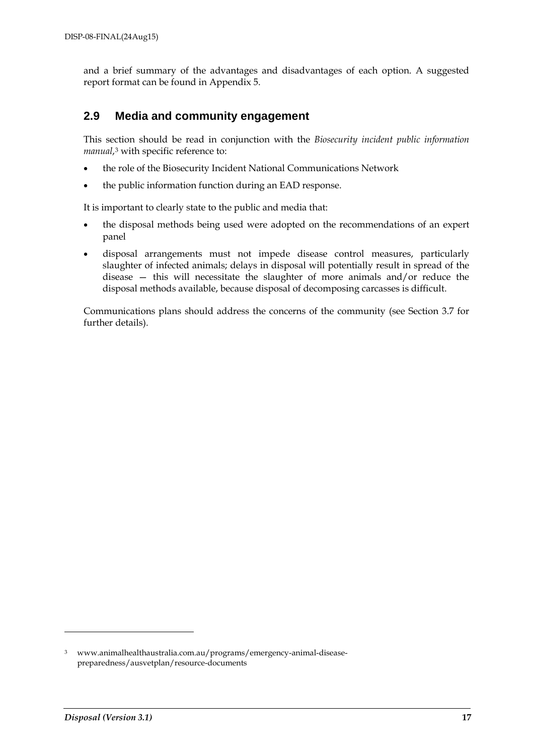and a brief summary of the advantages and disadvantages of each option. A suggested report format can be found in Appendix 5.

## 2.9 Media and community engagement

This section should be read in conjunction with the *Biosecurity incident public information manual*,[3] with specific reference to:

- the role of the Biosecurity Incident National Communications Network
- the public information function during an EAD response.

It is important to clearly state to the public and media that:

- the disposal methods being used were adopted on the recommendations of an expert panel
- disposal arrangements must not impede disease control measures, particularly slaughter of infected animals; delays in disposal will potentially result in spread of the disease — this will necessitate the slaughter of more animals and/or reduce the disposal methods available, because disposal of decomposing carcasses is difficult.

Communications plans should address the concerns of the community (see Section 3.7 for further details).

---

[3] www.animalhealthaustralia.com.au/programs/emergency-animal-disease-preparedness/ausvetplan/resource-documents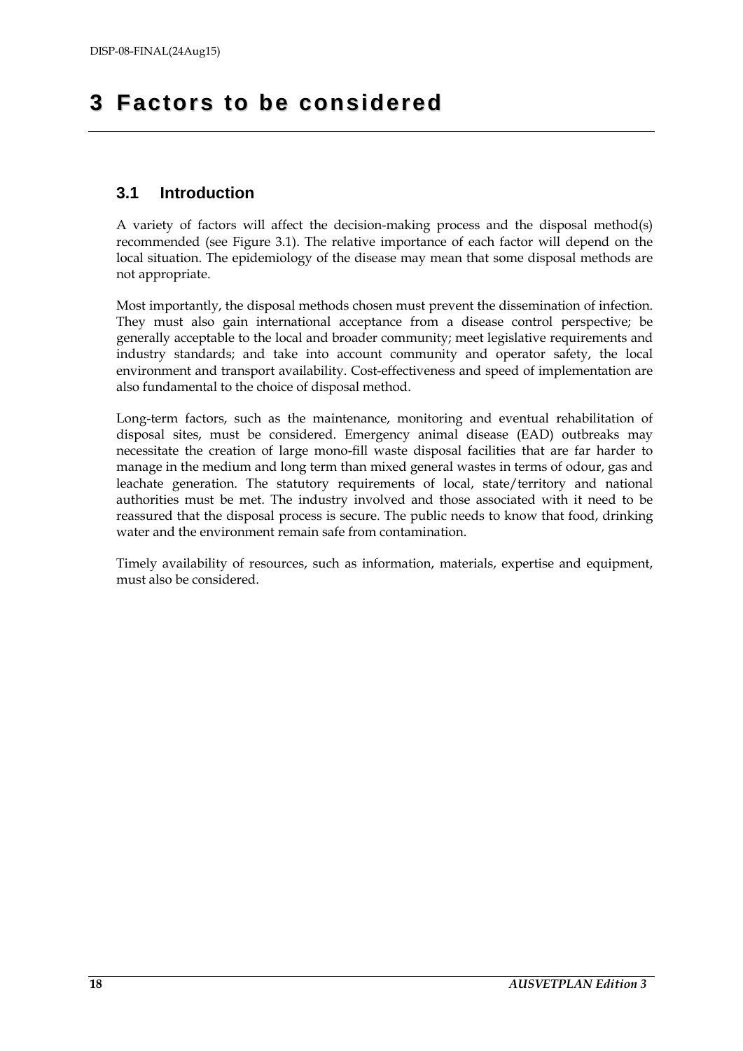# 3 Factors to be considered

## 3.1 Introduction

A variety of factors will affect the decision-making process and the disposal method(s) recommended (see Figure 3.1). The relative importance of each factor will depend on the local situation. The epidemiology of the disease may mean that some disposal methods are not appropriate.

Most importantly, the disposal methods chosen must prevent the dissemination of infection. They must also gain international acceptance from a disease control perspective; be generally acceptable to the local and broader community; meet legislative requirements and industry standards; and take into account community and operator safety, the local environment and transport availability. Cost-effectiveness and speed of implementation are also fundamental to the choice of disposal method.

Long-term factors, such as the maintenance, monitoring and eventual rehabilitation of disposal sites, must be considered. Emergency animal disease (EAD) outbreaks may necessitate the creation of large mono-fill waste disposal facilities that are far harder to manage in the medium and long term than mixed general wastes in terms of odour, gas and leachate generation. The statutory requirements of local, state/territory and national authorities must be met. The industry involved and those associated with it need to be reassured that the disposal process is secure. The public needs to know that food, drinking water and the environment remain safe from contamination.

Timely availability of resources, such as information, materials, expertise and equipment, must also be considered.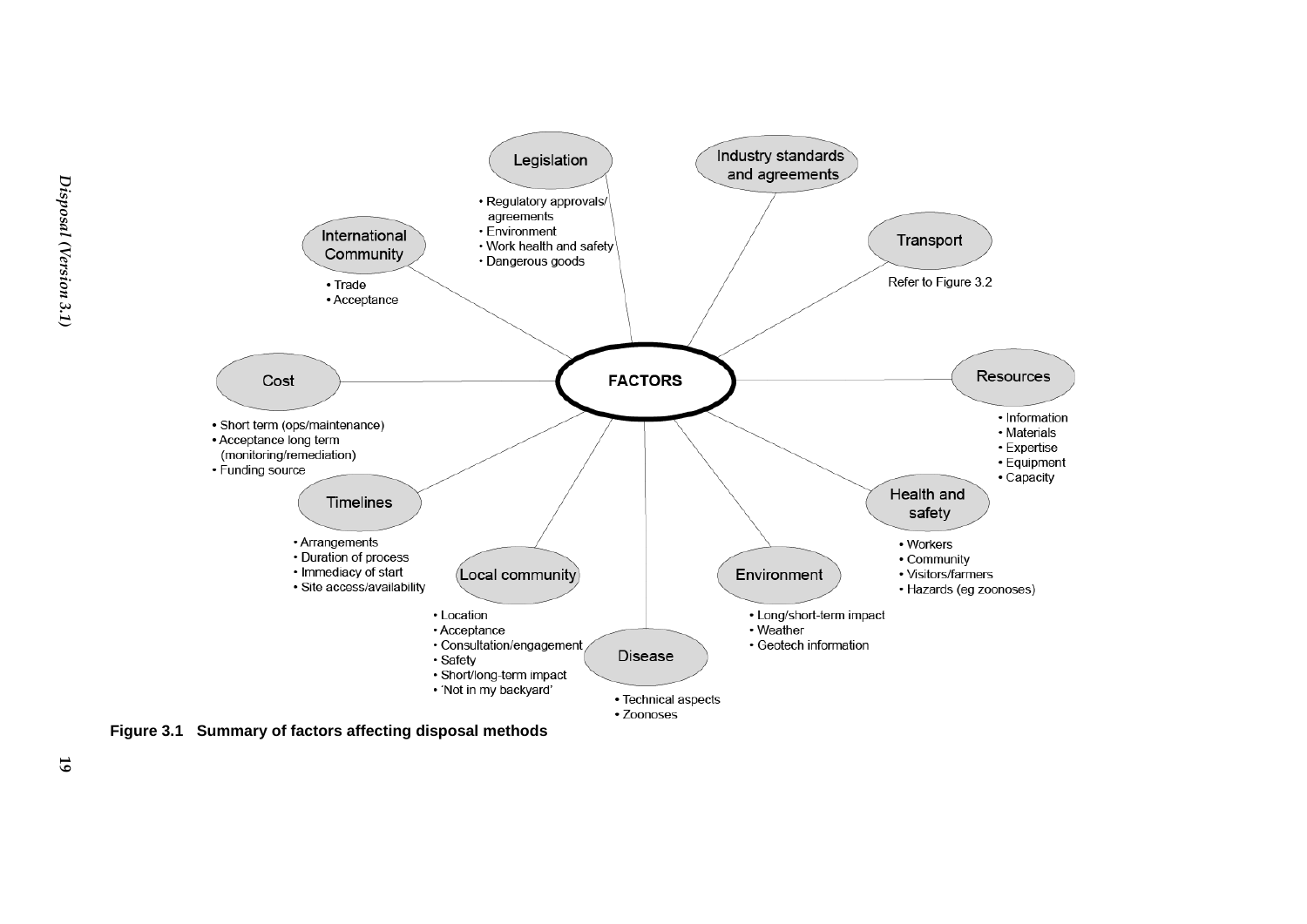**FACTORS**

**Legislation**
- Regulatory approvals/agreements
- Environment
- Work health and safety
- Dangerous goods

**Industry standards and agreements**

**Transport**

Refer to Figure 3.2

**Resources**
- Information
- Materials
- Expertise
- Equipment
- Capacity

**Health and safety**
- Workers
- Community
- Visitors/farmers
- Hazards (eg zoonoses)

**Environment**
- Long/short-term impact
- Weather
- Geotech information

**Disease**
- Technical aspects
- Zoonoses

**Local community**
- Location
- Acceptance
- Consultation/engagement
- Safety
- Short/long-term impact
- 'Not in my backyard'

**Timelines**
- Arrangements
- Duration of process
- Immediacy of start
- Site access/availability

**Cost**
- Short term (ops/maintenance)
- Acceptance long term (monitoring/remediation)
- Funding source

**International Community**
- Trade
- Acceptance

**Figure 3.1 Summary of factors affecting disposal methods**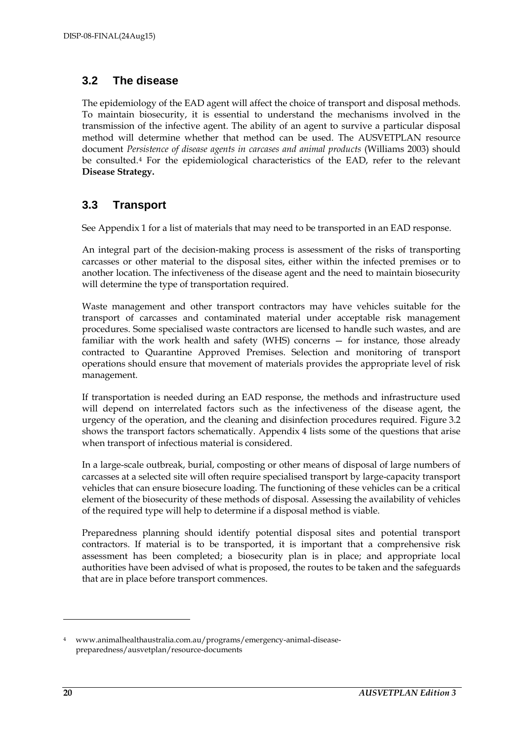## 3.2 The disease

The epidemiology of the EAD agent will affect the choice of transport and disposal methods. To maintain biosecurity, it is essential to understand the mechanisms involved in the transmission of the infective agent. The ability of an agent to survive a particular disposal method will determine whether that method can be used. The AUSVETPLAN resource document *Persistence of disease agents in carcases and animal products* (Williams 2003) should be consulted.[4] For the epidemiological characteristics of the EAD, refer to the relevant **Disease Strategy.**

## 3.3 Transport

See Appendix 1 for a list of materials that may need to be transported in an EAD response.

An integral part of the decision-making process is assessment of the risks of transporting carcasses or other material to the disposal sites, either within the infected premises or to another location. The infectiveness of the disease agent and the need to maintain biosecurity will determine the type of transportation required.

Waste management and other transport contractors may have vehicles suitable for the transport of carcasses and contaminated material under acceptable risk management procedures. Some specialised waste contractors are licensed to handle such wastes, and are familiar with the work health and safety (WHS) concerns — for instance, those already contracted to Quarantine Approved Premises. Selection and monitoring of transport operations should ensure that movement of materials provides the appropriate level of risk management.

If transportation is needed during an EAD response, the methods and infrastructure used will depend on interrelated factors such as the infectiveness of the disease agent, the urgency of the operation, and the cleaning and disinfection procedures required. Figure 3.2 shows the transport factors schematically. Appendix 4 lists some of the questions that arise when transport of infectious material is considered.

In a large-scale outbreak, burial, composting or other means of disposal of large numbers of carcasses at a selected site will often require specialised transport by large-capacity transport vehicles that can ensure biosecure loading. The functioning of these vehicles can be a critical element of the biosecurity of these methods of disposal. Assessing the availability of vehicles of the required type will help to determine if a disposal method is viable.

Preparedness planning should identify potential disposal sites and potential transport contractors. If material is to be transported, it is important that a comprehensive risk assessment has been completed; a biosecurity plan is in place; and appropriate local authorities have been advised of what is proposed, the routes to be taken and the safeguards that are in place before transport commences.

---

[4] www.animalhealthaustralia.com.au/programs/emergency-animal-disease-preparedness/ausvetplan/resource-documents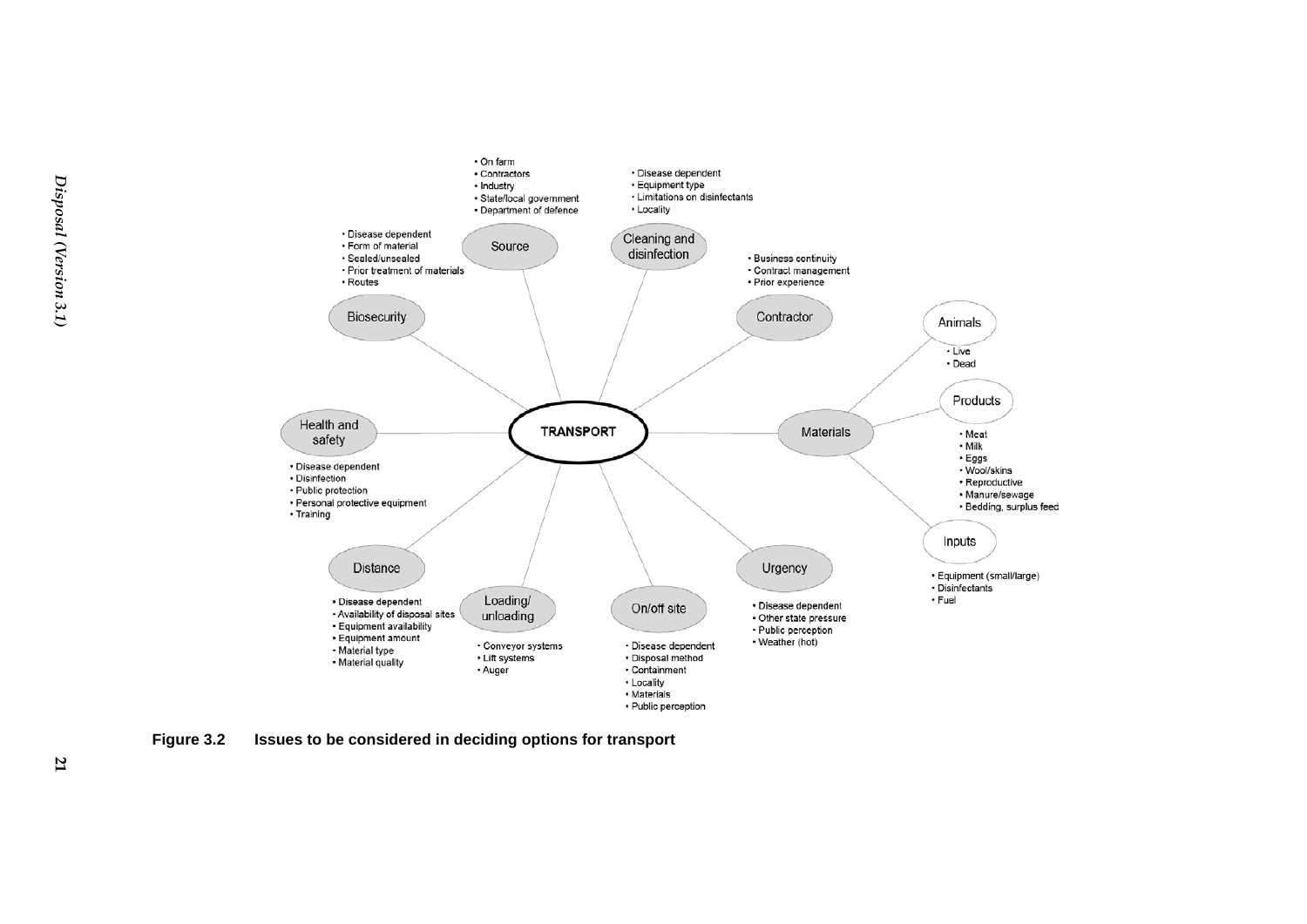TRANSPORT

**Source**
- On farm
- Contractors
- Industry
- State/local government
- Department of defence

**Cleaning and disinfection**
- Disease dependent
- Equipment type
- Limitations on disinfectants
- Locality

**Contractor**
- Business continuity
- Contract management
- Prior experience

**Materials**
- Animals
  - Live
  - Dead
- Products
  - Meat
  - Milk
  - Eggs
  - Wool/skins
  - Reproductive
  - Manure/sewage
  - Bedding, surplus feed
- Inputs
  - Equipment (small/large)
  - Disinfectants
  - Fuel

**Urgency**
- Disease dependent
- Other state pressure
- Public perception
- Weather (hot)

**On/off site**
- Disease dependent
- Disposal method
- Containment
- Locality
- Materials
- Public perception

**Loading/unloading**
- Conveyor systems
- Lift systems
- Auger

**Distance**
- Disease dependent
- Availability of disposal sites
- Equipment availability
- Equipment amount
- Material type
- Material quality

**Health and safety**
- Disease dependent
- Disinfection
- Public protection
- Personal protective equipment
- Training

**Biosecurity**
- Disease dependent
- Form of material
- Sealed/unsealed
- Prior treatment of materials
- Routes

**Figure 3.2 Issues to be considered in deciding options for transport**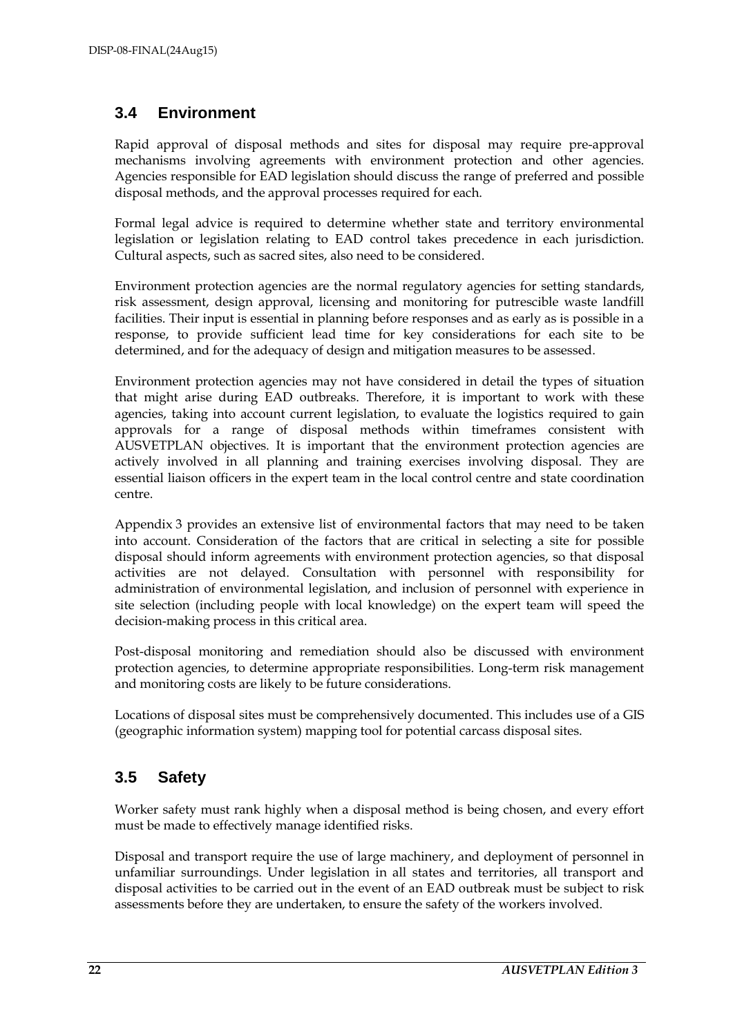## 3.4 Environment

Rapid approval of disposal methods and sites for disposal may require pre-approval mechanisms involving agreements with environment protection and other agencies. Agencies responsible for EAD legislation should discuss the range of preferred and possible disposal methods, and the approval processes required for each.

Formal legal advice is required to determine whether state and territory environmental legislation or legislation relating to EAD control takes precedence in each jurisdiction. Cultural aspects, such as sacred sites, also need to be considered.

Environment protection agencies are the normal regulatory agencies for setting standards, risk assessment, design approval, licensing and monitoring for putrescible waste landfill facilities. Their input is essential in planning before responses and as early as is possible in a response, to provide sufficient lead time for key considerations for each site to be determined, and for the adequacy of design and mitigation measures to be assessed.

Environment protection agencies may not have considered in detail the types of situation that might arise during EAD outbreaks. Therefore, it is important to work with these agencies, taking into account current legislation, to evaluate the logistics required to gain approvals for a range of disposal methods within timeframes consistent with AUSVETPLAN objectives. It is important that the environment protection agencies are actively involved in all planning and training exercises involving disposal. They are essential liaison officers in the expert team in the local control centre and state coordination centre.

Appendix 3 provides an extensive list of environmental factors that may need to be taken into account. Consideration of the factors that are critical in selecting a site for possible disposal should inform agreements with environment protection agencies, so that disposal activities are not delayed. Consultation with personnel with responsibility for administration of environmental legislation, and inclusion of personnel with experience in site selection (including people with local knowledge) on the expert team will speed the decision-making process in this critical area.

Post-disposal monitoring and remediation should also be discussed with environment protection agencies, to determine appropriate responsibilities. Long-term risk management and monitoring costs are likely to be future considerations.

Locations of disposal sites must be comprehensively documented. This includes use of a GIS (geographic information system) mapping tool for potential carcass disposal sites.

## 3.5 Safety

Worker safety must rank highly when a disposal method is being chosen, and every effort must be made to effectively manage identified risks.

Disposal and transport require the use of large machinery, and deployment of personnel in unfamiliar surroundings. Under legislation in all states and territories, all transport and disposal activities to be carried out in the event of an EAD outbreak must be subject to risk assessments before they are undertaken, to ensure the safety of the workers involved.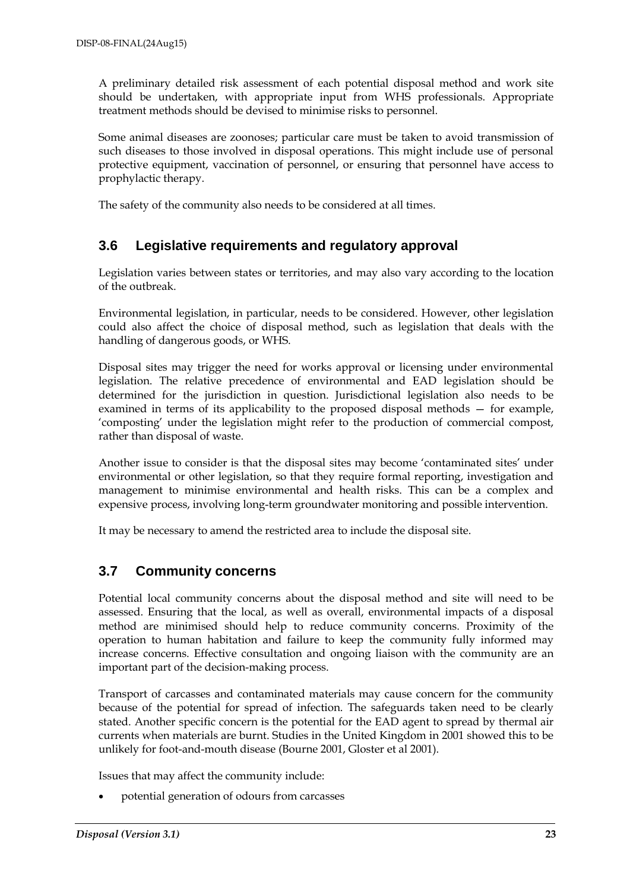A preliminary detailed risk assessment of each potential disposal method and work site should be undertaken, with appropriate input from WHS professionals. Appropriate treatment methods should be devised to minimise risks to personnel.

Some animal diseases are zoonoses; particular care must be taken to avoid transmission of such diseases to those involved in disposal operations. This might include use of personal protective equipment, vaccination of personnel, or ensuring that personnel have access to prophylactic therapy.

The safety of the community also needs to be considered at all times.

## 3.6 Legislative requirements and regulatory approval

Legislation varies between states or territories, and may also vary according to the location of the outbreak.

Environmental legislation, in particular, needs to be considered. However, other legislation could also affect the choice of disposal method, such as legislation that deals with the handling of dangerous goods, or WHS.

Disposal sites may trigger the need for works approval or licensing under environmental legislation. The relative precedence of environmental and EAD legislation should be determined for the jurisdiction in question. Jurisdictional legislation also needs to be examined in terms of its applicability to the proposed disposal methods — for example, 'composting' under the legislation might refer to the production of commercial compost, rather than disposal of waste.

Another issue to consider is that the disposal sites may become 'contaminated sites' under environmental or other legislation, so that they require formal reporting, investigation and management to minimise environmental and health risks. This can be a complex and expensive process, involving long-term groundwater monitoring and possible intervention.

It may be necessary to amend the restricted area to include the disposal site.

## 3.7 Community concerns

Potential local community concerns about the disposal method and site will need to be assessed. Ensuring that the local, as well as overall, environmental impacts of a disposal method are minimised should help to reduce community concerns. Proximity of the operation to human habitation and failure to keep the community fully informed may increase concerns. Effective consultation and ongoing liaison with the community are an important part of the decision-making process.

Transport of carcasses and contaminated materials may cause concern for the community because of the potential for spread of infection. The safeguards taken need to be clearly stated. Another specific concern is the potential for the EAD agent to spread by thermal air currents when materials are burnt. Studies in the United Kingdom in 2001 showed this to be unlikely for foot-and-mouth disease (Bourne 2001, Gloster et al 2001).

Issues that may affect the community include:

- potential generation of odours from carcasses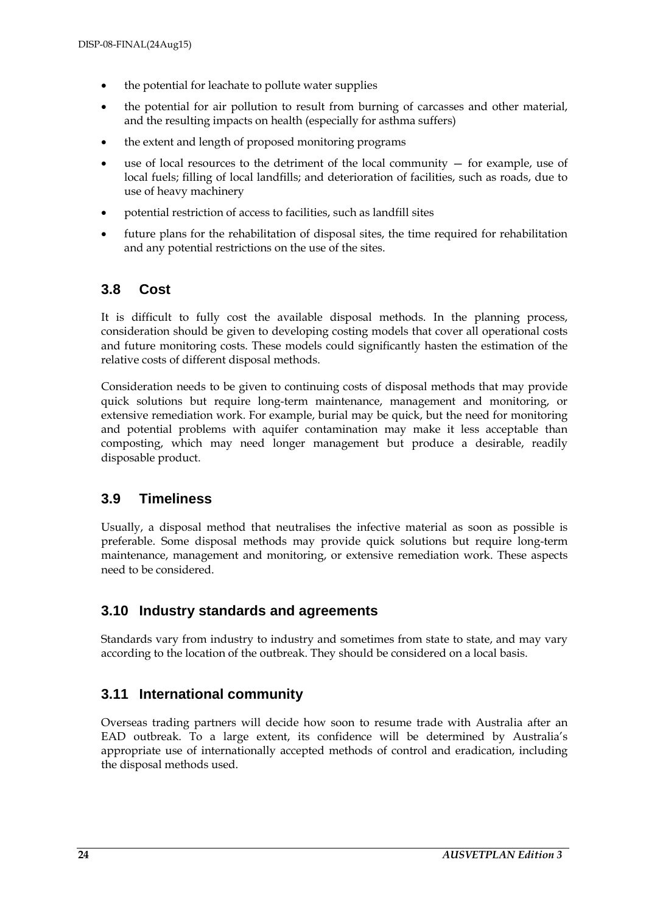- the potential for leachate to pollute water supplies
- the potential for air pollution to result from burning of carcasses and other material, and the resulting impacts on health (especially for asthma suffers)
- the extent and length of proposed monitoring programs
- use of local resources to the detriment of the local community — for example, use of local fuels; filling of local landfills; and deterioration of facilities, such as roads, due to use of heavy machinery
- potential restriction of access to facilities, such as landfill sites
- future plans for the rehabilitation of disposal sites, the time required for rehabilitation and any potential restrictions on the use of the sites.

## 3.8 Cost

It is difficult to fully cost the available disposal methods. In the planning process, consideration should be given to developing costing models that cover all operational costs and future monitoring costs. These models could significantly hasten the estimation of the relative costs of different disposal methods.

Consideration needs to be given to continuing costs of disposal methods that may provide quick solutions but require long-term maintenance, management and monitoring, or extensive remediation work. For example, burial may be quick, but the need for monitoring and potential problems with aquifer contamination may make it less acceptable than composting, which may need longer management but produce a desirable, readily disposable product.

## 3.9 Timeliness

Usually, a disposal method that neutralises the infective material as soon as possible is preferable. Some disposal methods may provide quick solutions but require long-term maintenance, management and monitoring, or extensive remediation work. These aspects need to be considered.

## 3.10 Industry standards and agreements

Standards vary from industry to industry and sometimes from state to state, and may vary according to the location of the outbreak. They should be considered on a local basis.

## 3.11 International community

Overseas trading partners will decide how soon to resume trade with Australia after an EAD outbreak. To a large extent, its confidence will be determined by Australia's appropriate use of internationally accepted methods of control and eradication, including the disposal methods used.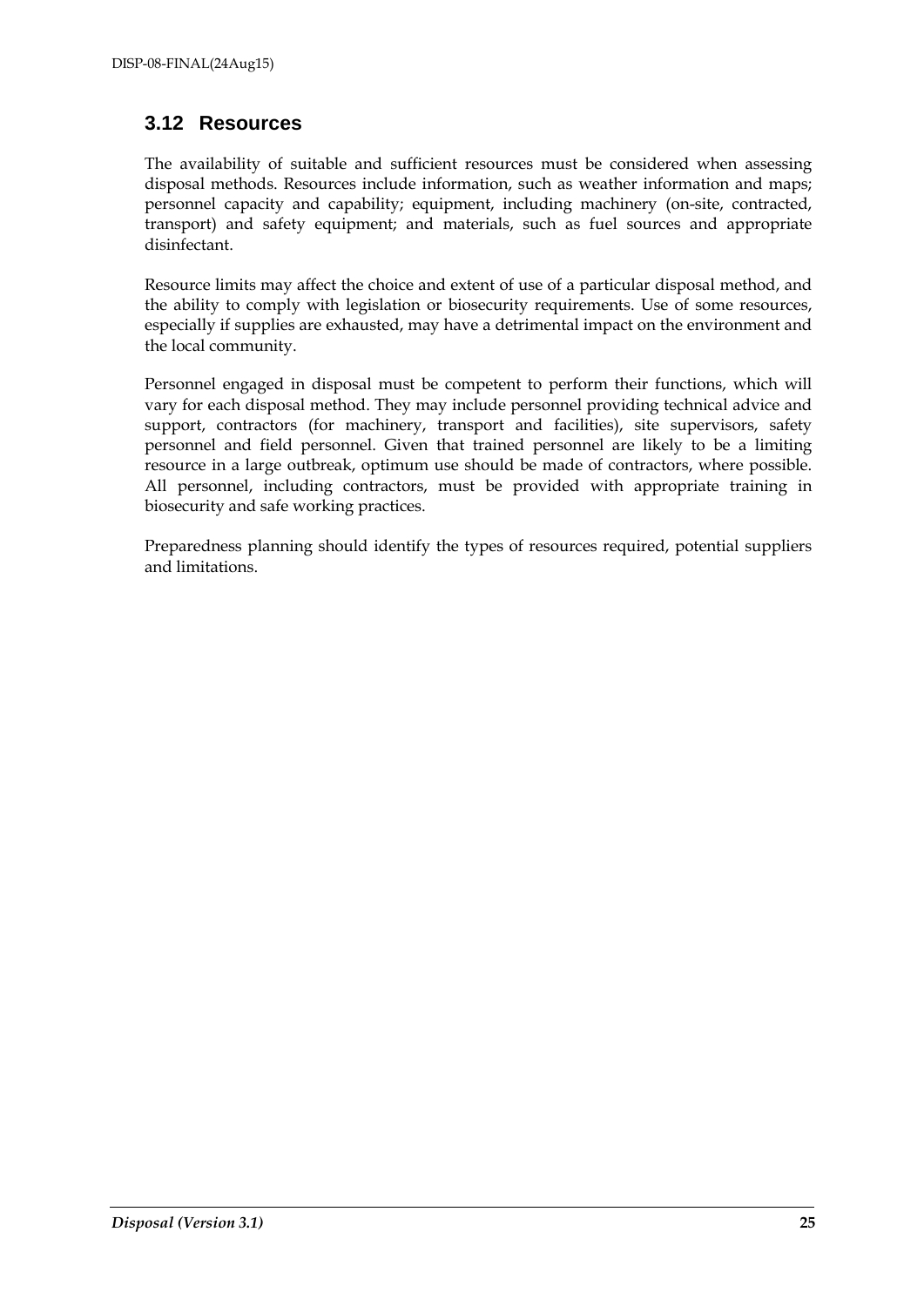## 3.12 Resources

The availability of suitable and sufficient resources must be considered when assessing disposal methods. Resources include information, such as weather information and maps; personnel capacity and capability; equipment, including machinery (on-site, contracted, transport) and safety equipment; and materials, such as fuel sources and appropriate disinfectant.

Resource limits may affect the choice and extent of use of a particular disposal method, and the ability to comply with legislation or biosecurity requirements. Use of some resources, especially if supplies are exhausted, may have a detrimental impact on the environment and the local community.

Personnel engaged in disposal must be competent to perform their functions, which will vary for each disposal method. They may include personnel providing technical advice and support, contractors (for machinery, transport and facilities), site supervisors, safety personnel and field personnel. Given that trained personnel are likely to be a limiting resource in a large outbreak, optimum use should be made of contractors, where possible. All personnel, including contractors, must be provided with appropriate training in biosecurity and safe working practices.

Preparedness planning should identify the types of resources required, potential suppliers and limitations.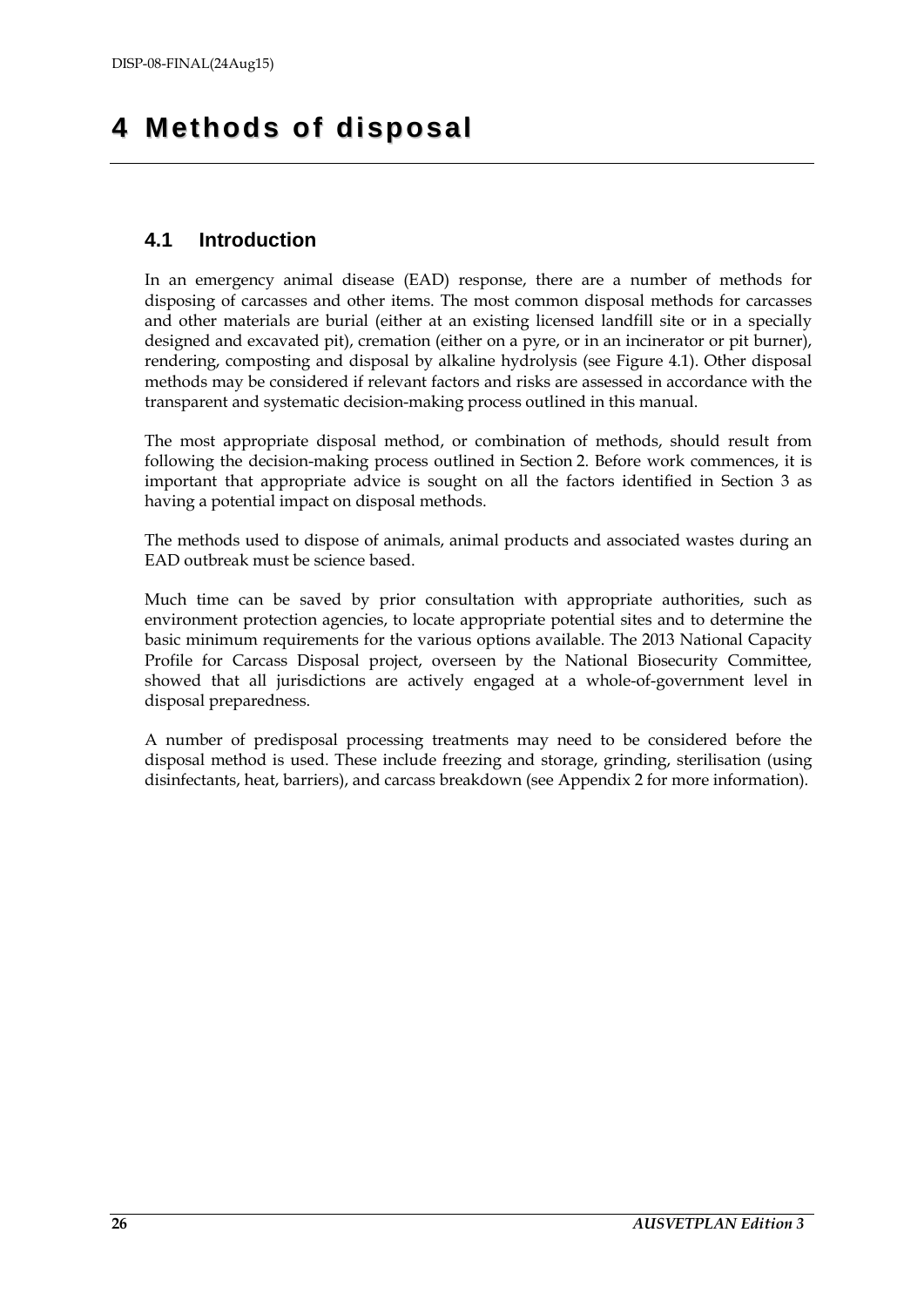# 4 Methods of disposal

## 4.1 Introduction

In an emergency animal disease (EAD) response, there are a number of methods for disposing of carcasses and other items. The most common disposal methods for carcasses and other materials are burial (either at an existing licensed landfill site or in a specially designed and excavated pit), cremation (either on a pyre, or in an incinerator or pit burner), rendering, composting and disposal by alkaline hydrolysis (see Figure 4.1). Other disposal methods may be considered if relevant factors and risks are assessed in accordance with the transparent and systematic decision-making process outlined in this manual.

The most appropriate disposal method, or combination of methods, should result from following the decision-making process outlined in Section 2. Before work commences, it is important that appropriate advice is sought on all the factors identified in Section 3 as having a potential impact on disposal methods.

The methods used to dispose of animals, animal products and associated wastes during an EAD outbreak must be science based.

Much time can be saved by prior consultation with appropriate authorities, such as environment protection agencies, to locate appropriate potential sites and to determine the basic minimum requirements for the various options available. The 2013 National Capacity Profile for Carcass Disposal project, overseen by the National Biosecurity Committee, showed that all jurisdictions are actively engaged at a whole-of-government level in disposal preparedness.

A number of predisposal processing treatments may need to be considered before the disposal method is used. These include freezing and storage, grinding, sterilisation (using disinfectants, heat, barriers), and carcass breakdown (see Appendix 2 for more information).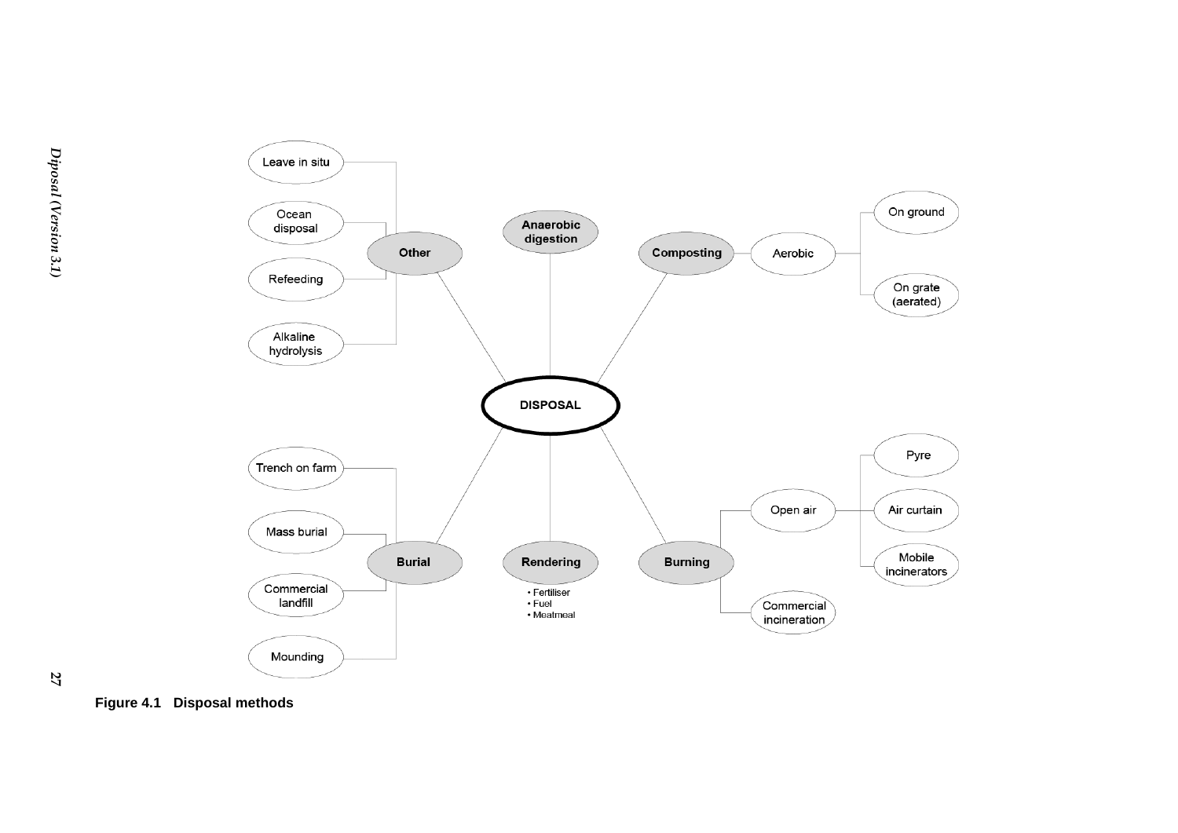- **DISPOSAL**
  - **Other**
    - Leave in situ
    - Ocean disposal
    - Refeeding
    - Alkaline hydrolysis
  - **Anaerobic digestion**
  - **Composting**
    - Aerobic
      - On ground
      - On grate (aerated)
  - **Burial**
    - Trench on farm
    - Mass burial
    - Commercial landfill
    - Mounding
  - **Rendering**
    - Fertiliser
    - Fuel
    - Meatmeal
  - **Burning**
    - Open air
      - Pyre
      - Air curtain
      - Mobile incinerators
    - Commercial incineration

**Figure 4.1 Disposal methods**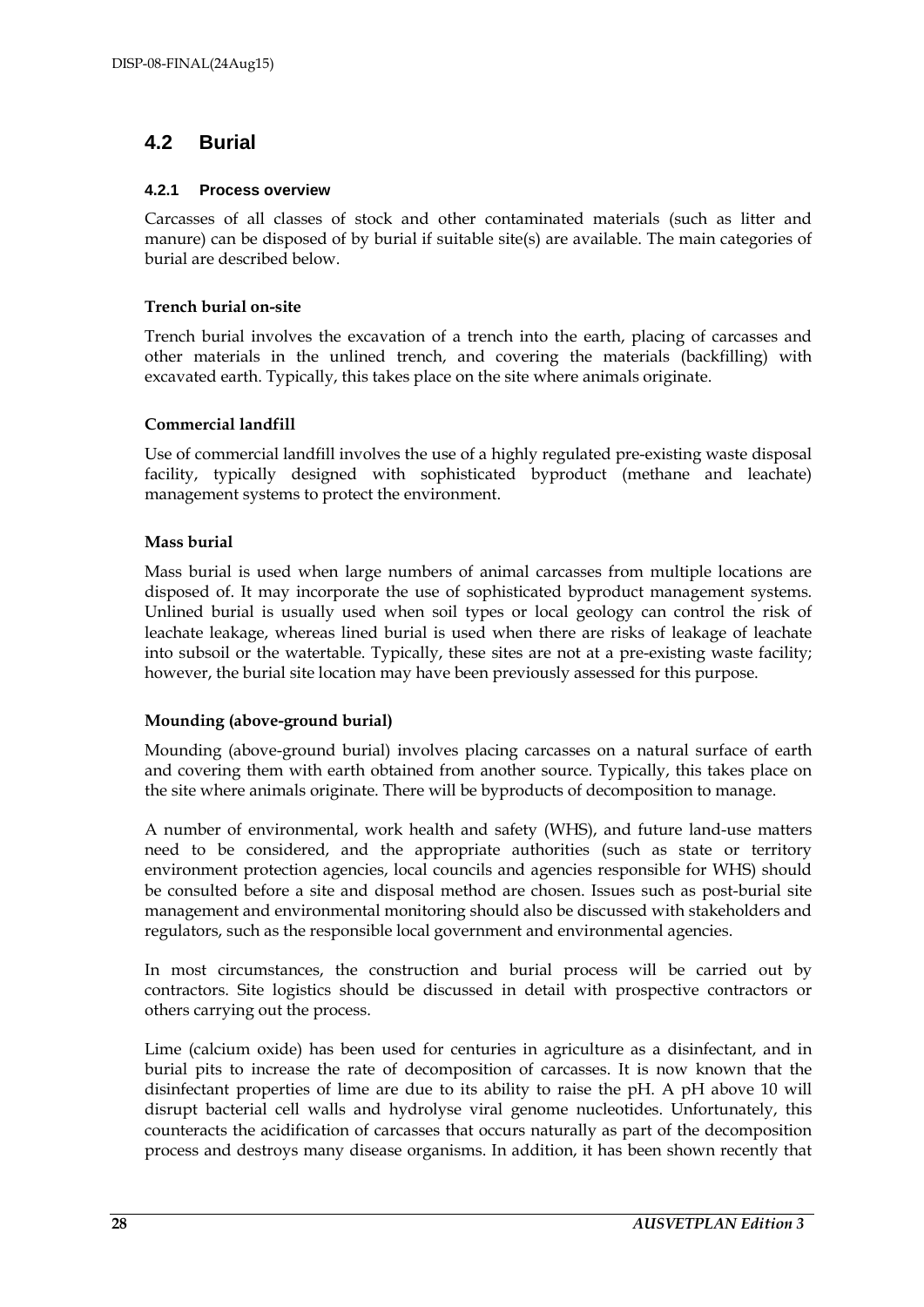## 4.2 Burial

### 4.2.1 Process overview

Carcasses of all classes of stock and other contaminated materials (such as litter and manure) can be disposed of by burial if suitable site(s) are available. The main categories of burial are described below.

**Trench burial on-site**

Trench burial involves the excavation of a trench into the earth, placing of carcasses and other materials in the unlined trench, and covering the materials (backfilling) with excavated earth. Typically, this takes place on the site where animals originate.

**Commercial landfill**

Use of commercial landfill involves the use of a highly regulated pre-existing waste disposal facility, typically designed with sophisticated byproduct (methane and leachate) management systems to protect the environment.

**Mass burial**

Mass burial is used when large numbers of animal carcasses from multiple locations are disposed of. It may incorporate the use of sophisticated byproduct management systems. Unlined burial is usually used when soil types or local geology can control the risk of leachate leakage, whereas lined burial is used when there are risks of leakage of leachate into subsoil or the watertable. Typically, these sites are not at a pre-existing waste facility; however, the burial site location may have been previously assessed for this purpose.

**Mounding (above-ground burial)**

Mounding (above-ground burial) involves placing carcasses on a natural surface of earth and covering them with earth obtained from another source. Typically, this takes place on the site where animals originate. There will be byproducts of decomposition to manage.

A number of environmental, work health and safety (WHS), and future land-use matters need to be considered, and the appropriate authorities (such as state or territory environment protection agencies, local councils and agencies responsible for WHS) should be consulted before a site and disposal method are chosen. Issues such as post-burial site management and environmental monitoring should also be discussed with stakeholders and regulators, such as the responsible local government and environmental agencies.

In most circumstances, the construction and burial process will be carried out by contractors. Site logistics should be discussed in detail with prospective contractors or others carrying out the process.

Lime (calcium oxide) has been used for centuries in agriculture as a disinfectant, and in burial pits to increase the rate of decomposition of carcasses. It is now known that the disinfectant properties of lime are due to its ability to raise the pH. A pH above 10 will disrupt bacterial cell walls and hydrolyse viral genome nucleotides. Unfortunately, this counteracts the acidification of carcasses that occurs naturally as part of the decomposition process and destroys many disease organisms. In addition, it has been shown recently that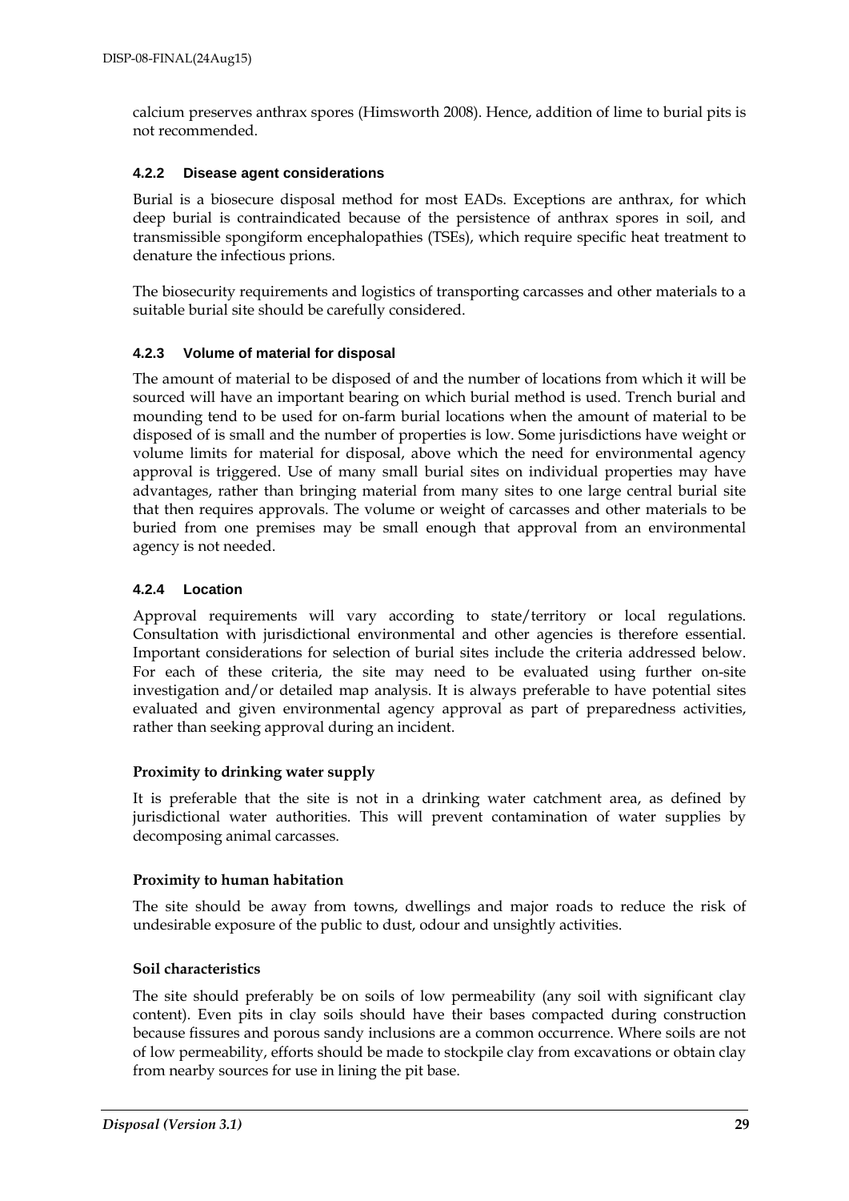calcium preserves anthrax spores (Himsworth 2008). Hence, addition of lime to burial pits is not recommended.

### 4.2.2 Disease agent considerations

Burial is a biosecure disposal method for most EADs. Exceptions are anthrax, for which deep burial is contraindicated because of the persistence of anthrax spores in soil, and transmissible spongiform encephalopathies (TSEs), which require specific heat treatment to denature the infectious prions.

The biosecurity requirements and logistics of transporting carcasses and other materials to a suitable burial site should be carefully considered.

### 4.2.3 Volume of material for disposal

The amount of material to be disposed of and the number of locations from which it will be sourced will have an important bearing on which burial method is used. Trench burial and mounding tend to be used for on-farm burial locations when the amount of material to be disposed of is small and the number of properties is low. Some jurisdictions have weight or volume limits for material for disposal, above which the need for environmental agency approval is triggered. Use of many small burial sites on individual properties may have advantages, rather than bringing material from many sites to one large central burial site that then requires approvals. The volume or weight of carcasses and other materials to be buried from one premises may be small enough that approval from an environmental agency is not needed.

### 4.2.4 Location

Approval requirements will vary according to state/territory or local regulations. Consultation with jurisdictional environmental and other agencies is therefore essential. Important considerations for selection of burial sites include the criteria addressed below. For each of these criteria, the site may need to be evaluated using further on-site investigation and/or detailed map analysis. It is always preferable to have potential sites evaluated and given environmental agency approval as part of preparedness activities, rather than seeking approval during an incident.

**Proximity to drinking water supply**

It is preferable that the site is not in a drinking water catchment area, as defined by jurisdictional water authorities. This will prevent contamination of water supplies by decomposing animal carcasses.

**Proximity to human habitation**

The site should be away from towns, dwellings and major roads to reduce the risk of undesirable exposure of the public to dust, odour and unsightly activities.

**Soil characteristics**

The site should preferably be on soils of low permeability (any soil with significant clay content). Even pits in clay soils should have their bases compacted during construction because fissures and porous sandy inclusions are a common occurrence. Where soils are not of low permeability, efforts should be made to stockpile clay from excavations or obtain clay from nearby sources for use in lining the pit base.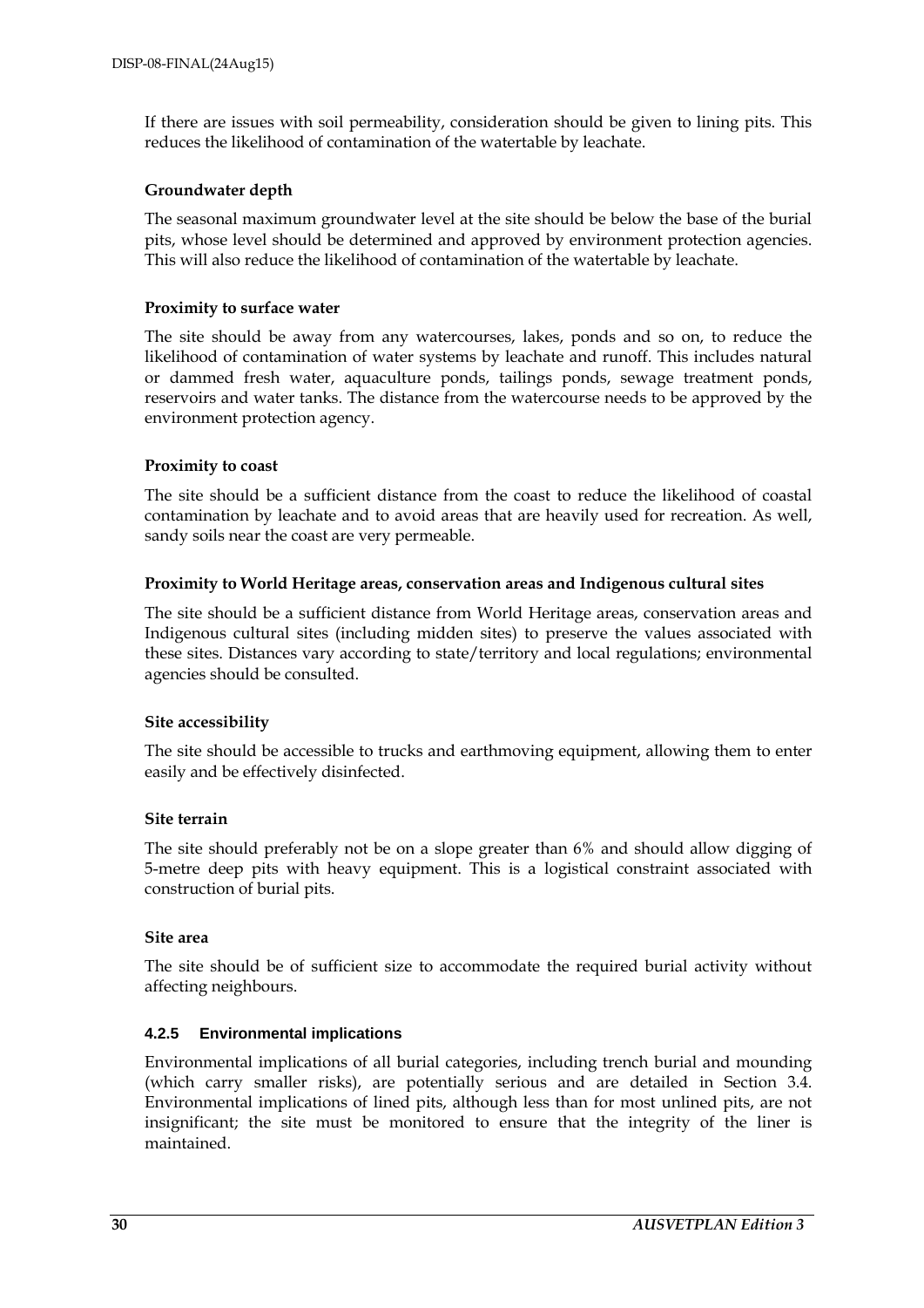If there are issues with soil permeability, consideration should be given to lining pits. This reduces the likelihood of contamination of the watertable by leachate.

**Groundwater depth**

The seasonal maximum groundwater level at the site should be below the base of the burial pits, whose level should be determined and approved by environment protection agencies. This will also reduce the likelihood of contamination of the watertable by leachate.

**Proximity to surface water**

The site should be away from any watercourses, lakes, ponds and so on, to reduce the likelihood of contamination of water systems by leachate and runoff. This includes natural or dammed fresh water, aquaculture ponds, tailings ponds, sewage treatment ponds, reservoirs and water tanks. The distance from the watercourse needs to be approved by the environment protection agency.

**Proximity to coast**

The site should be a sufficient distance from the coast to reduce the likelihood of coastal contamination by leachate and to avoid areas that are heavily used for recreation. As well, sandy soils near the coast are very permeable.

**Proximity to World Heritage areas, conservation areas and Indigenous cultural sites**

The site should be a sufficient distance from World Heritage areas, conservation areas and Indigenous cultural sites (including midden sites) to preserve the values associated with these sites. Distances vary according to state/territory and local regulations; environmental agencies should be consulted.

**Site accessibility**

The site should be accessible to trucks and earthmoving equipment, allowing them to enter easily and be effectively disinfected.

**Site terrain**

The site should preferably not be on a slope greater than 6% and should allow digging of 5-metre deep pits with heavy equipment. This is a logistical constraint associated with construction of burial pits.

**Site area**

The site should be of sufficient size to accommodate the required burial activity without affecting neighbours.

#### 4.2.5 Environmental implications

Environmental implications of all burial categories, including trench burial and mounding (which carry smaller risks), are potentially serious and are detailed in Section 3.4. Environmental implications of lined pits, although less than for most unlined pits, are not insignificant; the site must be monitored to ensure that the integrity of the liner is maintained.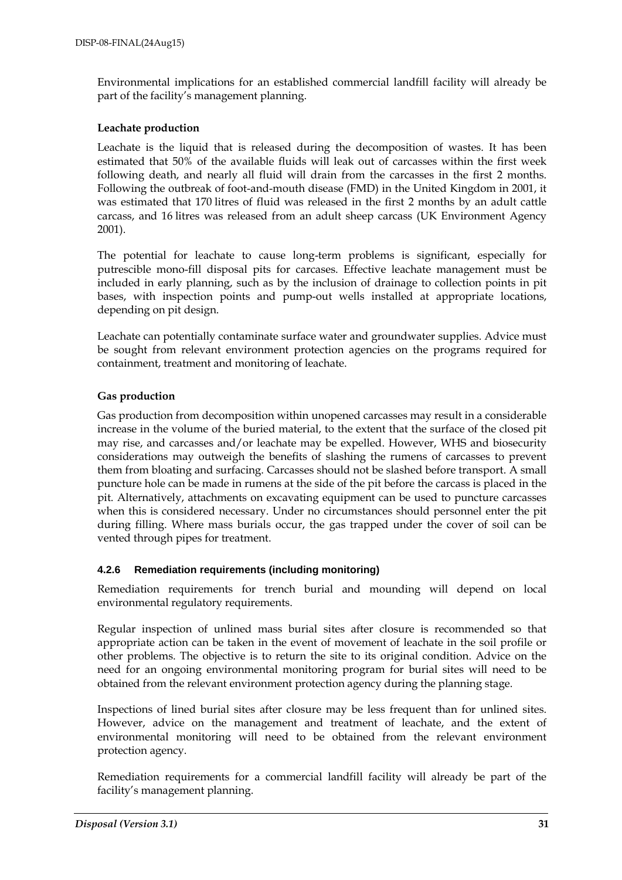Environmental implications for an established commercial landfill facility will already be part of the facility's management planning.

**Leachate production**

Leachate is the liquid that is released during the decomposition of wastes. It has been estimated that 50% of the available fluids will leak out of carcasses within the first week following death, and nearly all fluid will drain from the carcasses in the first 2 months. Following the outbreak of foot-and-mouth disease (FMD) in the United Kingdom in 2001, it was estimated that 170 litres of fluid was released in the first 2 months by an adult cattle carcass, and 16 litres was released from an adult sheep carcass (UK Environment Agency 2001).

The potential for leachate to cause long-term problems is significant, especially for putrescible mono-fill disposal pits for carcases. Effective leachate management must be included in early planning, such as by the inclusion of drainage to collection points in pit bases, with inspection points and pump-out wells installed at appropriate locations, depending on pit design.

Leachate can potentially contaminate surface water and groundwater supplies. Advice must be sought from relevant environment protection agencies on the programs required for containment, treatment and monitoring of leachate.

**Gas production**

Gas production from decomposition within unopened carcasses may result in a considerable increase in the volume of the buried material, to the extent that the surface of the closed pit may rise, and carcasses and/or leachate may be expelled. However, WHS and biosecurity considerations may outweigh the benefits of slashing the rumens of carcasses to prevent them from bloating and surfacing. Carcasses should not be slashed before transport. A small puncture hole can be made in rumens at the side of the pit before the carcass is placed in the pit. Alternatively, attachments on excavating equipment can be used to puncture carcasses when this is considered necessary. Under no circumstances should personnel enter the pit during filling. Where mass burials occur, the gas trapped under the cover of soil can be vented through pipes for treatment.

### 4.2.6 Remediation requirements (including monitoring)

Remediation requirements for trench burial and mounding will depend on local environmental regulatory requirements.

Regular inspection of unlined mass burial sites after closure is recommended so that appropriate action can be taken in the event of movement of leachate in the soil profile or other problems. The objective is to return the site to its original condition. Advice on the need for an ongoing environmental monitoring program for burial sites will need to be obtained from the relevant environment protection agency during the planning stage.

Inspections of lined burial sites after closure may be less frequent than for unlined sites. However, advice on the management and treatment of leachate, and the extent of environmental monitoring will need to be obtained from the relevant environment protection agency.

Remediation requirements for a commercial landfill facility will already be part of the facility's management planning.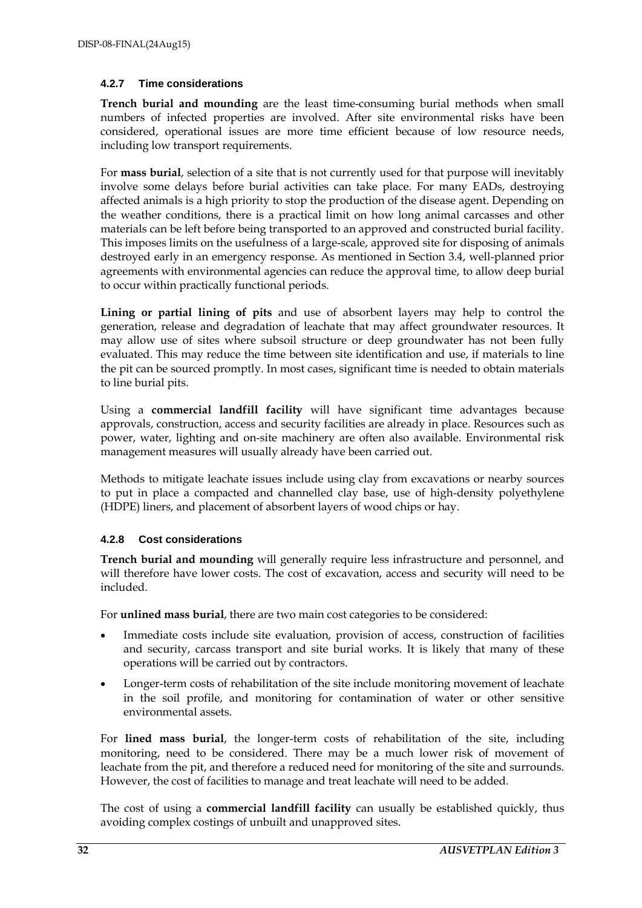### 4.2.7 Time considerations

**Trench burial and mounding** are the least time-consuming burial methods when small numbers of infected properties are involved. After site environmental risks have been considered, operational issues are more time efficient because of low resource needs, including low transport requirements.

For **mass burial**, selection of a site that is not currently used for that purpose will inevitably involve some delays before burial activities can take place. For many EADs, destroying affected animals is a high priority to stop the production of the disease agent. Depending on the weather conditions, there is a practical limit on how long animal carcasses and other materials can be left before being transported to an approved and constructed burial facility. This imposes limits on the usefulness of a large-scale, approved site for disposing of animals destroyed early in an emergency response. As mentioned in Section 3.4, well-planned prior agreements with environmental agencies can reduce the approval time, to allow deep burial to occur within practically functional periods.

**Lining or partial lining of pits** and use of absorbent layers may help to control the generation, release and degradation of leachate that may affect groundwater resources. It may allow use of sites where subsoil structure or deep groundwater has not been fully evaluated. This may reduce the time between site identification and use, if materials to line the pit can be sourced promptly. In most cases, significant time is needed to obtain materials to line burial pits.

Using a **commercial landfill facility** will have significant time advantages because approvals, construction, access and security facilities are already in place. Resources such as power, water, lighting and on-site machinery are often also available. Environmental risk management measures will usually already have been carried out.

Methods to mitigate leachate issues include using clay from excavations or nearby sources to put in place a compacted and channelled clay base, use of high-density polyethylene (HDPE) liners, and placement of absorbent layers of wood chips or hay.

### 4.2.8 Cost considerations

**Trench burial and mounding** will generally require less infrastructure and personnel, and will therefore have lower costs. The cost of excavation, access and security will need to be included.

For **unlined mass burial**, there are two main cost categories to be considered:

- Immediate costs include site evaluation, provision of access, construction of facilities and security, carcass transport and site burial works. It is likely that many of these operations will be carried out by contractors.
- Longer-term costs of rehabilitation of the site include monitoring movement of leachate in the soil profile, and monitoring for contamination of water or other sensitive environmental assets.

For **lined mass burial**, the longer-term costs of rehabilitation of the site, including monitoring, need to be considered. There may be a much lower risk of movement of leachate from the pit, and therefore a reduced need for monitoring of the site and surrounds. However, the cost of facilities to manage and treat leachate will need to be added.

The cost of using a **commercial landfill facility** can usually be established quickly, thus avoiding complex costings of unbuilt and unapproved sites.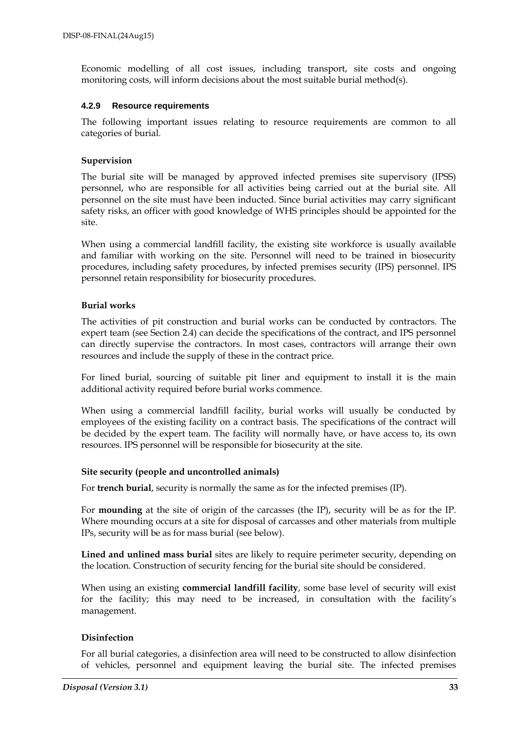Economic modelling of all cost issues, including transport, site costs and ongoing monitoring costs, will inform decisions about the most suitable burial method(s).

### 4.2.9 Resource requirements

The following important issues relating to resource requirements are common to all categories of burial.

**Supervision**

The burial site will be managed by approved infected premises site supervisory (IPSS) personnel, who are responsible for all activities being carried out at the burial site. All personnel on the site must have been inducted. Since burial activities may carry significant safety risks, an officer with good knowledge of WHS principles should be appointed for the site.

When using a commercial landfill facility, the existing site workforce is usually available and familiar with working on the site. Personnel will need to be trained in biosecurity procedures, including safety procedures, by infected premises security (IPS) personnel. IPS personnel retain responsibility for biosecurity procedures.

**Burial works**

The activities of pit construction and burial works can be conducted by contractors. The expert team (see Section 2.4) can decide the specifications of the contract, and IPS personnel can directly supervise the contractors. In most cases, contractors will arrange their own resources and include the supply of these in the contract price.

For lined burial, sourcing of suitable pit liner and equipment to install it is the main additional activity required before burial works commence.

When using a commercial landfill facility, burial works will usually be conducted by employees of the existing facility on a contract basis. The specifications of the contract will be decided by the expert team. The facility will normally have, or have access to, its own resources. IPS personnel will be responsible for biosecurity at the site.

**Site security (people and uncontrolled animals)**

For **trench burial**, security is normally the same as for the infected premises (IP).

For **mounding** at the site of origin of the carcasses (the IP), security will be as for the IP. Where mounding occurs at a site for disposal of carcasses and other materials from multiple IPs, security will be as for mass burial (see below).

**Lined and unlined mass burial** sites are likely to require perimeter security, depending on the location. Construction of security fencing for the burial site should be considered.

When using an existing **commercial landfill facility**, some base level of security will exist for the facility; this may need to be increased, in consultation with the facility's management.

**Disinfection**

For all burial categories, a disinfection area will need to be constructed to allow disinfection of vehicles, personnel and equipment leaving the burial site. The infected premises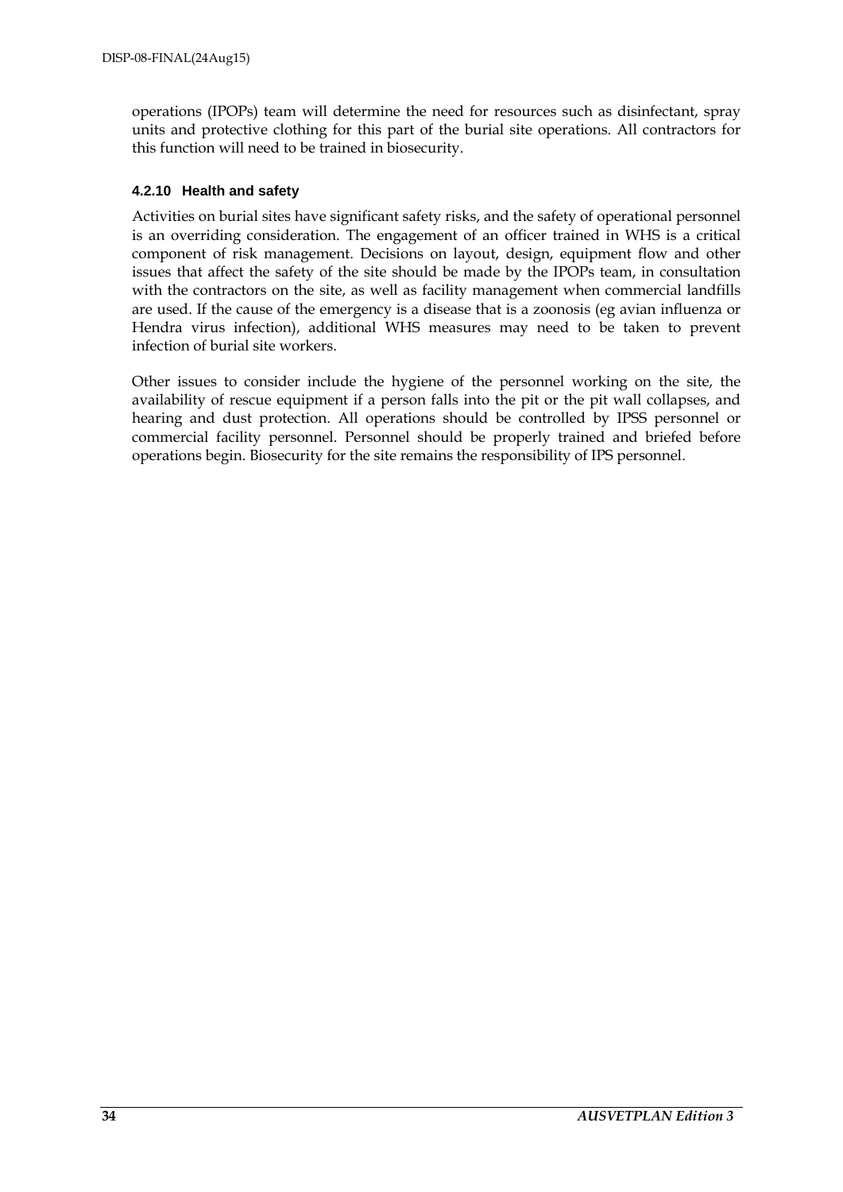operations (IPOPs) team will determine the need for resources such as disinfectant, spray units and protective clothing for this part of the burial site operations. All contractors for this function will need to be trained in biosecurity.

#### 4.2.10 Health and safety

Activities on burial sites have significant safety risks, and the safety of operational personnel is an overriding consideration. The engagement of an officer trained in WHS is a critical component of risk management. Decisions on layout, design, equipment flow and other issues that affect the safety of the site should be made by the IPOPs team, in consultation with the contractors on the site, as well as facility management when commercial landfills are used. If the cause of the emergency is a disease that is a zoonosis (eg avian influenza or Hendra virus infection), additional WHS measures may need to be taken to prevent infection of burial site workers.

Other issues to consider include the hygiene of the personnel working on the site, the availability of rescue equipment if a person falls into the pit or the pit wall collapses, and hearing and dust protection. All operations should be controlled by IPSS personnel or commercial facility personnel. Personnel should be properly trained and briefed before operations begin. Biosecurity for the site remains the responsibility of IPS personnel.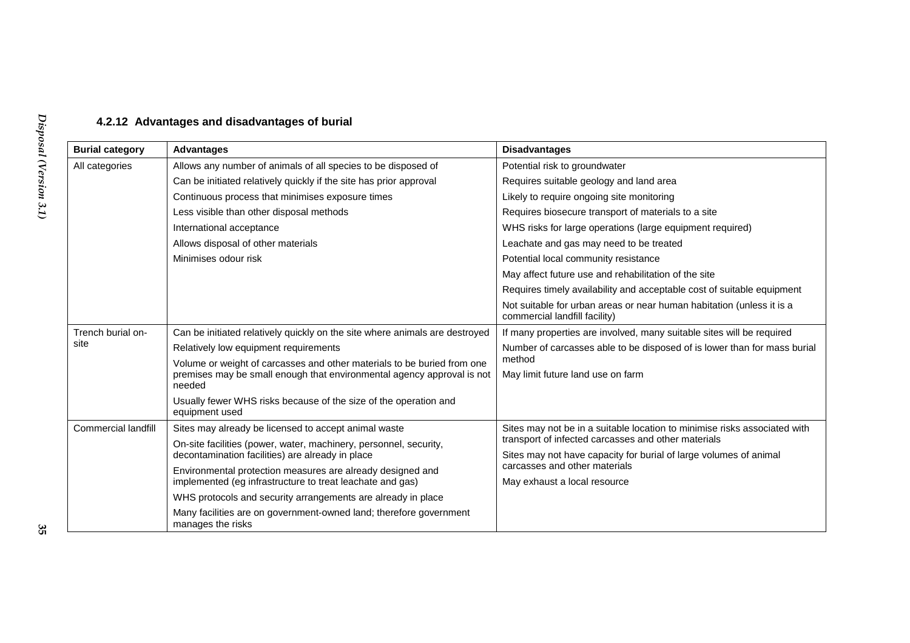### 4.2.12 Advantages and disadvantages of burial

| Burial category | Advantages | Disadvantages |
|---|---|---|
| All categories | Allows any number of animals of all species to be disposed of | Potential risk to groundwater |
| | Can be initiated relatively quickly if the site has prior approval | Requires suitable geology and land area |
| | Continuous process that minimises exposure times | Likely to require ongoing site monitoring |
| | Less visible than other disposal methods | Requires biosecure transport of materials to a site |
| | International acceptance | WHS risks for large operations (large equipment required) |
| | Allows disposal of other materials | Leachate and gas may need to be treated |
| | Minimises odour risk | Potential local community resistance |
| | | May affect future use and rehabilitation of the site |
| | | Requires timely availability and acceptable cost of suitable equipment |
| | | Not suitable for urban areas or near human habitation (unless it is a commercial landfill facility) |
| Trench burial on-site | Can be initiated relatively quickly on the site where animals are destroyed | If many properties are involved, many suitable sites will be required |
| | Relatively low equipment requirements | Number of carcasses able to be disposed of is lower than for mass burial method |
| | Volume or weight of carcasses and other materials to be buried from one premises may be small enough that environmental agency approval is not needed | May limit future land use on farm |
| | Usually fewer WHS risks because of the size of the operation and equipment used | |
| Commercial landfill | Sites may already be licensed to accept animal waste | Sites may not be in a suitable location to minimise risks associated with transport of infected carcasses and other materials |
| | On-site facilities (power, water, machinery, personnel, security, decontamination facilities) are already in place | Sites may not have capacity for burial of large volumes of animal carcasses and other materials |
| | Environmental protection measures are already designed and implemented (eg infrastructure to treat leachate and gas) | May exhaust a local resource |
| | WHS protocols and security arrangements are already in place | |
| | Many facilities are on government-owned land; therefore government manages the risks | |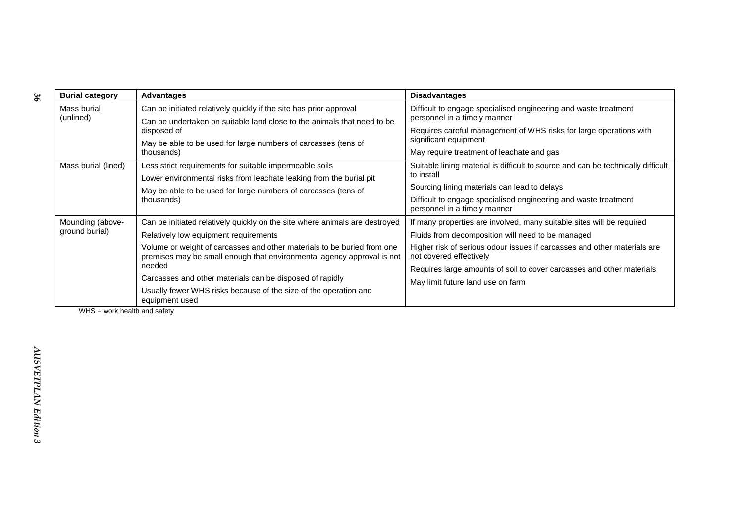| Burial category | Advantages | Disadvantages |
| --- | --- | --- |
| Mass burial (unlined) | Can be initiated relatively quickly if the site has prior approval<br>Can be undertaken on suitable land close to the animals that need to be disposed of<br>May be able to be used for large numbers of carcasses (tens of thousands) | Difficult to engage specialised engineering and waste treatment personnel in a timely manner<br>Requires careful management of WHS risks for large operations with significant equipment<br>May require treatment of leachate and gas |
| Mass burial (lined) | Less strict requirements for suitable impermeable soils<br>Lower environmental risks from leachate leaking from the burial pit<br>May be able to be used for large numbers of carcasses (tens of thousands) | Suitable lining material is difficult to source and can be technically difficult to install<br>Sourcing lining materials can lead to delays<br>Difficult to engage specialised engineering and waste treatment personnel in a timely manner |
| Mounding (above-ground burial) | Can be initiated relatively quickly on the site where animals are destroyed<br>Relatively low equipment requirements<br>Volume or weight of carcasses and other materials to be buried from one premises may be small enough that environmental agency approval is not needed<br>Carcasses and other materials can be disposed of rapidly<br>Usually fewer WHS risks because of the size of the operation and equipment used | If many properties are involved, many suitable sites will be required<br>Fluids from decomposition will need to be managed<br>Higher risk of serious odour issues if carcasses and other materials are not covered effectively<br>Requires large amounts of soil to cover carcasses and other materials<br>May limit future land use on farm |

WHS = work health and safety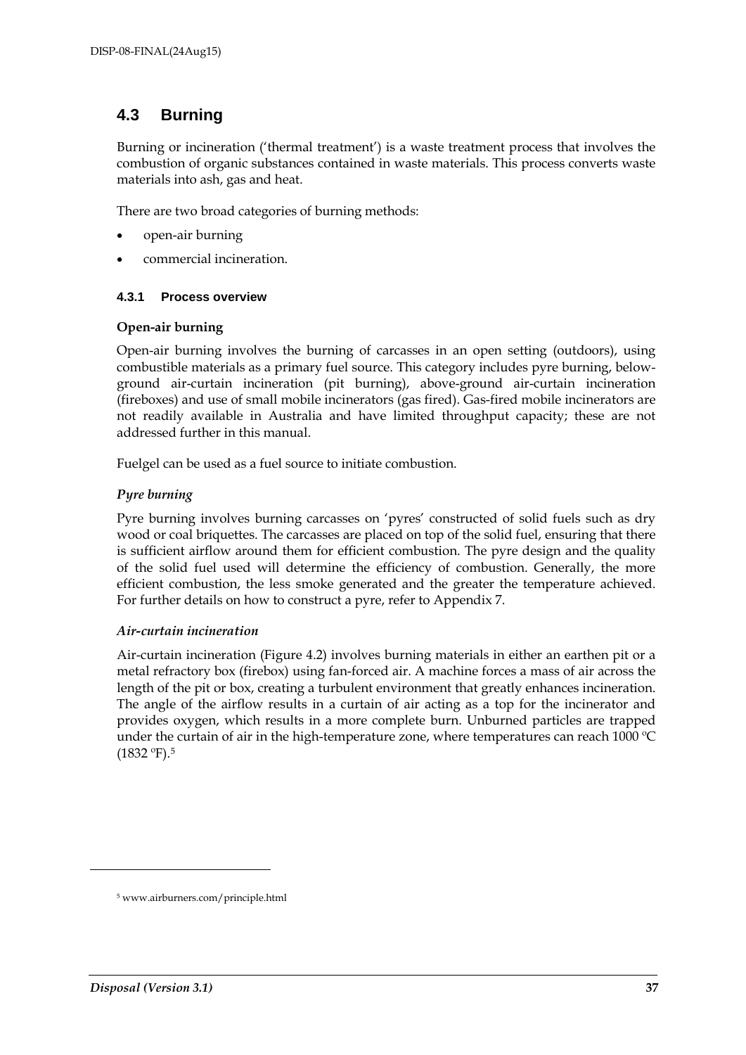## 4.3 Burning

Burning or incineration ('thermal treatment') is a waste treatment process that involves the combustion of organic substances contained in waste materials. This process converts waste materials into ash, gas and heat.

There are two broad categories of burning methods:

- open-air burning
- commercial incineration.

### 4.3.1 Process overview

**Open-air burning**

Open-air burning involves the burning of carcasses in an open setting (outdoors), using combustible materials as a primary fuel source. This category includes pyre burning, below-ground air-curtain incineration (pit burning), above-ground air-curtain incineration (fireboxes) and use of small mobile incinerators (gas fired). Gas-fired mobile incinerators are not readily available in Australia and have limited throughput capacity; these are not addressed further in this manual.

Fuelgel can be used as a fuel source to initiate combustion.

*Pyre burning*

Pyre burning involves burning carcasses on 'pyres' constructed of solid fuels such as dry wood or coal briquettes. The carcasses are placed on top of the solid fuel, ensuring that there is sufficient airflow around them for efficient combustion. The pyre design and the quality of the solid fuel used will determine the efficiency of combustion. Generally, the more efficient combustion, the less smoke generated and the greater the temperature achieved. For further details on how to construct a pyre, refer to Appendix 7.

*Air-curtain incineration*

Air-curtain incineration (Figure 4.2) involves burning materials in either an earthen pit or a metal refractory box (firebox) using fan-forced air. A machine forces a mass of air across the length of the pit or box, creating a turbulent environment that greatly enhances incineration. The angle of the airflow results in a curtain of air acting as a top for the incinerator and provides oxygen, which results in a more complete burn. Unburned particles are trapped under the curtain of air in the high-temperature zone, where temperatures can reach 1000 ºC (1832 ºF).[5]

---

[5] www.airburners.com/principle.html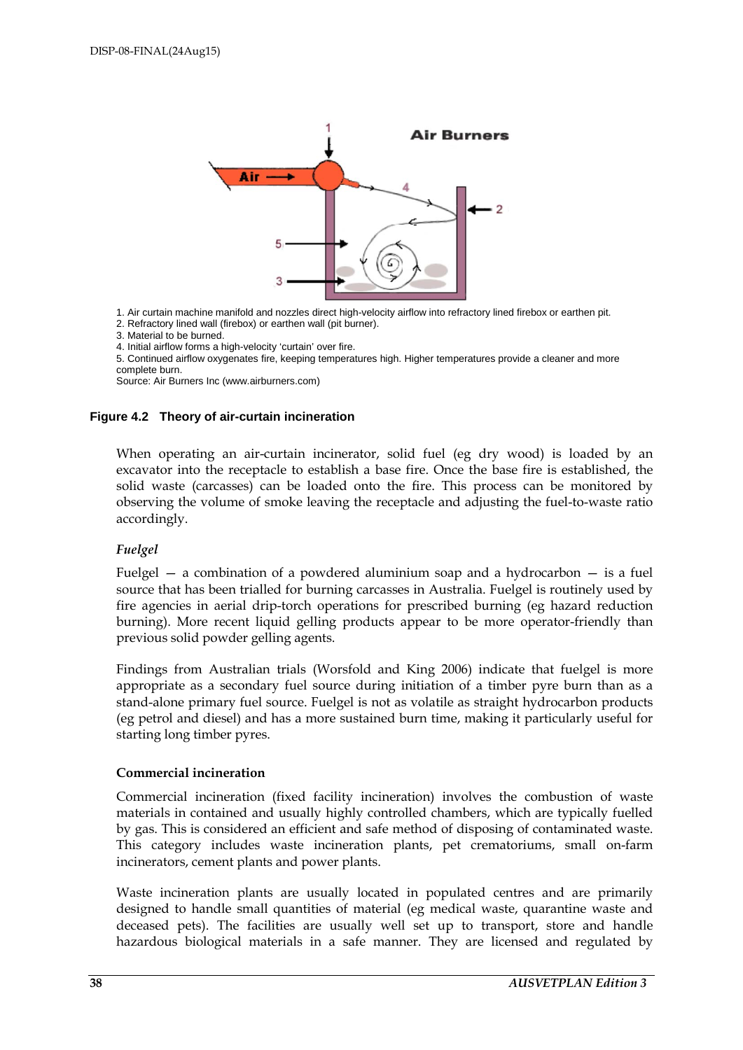1. Air curtain machine manifold and nozzles direct high-velocity airflow into refractory lined firebox or earthen pit.
2. Refractory lined wall (firebox) or earthen wall (pit burner).
3. Material to be burned.
4. Initial airflow forms a high-velocity 'curtain' over fire.
5. Continued airflow oxygenates fire, keeping temperatures high. Higher temperatures provide a cleaner and more complete burn.

Source: Air Burners Inc (www.airburners.com)

**Figure 4.2 Theory of air-curtain incineration**

When operating an air-curtain incinerator, solid fuel (eg dry wood) is loaded by an excavator into the receptacle to establish a base fire. Once the base fire is established, the solid waste (carcasses) can be loaded onto the fire. This process can be monitored by observing the volume of smoke leaving the receptacle and adjusting the fuel-to-waste ratio accordingly.

*Fuelgel*

Fuelgel — a combination of a powdered aluminium soap and a hydrocarbon — is a fuel source that has been trialled for burning carcasses in Australia. Fuelgel is routinely used by fire agencies in aerial drip-torch operations for prescribed burning (eg hazard reduction burning). More recent liquid gelling products appear to be more operator-friendly than previous solid powder gelling agents.

Findings from Australian trials (Worsfold and King 2006) indicate that fuelgel is more appropriate as a secondary fuel source during initiation of a timber pyre burn than as a stand-alone primary fuel source. Fuelgel is not as volatile as straight hydrocarbon products (eg petrol and diesel) and has a more sustained burn time, making it particularly useful for starting long timber pyres.

**Commercial incineration**

Commercial incineration (fixed facility incineration) involves the combustion of waste materials in contained and usually highly controlled chambers, which are typically fuelled by gas. This is considered an efficient and safe method of disposing of contaminated waste. This category includes waste incineration plants, pet crematoriums, small on-farm incinerators, cement plants and power plants.

Waste incineration plants are usually located in populated centres and are primarily designed to handle small quantities of material (eg medical waste, quarantine waste and deceased pets). The facilities are usually well set up to transport, store and handle hazardous biological materials in a safe manner. They are licensed and regulated by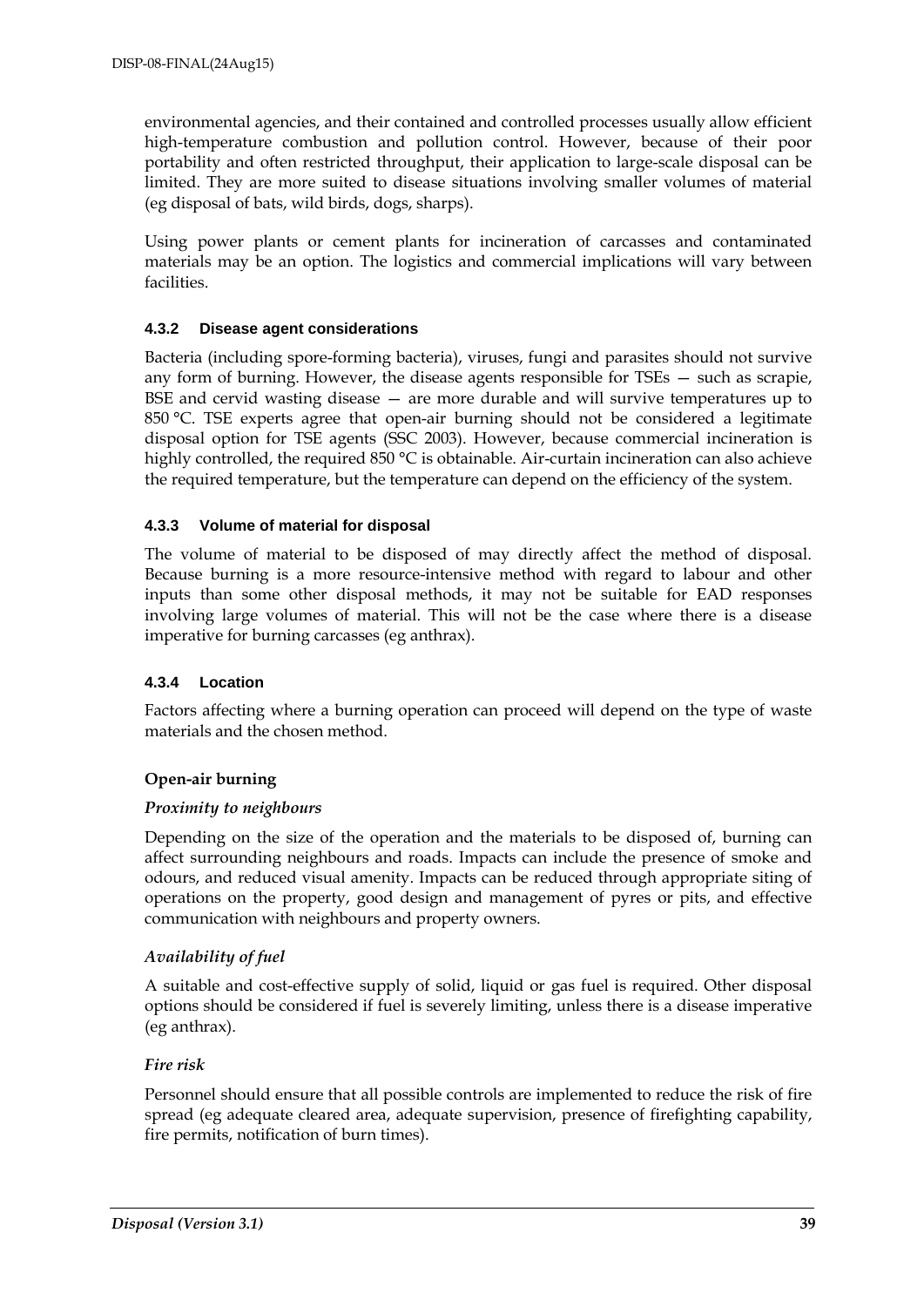environmental agencies, and their contained and controlled processes usually allow efficient high-temperature combustion and pollution control. However, because of their poor portability and often restricted throughput, their application to large-scale disposal can be limited. They are more suited to disease situations involving smaller volumes of material (eg disposal of bats, wild birds, dogs, sharps).

Using power plants or cement plants for incineration of carcasses and contaminated materials may be an option. The logistics and commercial implications will vary between facilities.

### 4.3.2 Disease agent considerations

Bacteria (including spore-forming bacteria), viruses, fungi and parasites should not survive any form of burning. However, the disease agents responsible for TSEs — such as scrapie, BSE and cervid wasting disease — are more durable and will survive temperatures up to 850 °C. TSE experts agree that open-air burning should not be considered a legitimate disposal option for TSE agents (SSC 2003). However, because commercial incineration is highly controlled, the required 850 °C is obtainable. Air-curtain incineration can also achieve the required temperature, but the temperature can depend on the efficiency of the system.

### 4.3.3 Volume of material for disposal

The volume of material to be disposed of may directly affect the method of disposal. Because burning is a more resource-intensive method with regard to labour and other inputs than some other disposal methods, it may not be suitable for EAD responses involving large volumes of material. This will not be the case where there is a disease imperative for burning carcasses (eg anthrax).

### 4.3.4 Location

Factors affecting where a burning operation can proceed will depend on the type of waste materials and the chosen method.

**Open-air burning**

*Proximity to neighbours*

Depending on the size of the operation and the materials to be disposed of, burning can affect surrounding neighbours and roads. Impacts can include the presence of smoke and odours, and reduced visual amenity. Impacts can be reduced through appropriate siting of operations on the property, good design and management of pyres or pits, and effective communication with neighbours and property owners.

*Availability of fuel*

A suitable and cost-effective supply of solid, liquid or gas fuel is required. Other disposal options should be considered if fuel is severely limiting, unless there is a disease imperative (eg anthrax).

*Fire risk*

Personnel should ensure that all possible controls are implemented to reduce the risk of fire spread (eg adequate cleared area, adequate supervision, presence of firefighting capability, fire permits, notification of burn times).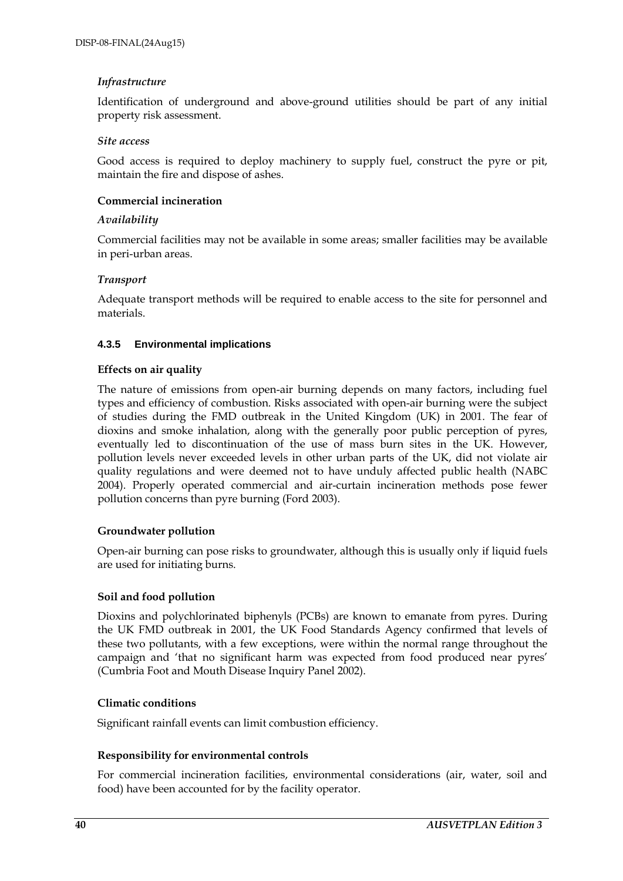*Infrastructure*

Identification of underground and above-ground utilities should be part of any initial property risk assessment.

*Site access*

Good access is required to deploy machinery to supply fuel, construct the pyre or pit, maintain the fire and dispose of ashes.

**Commercial incineration**

*Availability*

Commercial facilities may not be available in some areas; smaller facilities may be available in peri-urban areas.

*Transport*

Adequate transport methods will be required to enable access to the site for personnel and materials.

### 4.3.5 Environmental implications

**Effects on air quality**

The nature of emissions from open-air burning depends on many factors, including fuel types and efficiency of combustion. Risks associated with open-air burning were the subject of studies during the FMD outbreak in the United Kingdom (UK) in 2001. The fear of dioxins and smoke inhalation, along with the generally poor public perception of pyres, eventually led to discontinuation of the use of mass burn sites in the UK. However, pollution levels never exceeded levels in other urban parts of the UK, did not violate air quality regulations and were deemed not to have unduly affected public health (NABC 2004). Properly operated commercial and air-curtain incineration methods pose fewer pollution concerns than pyre burning (Ford 2003).

**Groundwater pollution**

Open-air burning can pose risks to groundwater, although this is usually only if liquid fuels are used for initiating burns.

**Soil and food pollution**

Dioxins and polychlorinated biphenyls (PCBs) are known to emanate from pyres. During the UK FMD outbreak in 2001, the UK Food Standards Agency confirmed that levels of these two pollutants, with a few exceptions, were within the normal range throughout the campaign and 'that no significant harm was expected from food produced near pyres' (Cumbria Foot and Mouth Disease Inquiry Panel 2002).

**Climatic conditions**

Significant rainfall events can limit combustion efficiency.

**Responsibility for environmental controls**

For commercial incineration facilities, environmental considerations (air, water, soil and food) have been accounted for by the facility operator.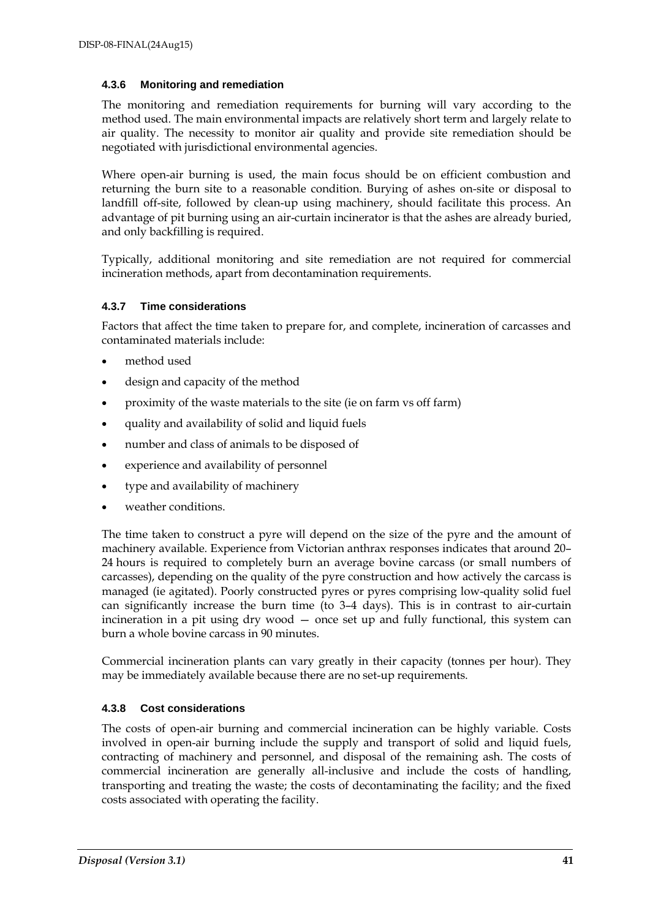### 4.3.6 Monitoring and remediation

The monitoring and remediation requirements for burning will vary according to the method used. The main environmental impacts are relatively short term and largely relate to air quality. The necessity to monitor air quality and provide site remediation should be negotiated with jurisdictional environmental agencies.

Where open-air burning is used, the main focus should be on efficient combustion and returning the burn site to a reasonable condition. Burying of ashes on-site or disposal to landfill off-site, followed by clean-up using machinery, should facilitate this process. An advantage of pit burning using an air-curtain incinerator is that the ashes are already buried, and only backfilling is required.

Typically, additional monitoring and site remediation are not required for commercial incineration methods, apart from decontamination requirements.

### 4.3.7 Time considerations

Factors that affect the time taken to prepare for, and complete, incineration of carcasses and contaminated materials include:

- method used
- design and capacity of the method
- proximity of the waste materials to the site (ie on farm vs off farm)
- quality and availability of solid and liquid fuels
- number and class of animals to be disposed of
- experience and availability of personnel
- type and availability of machinery
- weather conditions.

The time taken to construct a pyre will depend on the size of the pyre and the amount of machinery available. Experience from Victorian anthrax responses indicates that around 20–24 hours is required to completely burn an average bovine carcass (or small numbers of carcasses), depending on the quality of the pyre construction and how actively the carcass is managed (ie agitated). Poorly constructed pyres or pyres comprising low-quality solid fuel can significantly increase the burn time (to 3–4 days). This is in contrast to air-curtain incineration in a pit using dry wood — once set up and fully functional, this system can burn a whole bovine carcass in 90 minutes.

Commercial incineration plants can vary greatly in their capacity (tonnes per hour). They may be immediately available because there are no set-up requirements.

### 4.3.8 Cost considerations

The costs of open-air burning and commercial incineration can be highly variable. Costs involved in open-air burning include the supply and transport of solid and liquid fuels, contracting of machinery and personnel, and disposal of the remaining ash. The costs of commercial incineration are generally all-inclusive and include the costs of handling, transporting and treating the waste; the costs of decontaminating the facility; and the fixed costs associated with operating the facility.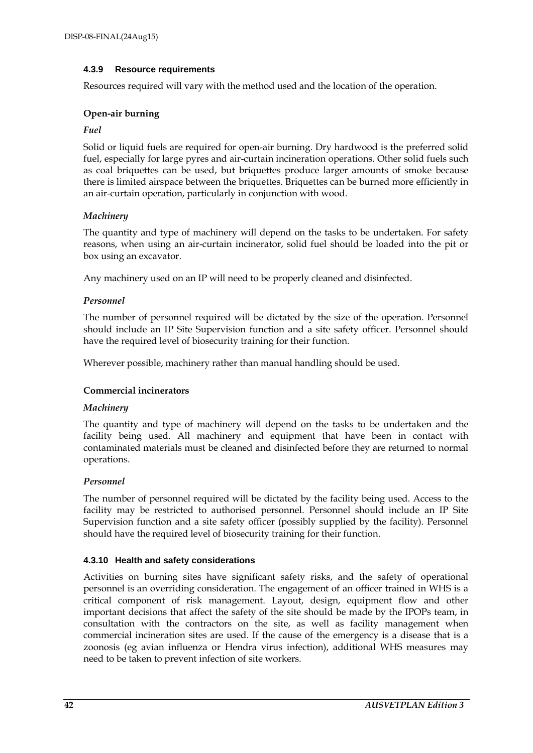#### 4.3.9 Resource requirements

Resources required will vary with the method used and the location of the operation.

**Open-air burning**

*Fuel*

Solid or liquid fuels are required for open-air burning. Dry hardwood is the preferred solid fuel, especially for large pyres and air-curtain incineration operations. Other solid fuels such as coal briquettes can be used, but briquettes produce larger amounts of smoke because there is limited airspace between the briquettes. Briquettes can be burned more efficiently in an air-curtain operation, particularly in conjunction with wood.

*Machinery*

The quantity and type of machinery will depend on the tasks to be undertaken. For safety reasons, when using an air-curtain incinerator, solid fuel should be loaded into the pit or box using an excavator.

Any machinery used on an IP will need to be properly cleaned and disinfected.

*Personnel*

The number of personnel required will be dictated by the size of the operation. Personnel should include an IP Site Supervision function and a site safety officer. Personnel should have the required level of biosecurity training for their function.

Wherever possible, machinery rather than manual handling should be used.

**Commercial incinerators**

*Machinery*

The quantity and type of machinery will depend on the tasks to be undertaken and the facility being used. All machinery and equipment that have been in contact with contaminated materials must be cleaned and disinfected before they are returned to normal operations.

*Personnel*

The number of personnel required will be dictated by the facility being used. Access to the facility may be restricted to authorised personnel. Personnel should include an IP Site Supervision function and a site safety officer (possibly supplied by the facility). Personnel should have the required level of biosecurity training for their function.

#### 4.3.10 Health and safety considerations

Activities on burning sites have significant safety risks, and the safety of operational personnel is an overriding consideration. The engagement of an officer trained in WHS is a critical component of risk management. Layout, design, equipment flow and other important decisions that affect the safety of the site should be made by the IPOPs team, in consultation with the contractors on the site, as well as facility management when commercial incineration sites are used. If the cause of the emergency is a disease that is a zoonosis (eg avian influenza or Hendra virus infection), additional WHS measures may need to be taken to prevent infection of site workers.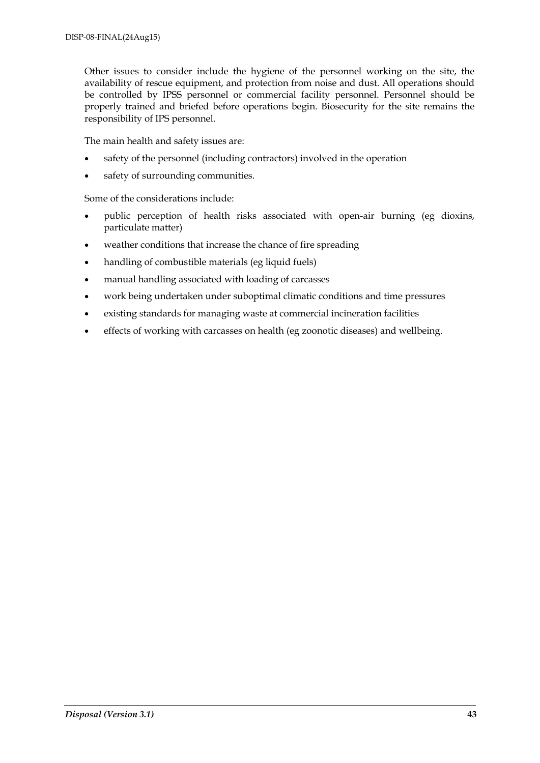Other issues to consider include the hygiene of the personnel working on the site, the availability of rescue equipment, and protection from noise and dust. All operations should be controlled by IPSS personnel or commercial facility personnel. Personnel should be properly trained and briefed before operations begin. Biosecurity for the site remains the responsibility of IPS personnel.

The main health and safety issues are:

- safety of the personnel (including contractors) involved in the operation
- safety of surrounding communities.

Some of the considerations include:

- public perception of health risks associated with open-air burning (eg dioxins, particulate matter)
- weather conditions that increase the chance of fire spreading
- handling of combustible materials (eg liquid fuels)
- manual handling associated with loading of carcasses
- work being undertaken under suboptimal climatic conditions and time pressures
- existing standards for managing waste at commercial incineration facilities
- effects of working with carcasses on health (eg zoonotic diseases) and wellbeing.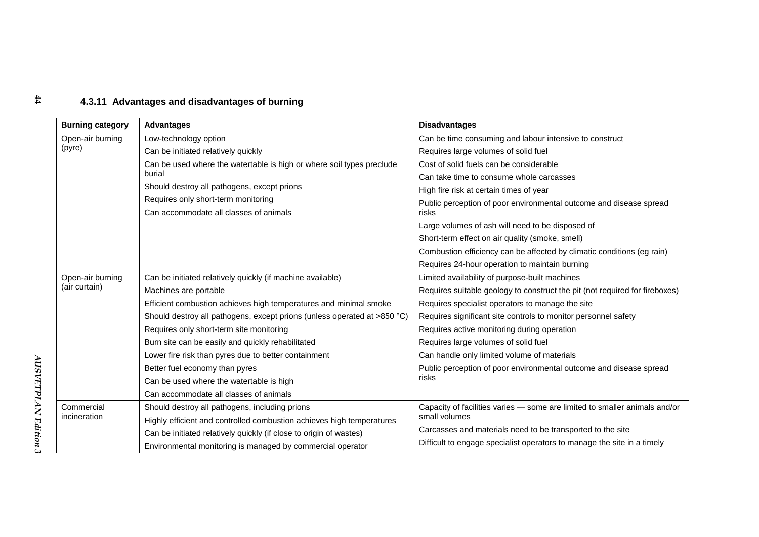#### 4.3.11 Advantages and disadvantages of burning

| Burning category | Advantages | Disadvantages |
|---|---|---|
| Open-air burning (pyre) | Low-technology option<br>Can be initiated relatively quickly<br>Can be used where the watertable is high or where soil types preclude burial<br>Should destroy all pathogens, except prions<br>Requires only short-term monitoring<br>Can accommodate all classes of animals | Can be time consuming and labour intensive to construct<br>Requires large volumes of solid fuel<br>Cost of solid fuels can be considerable<br>Can take time to consume whole carcasses<br>High fire risk at certain times of year<br>Public perception of poor environmental outcome and disease spread risks<br>Large volumes of ash will need to be disposed of<br>Short-term effect on air quality (smoke, smell)<br>Combustion efficiency can be affected by climatic conditions (eg rain)<br>Requires 24-hour operation to maintain burning |
| Open-air burning (air curtain) | Can be initiated relatively quickly (if machine available)<br>Machines are portable<br>Efficient combustion achieves high temperatures and minimal smoke<br>Should destroy all pathogens, except prions (unless operated at >850 °C)<br>Requires only short-term site monitoring<br>Burn site can be easily and quickly rehabilitated<br>Lower fire risk than pyres due to better containment<br>Better fuel economy than pyres<br>Can be used where the watertable is high<br>Can accommodate all classes of animals | Limited availability of purpose-built machines<br>Requires suitable geology to construct the pit (not required for fireboxes)<br>Requires specialist operators to manage the site<br>Requires significant site controls to monitor personnel safety<br>Requires active monitoring during operation<br>Requires large volumes of solid fuel<br>Can handle only limited volume of materials<br>Public perception of poor environmental outcome and disease spread risks |
| Commercial incineration | Should destroy all pathogens, including prions<br>Highly efficient and controlled combustion achieves high temperatures<br>Can be initiated relatively quickly (if close to origin of wastes)<br>Environmental monitoring is managed by commercial operator | Capacity of facilities varies — some are limited to smaller animals and/or small volumes<br>Carcasses and materials need to be transported to the site<br>Difficult to engage specialist operators to manage the site in a timely |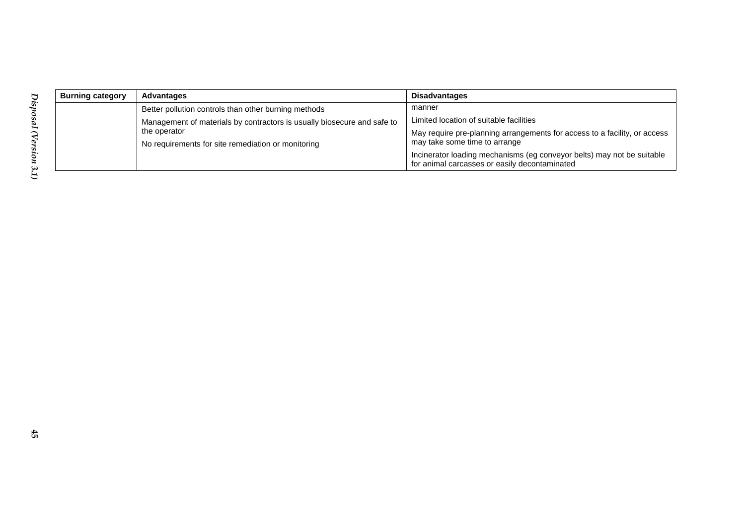| Burning category | Advantages | Disadvantages |
| --- | --- | --- |
| | Better pollution controls than other burning methods<br>Management of materials by contractors is usually biosecure and safe to the operator<br>No requirements for site remediation or monitoring | manner<br>Limited location of suitable facilities<br>May require pre-planning arrangements for access to a facility, or access may take some time to arrange<br>Incinerator loading mechanisms (eg conveyor belts) may not be suitable for animal carcasses or easily decontaminated |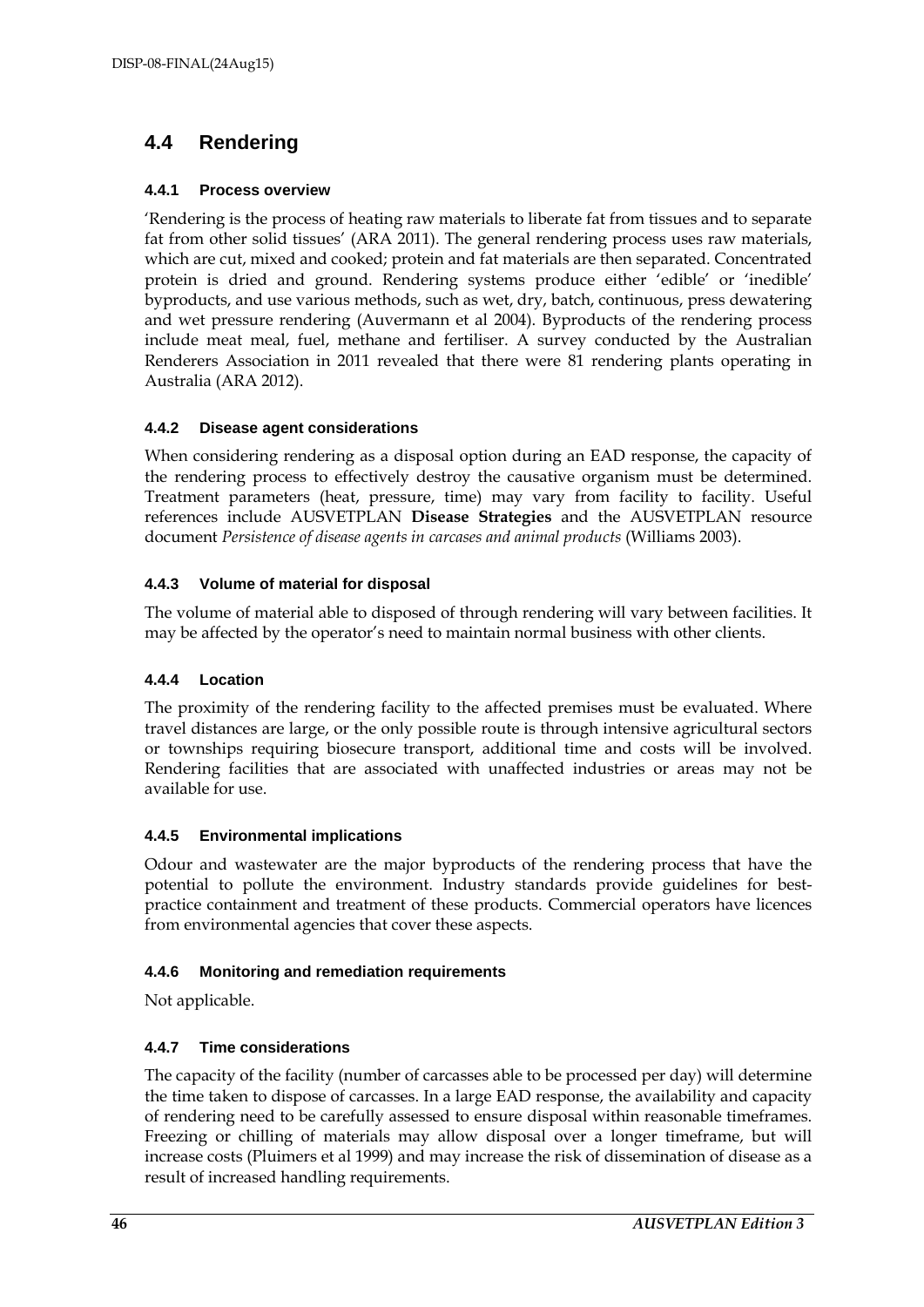## 4.4 Rendering

### 4.4.1 Process overview

'Rendering is the process of heating raw materials to liberate fat from tissues and to separate fat from other solid tissues' (ARA 2011). The general rendering process uses raw materials, which are cut, mixed and cooked; protein and fat materials are then separated. Concentrated protein is dried and ground. Rendering systems produce either 'edible' or 'inedible' byproducts, and use various methods, such as wet, dry, batch, continuous, press dewatering and wet pressure rendering (Auvermann et al 2004). Byproducts of the rendering process include meat meal, fuel, methane and fertiliser. A survey conducted by the Australian Renderers Association in 2011 revealed that there were 81 rendering plants operating in Australia (ARA 2012).

### 4.4.2 Disease agent considerations

When considering rendering as a disposal option during an EAD response, the capacity of the rendering process to effectively destroy the causative organism must be determined. Treatment parameters (heat, pressure, time) may vary from facility to facility. Useful references include AUSVETPLAN **Disease Strategies** and the AUSVETPLAN resource document *Persistence of disease agents in carcases and animal products* (Williams 2003).

### 4.4.3 Volume of material for disposal

The volume of material able to disposed of through rendering will vary between facilities. It may be affected by the operator's need to maintain normal business with other clients.

### 4.4.4 Location

The proximity of the rendering facility to the affected premises must be evaluated. Where travel distances are large, or the only possible route is through intensive agricultural sectors or townships requiring biosecure transport, additional time and costs will be involved. Rendering facilities that are associated with unaffected industries or areas may not be available for use.

### 4.4.5 Environmental implications

Odour and wastewater are the major byproducts of the rendering process that have the potential to pollute the environment. Industry standards provide guidelines for best-practice containment and treatment of these products. Commercial operators have licences from environmental agencies that cover these aspects.

### 4.4.6 Monitoring and remediation requirements

Not applicable.

### 4.4.7 Time considerations

The capacity of the facility (number of carcasses able to be processed per day) will determine the time taken to dispose of carcasses. In a large EAD response, the availability and capacity of rendering need to be carefully assessed to ensure disposal within reasonable timeframes. Freezing or chilling of materials may allow disposal over a longer timeframe, but will increase costs (Pluimers et al 1999) and may increase the risk of dissemination of disease as a result of increased handling requirements.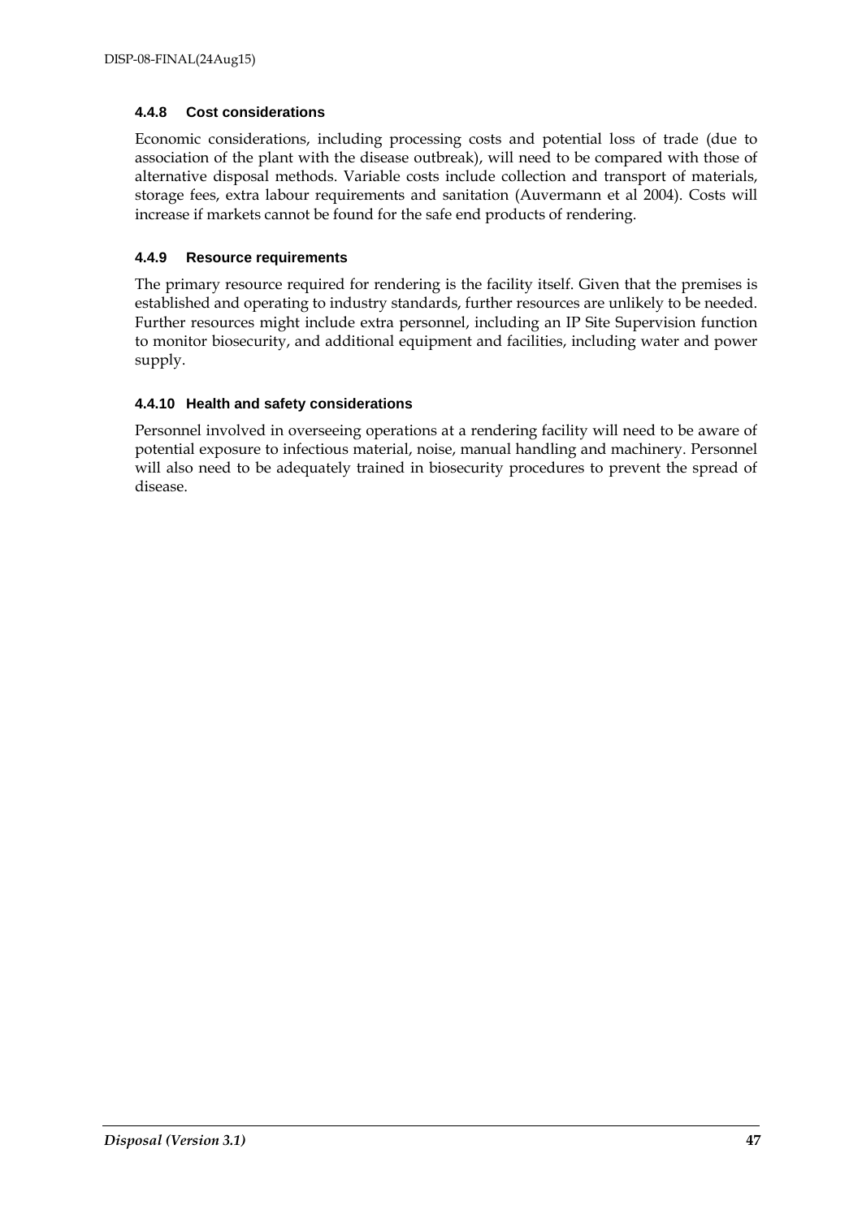#### 4.4.8 Cost considerations

Economic considerations, including processing costs and potential loss of trade (due to association of the plant with the disease outbreak), will need to be compared with those of alternative disposal methods. Variable costs include collection and transport of materials, storage fees, extra labour requirements and sanitation (Auvermann et al 2004). Costs will increase if markets cannot be found for the safe end products of rendering.

#### 4.4.9 Resource requirements

The primary resource required for rendering is the facility itself. Given that the premises is established and operating to industry standards, further resources are unlikely to be needed. Further resources might include extra personnel, including an IP Site Supervision function to monitor biosecurity, and additional equipment and facilities, including water and power supply.

#### 4.4.10 Health and safety considerations

Personnel involved in overseeing operations at a rendering facility will need to be aware of potential exposure to infectious material, noise, manual handling and machinery. Personnel will also need to be adequately trained in biosecurity procedures to prevent the spread of disease.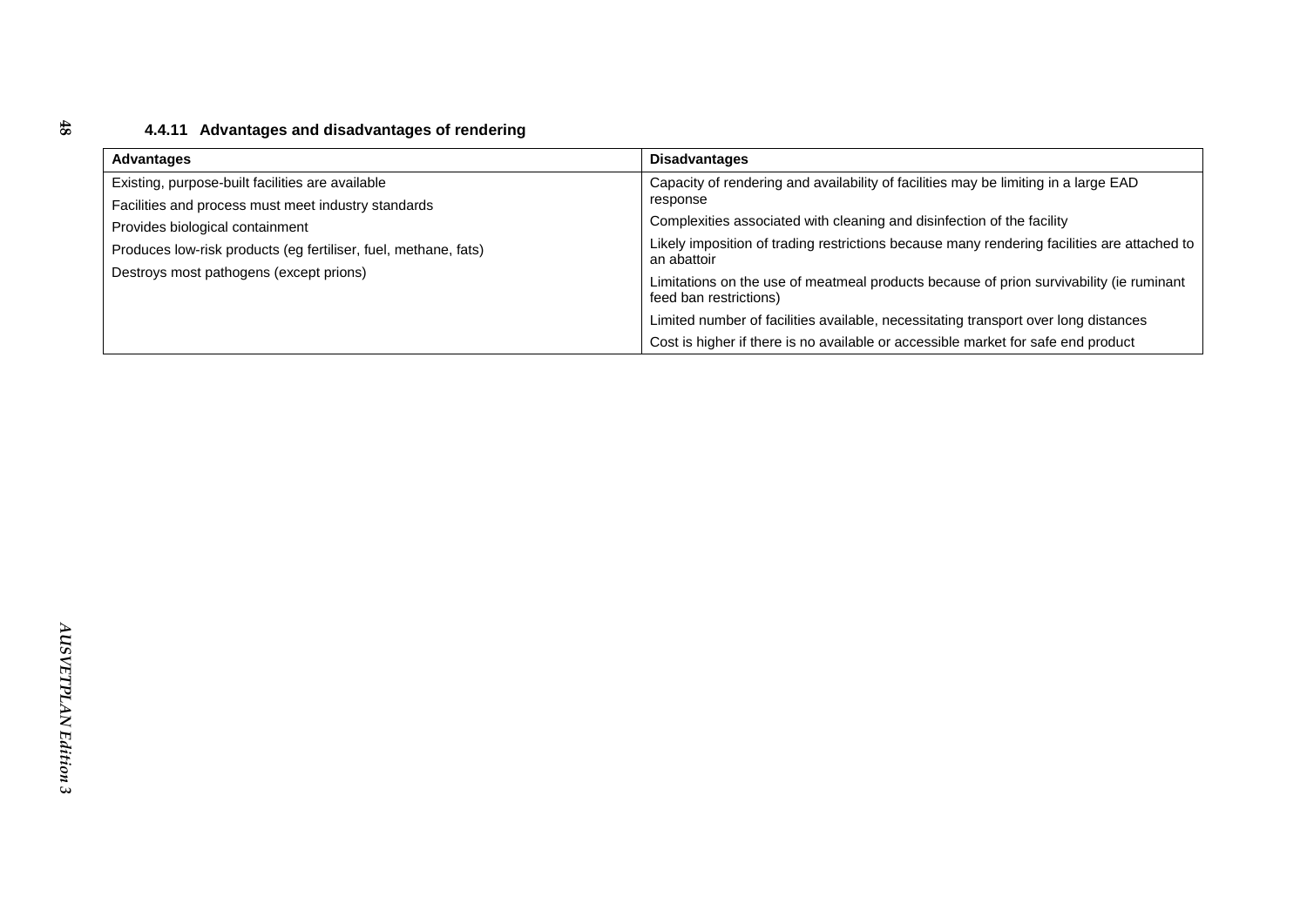#### 4.4.11 Advantages and disadvantages of rendering

| Advantages | Disadvantages |
|---|---|
| Existing, purpose-built facilities are available | Capacity of rendering and availability of facilities may be limiting in a large EAD response |
| Facilities and process must meet industry standards | Complexities associated with cleaning and disinfection of the facility |
| Provides biological containment | Likely imposition of trading restrictions because many rendering facilities are attached to an abattoir |
| Produces low-risk products (eg fertiliser, fuel, methane, fats) | Limitations on the use of meatmeal products because of prion survivability (ie ruminant feed ban restrictions) |
| Destroys most pathogens (except prions) | Limited number of facilities available, necessitating transport over long distances |
| | Cost is higher if there is no available or accessible market for safe end product |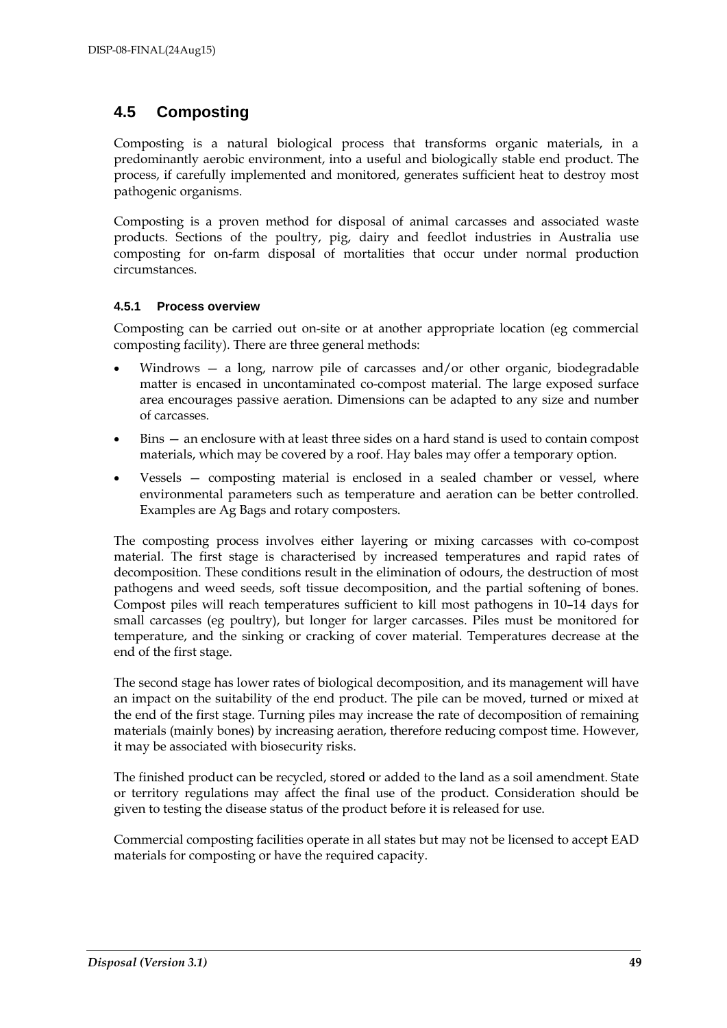## 4.5 Composting

Composting is a natural biological process that transforms organic materials, in a predominantly aerobic environment, into a useful and biologically stable end product. The process, if carefully implemented and monitored, generates sufficient heat to destroy most pathogenic organisms.

Composting is a proven method for disposal of animal carcasses and associated waste products. Sections of the poultry, pig, dairy and feedlot industries in Australia use composting for on-farm disposal of mortalities that occur under normal production circumstances.

### 4.5.1 Process overview

Composting can be carried out on-site or at another appropriate location (eg commercial composting facility). There are three general methods:

- Windrows — a long, narrow pile of carcasses and/or other organic, biodegradable matter is encased in uncontaminated co-compost material. The large exposed surface area encourages passive aeration. Dimensions can be adapted to any size and number of carcasses.
- Bins — an enclosure with at least three sides on a hard stand is used to contain compost materials, which may be covered by a roof. Hay bales may offer a temporary option.
- Vessels — composting material is enclosed in a sealed chamber or vessel, where environmental parameters such as temperature and aeration can be better controlled. Examples are Ag Bags and rotary composters.

The composting process involves either layering or mixing carcasses with co-compost material. The first stage is characterised by increased temperatures and rapid rates of decomposition. These conditions result in the elimination of odours, the destruction of most pathogens and weed seeds, soft tissue decomposition, and the partial softening of bones. Compost piles will reach temperatures sufficient to kill most pathogens in 10–14 days for small carcasses (eg poultry), but longer for larger carcasses. Piles must be monitored for temperature, and the sinking or cracking of cover material. Temperatures decrease at the end of the first stage.

The second stage has lower rates of biological decomposition, and its management will have an impact on the suitability of the end product. The pile can be moved, turned or mixed at the end of the first stage. Turning piles may increase the rate of decomposition of remaining materials (mainly bones) by increasing aeration, therefore reducing compost time. However, it may be associated with biosecurity risks.

The finished product can be recycled, stored or added to the land as a soil amendment. State or territory regulations may affect the final use of the product. Consideration should be given to testing the disease status of the product before it is released for use.

Commercial composting facilities operate in all states but may not be licensed to accept EAD materials for composting or have the required capacity.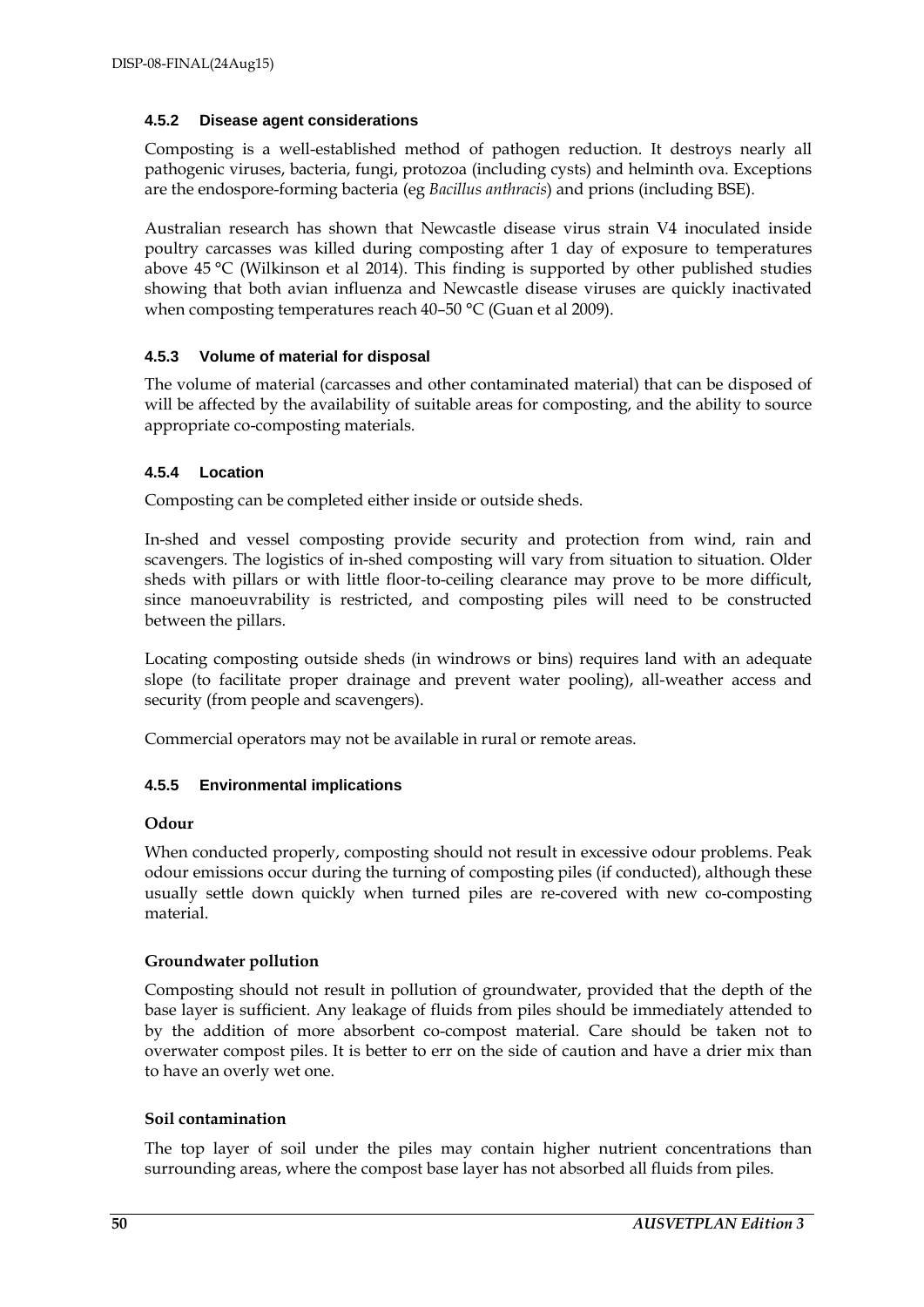#### 4.5.2 Disease agent considerations

Composting is a well-established method of pathogen reduction. It destroys nearly all pathogenic viruses, bacteria, fungi, protozoa (including cysts) and helminth ova. Exceptions are the endospore-forming bacteria (eg *Bacillus anthracis*) and prions (including BSE).

Australian research has shown that Newcastle disease virus strain V4 inoculated inside poultry carcasses was killed during composting after 1 day of exposure to temperatures above 45 °C (Wilkinson et al 2014). This finding is supported by other published studies showing that both avian influenza and Newcastle disease viruses are quickly inactivated when composting temperatures reach 40–50 °C (Guan et al 2009).

#### 4.5.3 Volume of material for disposal

The volume of material (carcasses and other contaminated material) that can be disposed of will be affected by the availability of suitable areas for composting, and the ability to source appropriate co-composting materials.

#### 4.5.4 Location

Composting can be completed either inside or outside sheds.

In-shed and vessel composting provide security and protection from wind, rain and scavengers. The logistics of in-shed composting will vary from situation to situation. Older sheds with pillars or with little floor-to-ceiling clearance may prove to be more difficult, since manoeuvrability is restricted, and composting piles will need to be constructed between the pillars.

Locating composting outside sheds (in windrows or bins) requires land with an adequate slope (to facilitate proper drainage and prevent water pooling), all-weather access and security (from people and scavengers).

Commercial operators may not be available in rural or remote areas.

#### 4.5.5 Environmental implications

**Odour**

When conducted properly, composting should not result in excessive odour problems. Peak odour emissions occur during the turning of composting piles (if conducted), although these usually settle down quickly when turned piles are re-covered with new co-composting material.

**Groundwater pollution**

Composting should not result in pollution of groundwater, provided that the depth of the base layer is sufficient. Any leakage of fluids from piles should be immediately attended to by the addition of more absorbent co-compost material. Care should be taken not to overwater compost piles. It is better to err on the side of caution and have a drier mix than to have an overly wet one.

**Soil contamination**

The top layer of soil under the piles may contain higher nutrient concentrations than surrounding areas, where the compost base layer has not absorbed all fluids from piles.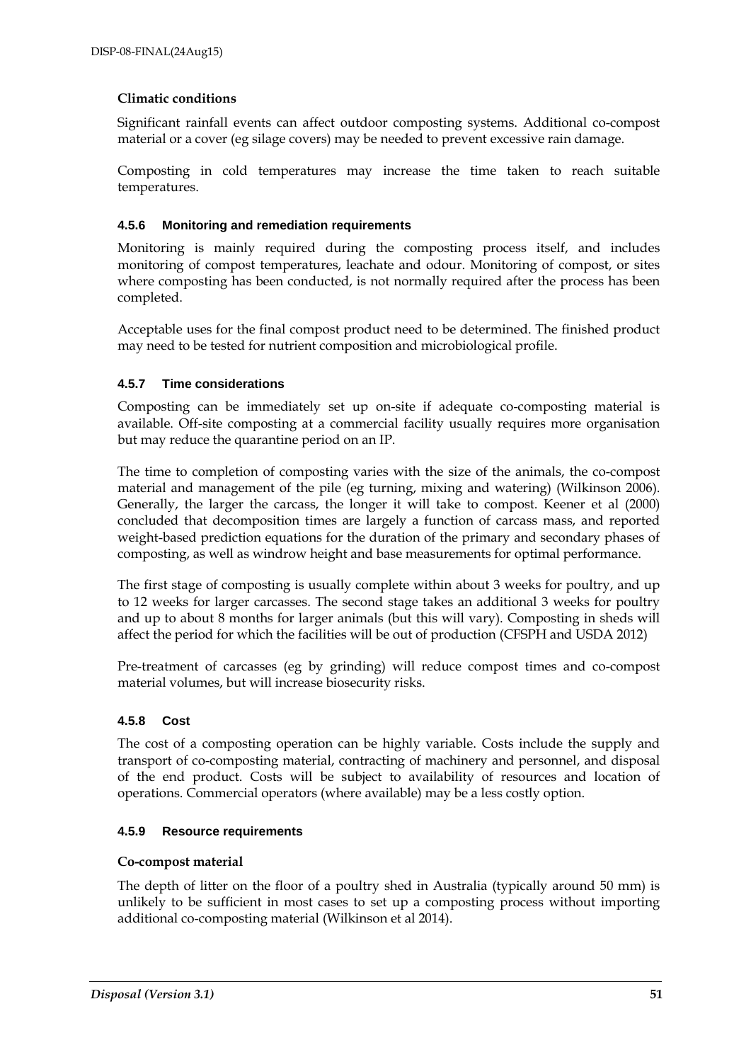**Climatic conditions**

Significant rainfall events can affect outdoor composting systems. Additional co-compost material or a cover (eg silage covers) may be needed to prevent excessive rain damage.

Composting in cold temperatures may increase the time taken to reach suitable temperatures.

### 4.5.6 Monitoring and remediation requirements

Monitoring is mainly required during the composting process itself, and includes monitoring of compost temperatures, leachate and odour. Monitoring of compost, or sites where composting has been conducted, is not normally required after the process has been completed.

Acceptable uses for the final compost product need to be determined. The finished product may need to be tested for nutrient composition and microbiological profile.

### 4.5.7 Time considerations

Composting can be immediately set up on-site if adequate co-composting material is available. Off-site composting at a commercial facility usually requires more organisation but may reduce the quarantine period on an IP.

The time to completion of composting varies with the size of the animals, the co-compost material and management of the pile (eg turning, mixing and watering) (Wilkinson 2006). Generally, the larger the carcass, the longer it will take to compost. Keener et al (2000) concluded that decomposition times are largely a function of carcass mass, and reported weight-based prediction equations for the duration of the primary and secondary phases of composting, as well as windrow height and base measurements for optimal performance.

The first stage of composting is usually complete within about 3 weeks for poultry, and up to 12 weeks for larger carcasses. The second stage takes an additional 3 weeks for poultry and up to about 8 months for larger animals (but this will vary). Composting in sheds will affect the period for which the facilities will be out of production (CFSPH and USDA 2012)

Pre-treatment of carcasses (eg by grinding) will reduce compost times and co-compost material volumes, but will increase biosecurity risks.

### 4.5.8 Cost

The cost of a composting operation can be highly variable. Costs include the supply and transport of co-composting material, contracting of machinery and personnel, and disposal of the end product. Costs will be subject to availability of resources and location of operations. Commercial operators (where available) may be a less costly option.

### 4.5.9 Resource requirements

**Co-compost material**

The depth of litter on the floor of a poultry shed in Australia (typically around 50 mm) is unlikely to be sufficient in most cases to set up a composting process without importing additional co-composting material (Wilkinson et al 2014).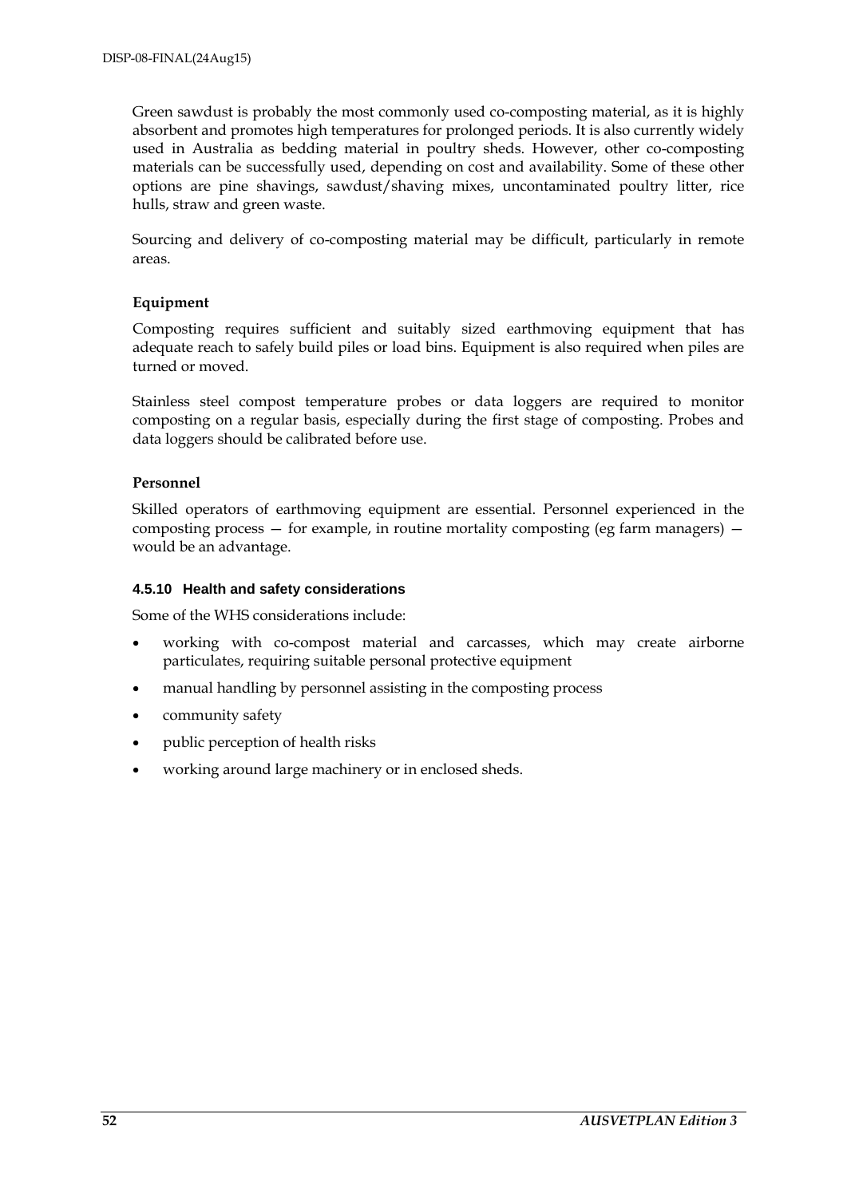Green sawdust is probably the most commonly used co-composting material, as it is highly absorbent and promotes high temperatures for prolonged periods. It is also currently widely used in Australia as bedding material in poultry sheds. However, other co-composting materials can be successfully used, depending on cost and availability. Some of these other options are pine shavings, sawdust/shaving mixes, uncontaminated poultry litter, rice hulls, straw and green waste.

Sourcing and delivery of co-composting material may be difficult, particularly in remote areas.

**Equipment**

Composting requires sufficient and suitably sized earthmoving equipment that has adequate reach to safely build piles or load bins. Equipment is also required when piles are turned or moved.

Stainless steel compost temperature probes or data loggers are required to monitor composting on a regular basis, especially during the first stage of composting. Probes and data loggers should be calibrated before use.

**Personnel**

Skilled operators of earthmoving equipment are essential. Personnel experienced in the composting process — for example, in routine mortality composting (eg farm managers) — would be an advantage.

#### 4.5.10 Health and safety considerations

Some of the WHS considerations include:

- working with co-compost material and carcasses, which may create airborne particulates, requiring suitable personal protective equipment
- manual handling by personnel assisting in the composting process
- community safety
- public perception of health risks
- working around large machinery or in enclosed sheds.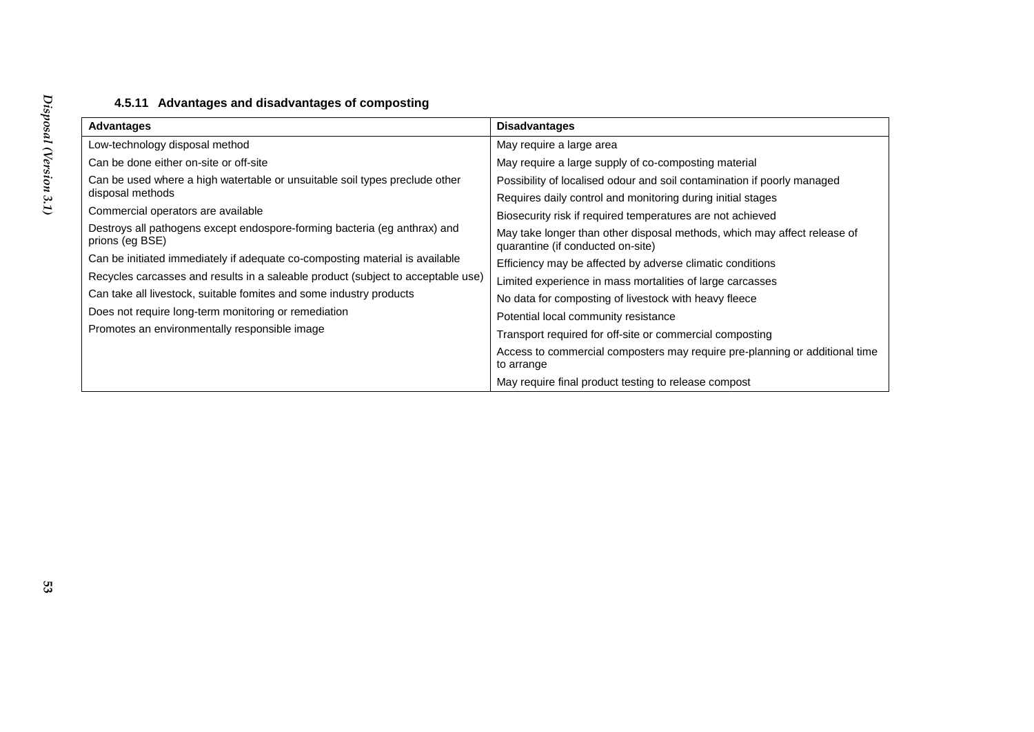#### 4.5.11 Advantages and disadvantages of composting

| Advantages | Disadvantages |
| --- | --- |
| Low-technology disposal method | May require a large area |
| Can be done either on-site or off-site | May require a large supply of co-composting material |
| Can be used where a high watertable or unsuitable soil types preclude other disposal methods | Possibility of localised odour and soil contamination if poorly managed |
| Commercial operators are available | Requires daily control and monitoring during initial stages |
| Destroys all pathogens except endospore-forming bacteria (eg anthrax) and prions (eg BSE) | Biosecurity risk if required temperatures are not achieved |
| Can be initiated immediately if adequate co-composting material is available | May take longer than other disposal methods, which may affect release of quarantine (if conducted on-site) |
| Recycles carcasses and results in a saleable product (subject to acceptable use) | Efficiency may be affected by adverse climatic conditions |
| Can take all livestock, suitable fomites and some industry products | Limited experience in mass mortalities of large carcasses |
| Does not require long-term monitoring or remediation | No data for composting of livestock with heavy fleece |
| Promotes an environmentally responsible image | Potential local community resistance |
| | Transport required for off-site or commercial composting |
| | Access to commercial composters may require pre-planning or additional time to arrange |
| | May require final product testing to release compost |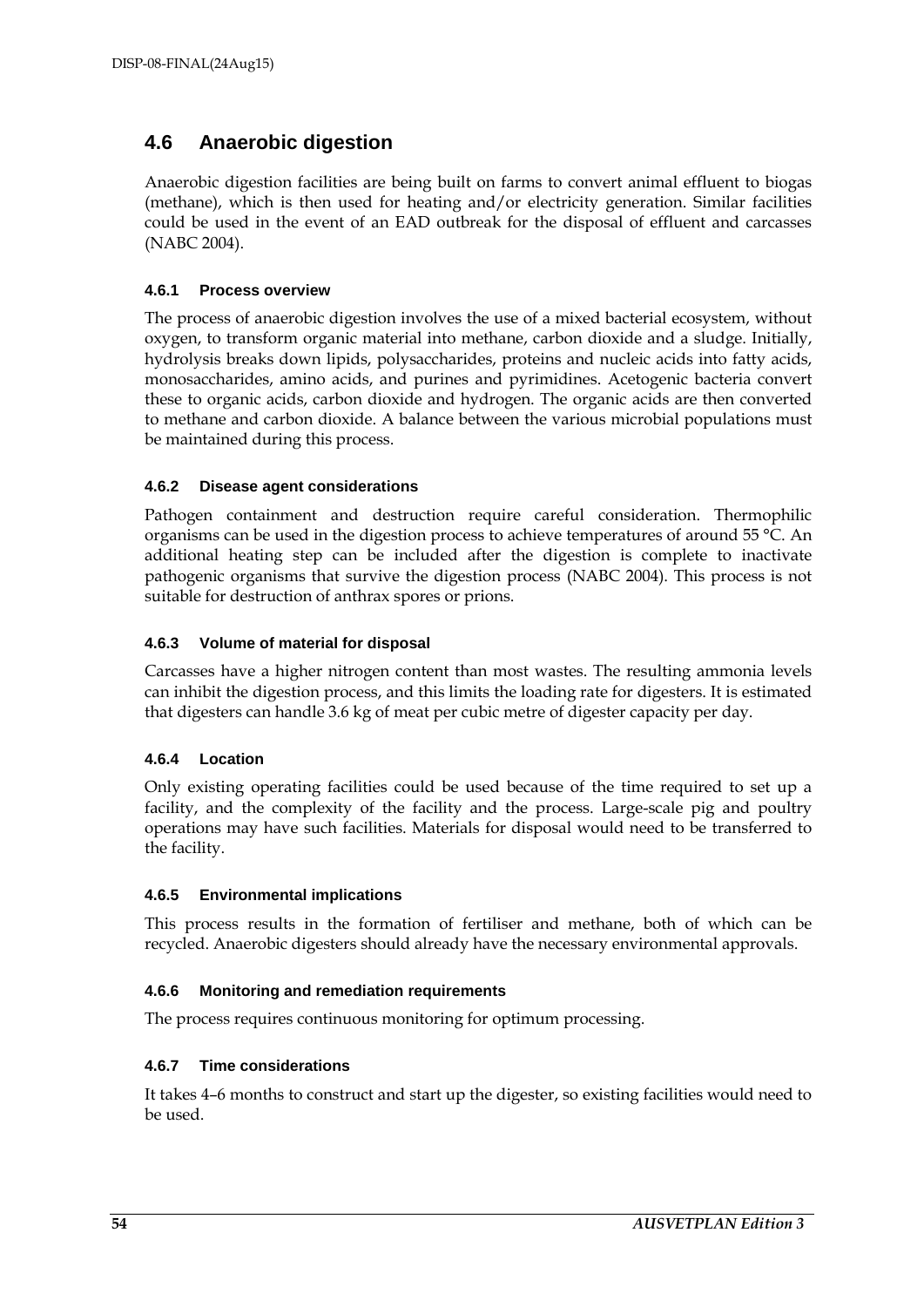## 4.6 Anaerobic digestion

Anaerobic digestion facilities are being built on farms to convert animal effluent to biogas (methane), which is then used for heating and/or electricity generation. Similar facilities could be used in the event of an EAD outbreak for the disposal of effluent and carcasses (NABC 2004).

### 4.6.1 Process overview

The process of anaerobic digestion involves the use of a mixed bacterial ecosystem, without oxygen, to transform organic material into methane, carbon dioxide and a sludge. Initially, hydrolysis breaks down lipids, polysaccharides, proteins and nucleic acids into fatty acids, monosaccharides, amino acids, and purines and pyrimidines. Acetogenic bacteria convert these to organic acids, carbon dioxide and hydrogen. The organic acids are then converted to methane and carbon dioxide. A balance between the various microbial populations must be maintained during this process.

### 4.6.2 Disease agent considerations

Pathogen containment and destruction require careful consideration. Thermophilic organisms can be used in the digestion process to achieve temperatures of around 55 °C. An additional heating step can be included after the digestion is complete to inactivate pathogenic organisms that survive the digestion process (NABC 2004). This process is not suitable for destruction of anthrax spores or prions.

### 4.6.3 Volume of material for disposal

Carcasses have a higher nitrogen content than most wastes. The resulting ammonia levels can inhibit the digestion process, and this limits the loading rate for digesters. It is estimated that digesters can handle 3.6 kg of meat per cubic metre of digester capacity per day.

### 4.6.4 Location

Only existing operating facilities could be used because of the time required to set up a facility, and the complexity of the facility and the process. Large-scale pig and poultry operations may have such facilities. Materials for disposal would need to be transferred to the facility.

### 4.6.5 Environmental implications

This process results in the formation of fertiliser and methane, both of which can be recycled. Anaerobic digesters should already have the necessary environmental approvals.

### 4.6.6 Monitoring and remediation requirements

The process requires continuous monitoring for optimum processing.

### 4.6.7 Time considerations

It takes 4–6 months to construct and start up the digester, so existing facilities would need to be used.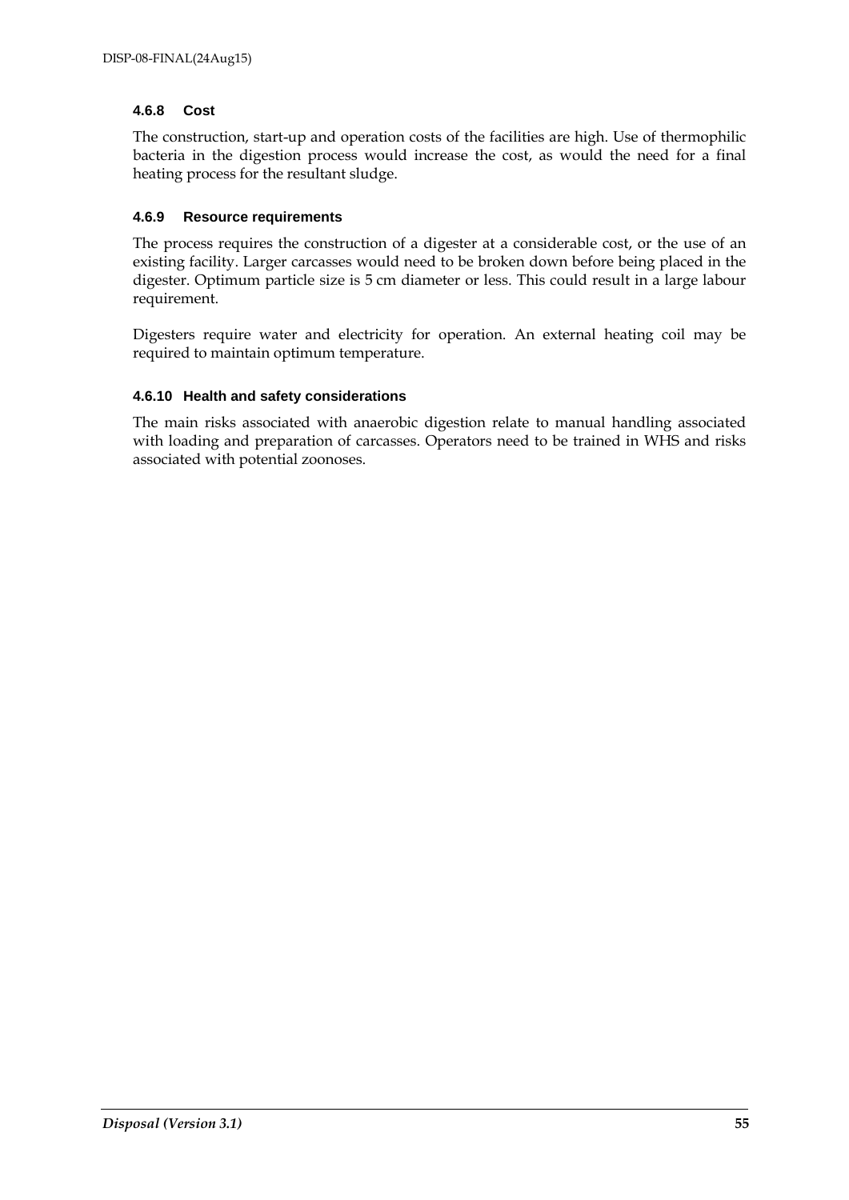### 4.6.8 Cost

The construction, start-up and operation costs of the facilities are high. Use of thermophilic bacteria in the digestion process would increase the cost, as would the need for a final heating process for the resultant sludge.

### 4.6.9 Resource requirements

The process requires the construction of a digester at a considerable cost, or the use of an existing facility. Larger carcasses would need to be broken down before being placed in the digester. Optimum particle size is 5 cm diameter or less. This could result in a large labour requirement.

Digesters require water and electricity for operation. An external heating coil may be required to maintain optimum temperature.

### 4.6.10 Health and safety considerations

The main risks associated with anaerobic digestion relate to manual handling associated with loading and preparation of carcasses. Operators need to be trained in WHS and risks associated with potential zoonoses.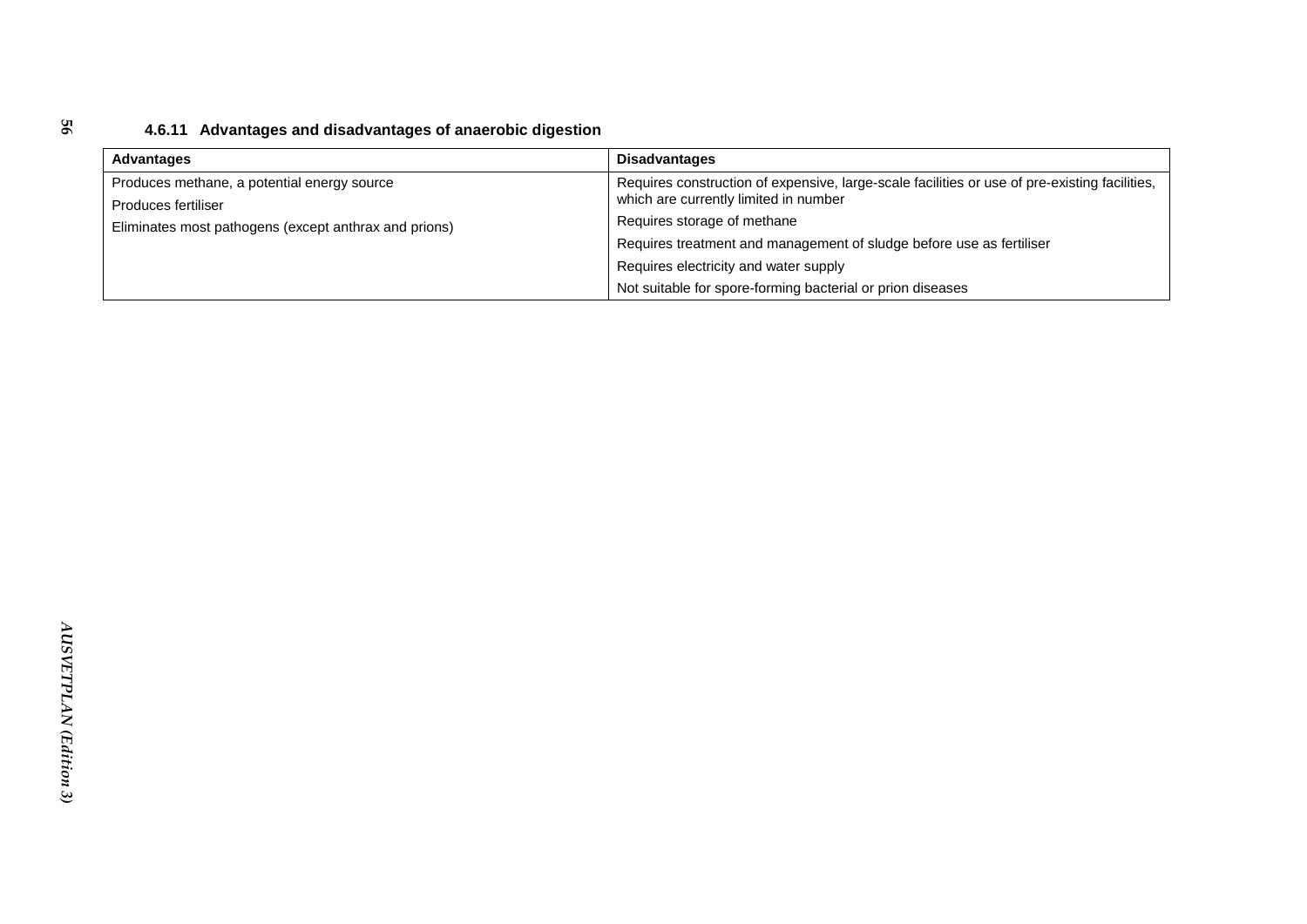#### 4.6.11 Advantages and disadvantages of anaerobic digestion

| Advantages | Disadvantages |
| --- | --- |
| Produces methane, a potential energy source | Requires construction of expensive, large-scale facilities or use of pre-existing facilities, which are currently limited in number |
| Produces fertiliser | Requires storage of methane |
| Eliminates most pathogens (except anthrax and prions) | Requires treatment and management of sludge before use as fertiliser |
| | Requires electricity and water supply |
| | Not suitable for spore-forming bacterial or prion diseases |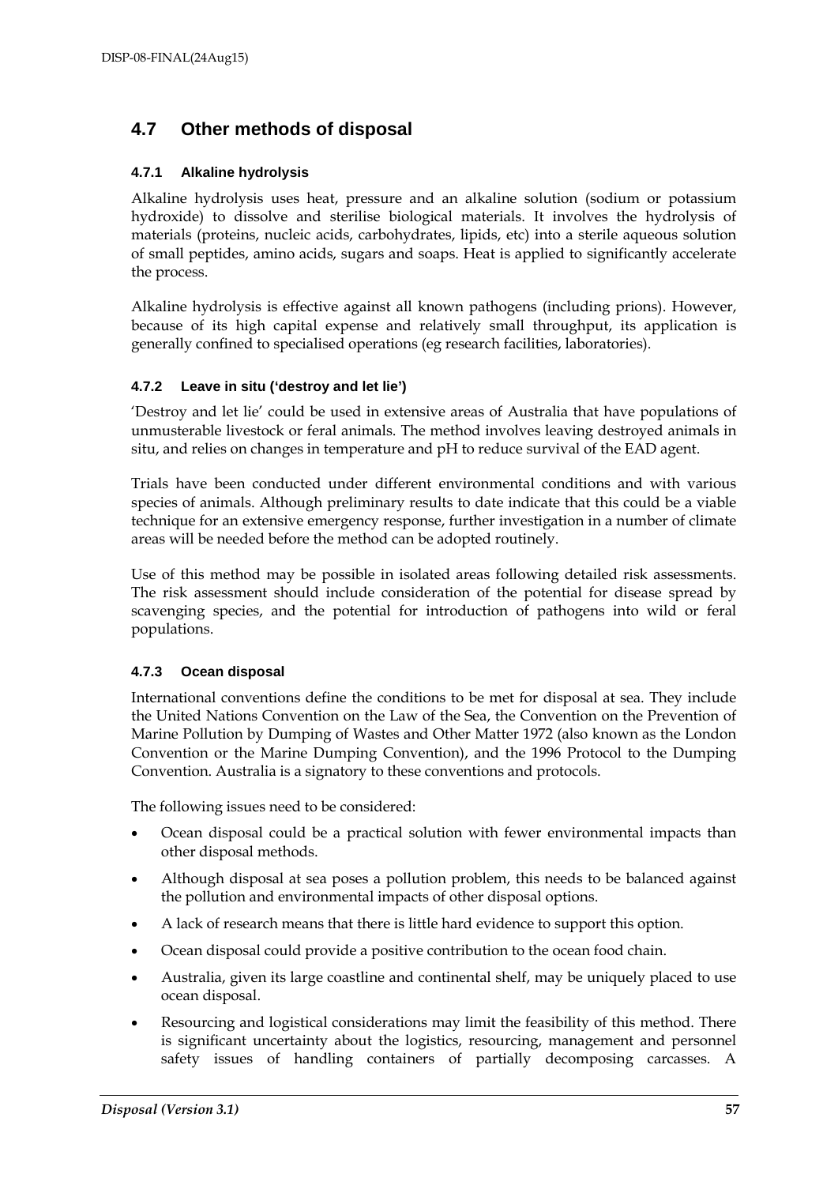## 4.7 Other methods of disposal

### 4.7.1 Alkaline hydrolysis

Alkaline hydrolysis uses heat, pressure and an alkaline solution (sodium or potassium hydroxide) to dissolve and sterilise biological materials. It involves the hydrolysis of materials (proteins, nucleic acids, carbohydrates, lipids, etc) into a sterile aqueous solution of small peptides, amino acids, sugars and soaps. Heat is applied to significantly accelerate the process.

Alkaline hydrolysis is effective against all known pathogens (including prions). However, because of its high capital expense and relatively small throughput, its application is generally confined to specialised operations (eg research facilities, laboratories).

### 4.7.2 Leave in situ ('destroy and let lie')

'Destroy and let lie' could be used in extensive areas of Australia that have populations of unmusterable livestock or feral animals. The method involves leaving destroyed animals in situ, and relies on changes in temperature and pH to reduce survival of the EAD agent.

Trials have been conducted under different environmental conditions and with various species of animals. Although preliminary results to date indicate that this could be a viable technique for an extensive emergency response, further investigation in a number of climate areas will be needed before the method can be adopted routinely.

Use of this method may be possible in isolated areas following detailed risk assessments. The risk assessment should include consideration of the potential for disease spread by scavenging species, and the potential for introduction of pathogens into wild or feral populations.

### 4.7.3 Ocean disposal

International conventions define the conditions to be met for disposal at sea. They include the United Nations Convention on the Law of the Sea, the Convention on the Prevention of Marine Pollution by Dumping of Wastes and Other Matter 1972 (also known as the London Convention or the Marine Dumping Convention), and the 1996 Protocol to the Dumping Convention. Australia is a signatory to these conventions and protocols.

The following issues need to be considered:

- Ocean disposal could be a practical solution with fewer environmental impacts than other disposal methods.
- Although disposal at sea poses a pollution problem, this needs to be balanced against the pollution and environmental impacts of other disposal options.
- A lack of research means that there is little hard evidence to support this option.
- Ocean disposal could provide a positive contribution to the ocean food chain.
- Australia, given its large coastline and continental shelf, may be uniquely placed to use ocean disposal.
- Resourcing and logistical considerations may limit the feasibility of this method. There is significant uncertainty about the logistics, resourcing, management and personnel safety issues of handling containers of partially decomposing carcasses. A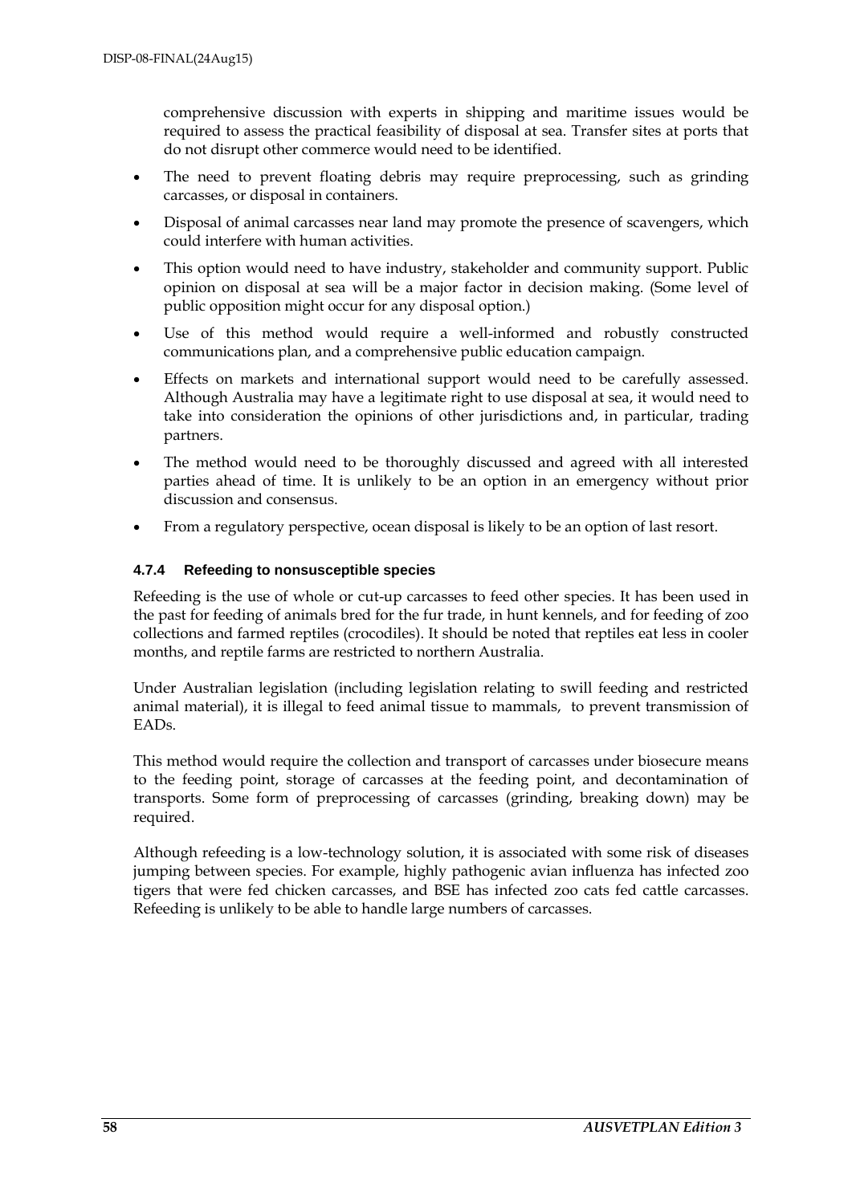comprehensive discussion with experts in shipping and maritime issues would be required to assess the practical feasibility of disposal at sea. Transfer sites at ports that do not disrupt other commerce would need to be identified.

- The need to prevent floating debris may require preprocessing, such as grinding carcasses, or disposal in containers.
- Disposal of animal carcasses near land may promote the presence of scavengers, which could interfere with human activities.
- This option would need to have industry, stakeholder and community support. Public opinion on disposal at sea will be a major factor in decision making. (Some level of public opposition might occur for any disposal option.)
- Use of this method would require a well-informed and robustly constructed communications plan, and a comprehensive public education campaign.
- Effects on markets and international support would need to be carefully assessed. Although Australia may have a legitimate right to use disposal at sea, it would need to take into consideration the opinions of other jurisdictions and, in particular, trading partners.
- The method would need to be thoroughly discussed and agreed with all interested parties ahead of time. It is unlikely to be an option in an emergency without prior discussion and consensus.
- From a regulatory perspective, ocean disposal is likely to be an option of last resort.

#### 4.7.4 Refeeding to nonsusceptible species

Refeeding is the use of whole or cut-up carcasses to feed other species. It has been used in the past for feeding of animals bred for the fur trade, in hunt kennels, and for feeding of zoo collections and farmed reptiles (crocodiles). It should be noted that reptiles eat less in cooler months, and reptile farms are restricted to northern Australia.

Under Australian legislation (including legislation relating to swill feeding and restricted animal material), it is illegal to feed animal tissue to mammals, to prevent transmission of EADs.

This method would require the collection and transport of carcasses under biosecure means to the feeding point, storage of carcasses at the feeding point, and decontamination of transports. Some form of preprocessing of carcasses (grinding, breaking down) may be required.

Although refeeding is a low-technology solution, it is associated with some risk of diseases jumping between species. For example, highly pathogenic avian influenza has infected zoo tigers that were fed chicken carcasses, and BSE has infected zoo cats fed cattle carcasses. Refeeding is unlikely to be able to handle large numbers of carcasses.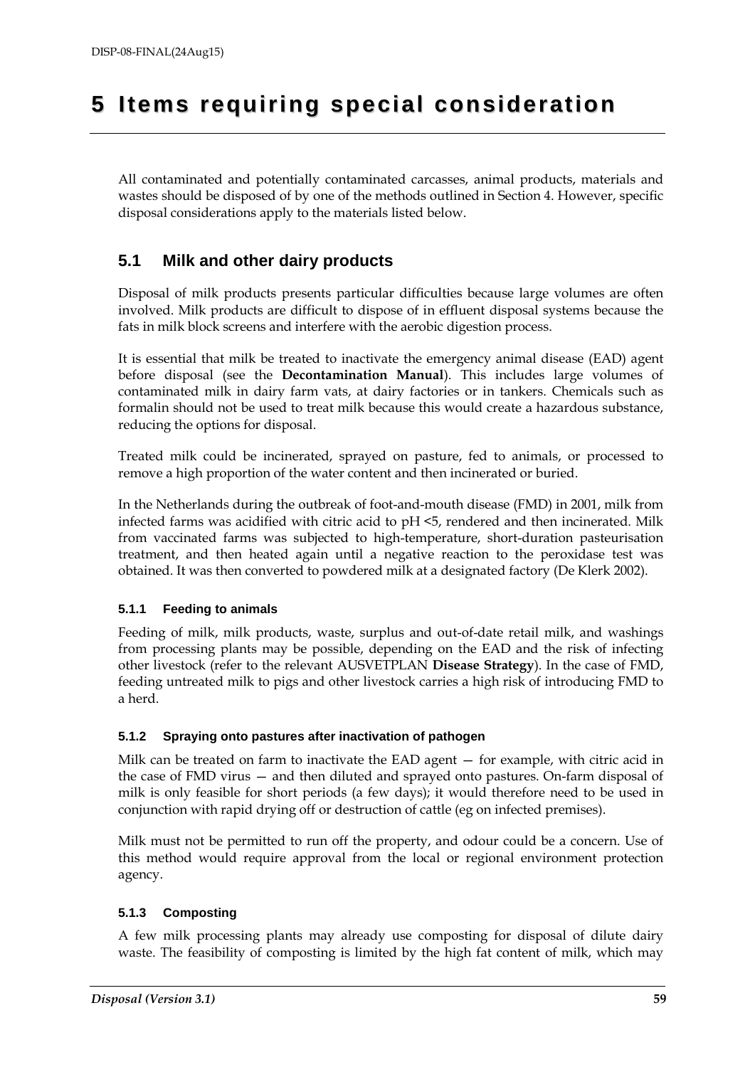# 5 Items requiring special consideration

All contaminated and potentially contaminated carcasses, animal products, materials and wastes should be disposed of by one of the methods outlined in Section 4. However, specific disposal considerations apply to the materials listed below.

## 5.1 Milk and other dairy products

Disposal of milk products presents particular difficulties because large volumes are often involved. Milk products are difficult to dispose of in effluent disposal systems because the fats in milk block screens and interfere with the aerobic digestion process.

It is essential that milk be treated to inactivate the emergency animal disease (EAD) agent before disposal (see the **Decontamination Manual**). This includes large volumes of contaminated milk in dairy farm vats, at dairy factories or in tankers. Chemicals such as formalin should not be used to treat milk because this would create a hazardous substance, reducing the options for disposal.

Treated milk could be incinerated, sprayed on pasture, fed to animals, or processed to remove a high proportion of the water content and then incinerated or buried.

In the Netherlands during the outbreak of foot-and-mouth disease (FMD) in 2001, milk from infected farms was acidified with citric acid to pH <5, rendered and then incinerated. Milk from vaccinated farms was subjected to high-temperature, short-duration pasteurisation treatment, and then heated again until a negative reaction to the peroxidase test was obtained. It was then converted to powdered milk at a designated factory (De Klerk 2002).

### 5.1.1 Feeding to animals

Feeding of milk, milk products, waste, surplus and out-of-date retail milk, and washings from processing plants may be possible, depending on the EAD and the risk of infecting other livestock (refer to the relevant AUSVETPLAN **Disease Strategy**). In the case of FMD, feeding untreated milk to pigs and other livestock carries a high risk of introducing FMD to a herd.

### 5.1.2 Spraying onto pastures after inactivation of pathogen

Milk can be treated on farm to inactivate the EAD agent — for example, with citric acid in the case of FMD virus — and then diluted and sprayed onto pastures. On-farm disposal of milk is only feasible for short periods (a few days); it would therefore need to be used in conjunction with rapid drying off or destruction of cattle (eg on infected premises).

Milk must not be permitted to run off the property, and odour could be a concern. Use of this method would require approval from the local or regional environment protection agency.

### 5.1.3 Composting

A few milk processing plants may already use composting for disposal of dilute dairy waste. The feasibility of composting is limited by the high fat content of milk, which may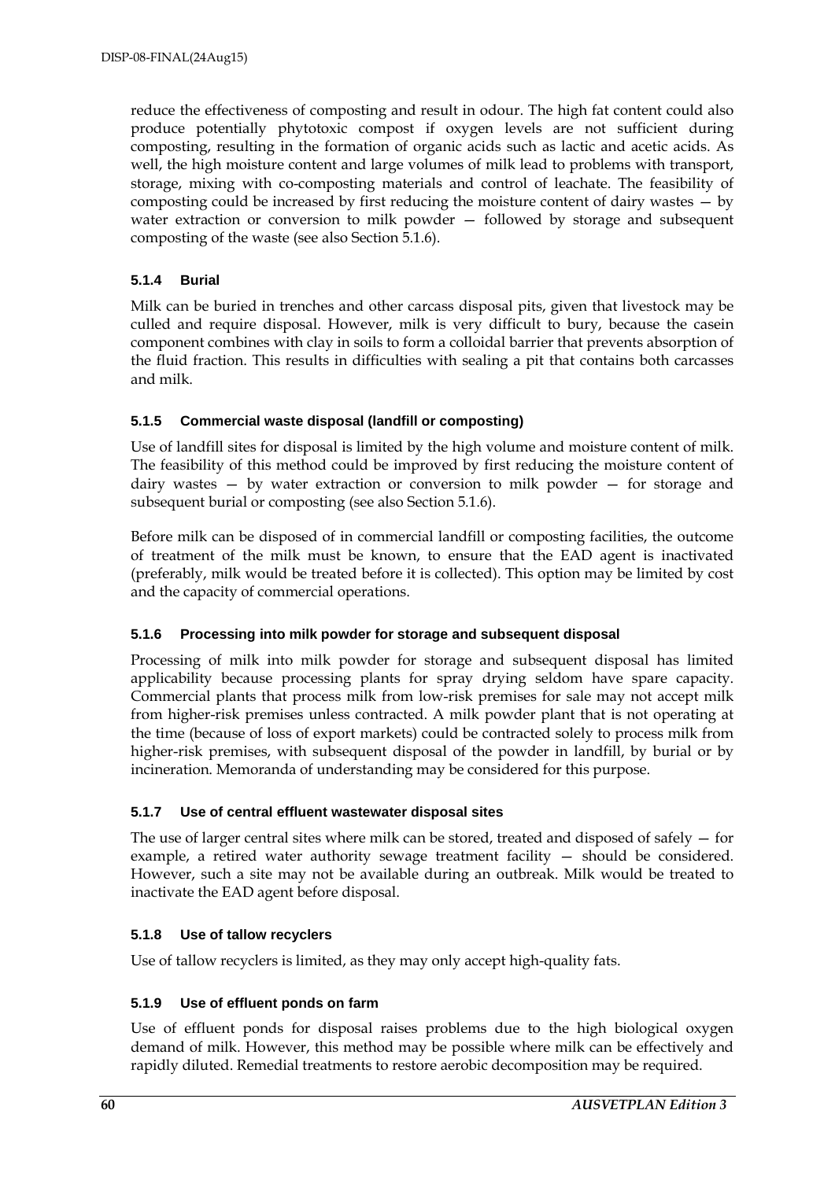reduce the effectiveness of composting and result in odour. The high fat content could also produce potentially phytotoxic compost if oxygen levels are not sufficient during composting, resulting in the formation of organic acids such as lactic and acetic acids. As well, the high moisture content and large volumes of milk lead to problems with transport, storage, mixing with co-composting materials and control of leachate. The feasibility of composting could be increased by first reducing the moisture content of dairy wastes — by water extraction or conversion to milk powder — followed by storage and subsequent composting of the waste (see also Section 5.1.6).

### 5.1.4 Burial

Milk can be buried in trenches and other carcass disposal pits, given that livestock may be culled and require disposal. However, milk is very difficult to bury, because the casein component combines with clay in soils to form a colloidal barrier that prevents absorption of the fluid fraction. This results in difficulties with sealing a pit that contains both carcasses and milk.

### 5.1.5 Commercial waste disposal (landfill or composting)

Use of landfill sites for disposal is limited by the high volume and moisture content of milk. The feasibility of this method could be improved by first reducing the moisture content of dairy wastes — by water extraction or conversion to milk powder — for storage and subsequent burial or composting (see also Section 5.1.6).

Before milk can be disposed of in commercial landfill or composting facilities, the outcome of treatment of the milk must be known, to ensure that the EAD agent is inactivated (preferably, milk would be treated before it is collected). This option may be limited by cost and the capacity of commercial operations.

### 5.1.6 Processing into milk powder for storage and subsequent disposal

Processing of milk into milk powder for storage and subsequent disposal has limited applicability because processing plants for spray drying seldom have spare capacity. Commercial plants that process milk from low-risk premises for sale may not accept milk from higher-risk premises unless contracted. A milk powder plant that is not operating at the time (because of loss of export markets) could be contracted solely to process milk from higher-risk premises, with subsequent disposal of the powder in landfill, by burial or by incineration. Memoranda of understanding may be considered for this purpose.

### 5.1.7 Use of central effluent wastewater disposal sites

The use of larger central sites where milk can be stored, treated and disposed of safely — for example, a retired water authority sewage treatment facility — should be considered. However, such a site may not be available during an outbreak. Milk would be treated to inactivate the EAD agent before disposal.

### 5.1.8 Use of tallow recyclers

Use of tallow recyclers is limited, as they may only accept high-quality fats.

### 5.1.9 Use of effluent ponds on farm

Use of effluent ponds for disposal raises problems due to the high biological oxygen demand of milk. However, this method may be possible where milk can be effectively and rapidly diluted. Remedial treatments to restore aerobic decomposition may be required.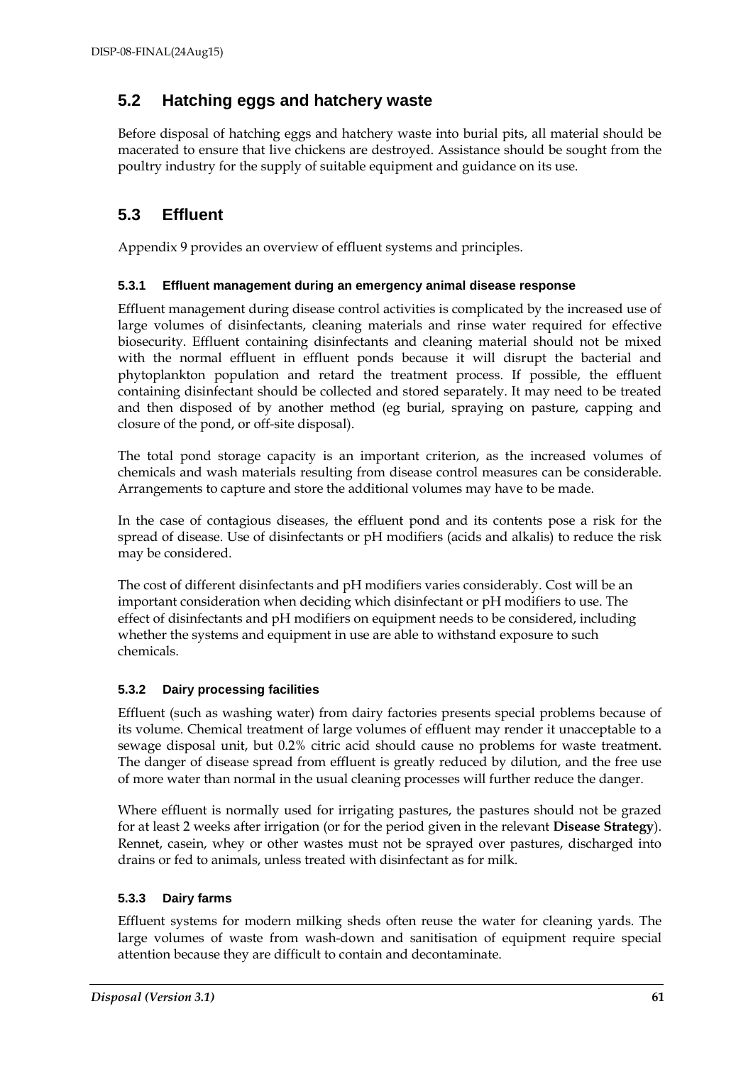## 5.2 Hatching eggs and hatchery waste

Before disposal of hatching eggs and hatchery waste into burial pits, all material should be macerated to ensure that live chickens are destroyed. Assistance should be sought from the poultry industry for the supply of suitable equipment and guidance on its use.

## 5.3 Effluent

Appendix 9 provides an overview of effluent systems and principles.

### 5.3.1 Effluent management during an emergency animal disease response

Effluent management during disease control activities is complicated by the increased use of large volumes of disinfectants, cleaning materials and rinse water required for effective biosecurity. Effluent containing disinfectants and cleaning material should not be mixed with the normal effluent in effluent ponds because it will disrupt the bacterial and phytoplankton population and retard the treatment process. If possible, the effluent containing disinfectant should be collected and stored separately. It may need to be treated and then disposed of by another method (eg burial, spraying on pasture, capping and closure of the pond, or off-site disposal).

The total pond storage capacity is an important criterion, as the increased volumes of chemicals and wash materials resulting from disease control measures can be considerable. Arrangements to capture and store the additional volumes may have to be made.

In the case of contagious diseases, the effluent pond and its contents pose a risk for the spread of disease. Use of disinfectants or pH modifiers (acids and alkalis) to reduce the risk may be considered.

The cost of different disinfectants and pH modifiers varies considerably. Cost will be an important consideration when deciding which disinfectant or pH modifiers to use. The effect of disinfectants and pH modifiers on equipment needs to be considered, including whether the systems and equipment in use are able to withstand exposure to such chemicals.

### 5.3.2 Dairy processing facilities

Effluent (such as washing water) from dairy factories presents special problems because of its volume. Chemical treatment of large volumes of effluent may render it unacceptable to a sewage disposal unit, but 0.2% citric acid should cause no problems for waste treatment. The danger of disease spread from effluent is greatly reduced by dilution, and the free use of more water than normal in the usual cleaning processes will further reduce the danger.

Where effluent is normally used for irrigating pastures, the pastures should not be grazed for at least 2 weeks after irrigation (or for the period given in the relevant **Disease Strategy**). Rennet, casein, whey or other wastes must not be sprayed over pastures, discharged into drains or fed to animals, unless treated with disinfectant as for milk.

### 5.3.3 Dairy farms

Effluent systems for modern milking sheds often reuse the water for cleaning yards. The large volumes of waste from wash-down and sanitisation of equipment require special attention because they are difficult to contain and decontaminate.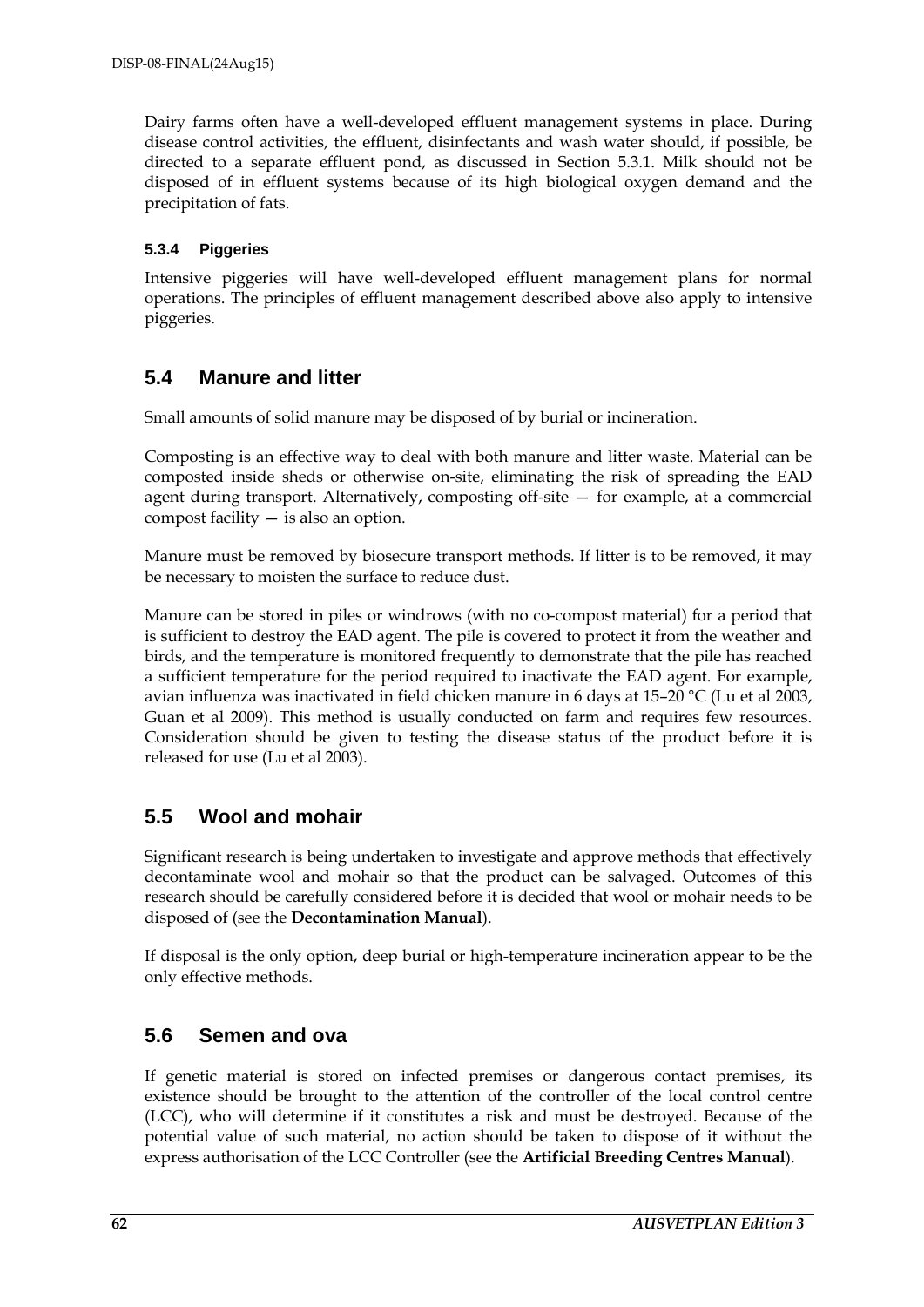Dairy farms often have a well-developed effluent management systems in place. During disease control activities, the effluent, disinfectants and wash water should, if possible, be directed to a separate effluent pond, as discussed in Section 5.3.1. Milk should not be disposed of in effluent systems because of its high biological oxygen demand and the precipitation of fats.

#### 5.3.4 Piggeries

Intensive piggeries will have well-developed effluent management plans for normal operations. The principles of effluent management described above also apply to intensive piggeries.

## 5.4 Manure and litter

Small amounts of solid manure may be disposed of by burial or incineration.

Composting is an effective way to deal with both manure and litter waste. Material can be composted inside sheds or otherwise on-site, eliminating the risk of spreading the EAD agent during transport. Alternatively, composting off-site — for example, at a commercial compost facility — is also an option.

Manure must be removed by biosecure transport methods. If litter is to be removed, it may be necessary to moisten the surface to reduce dust.

Manure can be stored in piles or windrows (with no co-compost material) for a period that is sufficient to destroy the EAD agent. The pile is covered to protect it from the weather and birds, and the temperature is monitored frequently to demonstrate that the pile has reached a sufficient temperature for the period required to inactivate the EAD agent. For example, avian influenza was inactivated in field chicken manure in 6 days at 15–20 °C (Lu et al 2003, Guan et al 2009). This method is usually conducted on farm and requires few resources. Consideration should be given to testing the disease status of the product before it is released for use (Lu et al 2003).

## 5.5 Wool and mohair

Significant research is being undertaken to investigate and approve methods that effectively decontaminate wool and mohair so that the product can be salvaged. Outcomes of this research should be carefully considered before it is decided that wool or mohair needs to be disposed of (see the **Decontamination Manual**).

If disposal is the only option, deep burial or high-temperature incineration appear to be the only effective methods.

## 5.6 Semen and ova

If genetic material is stored on infected premises or dangerous contact premises, its existence should be brought to the attention of the controller of the local control centre (LCC), who will determine if it constitutes a risk and must be destroyed. Because of the potential value of such material, no action should be taken to dispose of it without the express authorisation of the LCC Controller (see the **Artificial Breeding Centres Manual**).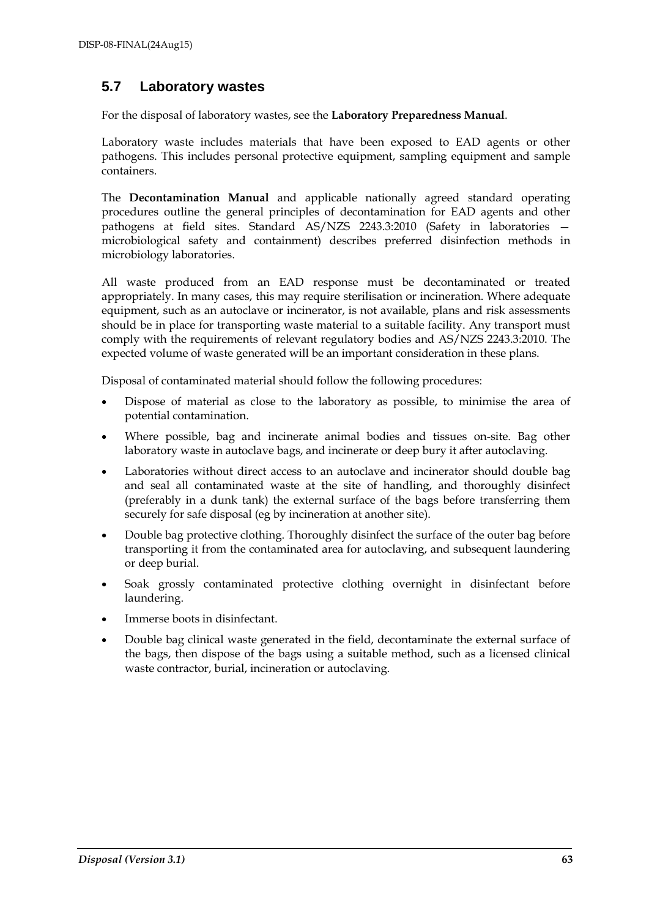## 5.7 Laboratory wastes

For the disposal of laboratory wastes, see the **Laboratory Preparedness Manual**.

Laboratory waste includes materials that have been exposed to EAD agents or other pathogens. This includes personal protective equipment, sampling equipment and sample containers.

The **Decontamination Manual** and applicable nationally agreed standard operating procedures outline the general principles of decontamination for EAD agents and other pathogens at field sites. Standard AS/NZS 2243.3:2010 (Safety in laboratories — microbiological safety and containment) describes preferred disinfection methods in microbiology laboratories.

All waste produced from an EAD response must be decontaminated or treated appropriately. In many cases, this may require sterilisation or incineration. Where adequate equipment, such as an autoclave or incinerator, is not available, plans and risk assessments should be in place for transporting waste material to a suitable facility. Any transport must comply with the requirements of relevant regulatory bodies and AS/NZS 2243.3:2010. The expected volume of waste generated will be an important consideration in these plans.

Disposal of contaminated material should follow the following procedures:

- Dispose of material as close to the laboratory as possible, to minimise the area of potential contamination.
- Where possible, bag and incinerate animal bodies and tissues on-site. Bag other laboratory waste in autoclave bags, and incinerate or deep bury it after autoclaving.
- Laboratories without direct access to an autoclave and incinerator should double bag and seal all contaminated waste at the site of handling, and thoroughly disinfect (preferably in a dunk tank) the external surface of the bags before transferring them securely for safe disposal (eg by incineration at another site).
- Double bag protective clothing. Thoroughly disinfect the surface of the outer bag before transporting it from the contaminated area for autoclaving, and subsequent laundering or deep burial.
- Soak grossly contaminated protective clothing overnight in disinfectant before laundering.
- Immerse boots in disinfectant.
- Double bag clinical waste generated in the field, decontaminate the external surface of the bags, then dispose of the bags using a suitable method, such as a licensed clinical waste contractor, burial, incineration or autoclaving.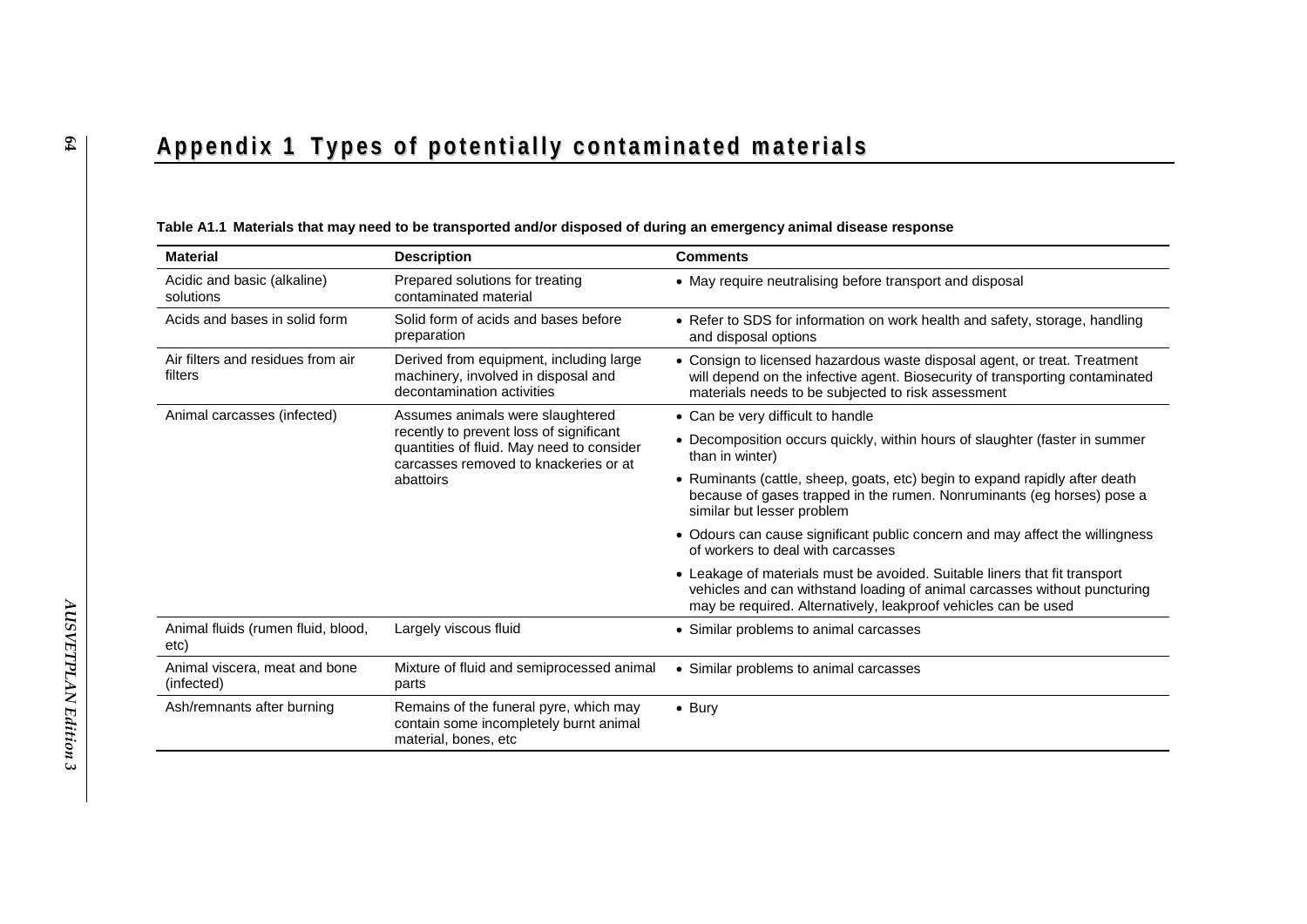# Appendix 1 Types of potentially contaminated materials

**Table A1.1 Materials that may need to be transported and/or disposed of during an emergency animal disease response**

| Material | Description | Comments |
|---|---|---|
| Acidic and basic (alkaline) solutions | Prepared solutions for treating contaminated material | • May require neutralising before transport and disposal |
| Acids and bases in solid form | Solid form of acids and bases before preparation | • Refer to SDS for information on work health and safety, storage, handling and disposal options |
| Air filters and residues from air filters | Derived from equipment, including large machinery, involved in disposal and decontamination activities | • Consign to licensed hazardous waste disposal agent, or treat. Treatment will depend on the infective agent. Biosecurity of transporting contaminated materials needs to be subjected to risk assessment |
| Animal carcasses (infected) | Assumes animals were slaughtered recently to prevent loss of significant quantities of fluid. May need to consider carcasses removed to knackeries or at abattoirs | • Can be very difficult to handle<br>• Decomposition occurs quickly, within hours of slaughter (faster in summer than in winter)<br>• Ruminants (cattle, sheep, goats, etc) begin to expand rapidly after death because of gases trapped in the rumen. Nonruminants (eg horses) pose a similar but lesser problem<br>• Odours can cause significant public concern and may affect the willingness of workers to deal with carcasses<br>• Leakage of materials must be avoided. Suitable liners that fit transport vehicles and can withstand loading of animal carcasses without puncturing may be required. Alternatively, leakproof vehicles can be used |
| Animal fluids (rumen fluid, blood, etc) | Largely viscous fluid | • Similar problems to animal carcasses |
| Animal viscera, meat and bone (infected) | Mixture of fluid and semiprocessed animal parts | • Similar problems to animal carcasses |
| Ash/remnants after burning | Remains of the funeral pyre, which may contain some incompletely burnt animal material, bones, etc | • Bury |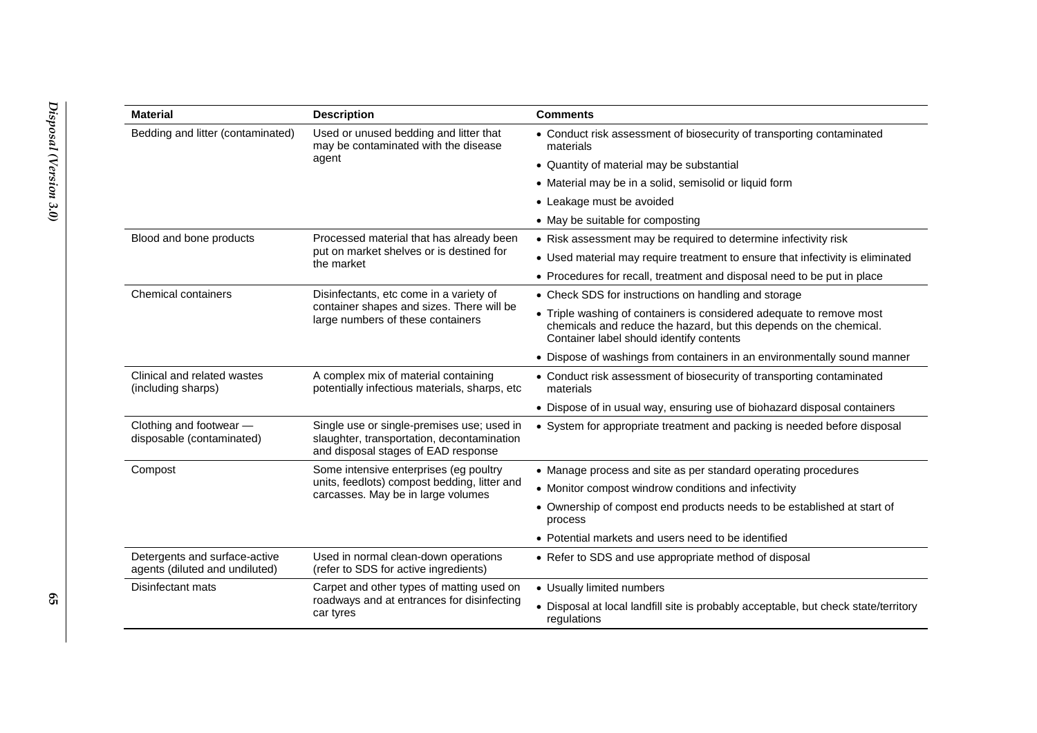| Material | Description | Comments |
|---|---|---|
| Bedding and litter (contaminated) | Used or unused bedding and litter that may be contaminated with the disease agent | • Conduct risk assessment of biosecurity of transporting contaminated materials<br>• Quantity of material may be substantial<br>• Material may be in a solid, semisolid or liquid form<br>• Leakage must be avoided<br>• May be suitable for composting |
| Blood and bone products | Processed material that has already been put on market shelves or is destined for the market | • Risk assessment may be required to determine infectivity risk<br>• Used material may require treatment to ensure that infectivity is eliminated<br>• Procedures for recall, treatment and disposal need to be put in place |
| Chemical containers | Disinfectants, etc come in a variety of container shapes and sizes. There will be large numbers of these containers | • Check SDS for instructions on handling and storage<br>• Triple washing of containers is considered adequate to remove most chemicals and reduce the hazard, but this depends on the chemical. Container label should identify contents<br>• Dispose of washings from containers in an environmentally sound manner |
| Clinical and related wastes (including sharps) | A complex mix of material containing potentially infectious materials, sharps, etc | • Conduct risk assessment of biosecurity of transporting contaminated materials<br>• Dispose of in usual way, ensuring use of biohazard disposal containers |
| Clothing and footwear — disposable (contaminated) | Single use or single-premises use; used in slaughter, transportation, decontamination and disposal stages of EAD response | • System for appropriate treatment and packing is needed before disposal |
| Compost | Some intensive enterprises (eg poultry units, feedlots) compost bedding, litter and carcasses. May be in large volumes | • Manage process and site as per standard operating procedures<br>• Monitor compost windrow conditions and infectivity<br>• Ownership of compost end products needs to be established at start of process<br>• Potential markets and users need to be identified |
| Detergents and surface-active agents (diluted and undiluted) | Used in normal clean-down operations (refer to SDS for active ingredients) | • Refer to SDS and use appropriate method of disposal |
| Disinfectant mats | Carpet and other types of matting used on roadways and at entrances for disinfecting car tyres | • Usually limited numbers<br>• Disposal at local landfill site is probably acceptable, but check state/territory regulations |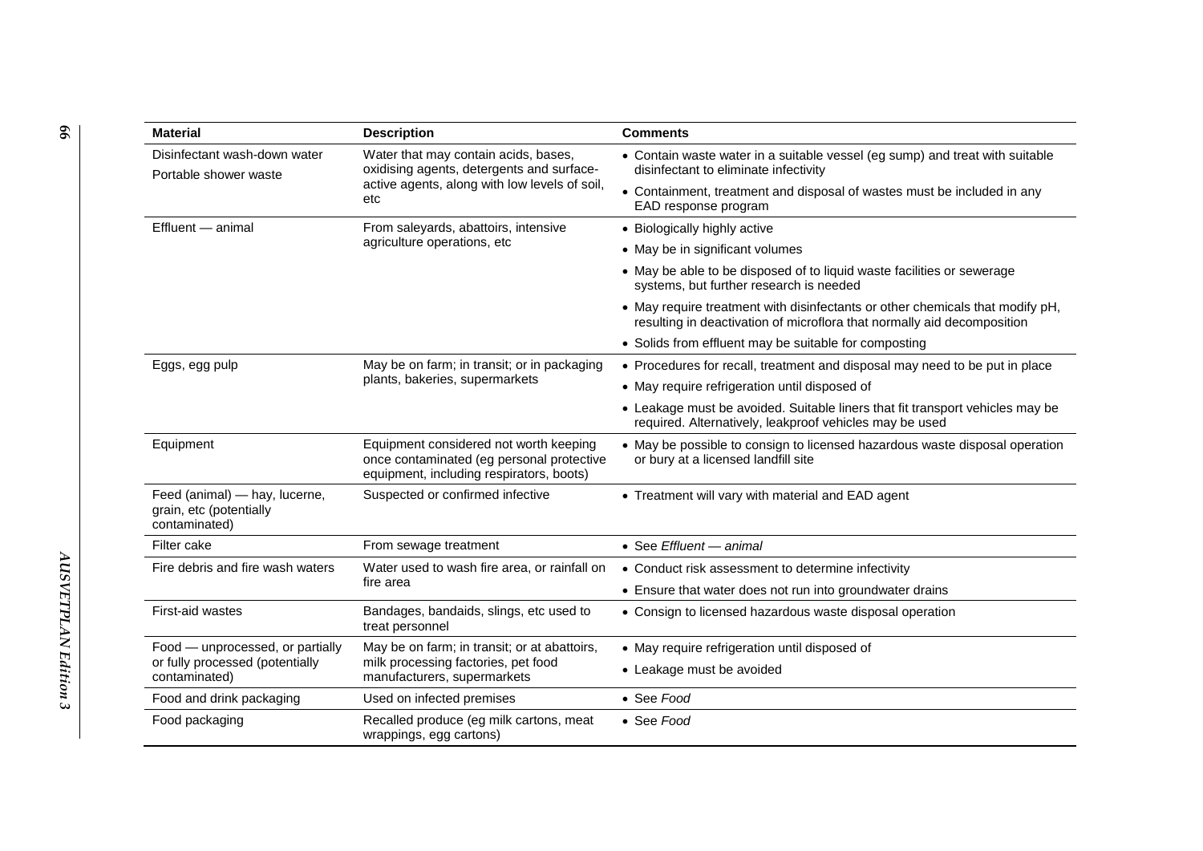| Material | Description | Comments |
|---|---|---|
| Disinfectant wash-down water<br>Portable shower waste | Water that may contain acids, bases, oxidising agents, detergents and surface-active agents, along with low levels of soil, etc | • Contain waste water in a suitable vessel (eg sump) and treat with suitable disinfectant to eliminate infectivity<br>• Containment, treatment and disposal of wastes must be included in any EAD response program |
| Effluent — animal | From saleyards, abattoirs, intensive agriculture operations, etc | • Biologically highly active<br>• May be in significant volumes<br>• May be able to be disposed of to liquid waste facilities or sewerage systems, but further research is needed<br>• May require treatment with disinfectants or other chemicals that modify pH, resulting in deactivation of microflora that normally aid decomposition<br>• Solids from effluent may be suitable for composting |
| Eggs, egg pulp | May be on farm; in transit; or in packaging plants, bakeries, supermarkets | • Procedures for recall, treatment and disposal may need to be put in place<br>• May require refrigeration until disposed of<br>• Leakage must be avoided. Suitable liners that fit transport vehicles may be required. Alternatively, leakproof vehicles may be used |
| Equipment | Equipment considered not worth keeping once contaminated (eg personal protective equipment, including respirators, boots) | • May be possible to consign to licensed hazardous waste disposal operation or bury at a licensed landfill site |
| Feed (animal) — hay, lucerne, grain, etc (potentially contaminated) | Suspected or confirmed infective | • Treatment will vary with material and EAD agent |
| Filter cake | From sewage treatment | • See *Effluent — animal* |
| Fire debris and fire wash waters | Water used to wash fire area, or rainfall on fire area | • Conduct risk assessment to determine infectivity<br>• Ensure that water does not run into groundwater drains |
| First-aid wastes | Bandages, bandaids, slings, etc used to treat personnel | • Consign to licensed hazardous waste disposal operation |
| Food — unprocessed, or partially or fully processed (potentially contaminated) | May be on farm; in transit; or at abattoirs, milk processing factories, pet food manufacturers, supermarkets | • May require refrigeration until disposed of<br>• Leakage must be avoided |
| Food and drink packaging | Used on infected premises | • See *Food* |
| Food packaging | Recalled produce (eg milk cartons, meat wrappings, egg cartons) | • See *Food* |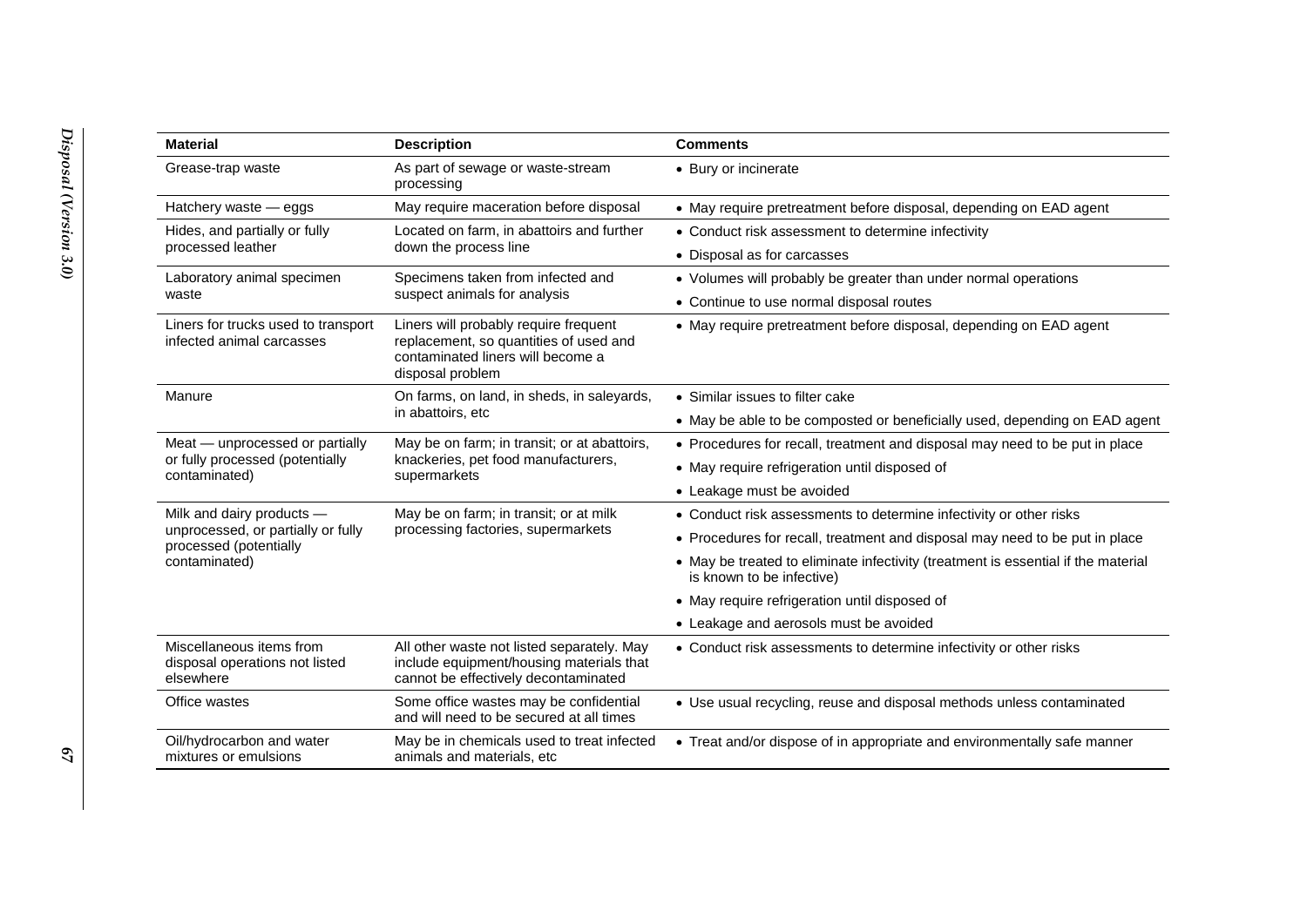| Material | Description | Comments |
|---|---|---|
| Grease-trap waste | As part of sewage or waste-stream processing | • Bury or incinerate |
| Hatchery waste — eggs | May require maceration before disposal | • May require pretreatment before disposal, depending on EAD agent |
| Hides, and partially or fully processed leather | Located on farm, in abattoirs and further down the process line | • Conduct risk assessment to determine infectivity<br>• Disposal as for carcasses |
| Laboratory animal specimen waste | Specimens taken from infected and suspect animals for analysis | • Volumes will probably be greater than under normal operations<br>• Continue to use normal disposal routes |
| Liners for trucks used to transport infected animal carcasses | Liners will probably require frequent replacement, so quantities of used and contaminated liners will become a disposal problem | • May require pretreatment before disposal, depending on EAD agent |
| Manure | On farms, on land, in sheds, in saleyards, in abattoirs, etc | • Similar issues to filter cake<br>• May be able to be composted or beneficially used, depending on EAD agent |
| Meat — unprocessed or partially or fully processed (potentially contaminated) | May be on farm; in transit; or at abattoirs, knackeries, pet food manufacturers, supermarkets | • Procedures for recall, treatment and disposal may need to be put in place<br>• May require refrigeration until disposed of<br>• Leakage must be avoided |
| Milk and dairy products — unprocessed, or partially or fully processed (potentially contaminated) | May be on farm; in transit; or at milk processing factories, supermarkets | • Conduct risk assessments to determine infectivity or other risks<br>• Procedures for recall, treatment and disposal may need to be put in place<br>• May be treated to eliminate infectivity (treatment is essential if the material is known to be infective)<br>• May require refrigeration until disposed of<br>• Leakage and aerosols must be avoided |
| Miscellaneous items from disposal operations not listed elsewhere | All other waste not listed separately. May include equipment/housing materials that cannot be effectively decontaminated | • Conduct risk assessments to determine infectivity or other risks |
| Office wastes | Some office wastes may be confidential and will need to be secured at all times | • Use usual recycling, reuse and disposal methods unless contaminated |
| Oil/hydrocarbon and water mixtures or emulsions | May be in chemicals used to treat infected animals and materials, etc | • Treat and/or dispose of in appropriate and environmentally safe manner |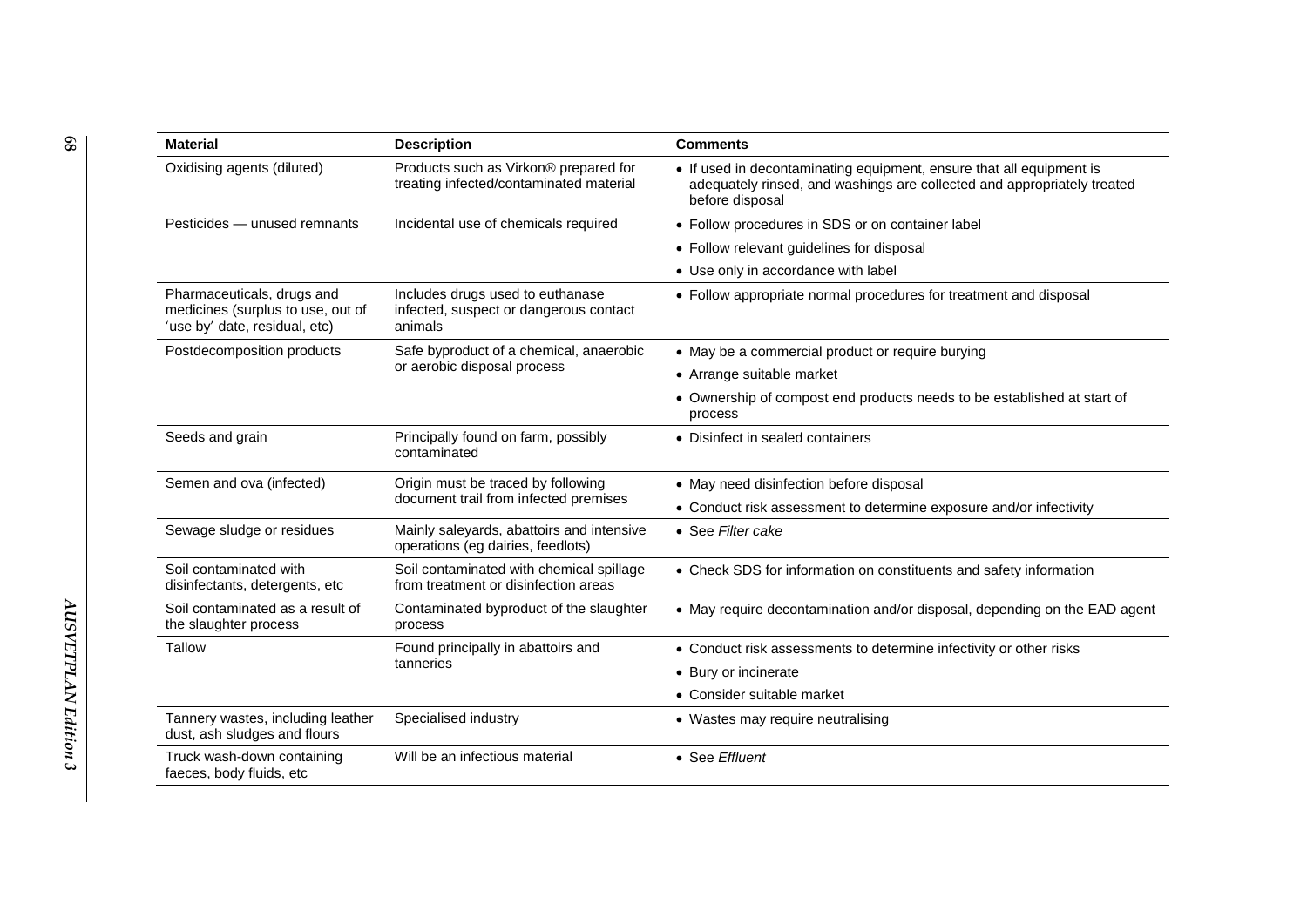| Material | Description | Comments |
|---|---|---|
| Oxidising agents (diluted) | Products such as Virkon® prepared for treating infected/contaminated material | • If used in decontaminating equipment, ensure that all equipment is adequately rinsed, and washings are collected and appropriately treated before disposal |
| Pesticides — unused remnants | Incidental use of chemicals required | • Follow procedures in SDS or on container label<br>• Follow relevant guidelines for disposal<br>• Use only in accordance with label |
| Pharmaceuticals, drugs and medicines (surplus to use, out of 'use by' date, residual, etc) | Includes drugs used to euthanase infected, suspect or dangerous contact animals | • Follow appropriate normal procedures for treatment and disposal |
| Postdecomposition products | Safe byproduct of a chemical, anaerobic or aerobic disposal process | • May be a commercial product or require burying<br>• Arrange suitable market<br>• Ownership of compost end products needs to be established at start of process |
| Seeds and grain | Principally found on farm, possibly contaminated | • Disinfect in sealed containers |
| Semen and ova (infected) | Origin must be traced by following document trail from infected premises | • May need disinfection before disposal<br>• Conduct risk assessment to determine exposure and/or infectivity |
| Sewage sludge or residues | Mainly saleyards, abattoirs and intensive operations (eg dairies, feedlots) | • See *Filter cake* |
| Soil contaminated with disinfectants, detergents, etc | Soil contaminated with chemical spillage from treatment or disinfection areas | • Check SDS for information on constituents and safety information |
| Soil contaminated as a result of the slaughter process | Contaminated byproduct of the slaughter process | • May require decontamination and/or disposal, depending on the EAD agent |
| Tallow | Found principally in abattoirs and tanneries | • Conduct risk assessments to determine infectivity or other risks<br>• Bury or incinerate<br>• Consider suitable market |
| Tannery wastes, including leather dust, ash sludges and flours | Specialised industry | • Wastes may require neutralising |
| Truck wash-down containing faeces, body fluids, etc | Will be an infectious material | • See *Effluent* |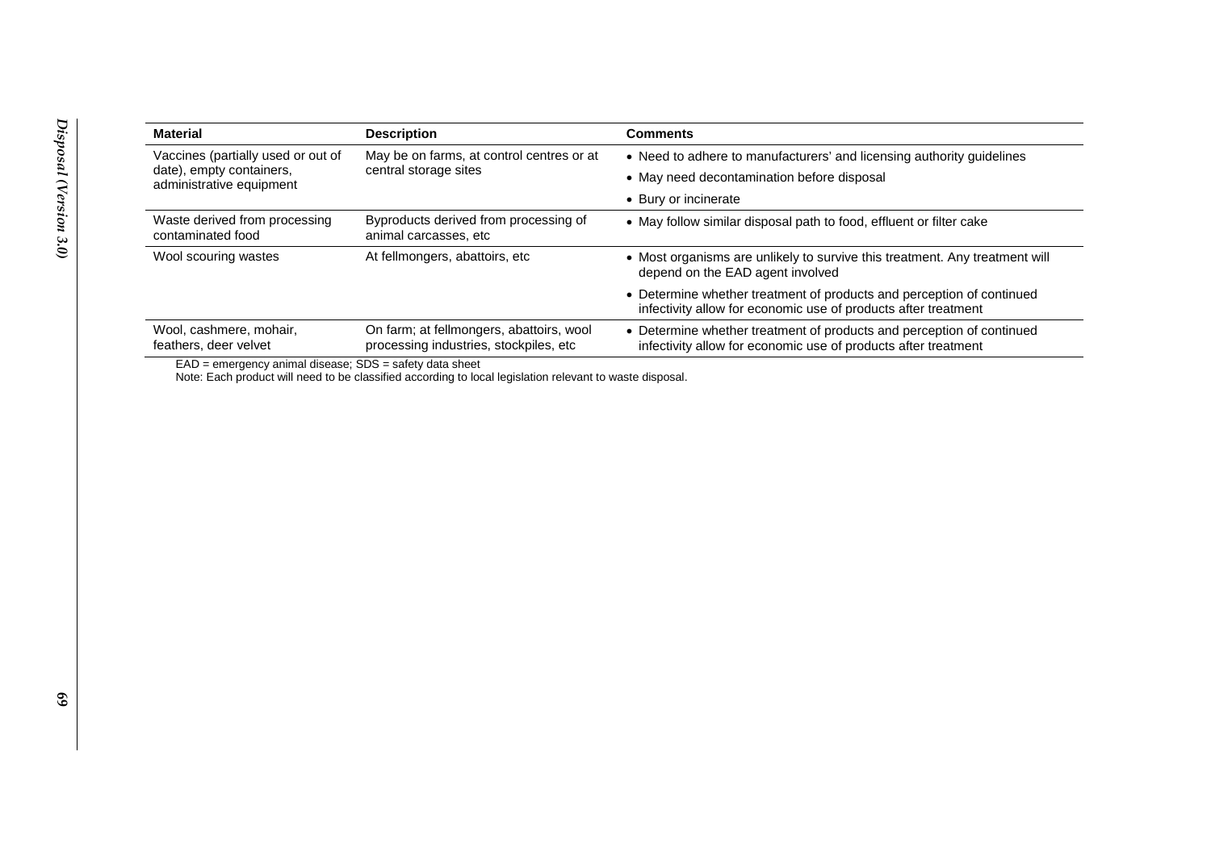| Material | Description | Comments |
| --- | --- | --- |
| Vaccines (partially used or out of date), empty containers, administrative equipment | May be on farms, at control centres or at central storage sites | • Need to adhere to manufacturers' and licensing authority guidelines<br>• May need decontamination before disposal<br>• Bury or incinerate |
| Waste derived from processing contaminated food | Byproducts derived from processing of animal carcasses, etc | • May follow similar disposal path to food, effluent or filter cake |
| Wool scouring wastes | At fellmongers, abattoirs, etc | • Most organisms are unlikely to survive this treatment. Any treatment will depend on the EAD agent involved<br>• Determine whether treatment of products and perception of continued infectivity allow for economic use of products after treatment |
| Wool, cashmere, mohair, feathers, deer velvet | On farm; at fellmongers, abattoirs, wool processing industries, stockpiles, etc | • Determine whether treatment of products and perception of continued infectivity allow for economic use of products after treatment |

EAD = emergency animal disease; SDS = safety data sheet

Note: Each product will need to be classified according to local legislation relevant to waste disposal.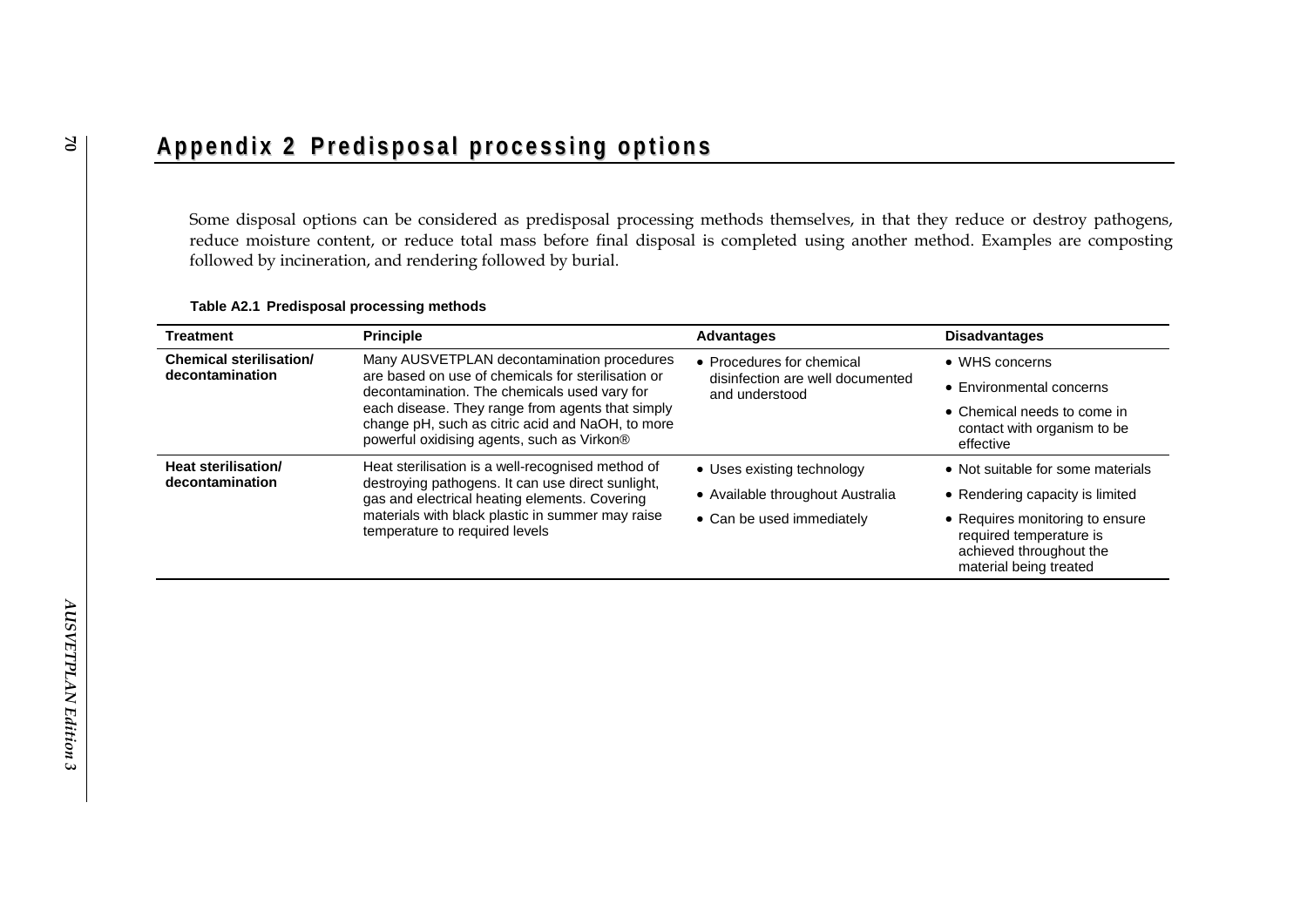# Appendix 2 Predisposal processing options

Some disposal options can be considered as predisposal processing methods themselves, in that they reduce or destroy pathogens, reduce moisture content, or reduce total mass before final disposal is completed using another method. Examples are composting followed by incineration, and rendering followed by burial.

**Table A2.1 Predisposal processing methods**

| Treatment | Principle | Advantages | Disadvantages |
|---|---|---|---|
| **Chemical sterilisation/ decontamination** | Many AUSVETPLAN decontamination procedures are based on use of chemicals for sterilisation or decontamination. The chemicals used vary for each disease. They range from agents that simply change pH, such as citric acid and NaOH, to more powerful oxidising agents, such as Virkon® | • Procedures for chemical disinfection are well documented and understood | • WHS concerns<br>• Environmental concerns<br>• Chemical needs to come in contact with organism to be effective |
| **Heat sterilisation/ decontamination** | Heat sterilisation is a well-recognised method of destroying pathogens. It can use direct sunlight, gas and electrical heating elements. Covering materials with black plastic in summer may raise temperature to required levels | • Uses existing technology<br>• Available throughout Australia<br>• Can be used immediately | • Not suitable for some materials<br>• Rendering capacity is limited<br>• Requires monitoring to ensure required temperature is achieved throughout the material being treated |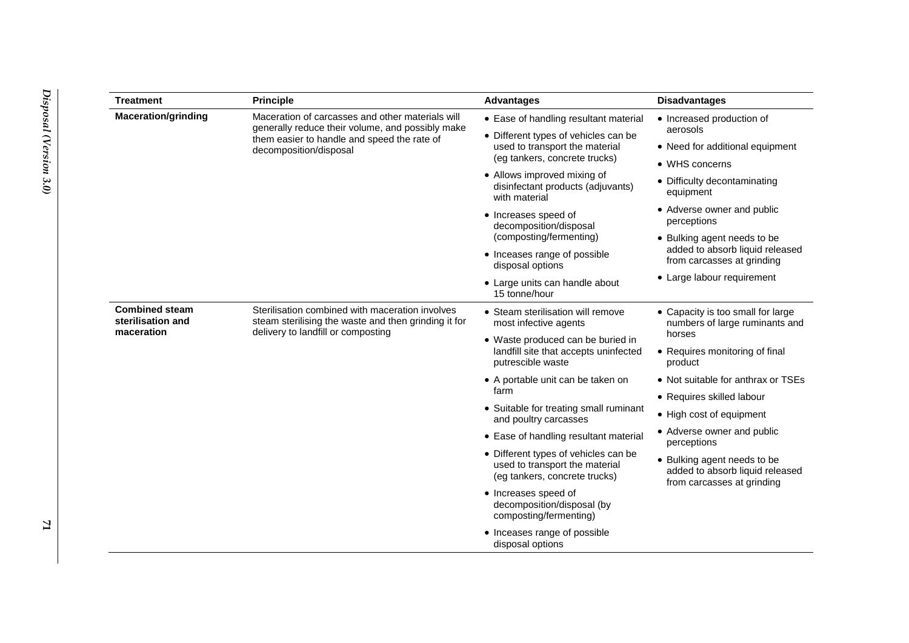| Treatment | Principle | Advantages | Disadvantages |
|---|---|---|---|
| **Maceration/grinding** | Maceration of carcasses and other materials will generally reduce their volume, and possibly make them easier to handle and speed the rate of decomposition/disposal | • Ease of handling resultant material<br>• Different types of vehicles can be used to transport the material (eg tankers, concrete trucks)<br>• Allows improved mixing of disinfectant products (adjuvants) with material<br>• Increases speed of decomposition/disposal (composting/fermenting)<br>• Inceases range of possible disposal options<br>• Large units can handle about 15 tonne/hour | • Increased production of aerosols<br>• Need for additional equipment<br>• WHS concerns<br>• Difficulty decontaminating equipment<br>• Adverse owner and public perceptions<br>• Bulking agent needs to be added to absorb liquid released from carcasses at grinding<br>• Large labour requirement |
| **Combined steam sterilisation and maceration** | Sterilisation combined with maceration involves steam sterilising the waste and then grinding it for delivery to landfill or composting | • Steam sterilisation will remove most infective agents<br>• Waste produced can be buried in landfill site that accepts uninfected putrescible waste<br>• A portable unit can be taken on farm<br>• Suitable for treating small ruminant and poultry carcasses<br>• Ease of handling resultant material<br>• Different types of vehicles can be used to transport the material (eg tankers, concrete trucks)<br>• Increases speed of decomposition/disposal (by composting/fermenting)<br>• Inceases range of possible disposal options | • Capacity is too small for large numbers of large ruminants and horses<br>• Requires monitoring of final product<br>• Not suitable for anthrax or TSEs<br>• Requires skilled labour<br>• High cost of equipment<br>• Adverse owner and public perceptions<br>• Bulking agent needs to be added to absorb liquid released from carcasses at grinding |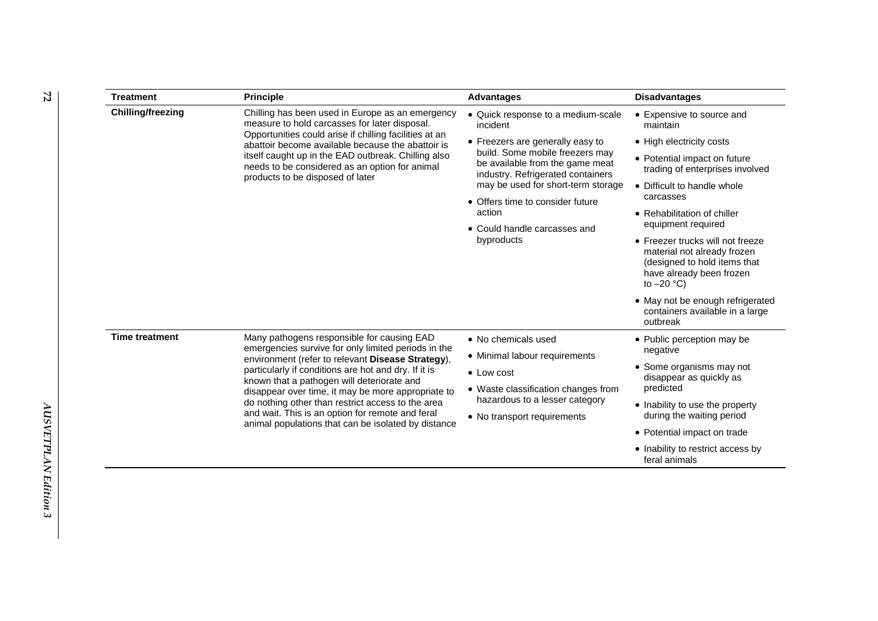| Treatment | Principle | Advantages | Disadvantages |
|---|---|---|---|
| **Chilling/freezing** | Chilling has been used in Europe as an emergency measure to hold carcasses for later disposal. Opportunities could arise if chilling facilities at an abattoir become available because the abattoir is itself caught up in the EAD outbreak. Chilling also needs to be considered as an option for animal products to be disposed of later | • Quick response to a medium-scale incident<br>• Freezers are generally easy to build. Some mobile freezers may be available from the game meat industry. Refrigerated containers may be used for short-term storage<br>• Offers time to consider future action<br>• Could handle carcasses and byproducts | • Expensive to source and maintain<br>• High electricity costs<br>• Potential impact on future trading of enterprises involved<br>• Difficult to handle whole carcasses<br>• Rehabilitation of chiller equipment required<br>• Freezer trucks will not freeze material not already frozen (designed to hold items that have already been frozen to –20 °C)<br>• May not be enough refrigerated containers available in a large outbreak |
| **Time treatment** | Many pathogens responsible for causing EAD emergencies survive for only limited periods in the environment (refer to relevant **Disease Strategy**), particularly if conditions are hot and dry. If it is known that a pathogen will deteriorate and disappear over time, it may be more appropriate to do nothing other than restrict access to the area and wait. This is an option for remote and feral animal populations that can be isolated by distance | • No chemicals used<br>• Minimal labour requirements<br>• Low cost<br>• Waste classification changes from hazardous to a lesser category<br>• No transport requirements | • Public perception may be negative<br>• Some organisms may not disappear as quickly as predicted<br>• Inability to use the property during the waiting period<br>• Potential impact on trade<br>• Inability to restrict access by feral animals |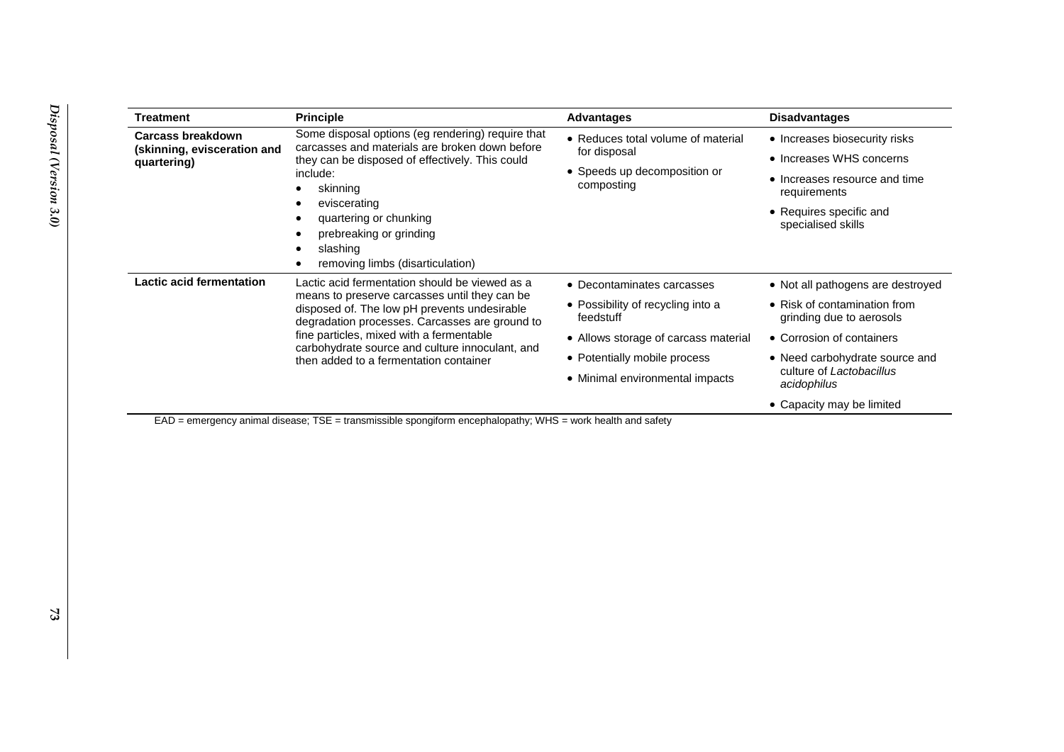| Treatment | Principle | Advantages | Disadvantages |
|---|---|---|---|
| **Carcass breakdown (skinning, evisceration and quartering)** | Some disposal options (eg rendering) require that carcasses and materials are broken down before they can be disposed of effectively. This could include:<br>• skinning<br>• eviscerating<br>• quartering or chunking<br>• prebreaking or grinding<br>• slashing<br>• removing limbs (disarticulation) | • Reduces total volume of material for disposal<br>• Speeds up decomposition or composting | • Increases biosecurity risks<br>• Increases WHS concerns<br>• Increases resource and time requirements<br>• Requires specific and specialised skills |
| **Lactic acid fermentation** | Lactic acid fermentation should be viewed as a means to preserve carcasses until they can be disposed of. The low pH prevents undesirable degradation processes. Carcasses are ground to fine particles, mixed with a fermentable carbohydrate source and culture innoculant, and then added to a fermentation container | • Decontaminates carcasses<br>• Possibility of recycling into a feedstuff<br>• Allows storage of carcass material<br>• Potentially mobile process<br>• Minimal environmental impacts | • Not all pathogens are destroyed<br>• Risk of contamination from grinding due to aerosols<br>• Corrosion of containers<br>• Need carbohydrate source and culture of *Lactobacillus acidophilus*<br>• Capacity may be limited |

EAD = emergency animal disease; TSE = transmissible spongiform encephalopathy; WHS = work health and safety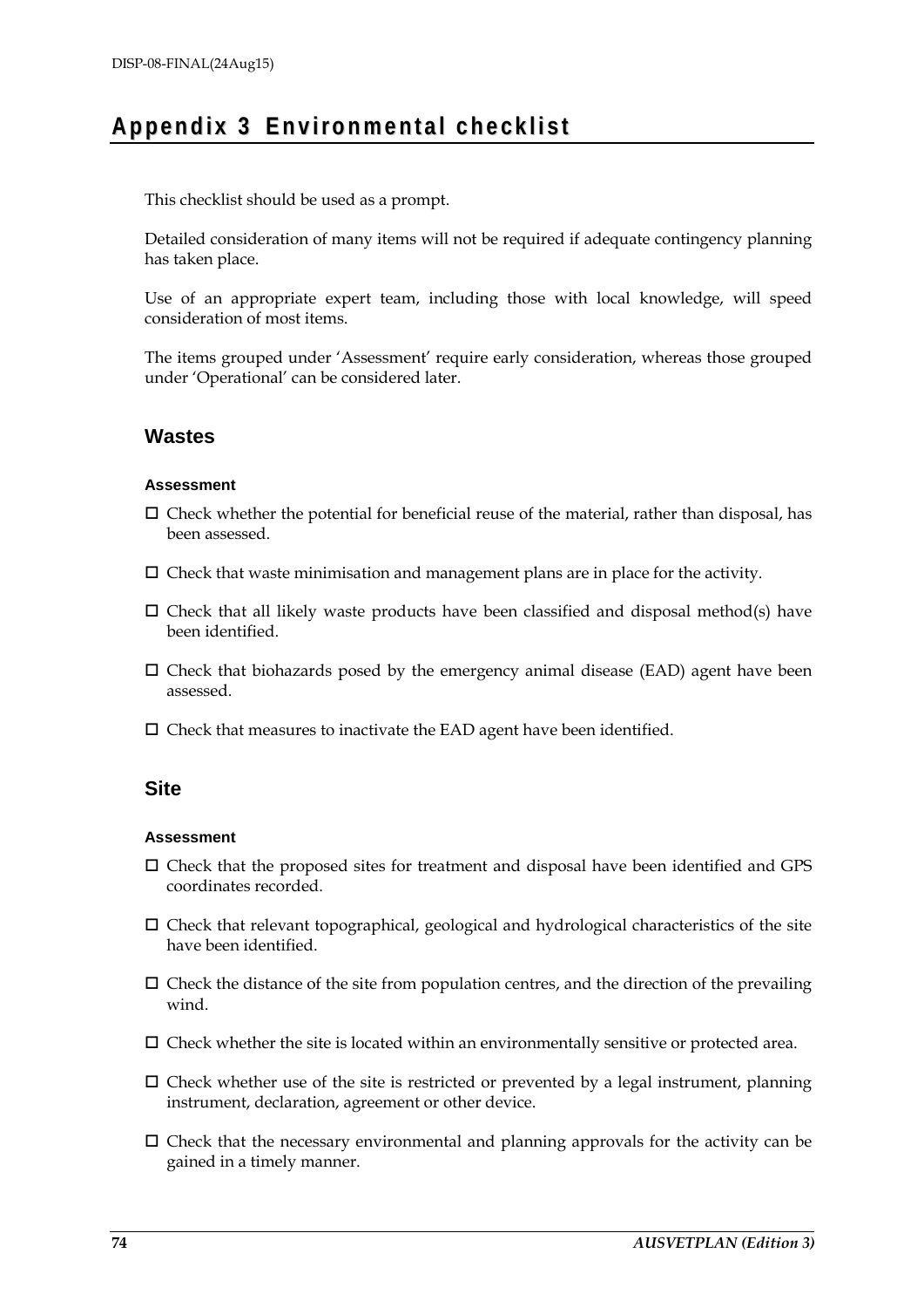# Appendix 3 Environmental checklist

This checklist should be used as a prompt.

Detailed consideration of many items will not be required if adequate contingency planning has taken place.

Use of an appropriate expert team, including those with local knowledge, will speed consideration of most items.

The items grouped under 'Assessment' require early consideration, whereas those grouped under 'Operational' can be considered later.

## Wastes

### Assessment

- ☐ Check whether the potential for beneficial reuse of the material, rather than disposal, has been assessed.
- ☐ Check that waste minimisation and management plans are in place for the activity.
- ☐ Check that all likely waste products have been classified and disposal method(s) have been identified.
- ☐ Check that biohazards posed by the emergency animal disease (EAD) agent have been assessed.
- ☐ Check that measures to inactivate the EAD agent have been identified.

## Site

### Assessment

- ☐ Check that the proposed sites for treatment and disposal have been identified and GPS coordinates recorded.
- ☐ Check that relevant topographical, geological and hydrological characteristics of the site have been identified.
- ☐ Check the distance of the site from population centres, and the direction of the prevailing wind.
- ☐ Check whether the site is located within an environmentally sensitive or protected area.
- ☐ Check whether use of the site is restricted or prevented by a legal instrument, planning instrument, declaration, agreement or other device.
- ☐ Check that the necessary environmental and planning approvals for the activity can be gained in a timely manner.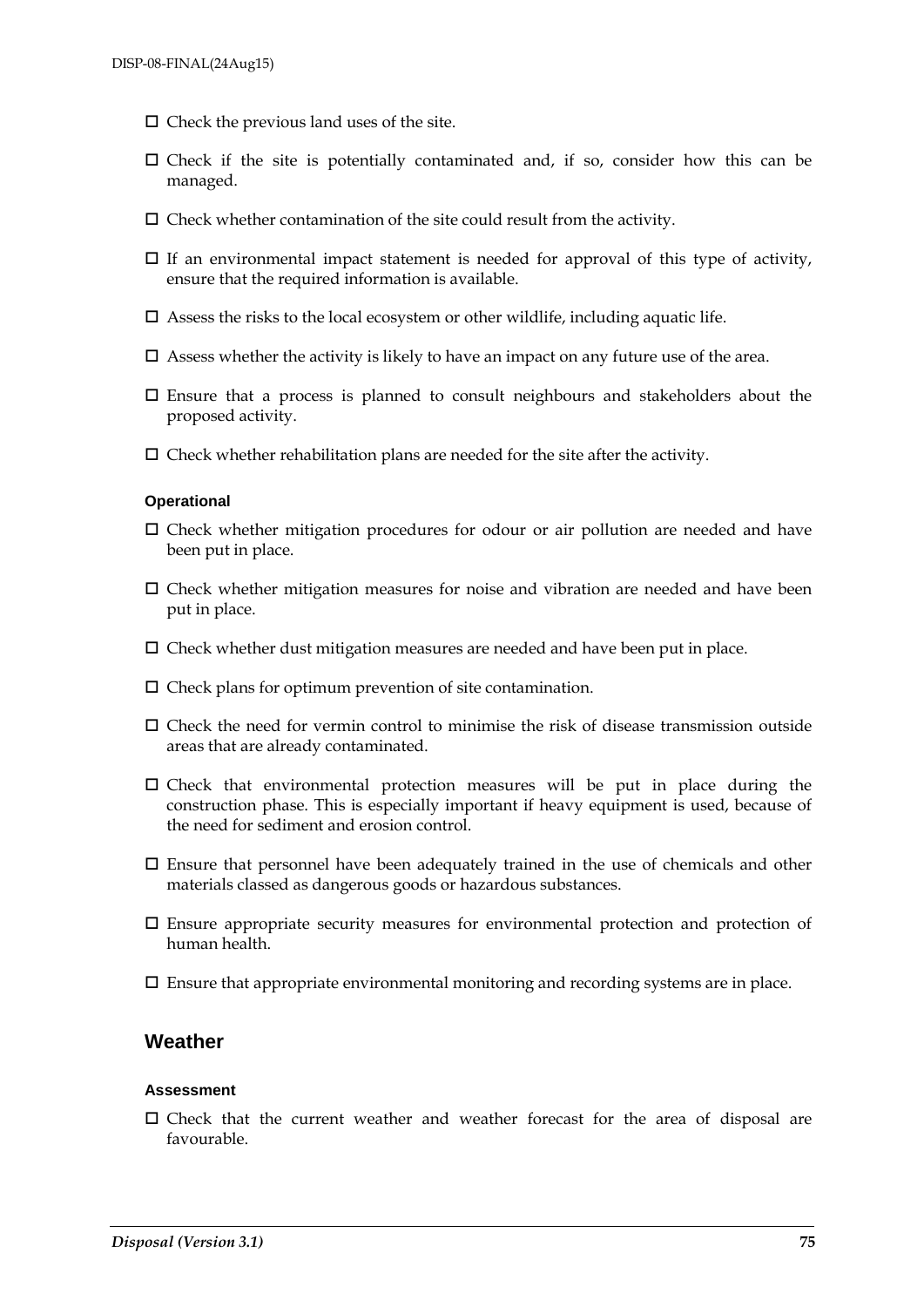- ☐ Check the previous land uses of the site.
- ☐ Check if the site is potentially contaminated and, if so, consider how this can be managed.
- ☐ Check whether contamination of the site could result from the activity.
- ☐ If an environmental impact statement is needed for approval of this type of activity, ensure that the required information is available.
- ☐ Assess the risks to the local ecosystem or other wildlife, including aquatic life.
- ☐ Assess whether the activity is likely to have an impact on any future use of the area.
- ☐ Ensure that a process is planned to consult neighbours and stakeholders about the proposed activity.
- ☐ Check whether rehabilitation plans are needed for the site after the activity.

#### Operational

- ☐ Check whether mitigation procedures for odour or air pollution are needed and have been put in place.
- ☐ Check whether mitigation measures for noise and vibration are needed and have been put in place.
- ☐ Check whether dust mitigation measures are needed and have been put in place.
- ☐ Check plans for optimum prevention of site contamination.
- ☐ Check the need for vermin control to minimise the risk of disease transmission outside areas that are already contaminated.
- ☐ Check that environmental protection measures will be put in place during the construction phase. This is especially important if heavy equipment is used, because of the need for sediment and erosion control.
- ☐ Ensure that personnel have been adequately trained in the use of chemicals and other materials classed as dangerous goods or hazardous substances.
- ☐ Ensure appropriate security measures for environmental protection and protection of human health.
- ☐ Ensure that appropriate environmental monitoring and recording systems are in place.

### Weather

#### Assessment

- ☐ Check that the current weather and weather forecast for the area of disposal are favourable.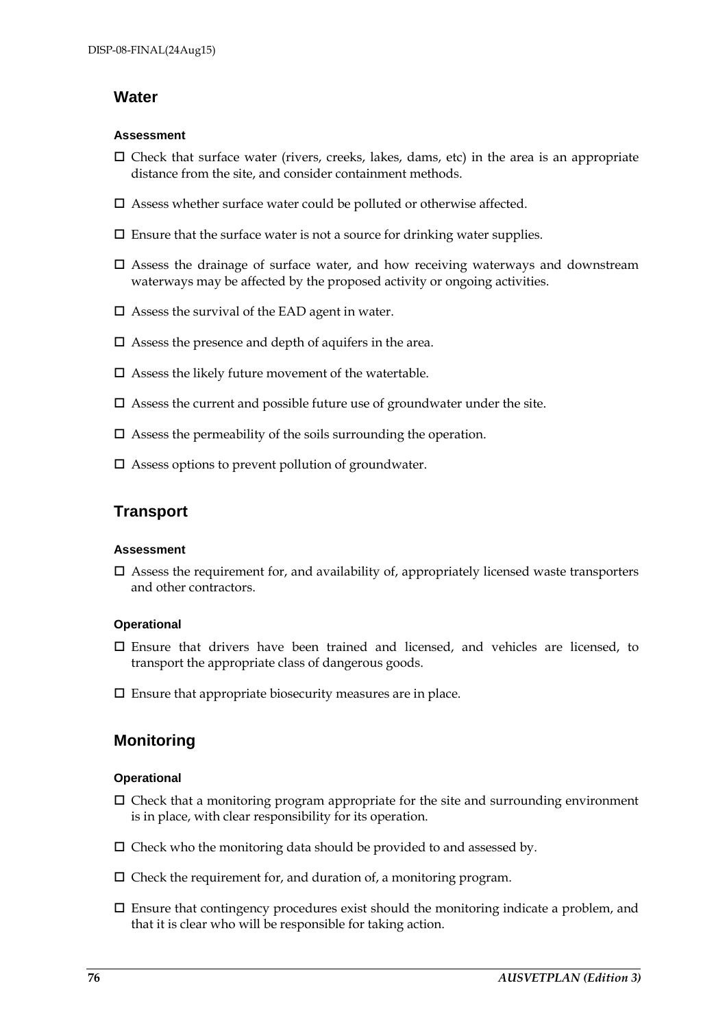## Water

#### Assessment

- ☐ Check that surface water (rivers, creeks, lakes, dams, etc) in the area is an appropriate distance from the site, and consider containment methods.
- ☐ Assess whether surface water could be polluted or otherwise affected.
- ☐ Ensure that the surface water is not a source for drinking water supplies.
- ☐ Assess the drainage of surface water, and how receiving waterways and downstream waterways may be affected by the proposed activity or ongoing activities.
- ☐ Assess the survival of the EAD agent in water.
- ☐ Assess the presence and depth of aquifers in the area.
- ☐ Assess the likely future movement of the watertable.
- ☐ Assess the current and possible future use of groundwater under the site.
- ☐ Assess the permeability of the soils surrounding the operation.
- ☐ Assess options to prevent pollution of groundwater.

## Transport

#### Assessment

- ☐ Assess the requirement for, and availability of, appropriately licensed waste transporters and other contractors.

#### Operational

- ☐ Ensure that drivers have been trained and licensed, and vehicles are licensed, to transport the appropriate class of dangerous goods.
- ☐ Ensure that appropriate biosecurity measures are in place.

## Monitoring

#### Operational

- ☐ Check that a monitoring program appropriate for the site and surrounding environment is in place, with clear responsibility for its operation.
- ☐ Check who the monitoring data should be provided to and assessed by.
- ☐ Check the requirement for, and duration of, a monitoring program.
- ☐ Ensure that contingency procedures exist should the monitoring indicate a problem, and that it is clear who will be responsible for taking action.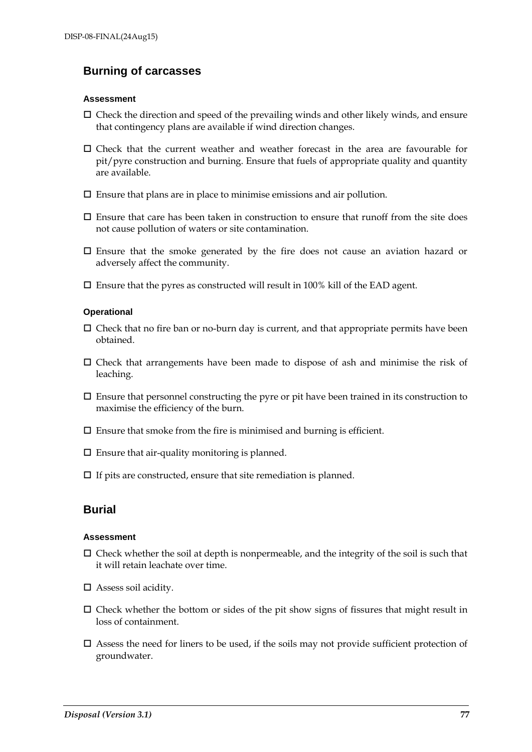## Burning of carcasses

#### Assessment

- ☐ Check the direction and speed of the prevailing winds and other likely winds, and ensure that contingency plans are available if wind direction changes.
- ☐ Check that the current weather and weather forecast in the area are favourable for pit/pyre construction and burning. Ensure that fuels of appropriate quality and quantity are available.
- ☐ Ensure that plans are in place to minimise emissions and air pollution.
- ☐ Ensure that care has been taken in construction to ensure that runoff from the site does not cause pollution of waters or site contamination.
- ☐ Ensure that the smoke generated by the fire does not cause an aviation hazard or adversely affect the community.
- ☐ Ensure that the pyres as constructed will result in 100% kill of the EAD agent.

#### Operational

- ☐ Check that no fire ban or no-burn day is current, and that appropriate permits have been obtained.
- ☐ Check that arrangements have been made to dispose of ash and minimise the risk of leaching.
- ☐ Ensure that personnel constructing the pyre or pit have been trained in its construction to maximise the efficiency of the burn.
- ☐ Ensure that smoke from the fire is minimised and burning is efficient.
- ☐ Ensure that air-quality monitoring is planned.
- ☐ If pits are constructed, ensure that site remediation is planned.

## Burial

#### Assessment

- ☐ Check whether the soil at depth is nonpermeable, and the integrity of the soil is such that it will retain leachate over time.
- ☐ Assess soil acidity.
- ☐ Check whether the bottom or sides of the pit show signs of fissures that might result in loss of containment.
- ☐ Assess the need for liners to be used, if the soils may not provide sufficient protection of groundwater.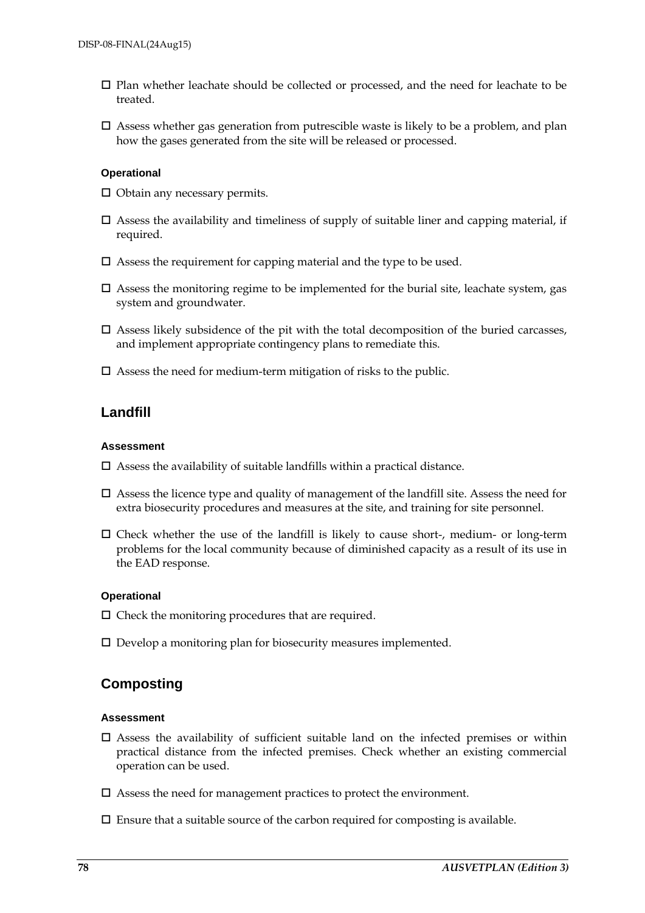- ☐ Plan whether leachate should be collected or processed, and the need for leachate to be treated.
- ☐ Assess whether gas generation from putrescible waste is likely to be a problem, and plan how the gases generated from the site will be released or processed.

#### Operational

- ☐ Obtain any necessary permits.
- ☐ Assess the availability and timeliness of supply of suitable liner and capping material, if required.
- ☐ Assess the requirement for capping material and the type to be used.
- ☐ Assess the monitoring regime to be implemented for the burial site, leachate system, gas system and groundwater.
- ☐ Assess likely subsidence of the pit with the total decomposition of the buried carcasses, and implement appropriate contingency plans to remediate this.
- ☐ Assess the need for medium-term mitigation of risks to the public.

### Landfill

#### Assessment

- ☐ Assess the availability of suitable landfills within a practical distance.
- ☐ Assess the licence type and quality of management of the landfill site. Assess the need for extra biosecurity procedures and measures at the site, and training for site personnel.
- ☐ Check whether the use of the landfill is likely to cause short-, medium- or long-term problems for the local community because of diminished capacity as a result of its use in the EAD response.

#### Operational

- ☐ Check the monitoring procedures that are required.
- ☐ Develop a monitoring plan for biosecurity measures implemented.

### Composting

#### Assessment

- ☐ Assess the availability of sufficient suitable land on the infected premises or within practical distance from the infected premises. Check whether an existing commercial operation can be used.
- ☐ Assess the need for management practices to protect the environment.
- ☐ Ensure that a suitable source of the carbon required for composting is available.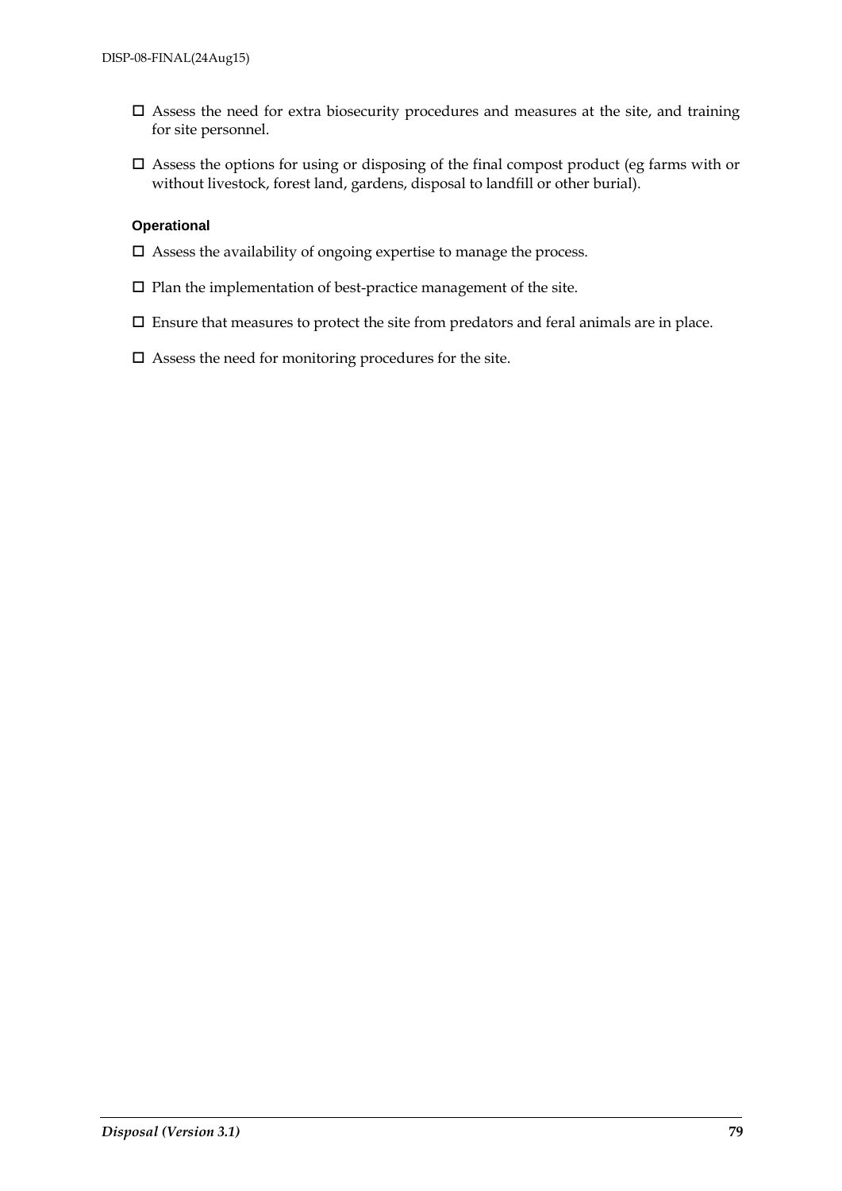- ☐ Assess the need for extra biosecurity procedures and measures at the site, and training for site personnel.
- ☐ Assess the options for using or disposing of the final compost product (eg farms with or without livestock, forest land, gardens, disposal to landfill or other burial).

#### Operational

- ☐ Assess the availability of ongoing expertise to manage the process.
- ☐ Plan the implementation of best-practice management of the site.
- ☐ Ensure that measures to protect the site from predators and feral animals are in place.
- ☐ Assess the need for monitoring procedures for the site.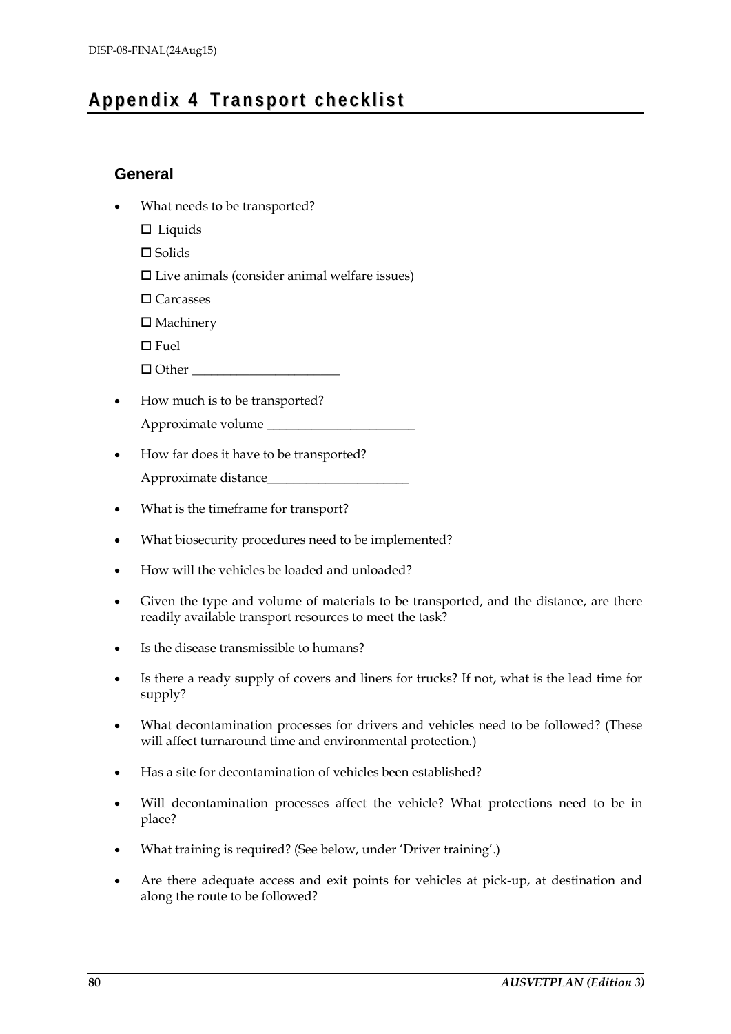# Appendix 4 Transport checklist

## General

- What needs to be transported?

  ☐ Liquids

  ☐ Solids

  ☐ Live animals (consider animal welfare issues)

  ☐ Carcasses

  ☐ Machinery

  ☐ Fuel

  ☐ Other _______________________

- How much is to be transported?

  Approximate volume _______________________

- How far does it have to be transported?

  Approximate distance______________________

- What is the timeframe for transport?
- What biosecurity procedures need to be implemented?
- How will the vehicles be loaded and unloaded?
- Given the type and volume of materials to be transported, and the distance, are there readily available transport resources to meet the task?
- Is the disease transmissible to humans?
- Is there a ready supply of covers and liners for trucks? If not, what is the lead time for supply?
- What decontamination processes for drivers and vehicles need to be followed? (These will affect turnaround time and environmental protection.)
- Has a site for decontamination of vehicles been established?
- Will decontamination processes affect the vehicle? What protections need to be in place?
- What training is required? (See below, under 'Driver training'.)
- Are there adequate access and exit points for vehicles at pick-up, at destination and along the route to be followed?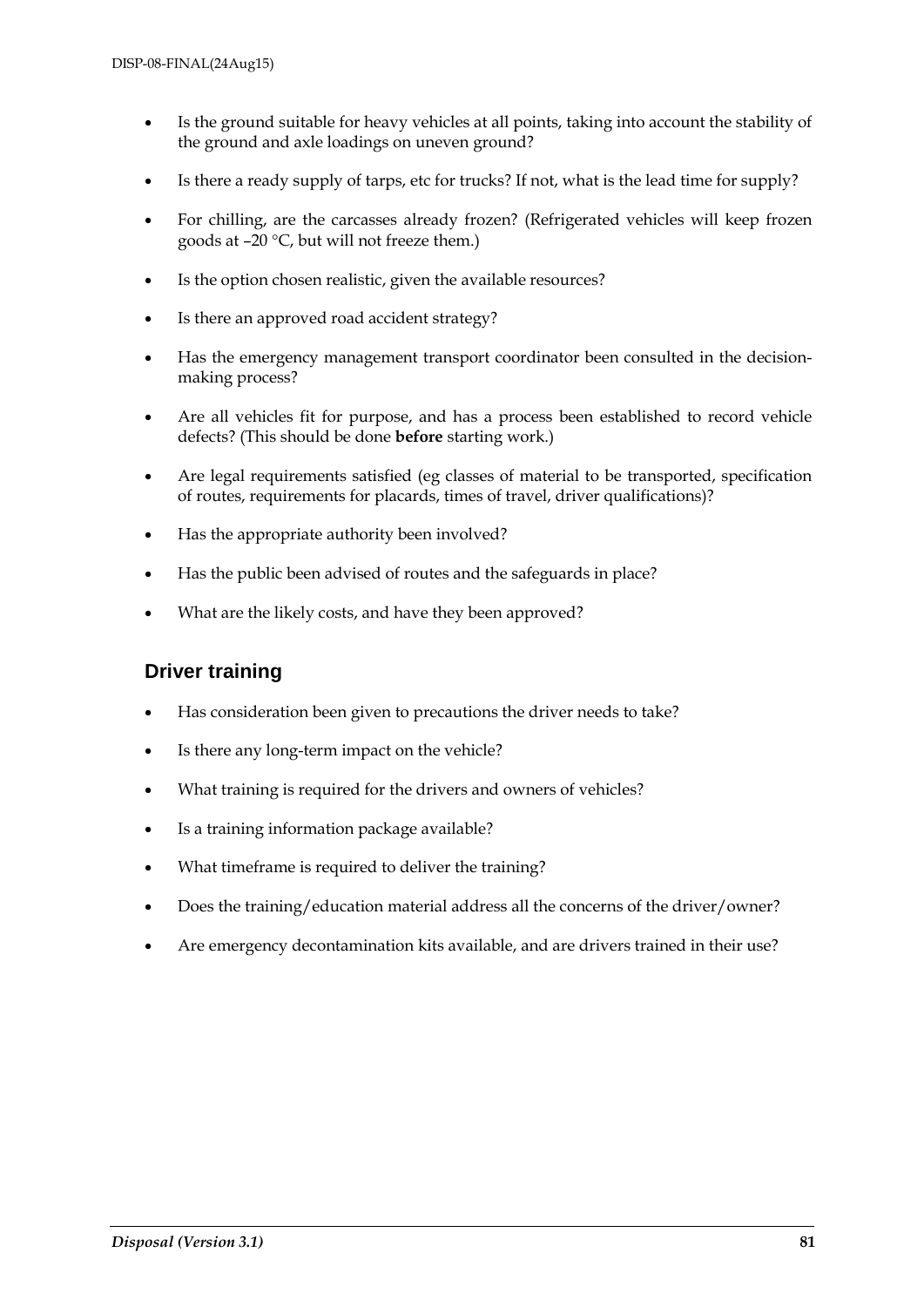- Is the ground suitable for heavy vehicles at all points, taking into account the stability of the ground and axle loadings on uneven ground?
- Is there a ready supply of tarps, etc for trucks? If not, what is the lead time for supply?
- For chilling, are the carcasses already frozen? (Refrigerated vehicles will keep frozen goods at –20 °C, but will not freeze them.)
- Is the option chosen realistic, given the available resources?
- Is there an approved road accident strategy?
- Has the emergency management transport coordinator been consulted in the decision-making process?
- Are all vehicles fit for purpose, and has a process been established to record vehicle defects? (This should be done **before** starting work.)
- Are legal requirements satisfied (eg classes of material to be transported, specification of routes, requirements for placards, times of travel, driver qualifications)?
- Has the appropriate authority been involved?
- Has the public been advised of routes and the safeguards in place?
- What are the likely costs, and have they been approved?

## Driver training

- Has consideration been given to precautions the driver needs to take?
- Is there any long-term impact on the vehicle?
- What training is required for the drivers and owners of vehicles?
- Is a training information package available?
- What timeframe is required to deliver the training?
- Does the training/education material address all the concerns of the driver/owner?
- Are emergency decontamination kits available, and are drivers trained in their use?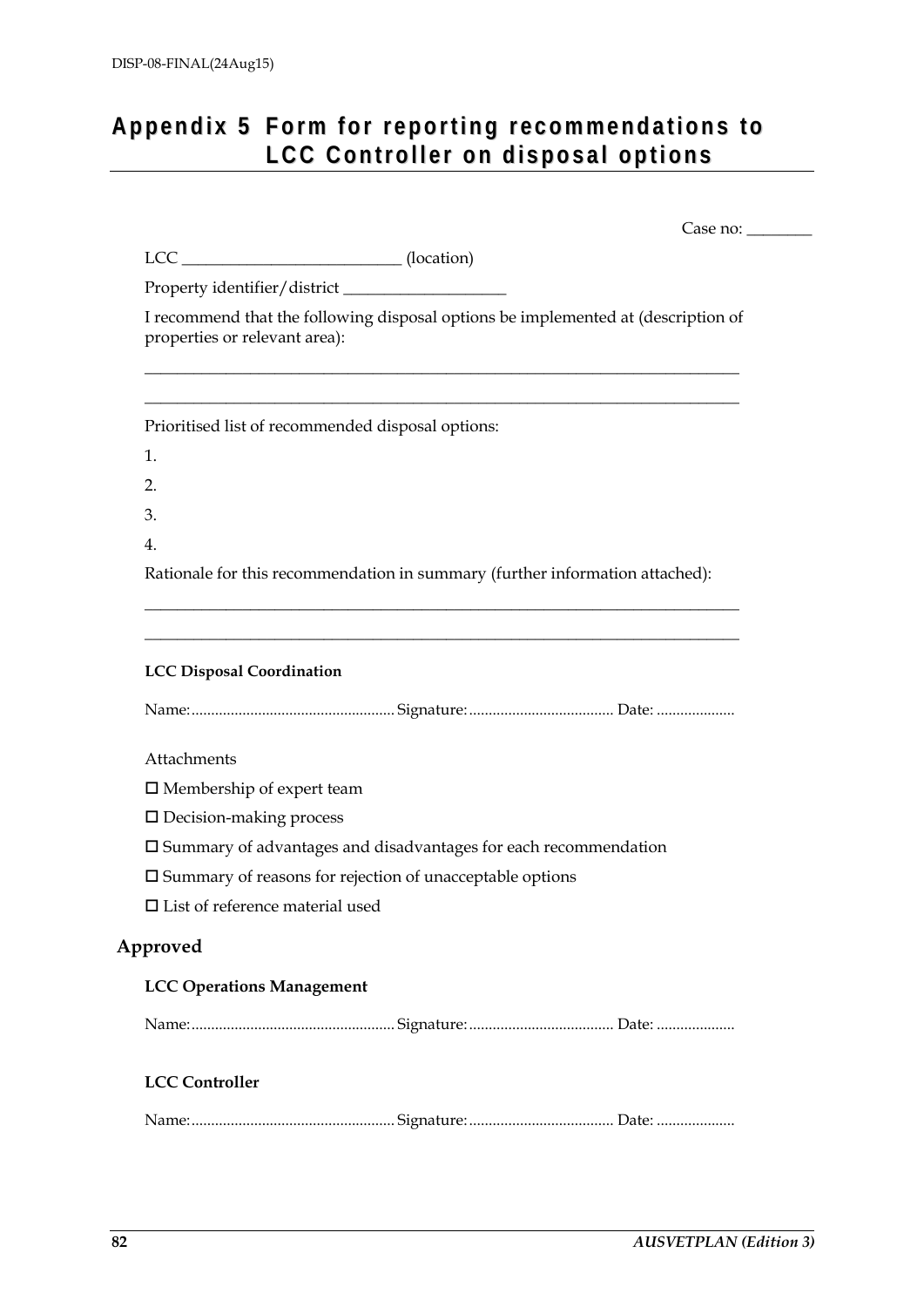# Appendix 5 Form for reporting recommendations to LCC Controller on disposal options

Case no: ________

LCC ___________________________ (location)

Property identifier/district ____________________

I recommend that the following disposal options be implemented at (description of properties or relevant area):

___________________________________________________________________________

___________________________________________________________________________

Prioritised list of recommended disposal options:

1.

2.

3.

4.

Rationale for this recommendation in summary (further information attached):

___________________________________________________________________________

___________________________________________________________________________

**LCC Disposal Coordination**

Name:................................................... Signature:.................................... Date: ....................

Attachments

☐ Membership of expert team

☐ Decision-making process

☐ Summary of advantages and disadvantages for each recommendation

☐ Summary of reasons for rejection of unacceptable options

☐ List of reference material used

## Approved

**LCC Operations Management**

Name:................................................... Signature:.................................... Date: ....................

**LCC Controller**

Name:................................................... Signature:.................................... Date: ....................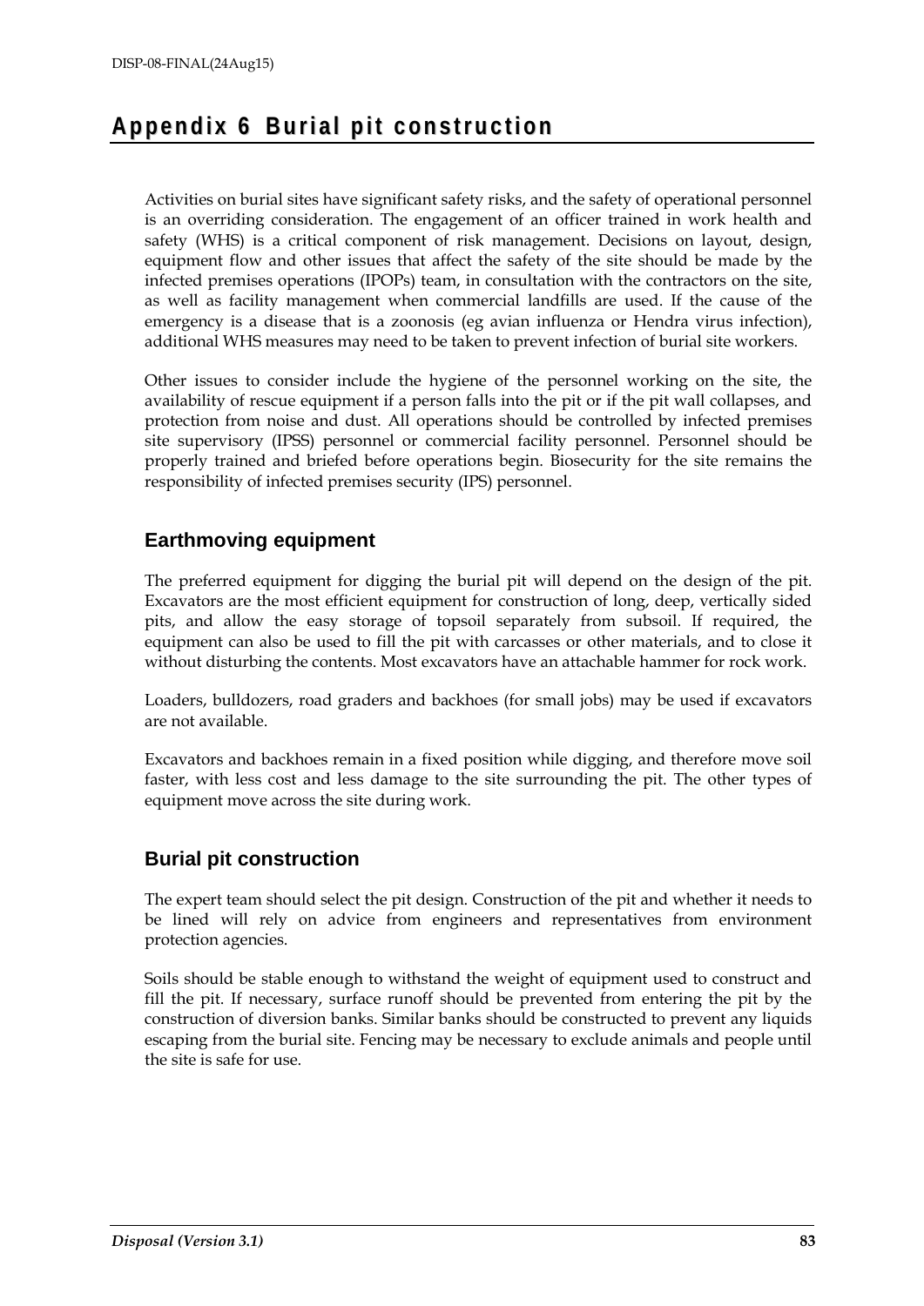# Appendix 6 Burial pit construction

Activities on burial sites have significant safety risks, and the safety of operational personnel is an overriding consideration. The engagement of an officer trained in work health and safety (WHS) is a critical component of risk management. Decisions on layout, design, equipment flow and other issues that affect the safety of the site should be made by the infected premises operations (IPOPs) team, in consultation with the contractors on the site, as well as facility management when commercial landfills are used. If the cause of the emergency is a disease that is a zoonosis (eg avian influenza or Hendra virus infection), additional WHS measures may need to be taken to prevent infection of burial site workers.

Other issues to consider include the hygiene of the personnel working on the site, the availability of rescue equipment if a person falls into the pit or if the pit wall collapses, and protection from noise and dust. All operations should be controlled by infected premises site supervisory (IPSS) personnel or commercial facility personnel. Personnel should be properly trained and briefed before operations begin. Biosecurity for the site remains the responsibility of infected premises security (IPS) personnel.

## Earthmoving equipment

The preferred equipment for digging the burial pit will depend on the design of the pit. Excavators are the most efficient equipment for construction of long, deep, vertically sided pits, and allow the easy storage of topsoil separately from subsoil. If required, the equipment can also be used to fill the pit with carcasses or other materials, and to close it without disturbing the contents. Most excavators have an attachable hammer for rock work.

Loaders, bulldozers, road graders and backhoes (for small jobs) may be used if excavators are not available.

Excavators and backhoes remain in a fixed position while digging, and therefore move soil faster, with less cost and less damage to the site surrounding the pit. The other types of equipment move across the site during work.

## Burial pit construction

The expert team should select the pit design. Construction of the pit and whether it needs to be lined will rely on advice from engineers and representatives from environment protection agencies.

Soils should be stable enough to withstand the weight of equipment used to construct and fill the pit. If necessary, surface runoff should be prevented from entering the pit by the construction of diversion banks. Similar banks should be constructed to prevent any liquids escaping from the burial site. Fencing may be necessary to exclude animals and people until the site is safe for use.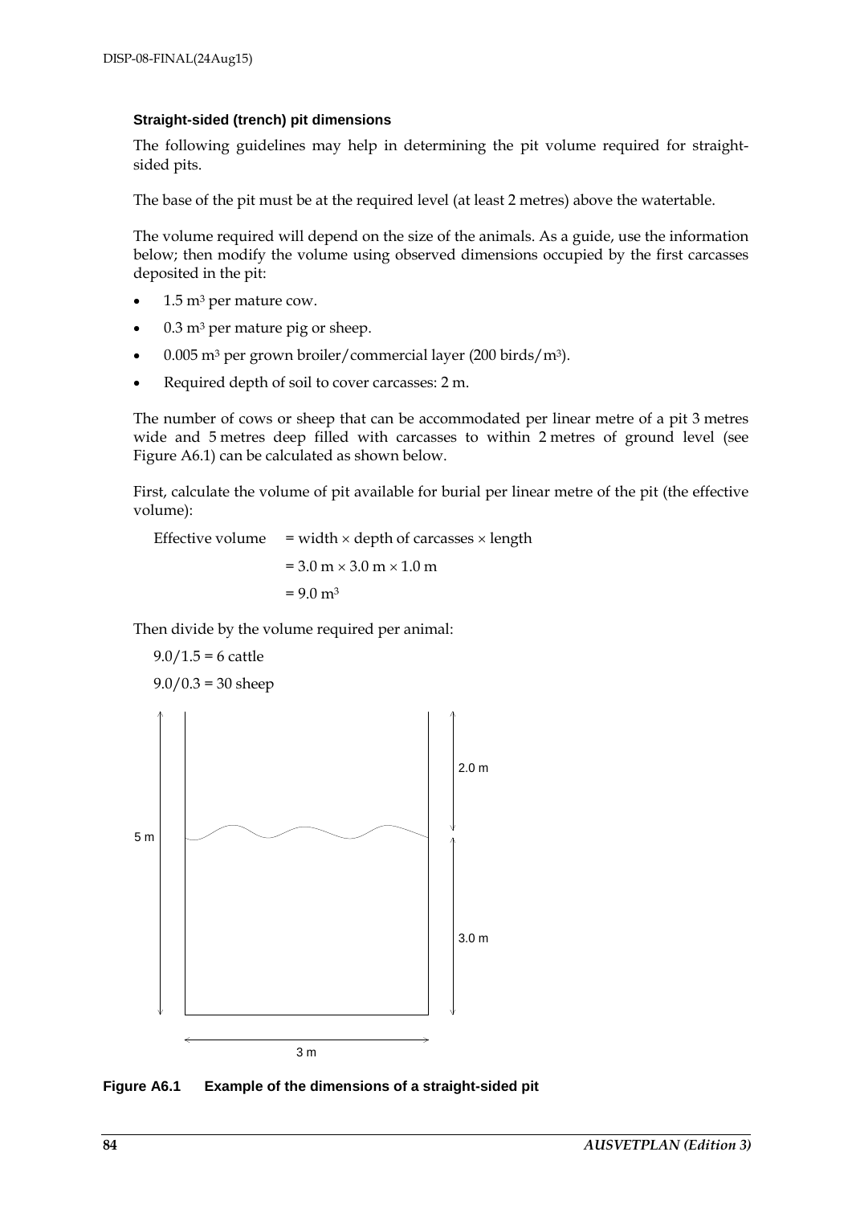### Straight-sided (trench) pit dimensions

The following guidelines may help in determining the pit volume required for straight-sided pits.

The base of the pit must be at the required level (at least 2 metres) above the watertable.

The volume required will depend on the size of the animals. As a guide, use the information below; then modify the volume using observed dimensions occupied by the first carcasses deposited in the pit:

- 1.5 $m^3$ per mature cow.
- 0.3 $m^3$ per mature pig or sheep.
- 0.005 $m^3$ per grown broiler/commercial layer (200 birds/$m^3$).
- Required depth of soil to cover carcasses: 2 m.

The number of cows or sheep that can be accommodated per linear metre of a pit 3 metres wide and 5 metres deep filled with carcasses to within 2 metres of ground level (see Figure A6.1) can be calculated as shown below.

First, calculate the volume of pit available for burial per linear metre of the pit (the effective volume):

Effective volume = width × depth of carcasses × length

= 3.0 m × 3.0 m × 1.0 m

= 9.0 $m^3$

Then divide by the volume required per animal:

9.0/1.5 = 6 cattle

9.0/0.3 = 30 sheep

**Figure A6.1 Example of the dimensions of a straight-sided pit**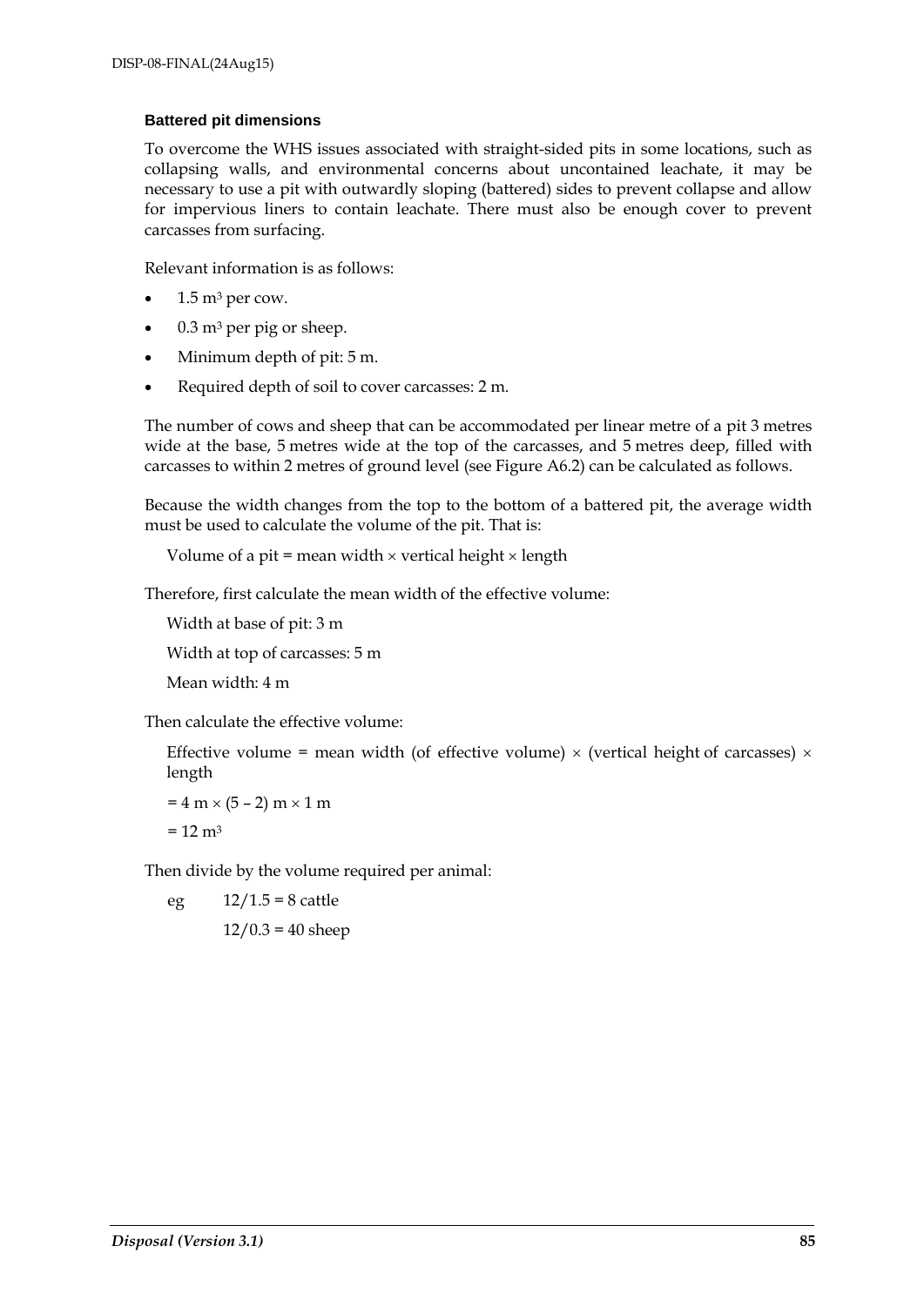### Battered pit dimensions

To overcome the WHS issues associated with straight-sided pits in some locations, such as collapsing walls, and environmental concerns about uncontained leachate, it may be necessary to use a pit with outwardly sloping (battered) sides to prevent collapse and allow for impervious liners to contain leachate. There must also be enough cover to prevent carcasses from surfacing.

Relevant information is as follows:

- 1.5 $m^3$ per cow.
- 0.3 $m^3$ per pig or sheep.
- Minimum depth of pit: 5 m.
- Required depth of soil to cover carcasses: 2 m.

The number of cows and sheep that can be accommodated per linear metre of a pit 3 metres wide at the base, 5 metres wide at the top of the carcasses, and 5 metres deep, filled with carcasses to within 2 metres of ground level (see Figure A6.2) can be calculated as follows.

Because the width changes from the top to the bottom of a battered pit, the average width must be used to calculate the volume of the pit. That is:

Volume of a pit = mean width × vertical height × length

Therefore, first calculate the mean width of the effective volume:

Width at base of pit: 3 m

Width at top of carcasses: 5 m

Mean width: 4 m

Then calculate the effective volume:

Effective volume = mean width (of effective volume) × (vertical height of carcasses) × length

$= 4 \text{ m} \times (5 - 2) \text{ m} \times 1 \text{ m}$

$= 12 \text{ m}^3$

Then divide by the volume required per animal:

eg 12/1.5 = 8 cattle

12/0.3 = 40 sheep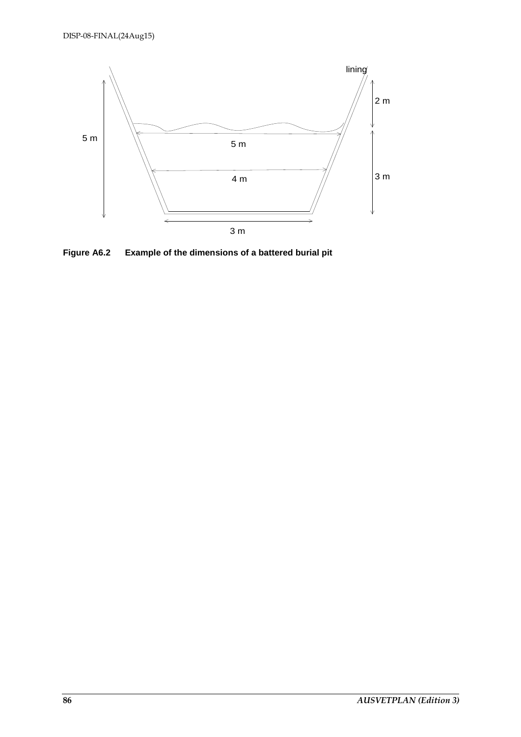**Figure A6.2 Example of the dimensions of a battered burial pit**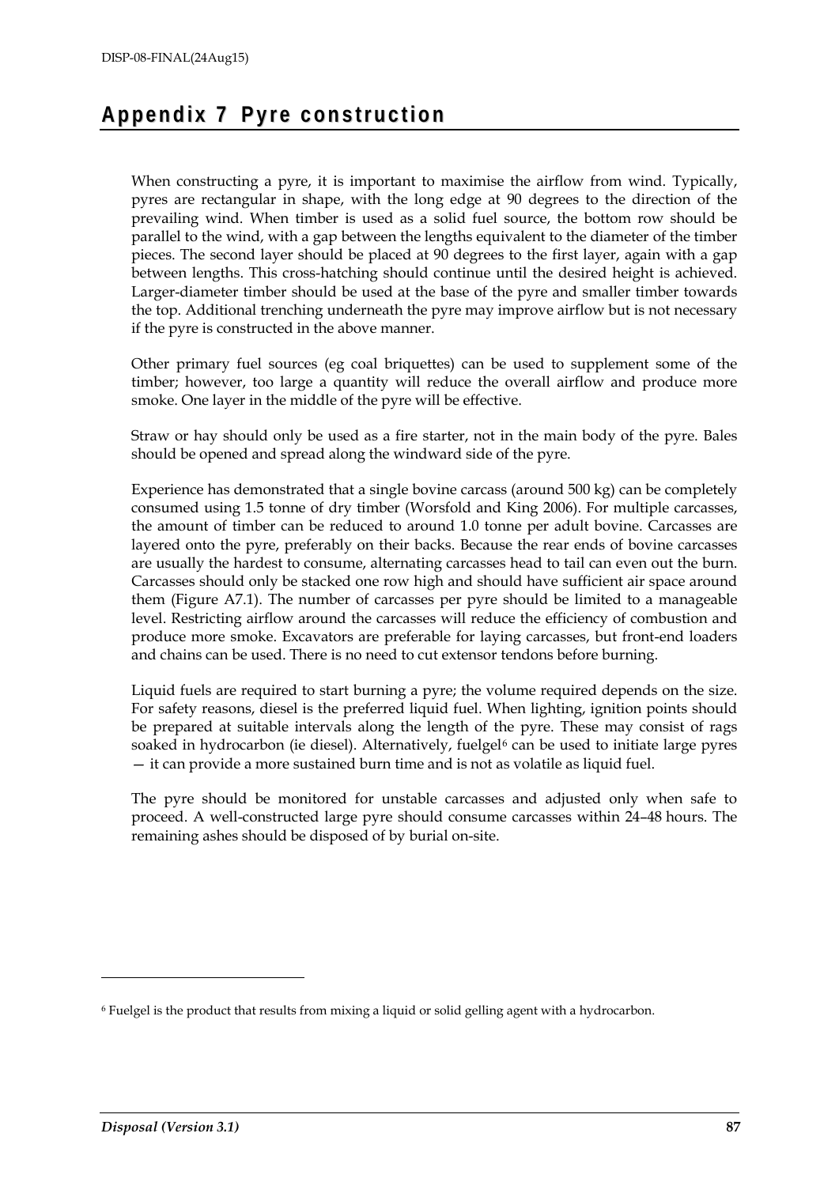# Appendix 7 Pyre construction

When constructing a pyre, it is important to maximise the airflow from wind. Typically, pyres are rectangular in shape, with the long edge at 90 degrees to the direction of the prevailing wind. When timber is used as a solid fuel source, the bottom row should be parallel to the wind, with a gap between the lengths equivalent to the diameter of the timber pieces. The second layer should be placed at 90 degrees to the first layer, again with a gap between lengths. This cross-hatching should continue until the desired height is achieved. Larger-diameter timber should be used at the base of the pyre and smaller timber towards the top. Additional trenching underneath the pyre may improve airflow but is not necessary if the pyre is constructed in the above manner.

Other primary fuel sources (eg coal briquettes) can be used to supplement some of the timber; however, too large a quantity will reduce the overall airflow and produce more smoke. One layer in the middle of the pyre will be effective.

Straw or hay should only be used as a fire starter, not in the main body of the pyre. Bales should be opened and spread along the windward side of the pyre.

Experience has demonstrated that a single bovine carcass (around 500 kg) can be completely consumed using 1.5 tonne of dry timber (Worsfold and King 2006). For multiple carcasses, the amount of timber can be reduced to around 1.0 tonne per adult bovine. Carcasses are layered onto the pyre, preferably on their backs. Because the rear ends of bovine carcasses are usually the hardest to consume, alternating carcasses head to tail can even out the burn. Carcasses should only be stacked one row high and should have sufficient air space around them (Figure A7.1). The number of carcasses per pyre should be limited to a manageable level. Restricting airflow around the carcasses will reduce the efficiency of combustion and produce more smoke. Excavators are preferable for laying carcasses, but front-end loaders and chains can be used. There is no need to cut extensor tendons before burning.

Liquid fuels are required to start burning a pyre; the volume required depends on the size. For safety reasons, diesel is the preferred liquid fuel. When lighting, ignition points should be prepared at suitable intervals along the length of the pyre. These may consist of rags soaked in hydrocarbon (ie diesel). Alternatively, fuelgel[6] can be used to initiate large pyres — it can provide a more sustained burn time and is not as volatile as liquid fuel.

The pyre should be monitored for unstable carcasses and adjusted only when safe to proceed. A well-constructed large pyre should consume carcasses within 24–48 hours. The remaining ashes should be disposed of by burial on-site.

---

[6] Fuelgel is the product that results from mixing a liquid or solid gelling agent with a hydrocarbon.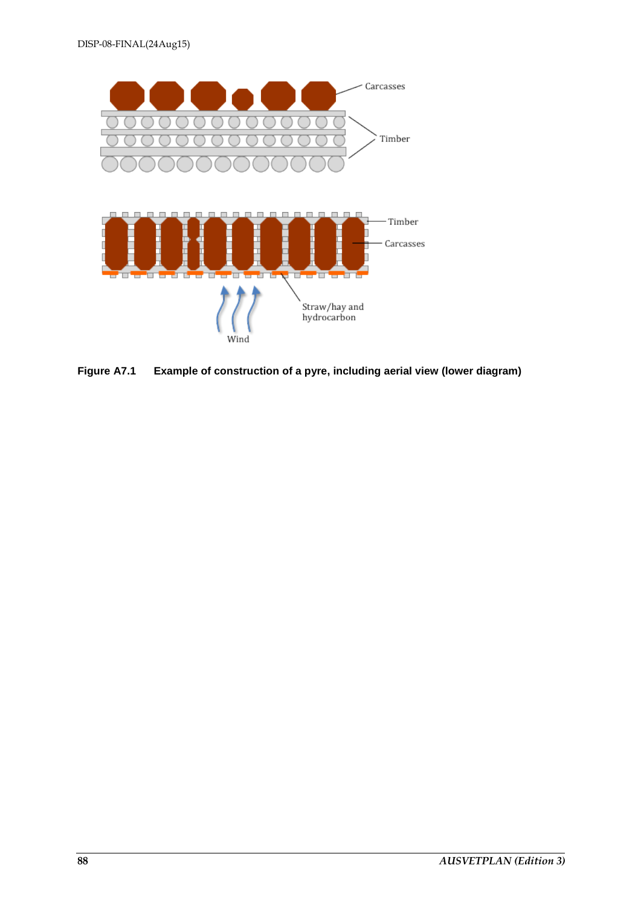**Figure A7.1 Example of construction of a pyre, including aerial view (lower diagram)**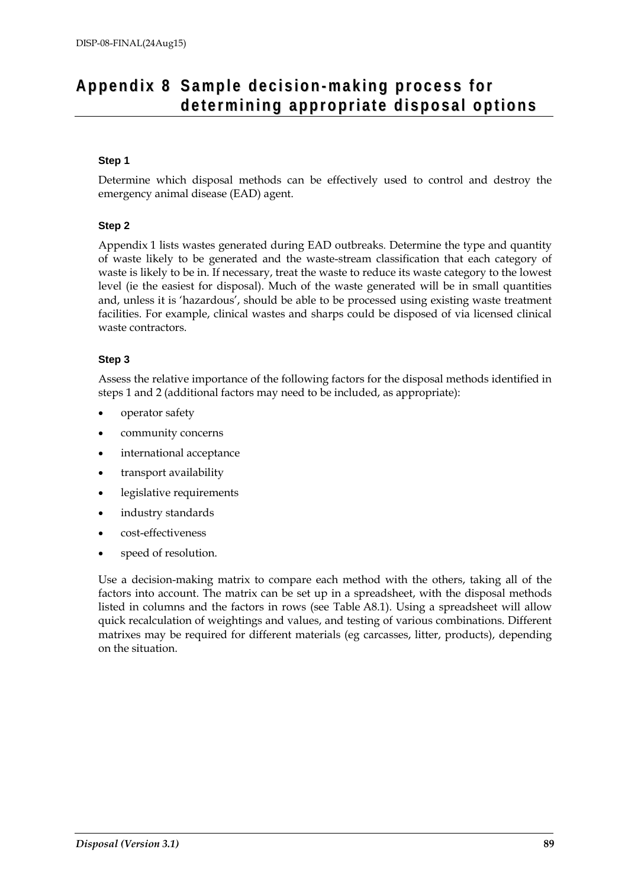# Appendix 8 Sample decision-making process for determining appropriate disposal options

#### Step 1

Determine which disposal methods can be effectively used to control and destroy the emergency animal disease (EAD) agent.

#### Step 2

Appendix 1 lists wastes generated during EAD outbreaks. Determine the type and quantity of waste likely to be generated and the waste-stream classification that each category of waste is likely to be in. If necessary, treat the waste to reduce its waste category to the lowest level (ie the easiest for disposal). Much of the waste generated will be in small quantities and, unless it is 'hazardous', should be able to be processed using existing waste treatment facilities. For example, clinical wastes and sharps could be disposed of via licensed clinical waste contractors.

#### Step 3

Assess the relative importance of the following factors for the disposal methods identified in steps 1 and 2 (additional factors may need to be included, as appropriate):

- operator safety
- community concerns
- international acceptance
- transport availability
- legislative requirements
- industry standards
- cost-effectiveness
- speed of resolution.

Use a decision-making matrix to compare each method with the others, taking all of the factors into account. The matrix can be set up in a spreadsheet, with the disposal methods listed in columns and the factors in rows (see Table A8.1). Using a spreadsheet will allow quick recalculation of weightings and values, and testing of various combinations. Different matrixes may be required for different materials (eg carcasses, litter, products), depending on the situation.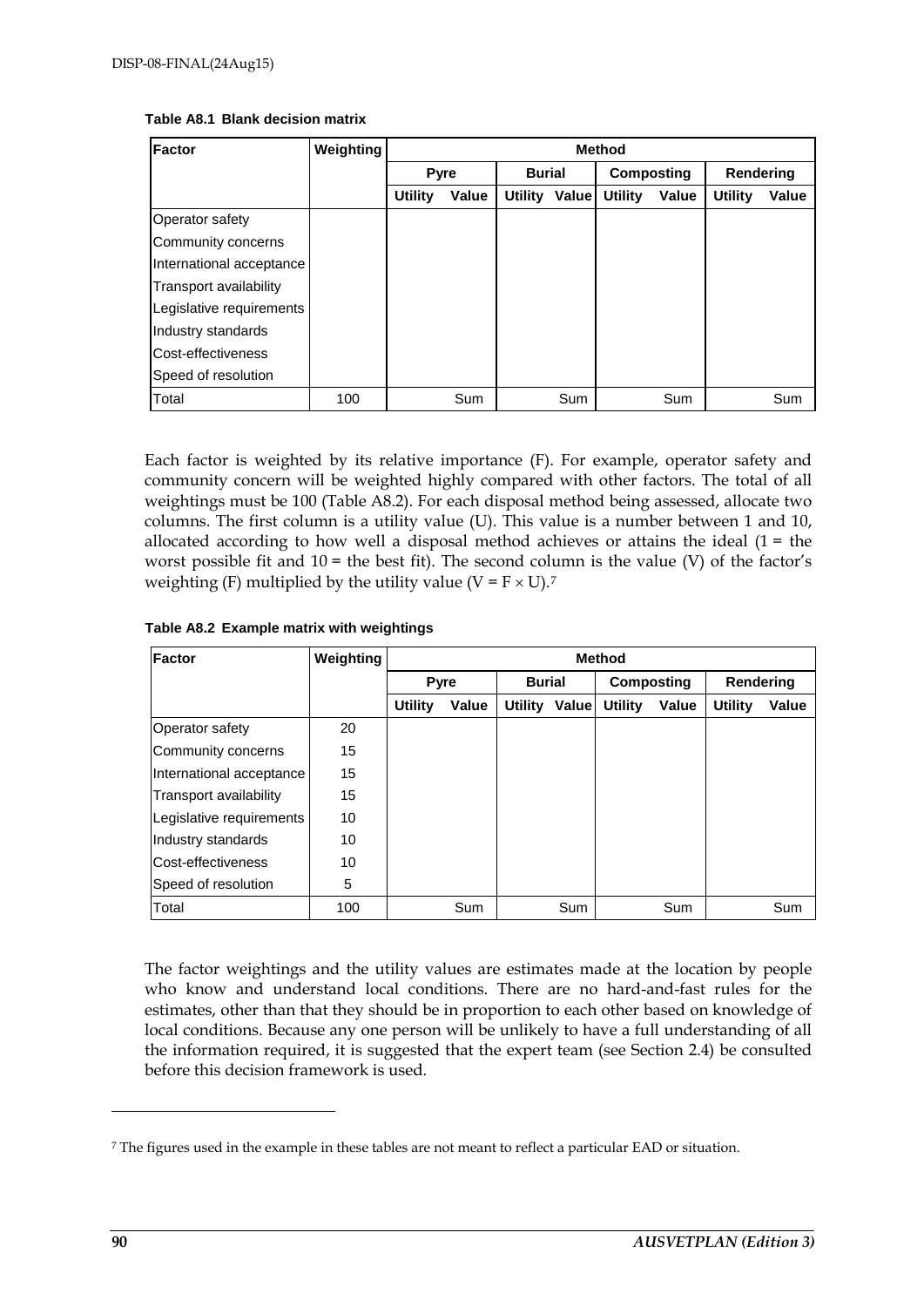**Table A8.1 Blank decision matrix**

| Factor | Weighting | Method | | | | | | | |
|---|---|---|---|---|---|---|---|---|---|
| | | Pyre | | Burial | | Composting | | Rendering | |
| | | Utility | Value | Utility | Value | Utility | Value | Utility | Value |
| Operator safety | | | | | | | | | |
| Community concerns | | | | | | | | | |
| International acceptance | | | | | | | | | |
| Transport availability | | | | | | | | | |
| Legislative requirements | | | | | | | | | |
| Industry standards | | | | | | | | | |
| Cost-effectiveness | | | | | | | | | |
| Speed of resolution | | | | | | | | | |
| Total | 100 | | Sum | | Sum | | Sum | | Sum |

Each factor is weighted by its relative importance (F). For example, operator safety and community concern will be weighted highly compared with other factors. The total of all weightings must be 100 (Table A8.2). For each disposal method being assessed, allocate two columns. The first column is a utility value (U). This value is a number between 1 and 10, allocated according to how well a disposal method achieves or attains the ideal (1 = the worst possible fit and 10 = the best fit). The second column is the value (V) of the factor's weighting (F) multiplied by the utility value ($V = F \times U$).[7]

**Table A8.2 Example matrix with weightings**

| Factor | Weighting | Method | | | | | | | |
|---|---|---|---|---|---|---|---|---|---|
| | | Pyre | | Burial | | Composting | | Rendering | |
| | | Utility | Value | Utility | Value | Utility | Value | Utility | Value |
| Operator safety | 20 | | | | | | | | |
| Community concerns | 15 | | | | | | | | |
| International acceptance | 15 | | | | | | | | |
| Transport availability | 15 | | | | | | | | |
| Legislative requirements | 10 | | | | | | | | |
| Industry standards | 10 | | | | | | | | |
| Cost-effectiveness | 10 | | | | | | | | |
| Speed of resolution | 5 | | | | | | | | |
| Total | 100 | | Sum | | Sum | | Sum | | Sum |

The factor weightings and the utility values are estimates made at the location by people who know and understand local conditions. There are no hard-and-fast rules for the estimates, other than that they should be in proportion to each other based on knowledge of local conditions. Because any one person will be unlikely to have a full understanding of all the information required, it is suggested that the expert team (see Section 2.4) be consulted before this decision framework is used.

[7] The figures used in the example in these tables are not meant to reflect a particular EAD or situation.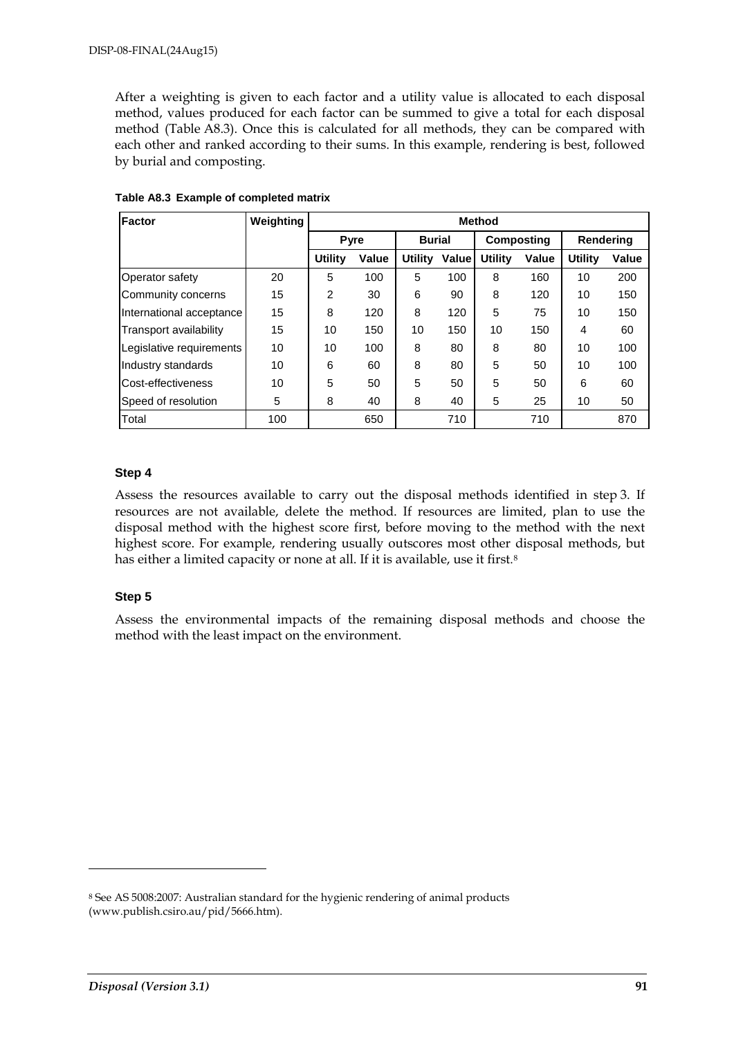After a weighting is given to each factor and a utility value is allocated to each disposal method, values produced for each factor can be summed to give a total for each disposal method (Table A8.3). Once this is calculated for all methods, they can be compared with each other and ranked according to their sums. In this example, rendering is best, followed by burial and composting.

**Table A8.3 Example of completed matrix**

| Factor | Weighting | Method | | | | | | | |
|---|---|---|---|---|---|---|---|---|---|
| | | Pyre | | Burial | | Composting | | Rendering | |
| | | Utility | Value | Utility | Value | Utility | Value | Utility | Value |
| Operator safety | 20 | 5 | 100 | 5 | 100 | 8 | 160 | 10 | 200 |
| Community concerns | 15 | 2 | 30 | 6 | 90 | 8 | 120 | 10 | 150 |
| International acceptance | 15 | 8 | 120 | 8 | 120 | 5 | 75 | 10 | 150 |
| Transport availability | 15 | 10 | 150 | 10 | 150 | 10 | 150 | 4 | 60 |
| Legislative requirements | 10 | 10 | 100 | 8 | 80 | 8 | 80 | 10 | 100 |
| Industry standards | 10 | 6 | 60 | 8 | 80 | 5 | 50 | 10 | 100 |
| Cost-effectiveness | 10 | 5 | 50 | 5 | 50 | 5 | 50 | 6 | 60 |
| Speed of resolution | 5 | 8 | 40 | 8 | 40 | 5 | 25 | 10 | 50 |
| Total | 100 | | 650 | | 710 | | 710 | | 870 |

#### Step 4

Assess the resources available to carry out the disposal methods identified in step 3. If resources are not available, delete the method. If resources are limited, plan to use the disposal method with the highest score first, before moving to the method with the next highest score. For example, rendering usually outscores most other disposal methods, but has either a limited capacity or none at all. If it is available, use it first.[8]

#### Step 5

Assess the environmental impacts of the remaining disposal methods and choose the method with the least impact on the environment.

---

[8] See AS 5008:2007: Australian standard for the hygienic rendering of animal products (www.publish.csiro.au/pid/5666.htm).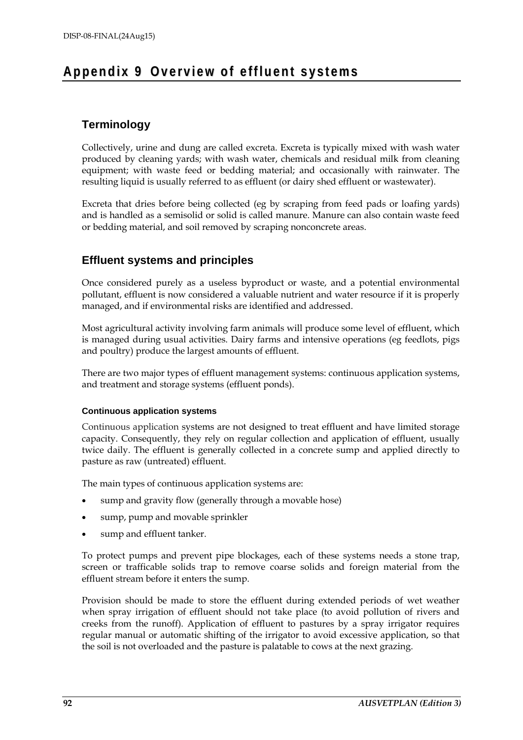# Appendix 9 Overview of effluent systems

## Terminology

Collectively, urine and dung are called excreta. Excreta is typically mixed with wash water produced by cleaning yards; with wash water, chemicals and residual milk from cleaning equipment; with waste feed or bedding material; and occasionally with rainwater. The resulting liquid is usually referred to as effluent (or dairy shed effluent or wastewater).

Excreta that dries before being collected (eg by scraping from feed pads or loafing yards) and is handled as a semisolid or solid is called manure. Manure can also contain waste feed or bedding material, and soil removed by scraping nonconcrete areas.

## Effluent systems and principles

Once considered purely as a useless byproduct or waste, and a potential environmental pollutant, effluent is now considered a valuable nutrient and water resource if it is properly managed, and if environmental risks are identified and addressed.

Most agricultural activity involving farm animals will produce some level of effluent, which is managed during usual activities. Dairy farms and intensive operations (eg feedlots, pigs and poultry) produce the largest amounts of effluent.

There are two major types of effluent management systems: continuous application systems, and treatment and storage systems (effluent ponds).

### Continuous application systems

Continuous application systems are not designed to treat effluent and have limited storage capacity. Consequently, they rely on regular collection and application of effluent, usually twice daily. The effluent is generally collected in a concrete sump and applied directly to pasture as raw (untreated) effluent.

The main types of continuous application systems are:

- sump and gravity flow (generally through a movable hose)
- sump, pump and movable sprinkler
- sump and effluent tanker.

To protect pumps and prevent pipe blockages, each of these systems needs a stone trap, screen or trafficable solids trap to remove coarse solids and foreign material from the effluent stream before it enters the sump.

Provision should be made to store the effluent during extended periods of wet weather when spray irrigation of effluent should not take place (to avoid pollution of rivers and creeks from the runoff). Application of effluent to pastures by a spray irrigator requires regular manual or automatic shifting of the irrigator to avoid excessive application, so that the soil is not overloaded and the pasture is palatable to cows at the next grazing.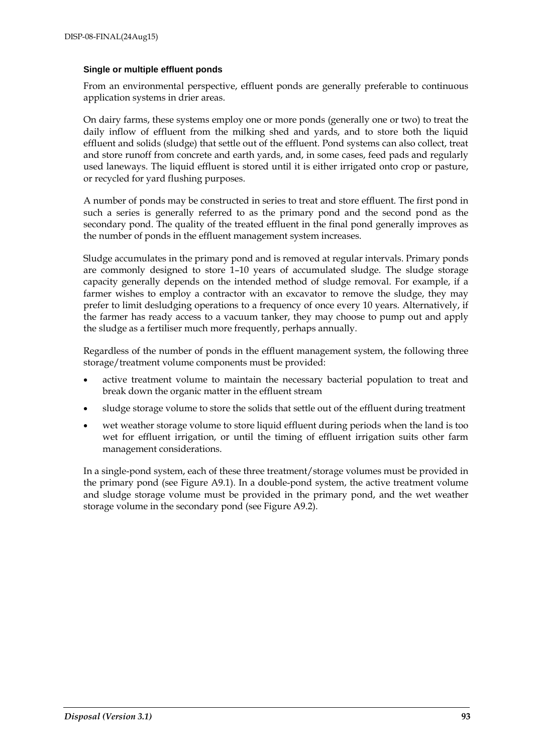### Single or multiple effluent ponds

From an environmental perspective, effluent ponds are generally preferable to continuous application systems in drier areas.

On dairy farms, these systems employ one or more ponds (generally one or two) to treat the daily inflow of effluent from the milking shed and yards, and to store both the liquid effluent and solids (sludge) that settle out of the effluent. Pond systems can also collect, treat and store runoff from concrete and earth yards, and, in some cases, feed pads and regularly used laneways. The liquid effluent is stored until it is either irrigated onto crop or pasture, or recycled for yard flushing purposes.

A number of ponds may be constructed in series to treat and store effluent. The first pond in such a series is generally referred to as the primary pond and the second pond as the secondary pond. The quality of the treated effluent in the final pond generally improves as the number of ponds in the effluent management system increases.

Sludge accumulates in the primary pond and is removed at regular intervals. Primary ponds are commonly designed to store 1–10 years of accumulated sludge. The sludge storage capacity generally depends on the intended method of sludge removal. For example, if a farmer wishes to employ a contractor with an excavator to remove the sludge, they may prefer to limit desludging operations to a frequency of once every 10 years. Alternatively, if the farmer has ready access to a vacuum tanker, they may choose to pump out and apply the sludge as a fertiliser much more frequently, perhaps annually.

Regardless of the number of ponds in the effluent management system, the following three storage/treatment volume components must be provided:

- active treatment volume to maintain the necessary bacterial population to treat and break down the organic matter in the effluent stream
- sludge storage volume to store the solids that settle out of the effluent during treatment
- wet weather storage volume to store liquid effluent during periods when the land is too wet for effluent irrigation, or until the timing of effluent irrigation suits other farm management considerations.

In a single-pond system, each of these three treatment/storage volumes must be provided in the primary pond (see Figure A9.1). In a double-pond system, the active treatment volume and sludge storage volume must be provided in the primary pond, and the wet weather storage volume in the secondary pond (see Figure A9.2).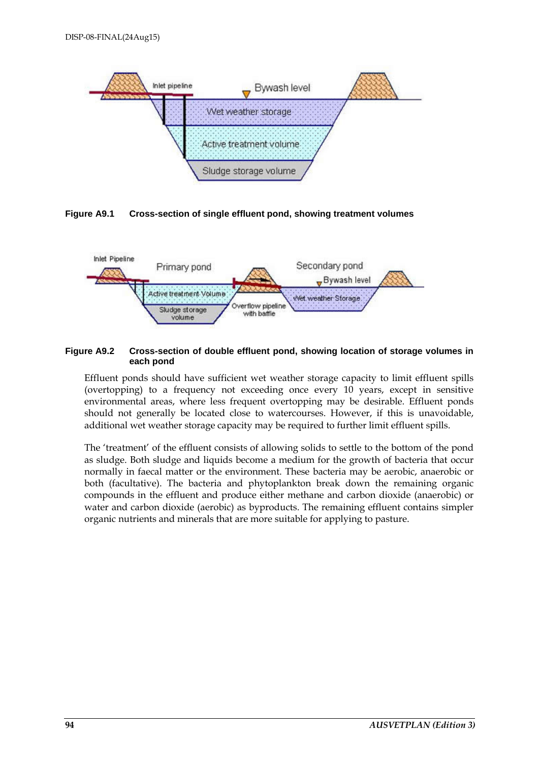**Figure A9.1 Cross-section of single effluent pond, showing treatment volumes**

**Figure A9.2 Cross-section of double effluent pond, showing location of storage volumes in each pond**

Effluent ponds should have sufficient wet weather storage capacity to limit effluent spills (overtopping) to a frequency not exceeding once every 10 years, except in sensitive environmental areas, where less frequent overtopping may be desirable. Effluent ponds should not generally be located close to watercourses. However, if this is unavoidable, additional wet weather storage capacity may be required to further limit effluent spills.

The 'treatment' of the effluent consists of allowing solids to settle to the bottom of the pond as sludge. Both sludge and liquids become a medium for the growth of bacteria that occur normally in faecal matter or the environment. These bacteria may be aerobic, anaerobic or both (facultative). The bacteria and phytoplankton break down the remaining organic compounds in the effluent and produce either methane and carbon dioxide (anaerobic) or water and carbon dioxide (aerobic) as byproducts. The remaining effluent contains simpler organic nutrients and minerals that are more suitable for applying to pasture.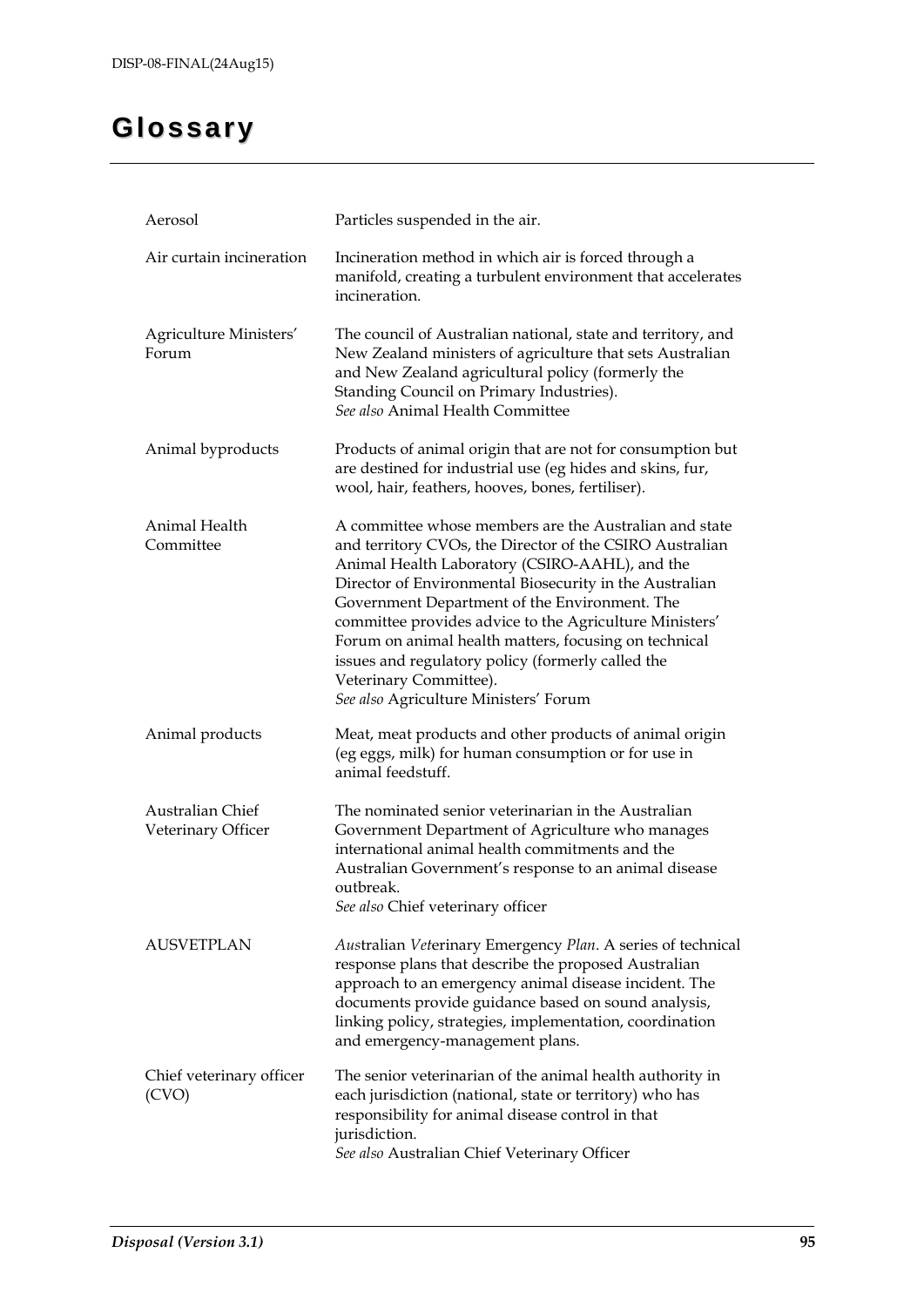# Glossary

| | |
|---|---|
| Aerosol | Particles suspended in the air. |
| Air curtain incineration | Incineration method in which air is forced through a manifold, creating a turbulent environment that accelerates incineration. |
| Agriculture Ministers' Forum | The council of Australian national, state and territory, and New Zealand ministers of agriculture that sets Australian and New Zealand agricultural policy (formerly the Standing Council on Primary Industries).<br>*See also* Animal Health Committee |
| Animal byproducts | Products of animal origin that are not for consumption but are destined for industrial use (eg hides and skins, fur, wool, hair, feathers, hooves, bones, fertiliser). |
| Animal Health Committee | A committee whose members are the Australian and state and territory CVOs, the Director of the CSIRO Australian Animal Health Laboratory (CSIRO-AAHL), and the Director of Environmental Biosecurity in the Australian Government Department of the Environment. The committee provides advice to the Agriculture Ministers' Forum on animal health matters, focusing on technical issues and regulatory policy (formerly called the Veterinary Committee).<br>*See also* Agriculture Ministers' Forum |
| Animal products | Meat, meat products and other products of animal origin (eg eggs, milk) for human consumption or for use in animal feedstuff. |
| Australian Chief Veterinary Officer | The nominated senior veterinarian in the Australian Government Department of Agriculture who manages international animal health commitments and the Australian Government's response to an animal disease outbreak.<br>*See also* Chief veterinary officer |
| AUSVETPLAN | *Aus*tralian *Vet*erinary Emergency *Plan*. A series of technical response plans that describe the proposed Australian approach to an emergency animal disease incident. The documents provide guidance based on sound analysis, linking policy, strategies, implementation, coordination and emergency-management plans. |
| Chief veterinary officer (CVO) | The senior veterinarian of the animal health authority in each jurisdiction (national, state or territory) who has responsibility for animal disease control in that jurisdiction.<br>*See also* Australian Chief Veterinary Officer |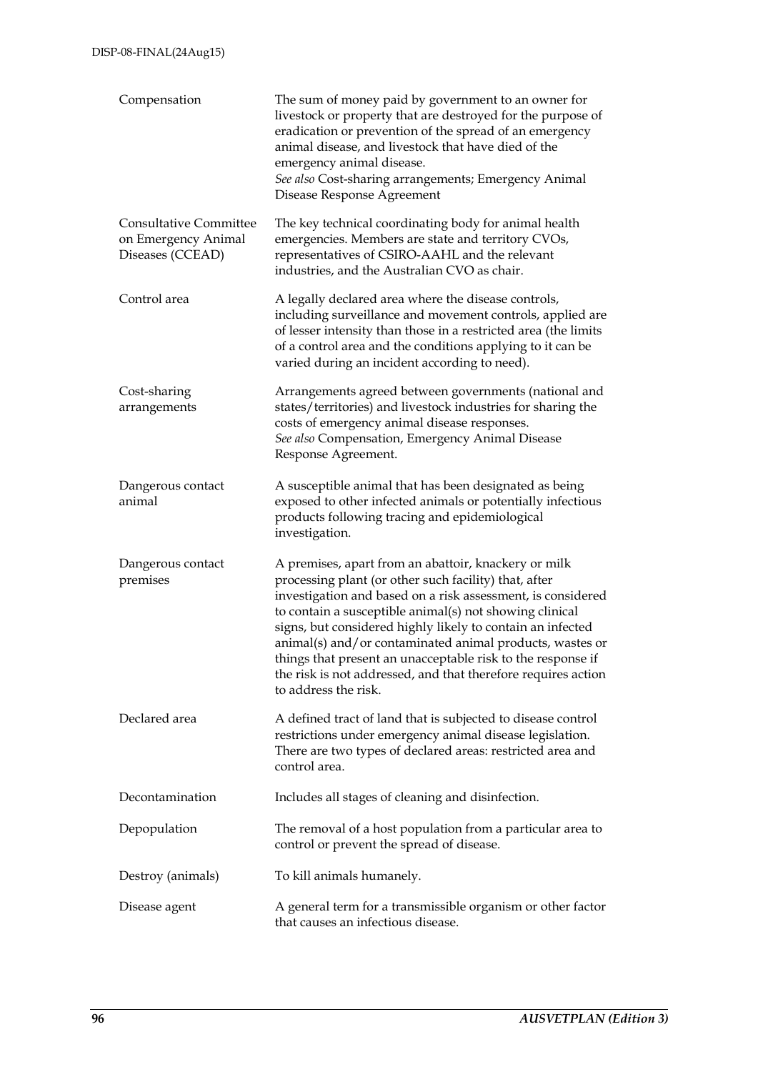| | |
|---|---|
| Compensation | The sum of money paid by government to an owner for livestock or property that are destroyed for the purpose of eradication or prevention of the spread of an emergency animal disease, and livestock that have died of the emergency animal disease. *See also* Cost-sharing arrangements; Emergency Animal Disease Response Agreement |
| Consultative Committee on Emergency Animal Diseases (CCEAD) | The key technical coordinating body for animal health emergencies. Members are state and territory CVOs, representatives of CSIRO-AAHL and the relevant industries, and the Australian CVO as chair. |
| Control area | A legally declared area where the disease controls, including surveillance and movement controls, applied are of lesser intensity than those in a restricted area (the limits of a control area and the conditions applying to it can be varied during an incident according to need). |
| Cost-sharing arrangements | Arrangements agreed between governments (national and states/territories) and livestock industries for sharing the costs of emergency animal disease responses. *See also* Compensation, Emergency Animal Disease Response Agreement. |
| Dangerous contact animal | A susceptible animal that has been designated as being exposed to other infected animals or potentially infectious products following tracing and epidemiological investigation. |
| Dangerous contact premises | A premises, apart from an abattoir, knackery or milk processing plant (or other such facility) that, after investigation and based on a risk assessment, is considered to contain a susceptible animal(s) not showing clinical signs, but considered highly likely to contain an infected animal(s) and/or contaminated animal products, wastes or things that present an unacceptable risk to the response if the risk is not addressed, and that therefore requires action to address the risk. |
| Declared area | A defined tract of land that is subjected to disease control restrictions under emergency animal disease legislation. There are two types of declared areas: restricted area and control area. |
| Decontamination | Includes all stages of cleaning and disinfection. |
| Depopulation | The removal of a host population from a particular area to control or prevent the spread of disease. |
| Destroy (animals) | To kill animals humanely. |
| Disease agent | A general term for a transmissible organism or other factor that causes an infectious disease. |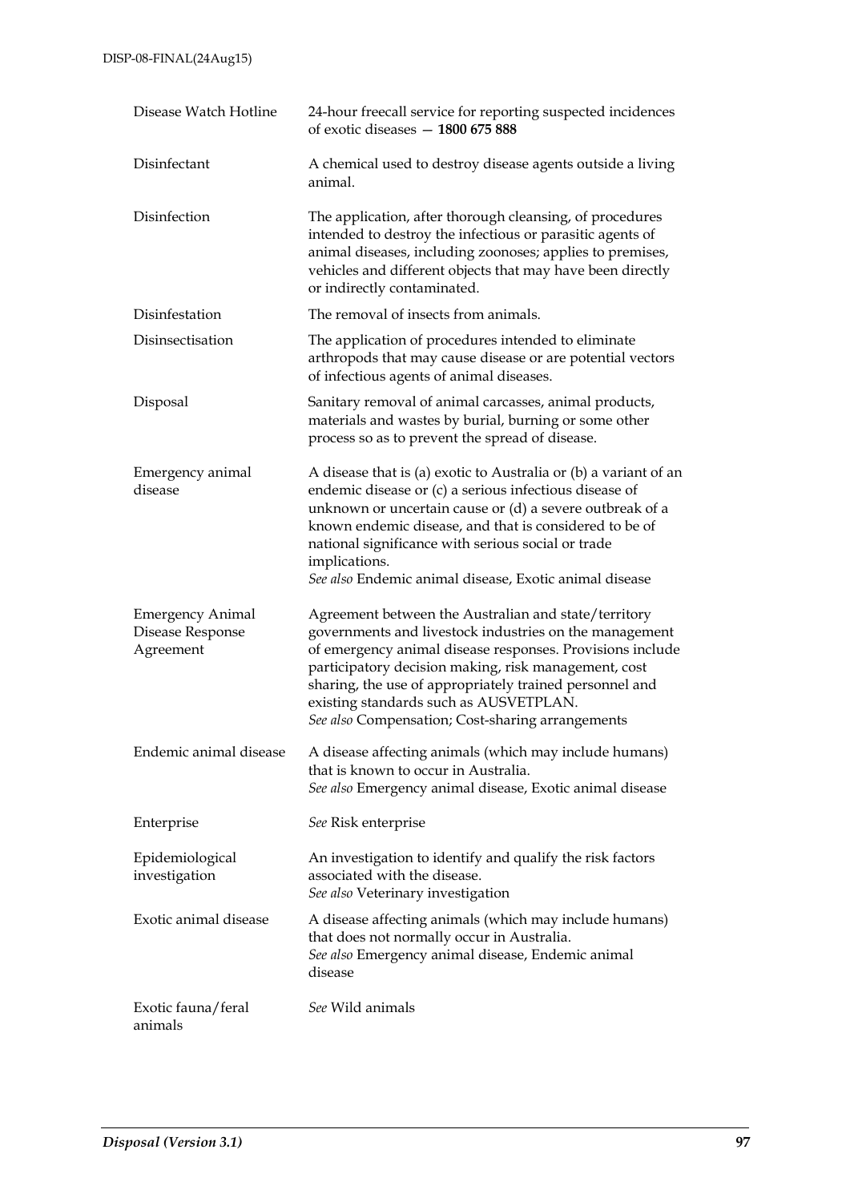| | |
|---|---|
| Disease Watch Hotline | 24-hour freecall service for reporting suspected incidences of exotic diseases — **1800 675 888** |
| Disinfectant | A chemical used to destroy disease agents outside a living animal. |
| Disinfection | The application, after thorough cleansing, of procedures intended to destroy the infectious or parasitic agents of animal diseases, including zoonoses; applies to premises, vehicles and different objects that may have been directly or indirectly contaminated. |
| Disinfestation | The removal of insects from animals. |
| Disinsectisation | The application of procedures intended to eliminate arthropods that may cause disease or are potential vectors of infectious agents of animal diseases. |
| Disposal | Sanitary removal of animal carcasses, animal products, materials and wastes by burial, burning or some other process so as to prevent the spread of disease. |
| Emergency animal disease | A disease that is (a) exotic to Australia or (b) a variant of an endemic disease or (c) a serious infectious disease of unknown or uncertain cause or (d) a severe outbreak of a known endemic disease, and that is considered to be of national significance with serious social or trade implications.<br>*See also* Endemic animal disease, Exotic animal disease |
| Emergency Animal Disease Response Agreement | Agreement between the Australian and state/territory governments and livestock industries on the management of emergency animal disease responses. Provisions include participatory decision making, risk management, cost sharing, the use of appropriately trained personnel and existing standards such as AUSVETPLAN.<br>*See also* Compensation; Cost-sharing arrangements |
| Endemic animal disease | A disease affecting animals (which may include humans) that is known to occur in Australia.<br>*See also* Emergency animal disease, Exotic animal disease |
| Enterprise | *See* Risk enterprise |
| Epidemiological investigation | An investigation to identify and qualify the risk factors associated with the disease.<br>*See also* Veterinary investigation |
| Exotic animal disease | A disease affecting animals (which may include humans) that does not normally occur in Australia.<br>*See also* Emergency animal disease, Endemic animal disease |
| Exotic fauna/feral animals | *See* Wild animals |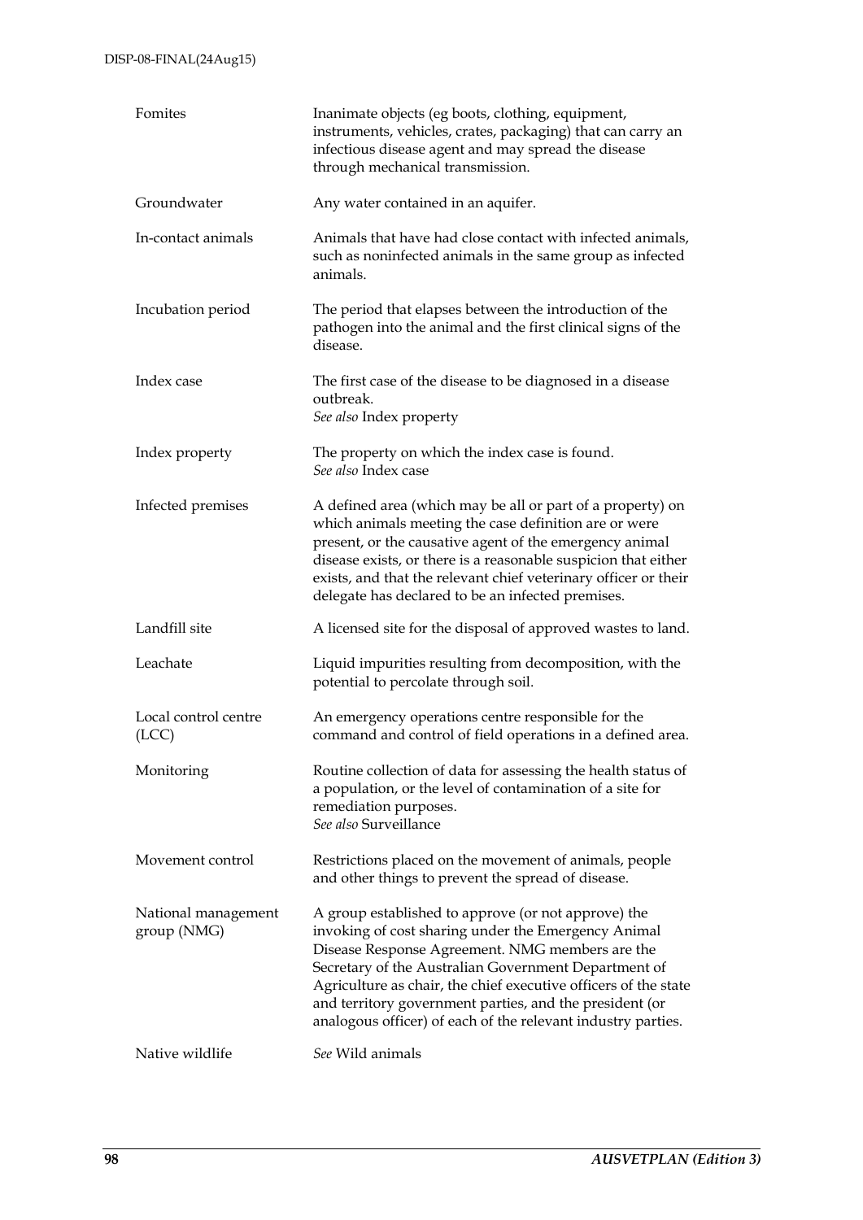| | |
|---|---|
| Fomites | Inanimate objects (eg boots, clothing, equipment, instruments, vehicles, crates, packaging) that can carry an infectious disease agent and may spread the disease through mechanical transmission. |
| Groundwater | Any water contained in an aquifer. |
| In-contact animals | Animals that have had close contact with infected animals, such as noninfected animals in the same group as infected animals. |
| Incubation period | The period that elapses between the introduction of the pathogen into the animal and the first clinical signs of the disease. |
| Index case | The first case of the disease to be diagnosed in a disease outbreak. *See also* Index property |
| Index property | The property on which the index case is found. *See also* Index case |
| Infected premises | A defined area (which may be all or part of a property) on which animals meeting the case definition are or were present, or the causative agent of the emergency animal disease exists, or there is a reasonable suspicion that either exists, and that the relevant chief veterinary officer or their delegate has declared to be an infected premises. |
| Landfill site | A licensed site for the disposal of approved wastes to land. |
| Leachate | Liquid impurities resulting from decomposition, with the potential to percolate through soil. |
| Local control centre (LCC) | An emergency operations centre responsible for the command and control of field operations in a defined area. |
| Monitoring | Routine collection of data for assessing the health status of a population, or the level of contamination of a site for remediation purposes. *See also* Surveillance |
| Movement control | Restrictions placed on the movement of animals, people and other things to prevent the spread of disease. |
| National management group (NMG) | A group established to approve (or not approve) the invoking of cost sharing under the Emergency Animal Disease Response Agreement. NMG members are the Secretary of the Australian Government Department of Agriculture as chair, the chief executive officers of the state and territory government parties, and the president (or analogous officer) of each of the relevant industry parties. |
| Native wildlife | *See* Wild animals |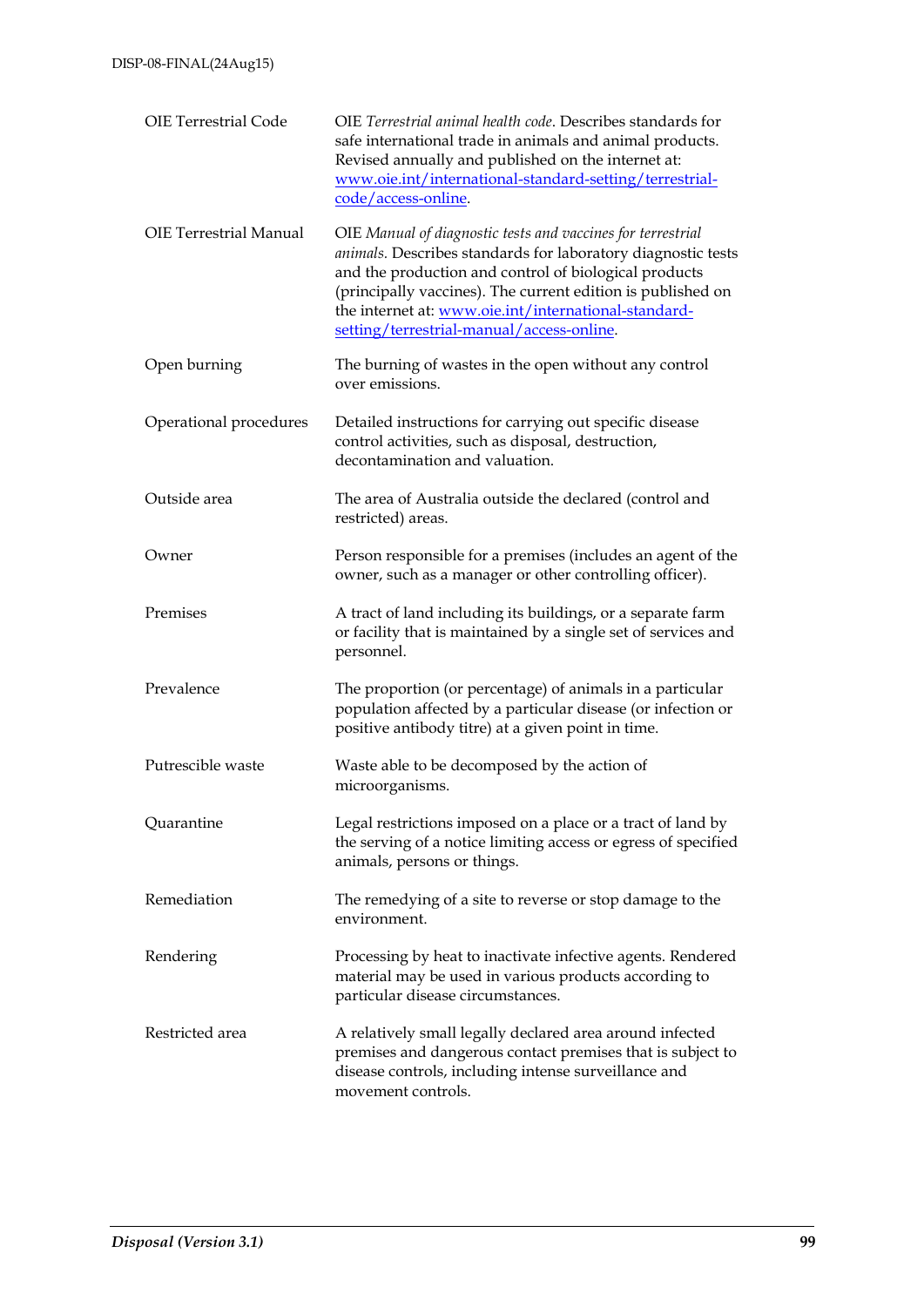| | |
|---|---|
| OIE Terrestrial Code | OIE *Terrestrial animal health code*. Describes standards for safe international trade in animals and animal products. Revised annually and published on the internet at: [www.oie.int/international-standard-setting/terrestrial-code/access-online](www.oie.int/international-standard-setting/terrestrial-code/access-online). |
| OIE Terrestrial Manual | OIE *Manual of diagnostic tests and vaccines for terrestrial animals*. Describes standards for laboratory diagnostic tests and the production and control of biological products (principally vaccines). The current edition is published on the internet at: [www.oie.int/international-standard-setting/terrestrial-manual/access-online](www.oie.int/international-standard-setting/terrestrial-manual/access-online). |
| Open burning | The burning of wastes in the open without any control over emissions. |
| Operational procedures | Detailed instructions for carrying out specific disease control activities, such as disposal, destruction, decontamination and valuation. |
| Outside area | The area of Australia outside the declared (control and restricted) areas. |
| Owner | Person responsible for a premises (includes an agent of the owner, such as a manager or other controlling officer). |
| Premises | A tract of land including its buildings, or a separate farm or facility that is maintained by a single set of services and personnel. |
| Prevalence | The proportion (or percentage) of animals in a particular population affected by a particular disease (or infection or positive antibody titre) at a given point in time. |
| Putrescible waste | Waste able to be decomposed by the action of microorganisms. |
| Quarantine | Legal restrictions imposed on a place or a tract of land by the serving of a notice limiting access or egress of specified animals, persons or things. |
| Remediation | The remedying of a site to reverse or stop damage to the environment. |
| Rendering | Processing by heat to inactivate infective agents. Rendered material may be used in various products according to particular disease circumstances. |
| Restricted area | A relatively small legally declared area around infected premises and dangerous contact premises that is subject to disease controls, including intense surveillance and movement controls. |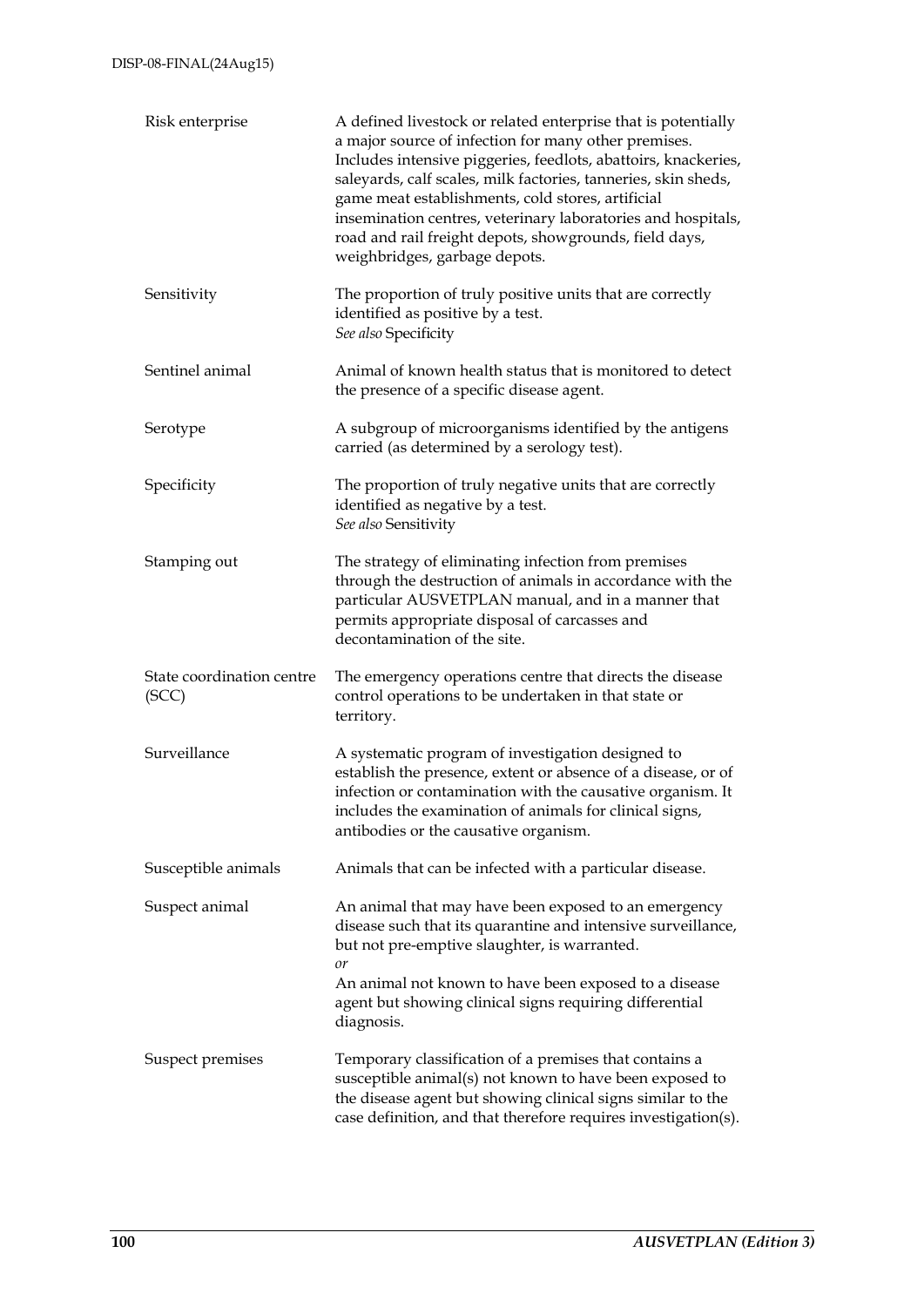| | |
|---|---|
| Risk enterprise | A defined livestock or related enterprise that is potentially a major source of infection for many other premises. Includes intensive piggeries, feedlots, abattoirs, knackeries, saleyards, calf scales, milk factories, tanneries, skin sheds, game meat establishments, cold stores, artificial insemination centres, veterinary laboratories and hospitals, road and rail freight depots, showgrounds, field days, weighbridges, garbage depots. |
| Sensitivity | The proportion of truly positive units that are correctly identified as positive by a test.<br>*See also* Specificity |
| Sentinel animal | Animal of known health status that is monitored to detect the presence of a specific disease agent. |
| Serotype | A subgroup of microorganisms identified by the antigens carried (as determined by a serology test). |
| Specificity | The proportion of truly negative units that are correctly identified as negative by a test.<br>*See also* Sensitivity |
| Stamping out | The strategy of eliminating infection from premises through the destruction of animals in accordance with the particular AUSVETPLAN manual, and in a manner that permits appropriate disposal of carcasses and decontamination of the site. |
| State coordination centre (SCC) | The emergency operations centre that directs the disease control operations to be undertaken in that state or territory. |
| Surveillance | A systematic program of investigation designed to establish the presence, extent or absence of a disease, or of infection or contamination with the causative organism. It includes the examination of animals for clinical signs, antibodies or the causative organism. |
| Susceptible animals | Animals that can be infected with a particular disease. |
| Suspect animal | An animal that may have been exposed to an emergency disease such that its quarantine and intensive surveillance, but not pre-emptive slaughter, is warranted.<br>*or*<br>An animal not known to have been exposed to a disease agent but showing clinical signs requiring differential diagnosis. |
| Suspect premises | Temporary classification of a premises that contains a susceptible animal(s) not known to have been exposed to the disease agent but showing clinical signs similar to the case definition, and that therefore requires investigation(s). |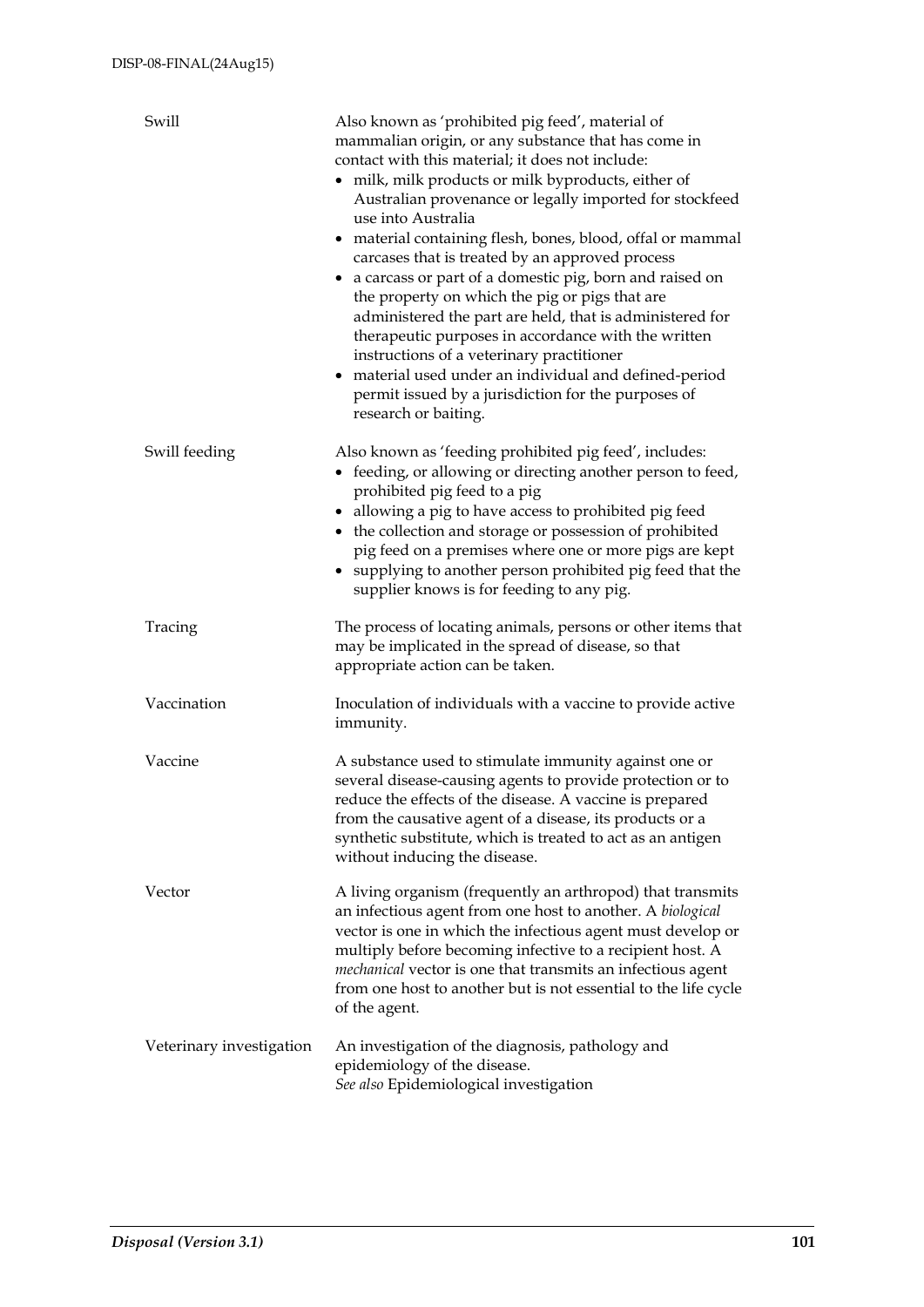| | |
|---|---|
| Swill | Also known as 'prohibited pig feed', material of mammalian origin, or any substance that has come in contact with this material; it does not include:<br>• milk, milk products or milk byproducts, either of Australian provenance or legally imported for stockfeed use into Australia<br>• material containing flesh, bones, blood, offal or mammal carcases that is treated by an approved process<br>• a carcass or part of a domestic pig, born and raised on the property on which the pig or pigs that are administered the part are held, that is administered for therapeutic purposes in accordance with the written instructions of a veterinary practitioner<br>• material used under an individual and defined-period permit issued by a jurisdiction for the purposes of research or baiting. |
| Swill feeding | Also known as 'feeding prohibited pig feed', includes:<br>• feeding, or allowing or directing another person to feed, prohibited pig feed to a pig<br>• allowing a pig to have access to prohibited pig feed<br>• the collection and storage or possession of prohibited pig feed on a premises where one or more pigs are kept<br>• supplying to another person prohibited pig feed that the supplier knows is for feeding to any pig. |
| Tracing | The process of locating animals, persons or other items that may be implicated in the spread of disease, so that appropriate action can be taken. |
| Vaccination | Inoculation of individuals with a vaccine to provide active immunity. |
| Vaccine | A substance used to stimulate immunity against one or several disease-causing agents to provide protection or to reduce the effects of the disease. A vaccine is prepared from the causative agent of a disease, its products or a synthetic substitute, which is treated to act as an antigen without inducing the disease. |
| Vector | A living organism (frequently an arthropod) that transmits an infectious agent from one host to another. A *biological* vector is one in which the infectious agent must develop or multiply before becoming infective to a recipient host. A *mechanical* vector is one that transmits an infectious agent from one host to another but is not essential to the life cycle of the agent. |
| Veterinary investigation | An investigation of the diagnosis, pathology and epidemiology of the disease.<br>*See also* Epidemiological investigation |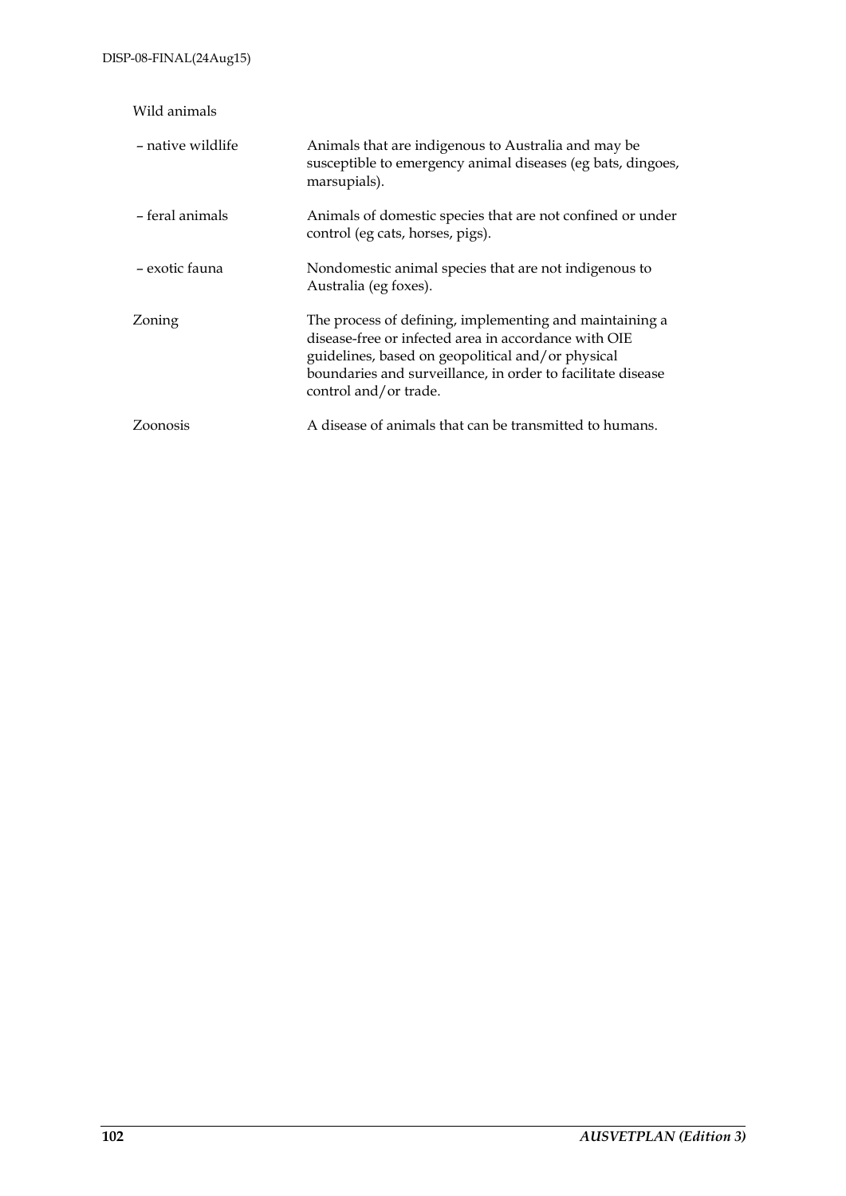Wild animals

| | |
|---|---|
| – native wildlife | Animals that are indigenous to Australia and may be susceptible to emergency animal diseases (eg bats, dingoes, marsupials). |
| – feral animals | Animals of domestic species that are not confined or under control (eg cats, horses, pigs). |
| – exotic fauna | Nondomestic animal species that are not indigenous to Australia (eg foxes). |
| Zoning | The process of defining, implementing and maintaining a disease-free or infected area in accordance with OIE guidelines, based on geopolitical and/or physical boundaries and surveillance, in order to facilitate disease control and/or trade. |
| Zoonosis | A disease of animals that can be transmitted to humans. |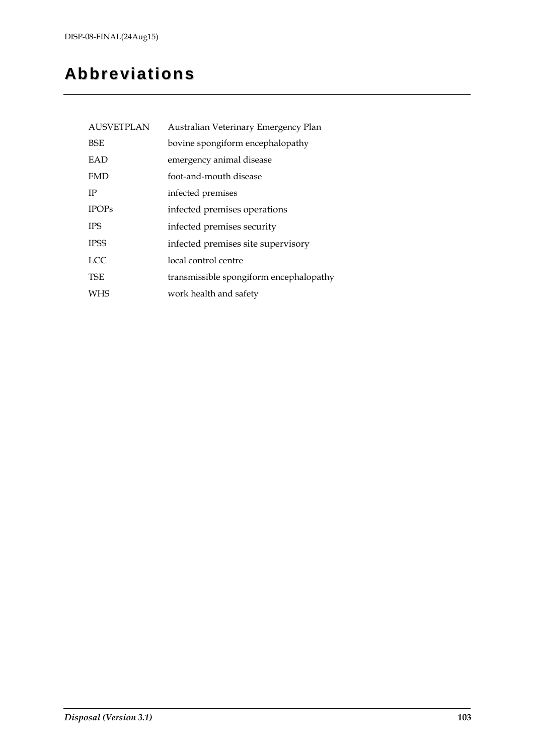# Abbreviations

| | |
|---|---|
| AUSVETPLAN | Australian Veterinary Emergency Plan |
| BSE | bovine spongiform encephalopathy |
| EAD | emergency animal disease |
| FMD | foot-and-mouth disease |
| IP | infected premises |
| IPOPs | infected premises operations |
| IPS | infected premises security |
| IPSS | infected premises site supervisory |
| LCC | local control centre |
| TSE | transmissible spongiform encephalopathy |
| WHS | work health and safety |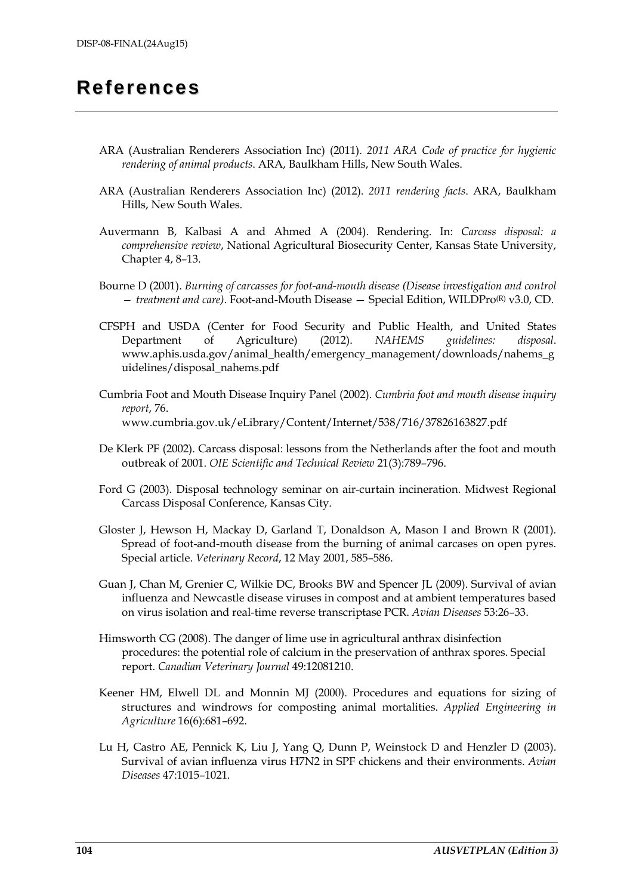# References

ARA (Australian Renderers Association Inc) (2011). *2011 ARA Code of practice for hygienic rendering of animal products*. ARA, Baulkham Hills, New South Wales.

ARA (Australian Renderers Association Inc) (2012). *2011 rendering facts*. ARA, Baulkham Hills, New South Wales.

Auvermann B, Kalbasi A and Ahmed A (2004). Rendering. In: *Carcass disposal: a comprehensive review*, National Agricultural Biosecurity Center, Kansas State University, Chapter 4, 8–13.

Bourne D (2001). *Burning of carcasses for foot-and-mouth disease (Disease investigation and control — treatment and care)*. Foot-and-Mouth Disease — Special Edition, WILDPro(R) v3.0, CD.

CFSPH and USDA (Center for Food Security and Public Health, and United States Department of Agriculture) (2012). *NAHEMS guidelines: disposal*. www.aphis.usda.gov/animal_health/emergency_management/downloads/nahems_guidelines/disposal_nahems.pdf

Cumbria Foot and Mouth Disease Inquiry Panel (2002). *Cumbria foot and mouth disease inquiry report*, 76. www.cumbria.gov.uk/eLibrary/Content/Internet/538/716/37826163827.pdf

De Klerk PF (2002). Carcass disposal: lessons from the Netherlands after the foot and mouth outbreak of 2001. *OIE Scientific and Technical Review* 21(3):789–796.

Ford G (2003). Disposal technology seminar on air-curtain incineration. Midwest Regional Carcass Disposal Conference, Kansas City.

Gloster J, Hewson H, Mackay D, Garland T, Donaldson A, Mason I and Brown R (2001). Spread of foot-and-mouth disease from the burning of animal carcases on open pyres. Special article. *Veterinary Record*, 12 May 2001, 585–586.

Guan J, Chan M, Grenier C, Wilkie DC, Brooks BW and Spencer JL (2009). Survival of avian influenza and Newcastle disease viruses in compost and at ambient temperatures based on virus isolation and real-time reverse transcriptase PCR. *Avian Diseases* 53:26–33.

Himsworth CG (2008). The danger of lime use in agricultural anthrax disinfection procedures: the potential role of calcium in the preservation of anthrax spores. Special report. *Canadian Veterinary Journal* 49:12081210.

Keener HM, Elwell DL and Monnin MJ (2000). Procedures and equations for sizing of structures and windrows for composting animal mortalities. *Applied Engineering in Agriculture* 16(6):681–692.

Lu H, Castro AE, Pennick K, Liu J, Yang Q, Dunn P, Weinstock D and Henzler D (2003). Survival of avian influenza virus H7N2 in SPF chickens and their environments. *Avian Diseases* 47:1015–1021.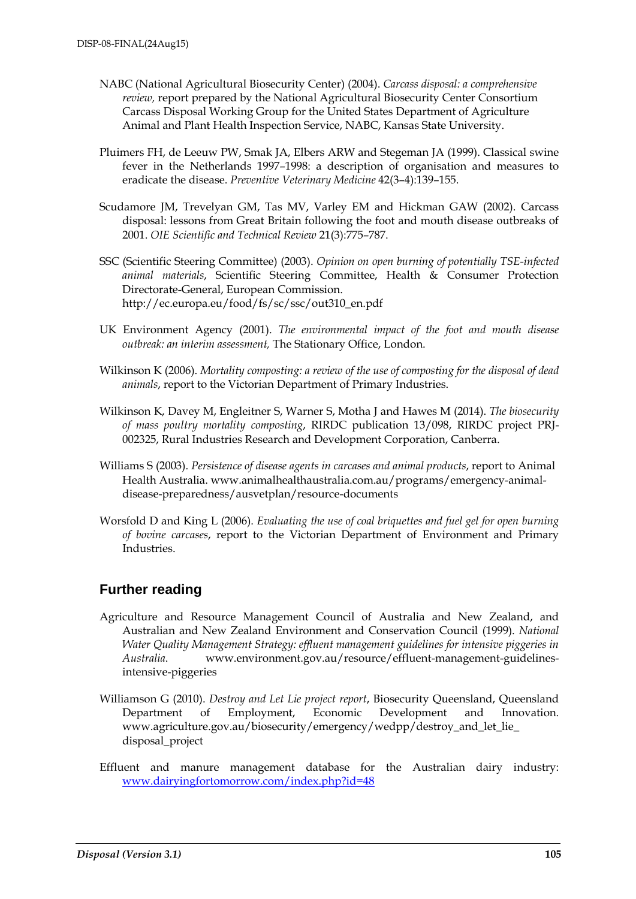NABC (National Agricultural Biosecurity Center) (2004). *Carcass disposal: a comprehensive review,* report prepared by the National Agricultural Biosecurity Center Consortium Carcass Disposal Working Group for the United States Department of Agriculture Animal and Plant Health Inspection Service, NABC, Kansas State University.

Pluimers FH, de Leeuw PW, Smak JA, Elbers ARW and Stegeman JA (1999). Classical swine fever in the Netherlands 1997–1998: a description of organisation and measures to eradicate the disease. *Preventive Veterinary Medicine* 42(3–4):139–155.

Scudamore JM, Trevelyan GM, Tas MV, Varley EM and Hickman GAW (2002). Carcass disposal: lessons from Great Britain following the foot and mouth disease outbreaks of 2001. *OIE Scientific and Technical Review* 21(3):775–787.

SSC (Scientific Steering Committee) (2003). *Opinion on open burning of potentially TSE-infected animal materials*, Scientific Steering Committee, Health & Consumer Protection Directorate-General, European Commission. http://ec.europa.eu/food/fs/sc/ssc/out310_en.pdf

UK Environment Agency (2001). *The environmental impact of the foot and mouth disease outbreak: an interim assessment,* The Stationary Office, London.

Wilkinson K (2006). *Mortality composting: a review of the use of composting for the disposal of dead animals*, report to the Victorian Department of Primary Industries.

Wilkinson K, Davey M, Engleitner S, Warner S, Motha J and Hawes M (2014). *The biosecurity of mass poultry mortality composting*, RIRDC publication 13/098, RIRDC project PRJ-002325, Rural Industries Research and Development Corporation, Canberra.

Williams S (2003). *Persistence of disease agents in carcases and animal products*, report to Animal Health Australia. www.animalhealthaustralia.com.au/programs/emergency-animal-disease-preparedness/ausvetplan/resource-documents

Worsfold D and King L (2006). *Evaluating the use of coal briquettes and fuel gel for open burning of bovine carcases*, report to the Victorian Department of Environment and Primary Industries.

## Further reading

Agriculture and Resource Management Council of Australia and New Zealand, and Australian and New Zealand Environment and Conservation Council (1999). *National Water Quality Management Strategy: effluent management guidelines for intensive piggeries in Australia.* www.environment.gov.au/resource/effluent-management-guidelines-intensive-piggeries

Williamson G (2010). *Destroy and Let Lie project report*, Biosecurity Queensland, Queensland Department of Employment, Economic Development and Innovation. www.agriculture.gov.au/biosecurity/emergency/wedpp/destroy_and_let_lie_disposal_project

Effluent and manure management database for the Australian dairy industry: [www.dairyingfortomorrow.com/index.php?id=48](www.dairyingfortomorrow.com/index.php?id=48)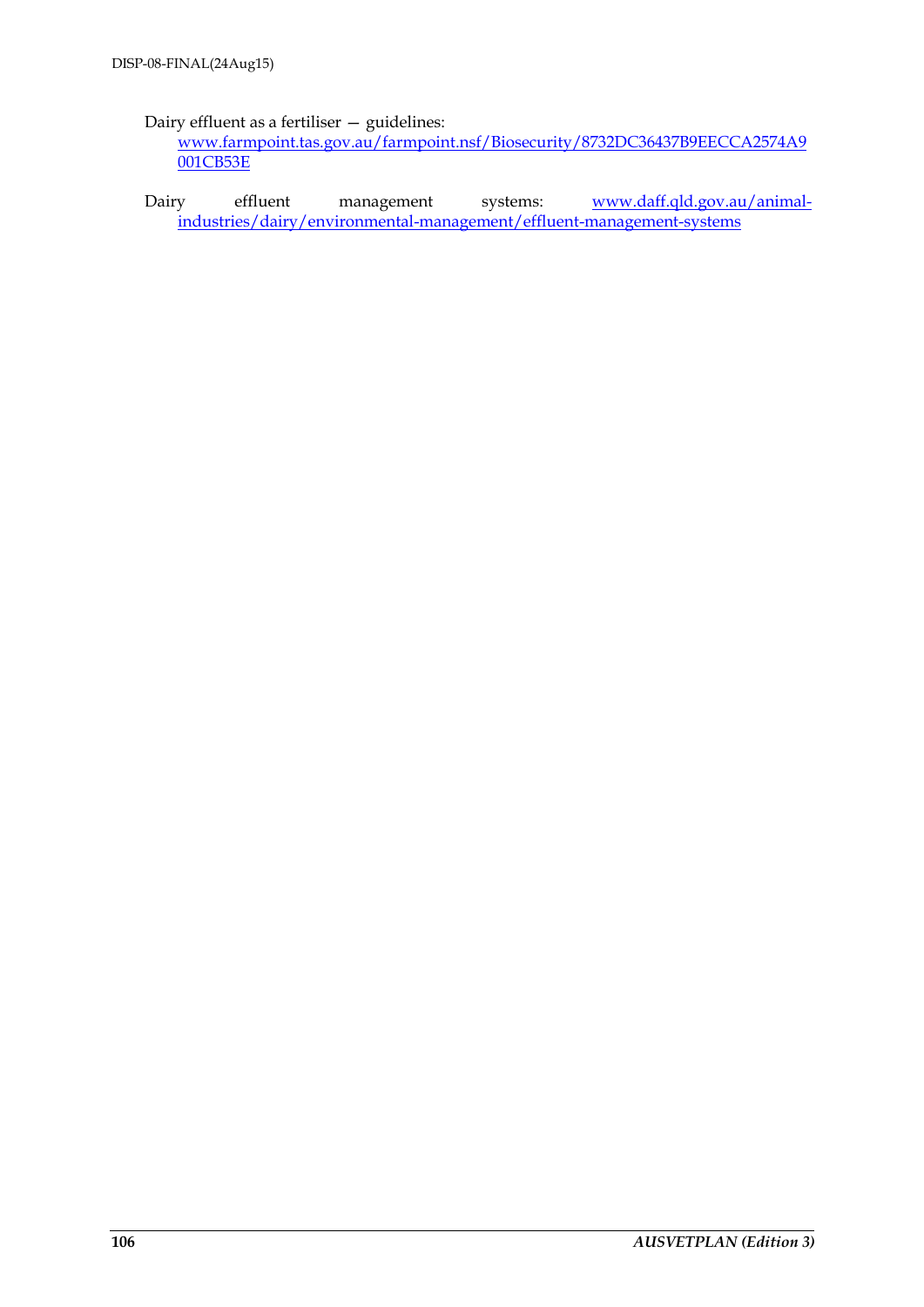Dairy effluent as a fertiliser — guidelines: www.farmpoint.tas.gov.au/farmpoint.nsf/Biosecurity/8732DC36437B9EECCA2574A9001CB53E

Dairy effluent management systems: www.daff.qld.gov.au/animal-industries/dairy/environmental-management/effluent-management-systems